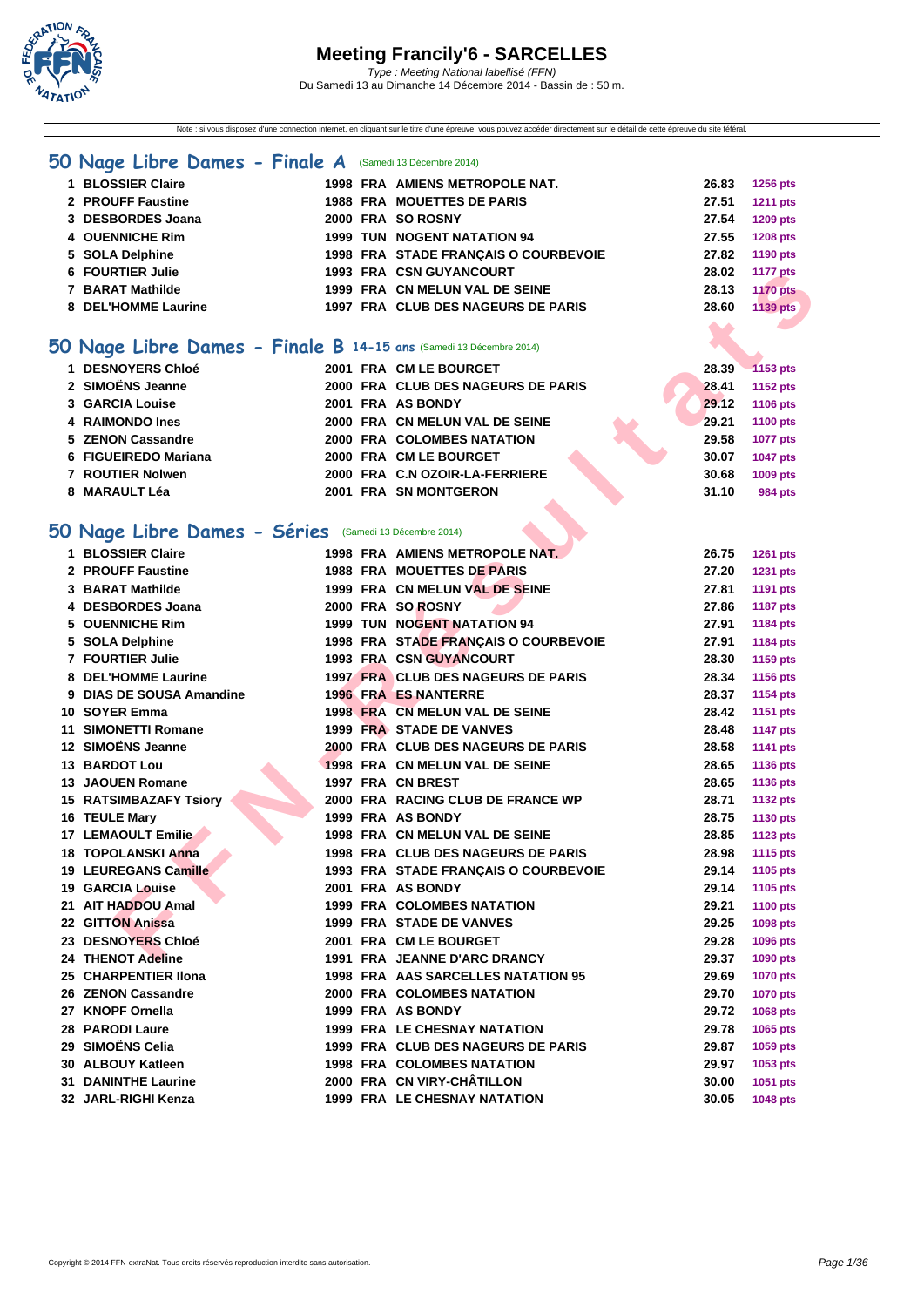# Meeting Francily'6 - SARCELLES

*Type : Meeting National labellisé (FFN)*

Du Samedi 13 au Dimanche 14 Décembre 2014 - Bassin de : 50 m.

Note : si vous disposez d'une connexion internet, en cliquant sur le titre d'une épreuve, vous pouvez accéder directement sur le détail de cette épreuve du site féféral.

## 50 Nage Libre Dames - Finale A (Samedi 13 Décembre 2014)

| | | | | | | |
|---|---|---|---|---|---|---|
| 1 | BLOSSIER Claire | 1998 | FRA | AMIENS METROPOLE NAT. | 26.83 | 1256 pts |
| 2 | PROUFF Faustine | 1988 | FRA | MOUETTES DE PARIS | 27.51 | 1211 pts |
| 3 | DESBORDES Joana | 2000 | FRA | SO ROSNY | 27.54 | 1209 pts |
| 4 | OUENNICHE Rim | 1999 | TUN | NOGENT NATATION 94 | 27.55 | 1208 pts |
| 5 | SOLA Delphine | 1998 | FRA | STADE FRANÇAIS O COURBEVOIE | 27.82 | 1190 pts |
| 6 | FOURTIER Julie | 1993 | FRA | CSN GUYANCOURT | 28.02 | 1177 pts |
| 7 | BARAT Mathilde | 1999 | FRA | CN MELUN VAL DE SEINE | 28.13 | 1170 pts |
| 8 | DEL'HOMME Laurine | 1997 | FRA | CLUB DES NAGEURS DE PARIS | 28.60 | 1139 pts |

## 50 Nage Libre Dames - Finale B 14-15 ans (Samedi 13 Décembre 2014)

| | | | | | | |
|---|---|---|---|---|---|---|
| 1 | DESNOYERS Chloé | 2001 | FRA | CM LE BOURGET | 28.39 | 1153 pts |
| 2 | SIMOËNS Jeanne | 2000 | FRA | CLUB DES NAGEURS DE PARIS | 28.41 | 1152 pts |
| 3 | GARCIA Louise | 2001 | FRA | AS BONDY | 29.12 | 1106 pts |
| 4 | RAIMONDO Ines | 2000 | FRA | CN MELUN VAL DE SEINE | 29.21 | 1100 pts |
| 5 | ZENON Cassandre | 2000 | FRA | COLOMBES NATATION | 29.58 | 1077 pts |
| 6 | FIGUEIREDO Mariana | 2000 | FRA | CM LE BOURGET | 30.07 | 1047 pts |
| 7 | ROUTIER Nolwen | 2000 | FRA | C.N OZOIR-LA-FERRIERE | 30.68 | 1009 pts |
| 8 | MARAULT Léa | 2001 | FRA | SN MONTGERON | 31.10 | 984 pts |

## 50 Nage Libre Dames - Séries (Samedi 13 Décembre 2014)

| | | | | | | |
|---|---|---|---|---|---|---|
| 1 | BLOSSIER Claire | 1998 | FRA | AMIENS METROPOLE NAT. | 26.75 | 1261 pts |
| 2 | PROUFF Faustine | 1988 | FRA | MOUETTES DE PARIS | 27.20 | 1231 pts |
| 3 | BARAT Mathilde | 1999 | FRA | CN MELUN VAL DE SEINE | 27.81 | 1191 pts |
| 4 | DESBORDES Joana | 2000 | FRA | SO ROSNY | 27.86 | 1187 pts |
| 5 | OUENNICHE Rim | 1999 | TUN | NOGENT NATATION 94 | 27.91 | 1184 pts |
| 5 | SOLA Delphine | 1998 | FRA | STADE FRANÇAIS O COURBEVOIE | 27.91 | 1184 pts |
| 7 | FOURTIER Julie | 1993 | FRA | CSN GUYANCOURT | 28.30 | 1159 pts |
| 8 | DEL'HOMME Laurine | 1997 | FRA | CLUB DES NAGEURS DE PARIS | 28.34 | 1156 pts |
| 9 | DIAS DE SOUSA Amandine | 1996 | FRA | ES NANTERRE | 28.37 | 1154 pts |
| 10 | SOYER Emma | 1998 | FRA | CN MELUN VAL DE SEINE | 28.42 | 1151 pts |
| 11 | SIMONETTI Romane | 1999 | FRA | STADE DE VANVES | 28.48 | 1147 pts |
| 12 | SIMOËNS Jeanne | 2000 | FRA | CLUB DES NAGEURS DE PARIS | 28.58 | 1141 pts |
| 13 | BARDOT Lou | 1998 | FRA | CN MELUN VAL DE SEINE | 28.65 | 1136 pts |
| 13 | JAOUEN Romane | 1997 | FRA | CN BREST | 28.65 | 1136 pts |
| 15 | RATSIMBAZAFY Tsiory | 2000 | FRA | RACING CLUB DE FRANCE WP | 28.71 | 1132 pts |
| 16 | TEULE Mary | 1999 | FRA | AS BONDY | 28.75 | 1130 pts |
| 17 | LEMAOULT Emilie | 1998 | FRA | CN MELUN VAL DE SEINE | 28.85 | 1123 pts |
| 18 | TOPOLANSKI Anna | 1998 | FRA | CLUB DES NAGEURS DE PARIS | 28.98 | 1115 pts |
| 19 | LEUREGANS Camille | 1993 | FRA | STADE FRANÇAIS O COURBEVOIE | 29.14 | 1105 pts |
| 19 | GARCIA Louise | 2001 | FRA | AS BONDY | 29.14 | 1105 pts |
| 21 | AIT HADDOU Amal | 1999 | FRA | COLOMBES NATATION | 29.21 | 1100 pts |
| 22 | GITTON Anissa | 1999 | FRA | STADE DE VANVES | 29.25 | 1098 pts |
| 23 | DESNOYERS Chloé | 2001 | FRA | CM LE BOURGET | 29.28 | 1096 pts |
| 24 | THENOT Adeline | 1991 | FRA | JEANNE D'ARC DRANCY | 29.37 | 1090 pts |
| 25 | CHARPENTIER Ilona | 1998 | FRA | AAS SARCELLES NATATION 95 | 29.69 | 1070 pts |
| 26 | ZENON Cassandre | 2000 | FRA | COLOMBES NATATION | 29.70 | 1070 pts |
| 27 | KNOPF Ornella | 1999 | FRA | AS BONDY | 29.72 | 1068 pts |
| 28 | PARODI Laure | 1999 | FRA | LE CHESNAY NATATION | 29.78 | 1065 pts |
| 29 | SIMOËNS Celia | 1999 | FRA | CLUB DES NAGEURS DE PARIS | 29.87 | 1059 pts |
| 30 | ALBOUY Katleen | 1998 | FRA | COLOMBES NATATION | 29.97 | 1053 pts |
| 31 | DANINTHE Laurine | 2000 | FRA | CN VIRY-CHÂTILLON | 30.00 | 1051 pts |
| 32 | JARL-RIGHI Kenza | 1999 | FRA | LE CHESNAY NATATION | 30.05 | 1048 pts |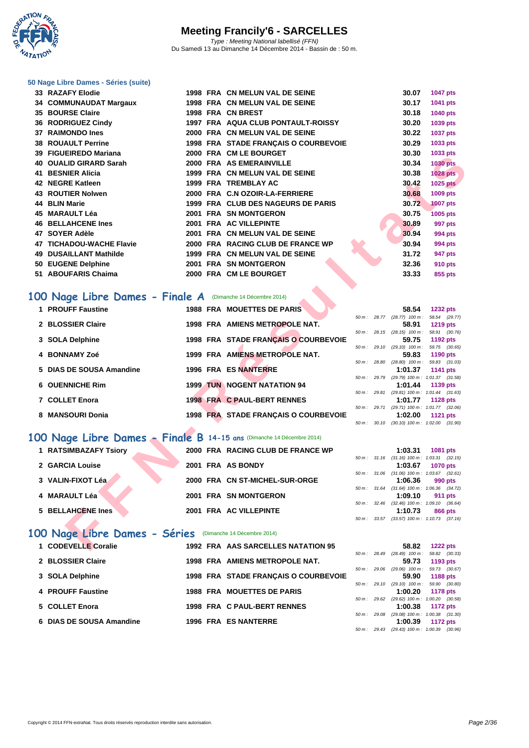# Meeting Francily'6 - SARCELLES

*Type : Meeting National labellisé (FFN)*

Du Samedi 13 au Dimanche 14 Décembre 2014 - Bassin de : 50 m.

### 50 Nage Libre Dames - Séries (suite)

| | | | | | | |
|---|---|---|---|---|---|---|
| 33 | RAZAFY Elodie | 1998 | FRA | CN MELUN VAL DE SEINE | 30.07 | 1047 pts |
| 34 | COMMUNAUDAT Margaux | 1998 | FRA | CN MELUN VAL DE SEINE | 30.17 | 1041 pts |
| 35 | BOURSE Claire | 1998 | FRA | CN BREST | 30.18 | 1040 pts |
| 36 | RODRIGUEZ Cindy | 1997 | FRA | AQUA CLUB PONTAULT-ROISSY | 30.20 | 1039 pts |
| 37 | RAIMONDO Ines | 2000 | FRA | CN MELUN VAL DE SEINE | 30.22 | 1037 pts |
| 38 | ROUAULT Perrine | 1998 | FRA | STADE FRANÇAIS O COURBEVOIE | 30.29 | 1033 pts |
| 39 | FIGUEIREDO Mariana | 2000 | FRA | CM LE BOURGET | 30.30 | 1033 pts |
| 40 | OUALID GIRARD Sarah | 2000 | FRA | AS EMERAINVILLE | 30.34 | 1030 pts |
| 41 | BESNIER Alicia | 1999 | FRA | CN MELUN VAL DE SEINE | 30.38 | 1028 pts |
| 42 | NEGRE Katleen | 1999 | FRA | TREMBLAY AC | 30.42 | 1025 pts |
| 43 | ROUTIER Nolwen | 2000 | FRA | C.N OZOIR-LA-FERRIERE | 30.68 | 1009 pts |
| 44 | BLIN Marie | 1999 | FRA | CLUB DES NAGEURS DE PARIS | 30.72 | 1007 pts |
| 45 | MARAULT Léa | 2001 | FRA | SN MONTGERON | 30.75 | 1005 pts |
| 46 | BELLAHCENE Ines | 2001 | FRA | AC VILLEPINTE | 30.89 | 997 pts |
| 47 | SOYER Adèle | 2001 | FRA | CN MELUN VAL DE SEINE | 30.94 | 994 pts |
| 47 | TICHADOU-WACHE Flavie | 2000 | FRA | RACING CLUB DE FRANCE WP | 30.94 | 994 pts |
| 49 | DUSAILLANT Mathilde | 1999 | FRA | CN MELUN VAL DE SEINE | 31.72 | 947 pts |
| 50 | EUGENE Delphine | 2001 | FRA | SN MONTGERON | 32.36 | 910 pts |
| 51 | ABOUFARIS Chaima | 2000 | FRA | CM LE BOURGET | 33.33 | 855 pts |

## 100 Nage Libre Dames - Finale A (Dimanche 14 Décembre 2014)

| | | | | | | | |
|---|---|---|---|---|---|---|---|
| 1 | PROUFF Faustine | 1988 | FRA | MOUETTES DE PARIS | 58.54 | 1232 pts | 50 m : 28.77 (28.77) 100 m : 58.54 (29.77) |
| 2 | BLOSSIER Claire | 1998 | FRA | AMIENS METROPOLE NAT. | 58.91 | 1219 pts | 50 m : 28.15 (28.15) 100 m : 58.91 (30.76) |
| 3 | SOLA Delphine | 1998 | FRA | STADE FRANÇAIS O COURBEVOIE | 59.75 | 1192 pts | 50 m : 29.10 (29.10) 100 m : 59.75 (30.65) |
| 4 | BONNAMY Zoé | 1999 | FRA | AMIENS METROPOLE NAT. | 59.83 | 1190 pts | 50 m : 28.80 (28.80) 100 m : 59.83 (31.03) |
| 5 | DIAS DE SOUSA Amandine | 1996 | FRA | ES NANTERRE | 1:01.37 | 1141 pts | 50 m : 29.79 (29.79) 100 m : 1:01.37 (31.58) |
| 6 | OUENNICHE Rim | 1999 | TUN | NOGENT NATATION 94 | 1:01.44 | 1139 pts | 50 m : 29.81 (29.81) 100 m : 1:01.44 (31.63) |
| 7 | COLLET Enora | 1998 | FRA | C PAUL-BERT RENNES | 1:01.77 | 1128 pts | 50 m : 29.71 (29.71) 100 m : 1:01.77 (32.06) |
| 8 | MANSOURI Donia | 1998 | FRA | STADE FRANÇAIS O COURBEVOIE | 1:02.00 | 1121 pts | 50 m : 30.10 (30.10) 100 m : 1:02.00 (31.90) |

## 100 Nage Libre Dames - Finale B 14-15 ans (Dimanche 14 Décembre 2014)

| | | | | | | | |
|---|---|---|---|---|---|---|---|
| 1 | RATSIMBAZAFY Tsiory | 2000 | FRA | RACING CLUB DE FRANCE WP | 1:03.31 | 1081 pts | 50 m : 31.16 (31.16) 100 m : 1:03.31 (32.15) |
| 2 | GARCIA Louise | 2001 | FRA | AS BONDY | 1:03.67 | 1070 pts | 50 m : 31.06 (31.06) 100 m : 1:03.67 (32.61) |
| 3 | VALIN-FIXOT Léa | 2000 | FRA | CN ST-MICHEL-SUR-ORGE | 1:06.36 | 990 pts | 50 m : 31.64 (31.64) 100 m : 1:06.36 (34.72) |
| 4 | MARAULT Léa | 2001 | FRA | SN MONTGERON | 1:09.10 | 911 pts | 50 m : 32.46 (32.46) 100 m : 1:09.10 (36.64) |
| 5 | BELLAHCENE Ines | 2001 | FRA | AC VILLEPINTE | 1:10.73 | 866 pts | 50 m : 33.57 (33.57) 100 m : 1:10.73 (37.16) |

## 100 Nage Libre Dames - Séries (Dimanche 14 Décembre 2014)

| | | | | | | | |
|---|---|---|---|---|---|---|---|
| 1 | CODEVELLE Coralie | 1992 | FRA | AAS SARCELLES NATATION 95 | 58.82 | 1222 pts | 50 m : 28.49 (28.49) 100 m : 58.82 (30.33) |
| 2 | BLOSSIER Claire | 1998 | FRA | AMIENS METROPOLE NAT. | 59.73 | 1193 pts | 50 m : 29.06 (29.06) 100 m : 59.73 (30.67) |
| 3 | SOLA Delphine | 1998 | FRA | STADE FRANÇAIS O COURBEVOIE | 59.90 | 1188 pts | 50 m : 29.10 (29.10) 100 m : 59.90 (30.80) |
| 4 | PROUFF Faustine | 1988 | FRA | MOUETTES DE PARIS | 1:00.20 | 1178 pts | 50 m : 29.62 (29.62) 100 m : 1:00.20 (30.58) |
| 5 | COLLET Enora | 1998 | FRA | C PAUL-BERT RENNES | 1:00.38 | 1172 pts | 50 m : 29.08 (29.08) 100 m : 1:00.38 (31.30) |
| 6 | DIAS DE SOUSA Amandine | 1996 | FRA | ES NANTERRE | 1:00.39 | 1172 pts | 50 m : 29.43 (29.43) 100 m : 1:00.39 (30.96) |

Copyright © 2014 FFN-extraNat. Tous droits réservés reproduction interdite sans autorisation.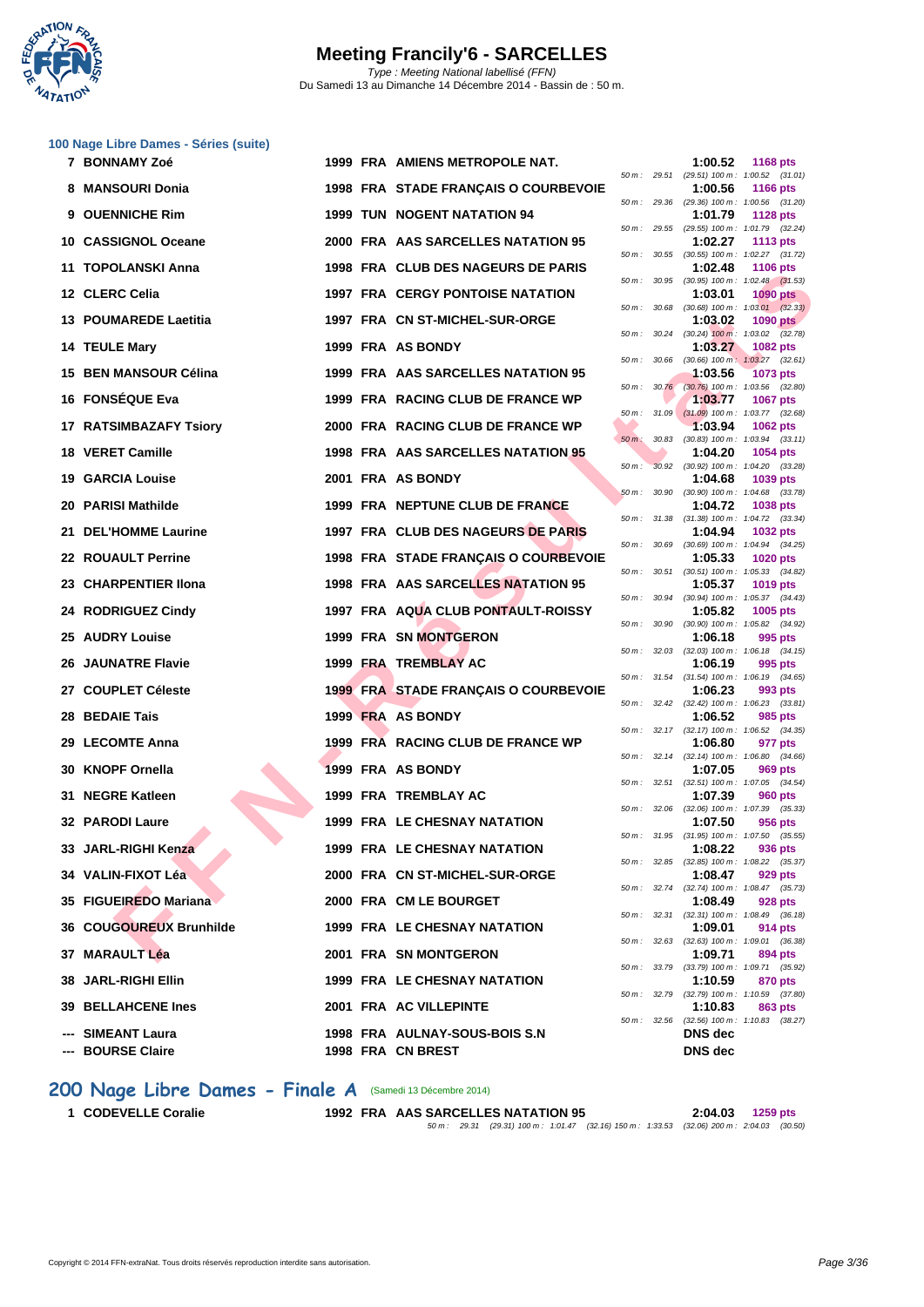# Meeting Francily'6 - SARCELLES

*Type : Meeting National labellisé (FFN)*
Du Samedi 13 au Dimanche 14 Décembre 2014 - Bassin de : 50 m.

## 100 Nage Libre Dames - Séries (suite)

| Pl. | Nom | Année | Nat. | Club | Temps | Points | Splits |
|---|---|---|---|---|---|---|---|
| 7 | BONNAMY Zoé | 1999 | FRA | AMIENS METROPOLE NAT. | 1:00.52 | 1168 pts | 50 m : 29.51 (29.51) 100 m : 1:00.52 (31.01) |
| 8 | MANSOURI Donia | 1998 | FRA | STADE FRANÇAIS O COURBEVOIE | 1:00.56 | 1166 pts | 50 m : 29.36 (29.36) 100 m : 1:00.56 (31.20) |
| 9 | OUENNICHE Rim | 1999 | TUN | NOGENT NATATION 94 | 1:01.79 | 1128 pts | 50 m : 29.55 (29.55) 100 m : 1:01.79 (32.24) |
| 10 | CASSIGNOL Oceane | 2000 | FRA | AAS SARCELLES NATATION 95 | 1:02.27 | 1113 pts | 50 m : 30.55 (30.55) 100 m : 1:02.27 (31.72) |
| 11 | TOPOLANSKI Anna | 1998 | FRA | CLUB DES NAGEURS DE PARIS | 1:02.48 | 1106 pts | 50 m : 30.95 (30.95) 100 m : 1:02.48 (31.53) |
| 12 | CLERC Celia | 1997 | FRA | CERGY PONTOISE NATATION | 1:03.01 | 1090 pts | 50 m : 30.68 (30.68) 100 m : 1:03.01 (32.33) |
| 13 | POUMAREDE Laetitia | 1997 | FRA | CN ST-MICHEL-SUR-ORGE | 1:03.02 | 1090 pts | 50 m : 30.24 (30.24) 100 m : 1:03.02 (32.78) |
| 14 | TEULE Mary | 1999 | FRA | AS BONDY | 1:03.27 | 1082 pts | 50 m : 30.66 (30.66) 100 m : 1:03.27 (32.61) |
| 15 | BEN MANSOUR Célina | 1999 | FRA | AAS SARCELLES NATATION 95 | 1:03.56 | 1073 pts | 50 m : 30.76 (30.76) 100 m : 1:03.56 (32.80) |
| 16 | FONSÉQUE Eva | 1999 | FRA | RACING CLUB DE FRANCE WP | 1:03.77 | 1067 pts | 50 m : 31.09 (31.09) 100 m : 1:03.77 (32.68) |
| 17 | RATSIMBAZAFY Tsiory | 2000 | FRA | RACING CLUB DE FRANCE WP | 1:03.94 | 1062 pts | 50 m : 30.83 (30.83) 100 m : 1:03.94 (33.11) |
| 18 | VERET Camille | 1998 | FRA | AAS SARCELLES NATATION 95 | 1:04.20 | 1054 pts | 50 m : 30.92 (30.92) 100 m : 1:04.20 (33.28) |
| 19 | GARCIA Louise | 2001 | FRA | AS BONDY | 1:04.68 | 1039 pts | 50 m : 30.90 (30.90) 100 m : 1:04.68 (33.78) |
| 20 | PARISI Mathilde | 1999 | FRA | NEPTUNE CLUB DE FRANCE | 1:04.72 | 1038 pts | 50 m : 31.38 (31.38) 100 m : 1:04.72 (33.34) |
| 21 | DEL'HOMME Laurine | 1997 | FRA | CLUB DES NAGEURS DE PARIS | 1:04.94 | 1032 pts | 50 m : 30.69 (30.69) 100 m : 1:04.94 (34.25) |
| 22 | ROUAULT Perrine | 1998 | FRA | STADE FRANÇAIS O COURBEVOIE | 1:05.33 | 1020 pts | 50 m : 30.51 (30.51) 100 m : 1:05.33 (34.82) |
| 23 | CHARPENTIER Ilona | 1998 | FRA | AAS SARCELLES NATATION 95 | 1:05.37 | 1019 pts | 50 m : 30.94 (30.94) 100 m : 1:05.37 (34.43) |
| 24 | RODRIGUEZ Cindy | 1997 | FRA | AQUA CLUB PONTAULT-ROISSY | 1:05.82 | 1005 pts | 50 m : 30.90 (30.90) 100 m : 1:05.82 (34.92) |
| 25 | AUDRY Louise | 1999 | FRA | SN MONTGERON | 1:06.18 | 995 pts | 50 m : 32.03 (32.03) 100 m : 1:06.18 (34.15) |
| 26 | JAUNATRE Flavie | 1999 | FRA | TREMBLAY AC | 1:06.19 | 995 pts | 50 m : 31.54 (31.54) 100 m : 1:06.19 (34.65) |
| 27 | COUPLET Céleste | 1999 | FRA | STADE FRANÇAIS O COURBEVOIE | 1:06.23 | 993 pts | 50 m : 32.42 (32.42) 100 m : 1:06.23 (33.81) |
| 28 | BEDAIE Tais | 1999 | FRA | AS BONDY | 1:06.52 | 985 pts | 50 m : 32.17 (32.17) 100 m : 1:06.52 (34.35) |
| 29 | LECOMTE Anna | 1999 | FRA | RACING CLUB DE FRANCE WP | 1:06.80 | 977 pts | 50 m : 32.14 (32.14) 100 m : 1:06.80 (34.66) |
| 30 | KNOPF Ornella | 1999 | FRA | AS BONDY | 1:07.05 | 969 pts | 50 m : 32.51 (32.51) 100 m : 1:07.05 (34.54) |
| 31 | NEGRE Katleen | 1999 | FRA | TREMBLAY AC | 1:07.39 | 960 pts | 50 m : 32.06 (32.06) 100 m : 1:07.39 (35.33) |
| 32 | PARODI Laure | 1999 | FRA | LE CHESNAY NATATION | 1:07.50 | 956 pts | 50 m : 31.95 (31.95) 100 m : 1:07.50 (35.55) |
| 33 | JARL-RIGHI Kenza | 1999 | FRA | LE CHESNAY NATATION | 1:08.22 | 936 pts | 50 m : 32.85 (32.85) 100 m : 1:08.22 (35.37) |
| 34 | VALIN-FIXOT Léa | 2000 | FRA | CN ST-MICHEL-SUR-ORGE | 1:08.47 | 929 pts | 50 m : 32.74 (32.74) 100 m : 1:08.47 (35.73) |
| 35 | FIGUEIREDO Mariana | 2000 | FRA | CM LE BOURGET | 1:08.49 | 928 pts | 50 m : 32.31 (32.31) 100 m : 1:08.49 (36.18) |
| 36 | COUGOUREUX Brunhilde | 1999 | FRA | LE CHESNAY NATATION | 1:09.01 | 914 pts | 50 m : 32.63 (32.63) 100 m : 1:09.01 (36.38) |
| 37 | MARAULT Léa | 2001 | FRA | SN MONTGERON | 1:09.71 | 894 pts | 50 m : 33.79 (33.79) 100 m : 1:09.71 (35.92) |
| 38 | JARL-RIGHI Ellin | 1999 | FRA | LE CHESNAY NATATION | 1:10.59 | 870 pts | 50 m : 32.79 (32.79) 100 m : 1:10.59 (37.80) |
| 39 | BELLAHCENE Ines | 2001 | FRA | AC VILLEPINTE | 1:10.83 | 863 pts | 50 m : 32.56 (32.56) 100 m : 1:10.83 (38.27) |
| --- | SIMEANT Laura | 1998 | FRA | AULNAY-SOUS-BOIS S.N | DNS dec | | |
| --- | BOURSE Claire | 1998 | FRA | CN BREST | DNS dec | | |

## 200 Nage Libre Dames - Finale A (Samedi 13 Décembre 2014)

| Pl. | Nom | Année | Nat. | Club | Temps | Points | Splits |
|---|---|---|---|---|---|---|---|
| 1 | CODEVELLE Coralie | 1992 | FRA | AAS SARCELLES NATATION 95 | 2:04.03 | 1259 pts | 50 m : 29.31 (29.31) 100 m : 1:01.47 (32.16) 150 m : 1:33.53 (32.06) 200 m : 2:04.03 (30.50) |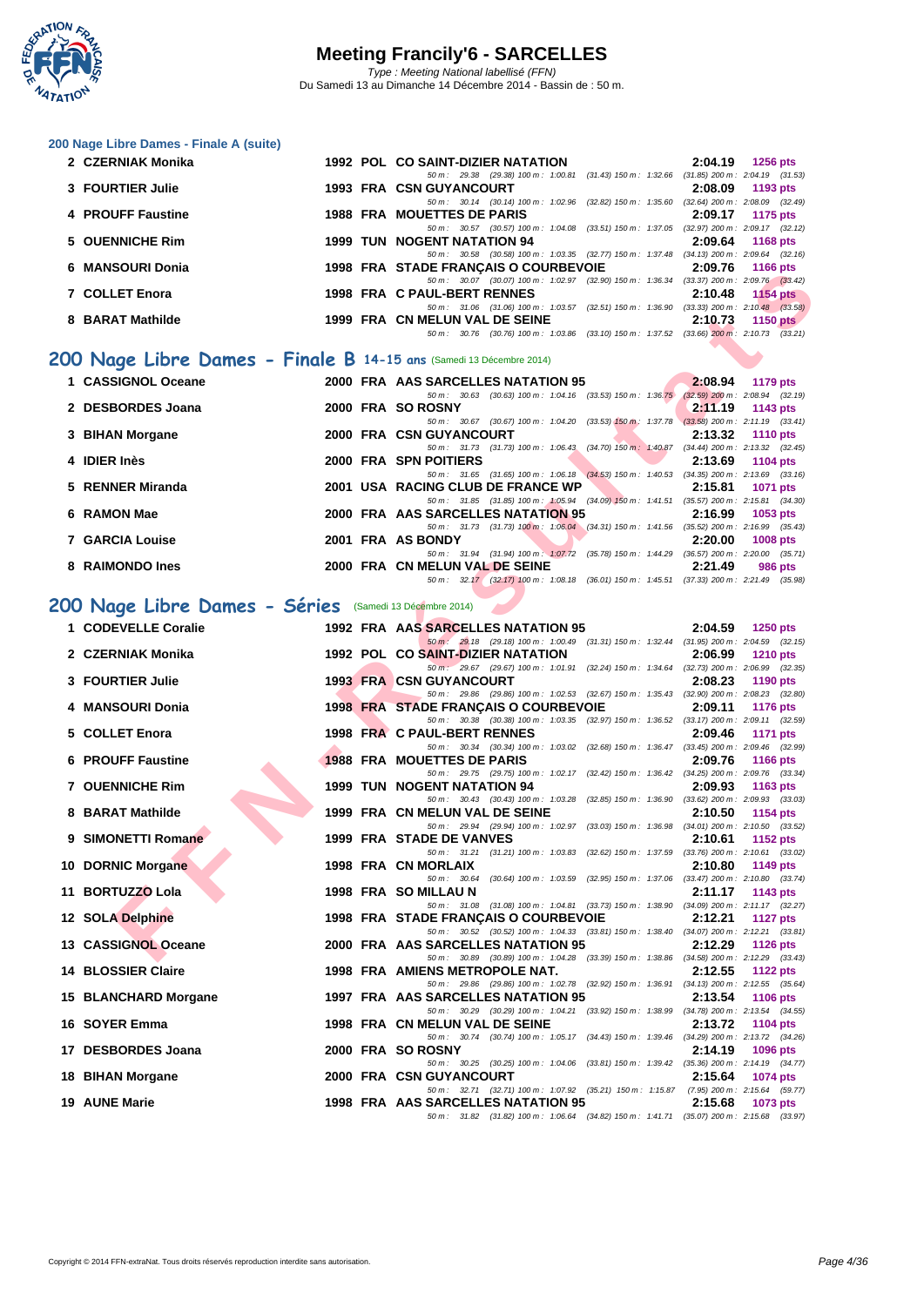### 200 Nage Libre Dames - Finale A (suite)

| Rang | Nom | Année | Nat. | Club | Temps | Points |
|---|---|---|---|---|---|---|
| 2 | CZERNIAK Monika | 1992 | POL | CO SAINT-DIZIER NATATION | 2:04.19 | 1256 pts |
| | 50 m : 29.38 (29.38) 100 m : 1:00.81 (31.43) 150 m : 1:32.66 (31.85) 200 m : 2:04.19 (31.53) | | | | | |
| 3 | FOURTIER Julie | 1993 | FRA | CSN GUYANCOURT | 2:08.09 | 1193 pts |
| | 50 m : 30.14 (30.14) 100 m : 1:02.96 (32.82) 150 m : 1:35.60 (32.64) 200 m : 2:08.09 (32.49) | | | | | |
| 4 | PROUFF Faustine | 1988 | FRA | MOUETTES DE PARIS | 2:09.17 | 1175 pts |
| | 50 m : 30.57 (30.57) 100 m : 1:04.08 (33.51) 150 m : 1:37.05 (32.97) 200 m : 2:09.17 (32.12) | | | | | |
| 5 | OUENNICHE Rim | 1999 | TUN | NOGENT NATATION 94 | 2:09.64 | 1168 pts |
| | 50 m : 30.58 (30.58) 100 m : 1:03.35 (32.77) 150 m : 1:37.48 (34.13) 200 m : 2:09.64 (32.16) | | | | | |
| 6 | MANSOURI Donia | 1998 | FRA | STADE FRANÇAIS O COURBEVOIE | 2:09.76 | 1166 pts |
| | 50 m : 30.07 (30.07) 100 m : 1:02.97 (32.90) 150 m : 1:36.34 (33.37) 200 m : 2:09.76 (33.42) | | | | | |
| 7 | COLLET Enora | 1998 | FRA | C PAUL-BERT RENNES | 2:10.48 | 1154 pts |
| | 50 m : 31.06 (31.06) 100 m : 1:03.57 (32.51) 150 m : 1:36.90 (33.33) 200 m : 2:10.48 (33.58) | | | | | |
| 8 | BARAT Mathilde | 1999 | FRA | CN MELUN VAL DE SEINE | 2:10.73 | 1150 pts |
| | 50 m : 30.76 (30.76) 100 m : 1:03.86 (33.10) 150 m : 1:37.52 (33.66) 200 m : 2:10.73 (33.21) | | | | | |

## 200 Nage Libre Dames - Finale B 14-15 ans (Samedi 13 Décembre 2014)

| Rang | Nom | Année | Nat. | Club | Temps | Points |
|---|---|---|---|---|---|---|
| 1 | CASSIGNOL Oceane | 2000 | FRA | AAS SARCELLES NATATION 95 | 2:08.94 | 1179 pts |
| | 50 m : 30.63 (30.63) 100 m : 1:04.16 (33.53) 150 m : 1:36.75 (32.59) 200 m : 2:08.94 (32.19) | | | | | |
| 2 | DESBORDES Joana | 2000 | FRA | SO ROSNY | 2:11.19 | 1143 pts |
| | 50 m : 30.67 (30.67) 100 m : 1:04.20 (33.53) 150 m : 1:37.78 (33.58) 200 m : 2:11.19 (33.41) | | | | | |
| 3 | BIHAN Morgane | 2000 | FRA | CSN GUYANCOURT | 2:13.32 | 1110 pts |
| | 50 m : 31.73 (31.73) 100 m : 1:06.43 (34.70) 150 m : 1:40.87 (34.44) 200 m : 2:13.32 (32.45) | | | | | |
| 4 | IDIER Inès | 2000 | FRA | SPN POITIERS | 2:13.69 | 1104 pts |
| | 50 m : 31.65 (31.65) 100 m : 1:06.18 (34.53) 150 m : 1:40.53 (34.35) 200 m : 2:13.69 (33.16) | | | | | |
| 5 | RENNER Miranda | 2001 | USA | RACING CLUB DE FRANCE WP | 2:15.81 | 1071 pts |
| | 50 m : 31.85 (31.85) 100 m : 1:05.94 (34.09) 150 m : 1:41.51 (35.57) 200 m : 2:15.81 (34.30) | | | | | |
| 6 | RAMON Mae | 2000 | FRA | AAS SARCELLES NATATION 95 | 2:16.99 | 1053 pts |
| | 50 m : 31.73 (31.73) 100 m : 1:06.04 (34.31) 150 m : 1:41.56 (35.52) 200 m : 2:16.99 (35.43) | | | | | |
| 7 | GARCIA Louise | 2001 | FRA | AS BONDY | 2:20.00 | 1008 pts |
| | 50 m : 31.94 (31.94) 100 m : 1:07.72 (35.78) 150 m : 1:44.29 (36.57) 200 m : 2:20.00 (35.71) | | | | | |
| 8 | RAIMONDO Ines | 2000 | FRA | CN MELUN VAL DE SEINE | 2:21.49 | 986 pts |
| | 50 m : 32.17 (32.17) 100 m : 1:08.18 (36.01) 150 m : 1:45.51 (37.33) 200 m : 2:21.49 (35.98) | | | | | |

## 200 Nage Libre Dames - Séries (Samedi 13 Décembre 2014)

| Rang | Nom | Année | Nat. | Club | Temps | Points |
|---|---|---|---|---|---|---|
| 1 | CODEVELLE Coralie | 1992 | FRA | AAS SARCELLES NATATION 95 | 2:04.59 | 1250 pts |
| | 50 m : 29.18 (29.18) 100 m : 1:00.49 (31.31) 150 m : 1:32.44 (31.95) 200 m : 2:04.59 (32.15) | | | | | |
| 2 | CZERNIAK Monika | 1992 | POL | CO SAINT-DIZIER NATATION | 2:06.99 | 1210 pts |
| | 50 m : 29.67 (29.67) 100 m : 1:01.91 (32.24) 150 m : 1:34.64 (32.73) 200 m : 2:06.99 (32.35) | | | | | |
| 3 | FOURTIER Julie | 1993 | FRA | CSN GUYANCOURT | 2:08.23 | 1190 pts |
| | 50 m : 29.86 (29.86) 100 m : 1:02.53 (32.67) 150 m : 1:35.43 (32.90) 200 m : 2:08.23 (32.80) | | | | | |
| 4 | MANSOURI Donia | 1998 | FRA | STADE FRANÇAIS O COURBEVOIE | 2:09.11 | 1176 pts |
| | 50 m : 30.38 (30.38) 100 m : 1:03.35 (32.97) 150 m : 1:36.52 (33.17) 200 m : 2:09.11 (32.59) | | | | | |
| 5 | COLLET Enora | 1998 | FRA | C PAUL-BERT RENNES | 2:09.46 | 1171 pts |
| | 50 m : 30.34 (30.34) 100 m : 1:03.02 (32.68) 150 m : 1:36.47 (33.45) 200 m : 2:09.46 (32.99) | | | | | |
| 6 | PROUFF Faustine | 1988 | FRA | MOUETTES DE PARIS | 2:09.76 | 1166 pts |
| | 50 m : 29.75 (29.75) 100 m : 1:02.17 (32.42) 150 m : 1:36.42 (34.25) 200 m : 2:09.76 (33.34) | | | | | |
| 7 | OUENNICHE Rim | 1999 | TUN | NOGENT NATATION 94 | 2:09.93 | 1163 pts |
| | 50 m : 30.43 (30.43) 100 m : 1:03.28 (32.85) 150 m : 1:36.90 (33.62) 200 m : 2:09.93 (33.03) | | | | | |
| 8 | BARAT Mathilde | 1999 | FRA | CN MELUN VAL DE SEINE | 2:10.50 | 1154 pts |
| | 50 m : 29.94 (29.94) 100 m : 1:02.97 (33.03) 150 m : 1:36.98 (34.01) 200 m : 2:10.50 (33.52) | | | | | |
| 9 | SIMONETTI Romane | 1999 | FRA | STADE DE VANVES | 2:10.61 | 1152 pts |
| | 50 m : 31.21 (31.21) 100 m : 1:03.83 (32.62) 150 m : 1:37.59 (33.76) 200 m : 2:10.61 (33.02) | | | | | |
| 10 | DORNIC Morgane | 1998 | FRA | CN MORLAIX | 2:10.80 | 1149 pts |
| | 50 m : 30.64 (30.64) 100 m : 1:03.59 (32.95) 150 m : 1:37.06 (33.47) 200 m : 2:10.80 (33.74) | | | | | |
| 11 | BORTUZZO Lola | 1998 | FRA | SO MILLAU N | 2:11.17 | 1143 pts |
| | 50 m : 31.08 (31.08) 100 m : 1:04.81 (33.73) 150 m : 1:38.90 (34.09) 200 m : 2:11.17 (32.27) | | | | | |
| 12 | SOLA Delphine | 1998 | FRA | STADE FRANÇAIS O COURBEVOIE | 2:12.21 | 1127 pts |
| | 50 m : 30.52 (30.52) 100 m : 1:04.33 (33.81) 150 m : 1:38.40 (34.07) 200 m : 2:12.21 (33.81) | | | | | |
| 13 | CASSIGNOL Oceane | 2000 | FRA | AAS SARCELLES NATATION 95 | 2:12.29 | 1126 pts |
| | 50 m : 30.89 (30.89) 100 m : 1:04.28 (33.39) 150 m : 1:38.86 (34.58) 200 m : 2:12.29 (33.43) | | | | | |
| 14 | BLOSSIER Claire | 1998 | FRA | AMIENS METROPOLE NAT. | 2:12.55 | 1122 pts |
| | 50 m : 29.86 (29.86) 100 m : 1:02.78 (32.92) 150 m : 1:36.91 (34.13) 200 m : 2:12.55 (35.64) | | | | | |
| 15 | BLANCHARD Morgane | 1997 | FRA | AAS SARCELLES NATATION 95 | 2:13.54 | 1106 pts |
| | 50 m : 30.29 (30.29) 100 m : 1:04.21 (33.92) 150 m : 1:38.99 (34.78) 200 m : 2:13.54 (34.55) | | | | | |
| 16 | SOYER Emma | 1998 | FRA | CN MELUN VAL DE SEINE | 2:13.72 | 1104 pts |
| | 50 m : 30.74 (30.74) 100 m : 1:05.17 (34.43) 150 m : 1:39.46 (34.29) 200 m : 2:13.72 (34.26) | | | | | |
| 17 | DESBORDES Joana | 2000 | FRA | SO ROSNY | 2:14.19 | 1096 pts |
| | 50 m : 30.25 (30.25) 100 m : 1:04.06 (33.81) 150 m : 1:39.42 (35.36) 200 m : 2:14.19 (34.77) | | | | | |
| 18 | BIHAN Morgane | 2000 | FRA | CSN GUYANCOURT | 2:15.64 | 1074 pts |
| | 50 m : 32.71 (32.71) 100 m : 1:07.92 (35.21) 150 m : 1:15.87 (7.95) 200 m : 2:15.64 (59.77) | | | | | |
| 19 | AUNE Marie | 1998 | FRA | AAS SARCELLES NATATION 95 | 2:15.68 | 1073 pts |
| | 50 m : 31.82 (31.82) 100 m : 1:06.64 (34.82) 150 m : 1:41.71 (35.07) 200 m : 2:15.68 (33.97) | | | | | |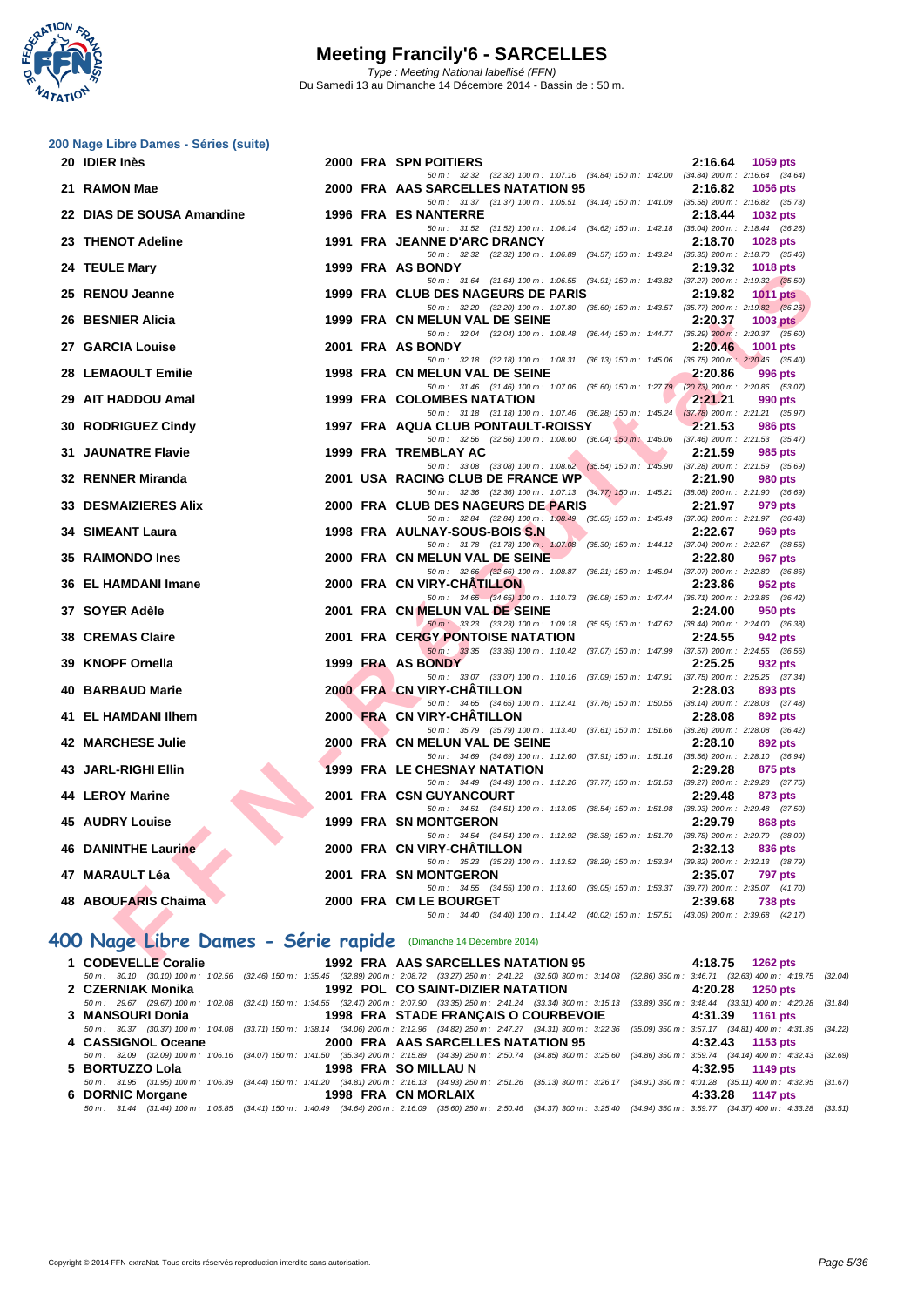## 200 Nage Libre Dames - Séries (suite)

| Rang | Nom | Année | Nat. | Club | Temps | Points |
|---|---|---|---|---|---|---|
| 20 | IDIER Inès | 2000 | FRA | SPN POITIERS | 2:16.64 | 1059 pts |
| | 50 m : 32.32 (32.32) 100 m : 1:07.16 (34.84) 150 m : 1:42.00 (34.84) 200 m : 2:16.64 (34.64) | | | | | |
| 21 | RAMON Mae | 2000 | FRA | AAS SARCELLES NATATION 95 | 2:16.82 | 1056 pts |
| | 50 m : 31.37 (31.37) 100 m : 1:05.51 (34.14) 150 m : 1:41.09 (35.58) 200 m : 2:16.82 (35.73) | | | | | |
| 22 | DIAS DE SOUSA Amandine | 1996 | FRA | ES NANTERRE | 2:18.44 | 1032 pts |
| | 50 m : 31.52 (31.52) 100 m : 1:06.14 (34.62) 150 m : 1:42.18 (36.04) 200 m : 2:18.44 (36.26) | | | | | |
| 23 | THENOT Adeline | 1991 | FRA | JEANNE D'ARC DRANCY | 2:18.70 | 1028 pts |
| | 50 m : 32.32 (32.32) 100 m : 1:06.89 (34.57) 150 m : 1:43.24 (36.35) 200 m : 2:18.70 (35.46) | | | | | |
| 24 | TEULE Mary | 1999 | FRA | AS BONDY | 2:19.32 | 1018 pts |
| | 50 m : 31.64 (31.64) 100 m : 1:06.55 (34.91) 150 m : 1:43.82 (37.27) 200 m : 2:19.32 (35.50) | | | | | |
| 25 | RENOU Jeanne | 1999 | FRA | CLUB DES NAGEURS DE PARIS | 2:19.82 | 1011 pts |
| | 50 m : 32.20 (32.20) 100 m : 1:07.80 (35.60) 150 m : 1:43.57 (35.77) 200 m : 2:19.82 (36.25) | | | | | |
| 26 | BESNIER Alicia | 1999 | FRA | CN MELUN VAL DE SEINE | 2:20.37 | 1003 pts |
| | 50 m : 32.04 (32.04) 100 m : 1:08.48 (36.44) 150 m : 1:44.77 (36.29) 200 m : 2:20.37 (35.60) | | | | | |
| 27 | GARCIA Louise | 2001 | FRA | AS BONDY | 2:20.46 | 1001 pts |
| | 50 m : 32.18 (32.18) 100 m : 1:08.31 (36.13) 150 m : 1:45.06 (36.75) 200 m : 2:20.46 (35.40) | | | | | |
| 28 | LEMAOULT Emilie | 1998 | FRA | CN MELUN VAL DE SEINE | 2:20.86 | 996 pts |
| | 50 m : 31.46 (31.46) 100 m : 1:07.06 (35.60) 150 m : 1:27.79 (20.73) 200 m : 2:20.86 (53.07) | | | | | |
| 29 | AIT HADDOU Amal | 1999 | FRA | COLOMBES NATATION | 2:21.21 | 990 pts |
| | 50 m : 31.18 (31.18) 100 m : 1:07.46 (36.28) 150 m : 1:45.24 (37.78) 200 m : 2:21.21 (35.97) | | | | | |
| 30 | RODRIGUEZ Cindy | 1997 | FRA | AQUA CLUB PONTAULT-ROISSY | 2:21.53 | 986 pts |
| | 50 m : 32.56 (32.56) 100 m : 1:08.60 (36.04) 150 m : 1:46.06 (37.46) 200 m : 2:21.53 (35.47) | | | | | |
| 31 | JAUNATRE Flavie | 1999 | FRA | TREMBLAY AC | 2:21.59 | 985 pts |
| | 50 m : 33.08 (33.08) 100 m : 1:08.62 (35.54) 150 m : 1:45.90 (37.28) 200 m : 2:21.59 (35.69) | | | | | |
| 32 | RENNER Miranda | 2001 | USA | RACING CLUB DE FRANCE WP | 2:21.90 | 980 pts |
| | 50 m : 32.36 (32.36) 100 m : 1:07.13 (34.77) 150 m : 1:45.21 (38.08) 200 m : 2:21.90 (36.69) | | | | | |
| 33 | DESMAIZIERES Alix | 2000 | FRA | CLUB DES NAGEURS DE PARIS | 2:21.97 | 979 pts |
| | 50 m : 32.84 (32.84) 100 m : 1:08.49 (35.65) 150 m : 1:45.49 (37.00) 200 m : 2:21.97 (36.48) | | | | | |
| 34 | SIMEANT Laura | 1998 | FRA | AULNAY-SOUS-BOIS S.N | 2:22.67 | 969 pts |
| | 50 m : 31.78 (31.78) 100 m : 1:07.08 (35.30) 150 m : 1:44.12 (37.04) 200 m : 2:22.67 (38.55) | | | | | |
| 35 | RAIMONDO Ines | 2000 | FRA | CN MELUN VAL DE SEINE | 2:22.80 | 967 pts |
| | 50 m : 32.66 (32.66) 100 m : 1:08.87 (36.21) 150 m : 1:45.94 (37.07) 200 m : 2:22.80 (36.86) | | | | | |
| 36 | EL HAMDANI Imane | 2000 | FRA | CN VIRY-CHÂTILLON | 2:23.86 | 952 pts |
| | 50 m : 34.65 (34.65) 100 m : 1:10.73 (36.08) 150 m : 1:47.44 (36.71) 200 m : 2:23.86 (36.42) | | | | | |
| 37 | SOYER Adèle | 2001 | FRA | CN MELUN VAL DE SEINE | 2:24.00 | 950 pts |
| | 50 m : 33.23 (33.23) 100 m : 1:09.18 (35.95) 150 m : 1:47.62 (38.44) 200 m : 2:24.00 (36.38) | | | | | |
| 38 | CREMAS Claire | 2001 | FRA | CERGY PONTOISE NATATION | 2:24.55 | 942 pts |
| | 50 m : 33.35 (33.35) 100 m : 1:10.42 (37.07) 150 m : 1:47.99 (37.57) 200 m : 2:24.55 (36.56) | | | | | |
| 39 | KNOPF Ornella | 1999 | FRA | AS BONDY | 2:25.25 | 932 pts |
| | 50 m : 33.07 (33.07) 100 m : 1:10.16 (37.09) 150 m : 1:47.91 (37.75) 200 m : 2:25.25 (37.34) | | | | | |
| 40 | BARBAUD Marie | 2000 | FRA | CN VIRY-CHÂTILLON | 2:28.03 | 893 pts |
| | 50 m : 34.65 (34.65) 100 m : 1:12.41 (37.76) 150 m : 1:50.55 (38.14) 200 m : 2:28.03 (37.48) | | | | | |
| 41 | EL HAMDANI Ilhem | 2000 | FRA | CN VIRY-CHÂTILLON | 2:28.08 | 892 pts |
| | 50 m : 35.79 (35.79) 100 m : 1:13.40 (37.61) 150 m : 1:51.66 (38.26) 200 m : 2:28.08 (36.42) | | | | | |
| 42 | MARCHESE Julie | 2000 | FRA | CN MELUN VAL DE SEINE | 2:28.10 | 892 pts |
| | 50 m : 34.69 (34.69) 100 m : 1:12.60 (37.91) 150 m : 1:51.16 (38.56) 200 m : 2:28.10 (36.94) | | | | | |
| 43 | JARL-RIGHI Ellin | 1999 | FRA | LE CHESNAY NATATION | 2:29.28 | 875 pts |
| | 50 m : 34.49 (34.49) 100 m : 1:12.26 (37.77) 150 m : 1:51.53 (39.27) 200 m : 2:29.28 (37.75) | | | | | |
| 44 | LEROY Marine | 2001 | FRA | CSN GUYANCOURT | 2:29.48 | 873 pts |
| | 50 m : 34.51 (34.51) 100 m : 1:13.05 (38.54) 150 m : 1:51.98 (38.93) 200 m : 2:29.48 (37.50) | | | | | |
| 45 | AUDRY Louise | 1999 | FRA | SN MONTGERON | 2:29.79 | 868 pts |
| | 50 m : 34.54 (34.54) 100 m : 1:12.92 (38.38) 150 m : 1:51.70 (38.78) 200 m : 2:29.79 (38.09) | | | | | |
| 46 | DANINTHE Laurine | 2000 | FRA | CN VIRY-CHÂTILLON | 2:32.13 | 836 pts |
| | 50 m : 35.23 (35.23) 100 m : 1:13.52 (38.29) 150 m : 1:53.34 (39.82) 200 m : 2:32.13 (38.79) | | | | | |
| 47 | MARAULT Léa | 2001 | FRA | SN MONTGERON | 2:35.07 | 797 pts |
| | 50 m : 34.55 (34.55) 100 m : 1:13.60 (39.05) 150 m : 1:53.37 (39.77) 200 m : 2:35.07 (41.70) | | | | | |
| 48 | ABOUFARIS Chaima | 2000 | FRA | CM LE BOURGET | 2:39.68 | 738 pts |
| | 50 m : 34.40 (34.40) 100 m : 1:14.42 (40.02) 150 m : 1:57.51 (43.09) 200 m : 2:39.68 (42.17) | | | | | |

## 400 Nage Libre Dames - Série rapide (Dimanche 14 Décembre 2014)

| Rang | Nom | Année | Nat. | Club | Temps | Points |
|---|---|---|---|---|---|---|
| 1 | CODEVELLE Coralie | 1992 | FRA | AAS SARCELLES NATATION 95 | 4:18.75 | 1262 pts |
| | 50 m : 30.10 (30.10) 100 m : 1:02.56 (32.46) 150 m : 1:35.45 (32.89) 200 m : 2:08.72 (33.27) 250 m : 2:41.22 (32.50) 300 m : 3:14.08 (32.86) 350 m : 3:46.71 (32.63) 400 m : 4:18.75 (32.04) | | | | | |
| 2 | CZERNIAK Monika | 1992 | POL | CO SAINT-DIZIER NATATION | 4:20.28 | 1250 pts |
| | 50 m : 29.67 (29.67) 100 m : 1:02.08 (32.41) 150 m : 1:34.55 (32.47) 200 m : 2:07.90 (33.35) 250 m : 2:41.24 (33.34) 300 m : 3:15.13 (33.89) 350 m : 3:48.44 (33.31) 400 m : 4:20.28 (31.84) | | | | | |
| 3 | MANSOURI Donia | 1998 | FRA | STADE FRANÇAIS O COURBEVOIE | 4:31.39 | 1161 pts |
| | 50 m : 30.37 (30.37) 100 m : 1:04.08 (33.71) 150 m : 1:38.14 (34.06) 200 m : 2:12.96 (34.82) 250 m : 2:47.27 (34.31) 300 m : 3:22.36 (35.09) 350 m : 3:57.17 (34.81) 400 m : 4:31.39 (34.22) | | | | | |
| 4 | CASSIGNOL Oceane | 2000 | FRA | AAS SARCELLES NATATION 95 | 4:32.43 | 1153 pts |
| | 50 m : 32.09 (32.09) 100 m : 1:06.16 (34.07) 150 m : 1:41.50 (35.34) 200 m : 2:15.89 (34.39) 250 m : 2:50.74 (34.85) 300 m : 3:25.60 (34.86) 350 m : 3:59.74 (34.14) 400 m : 4:32.43 (32.69) | | | | | |
| 5 | BORTUZZO Lola | 1998 | FRA | SO MILLAU N | 4:32.95 | 1149 pts |
| | 50 m : 31.95 (31.95) 100 m : 1:06.39 (34.44) 150 m : 1:41.20 (34.81) 200 m : 2:16.13 (34.93) 250 m : 2:51.26 (35.13) 300 m : 3:26.17 (34.91) 350 m : 4:01.28 (35.11) 400 m : 4:32.95 (31.67) | | | | | |
| 6 | DORNIC Morgane | 1998 | FRA | CN MORLAIX | 4:33.28 | 1147 pts |
| | 50 m : 31.44 (31.44) 100 m : 1:05.85 (34.41) 150 m : 1:40.49 (34.64) 200 m : 2:16.09 (35.60) 250 m : 2:50.46 (34.37) 300 m : 3:25.40 (34.94) 350 m : 3:59.77 (34.37) 400 m : 4:33.28 (33.51) | | | | | |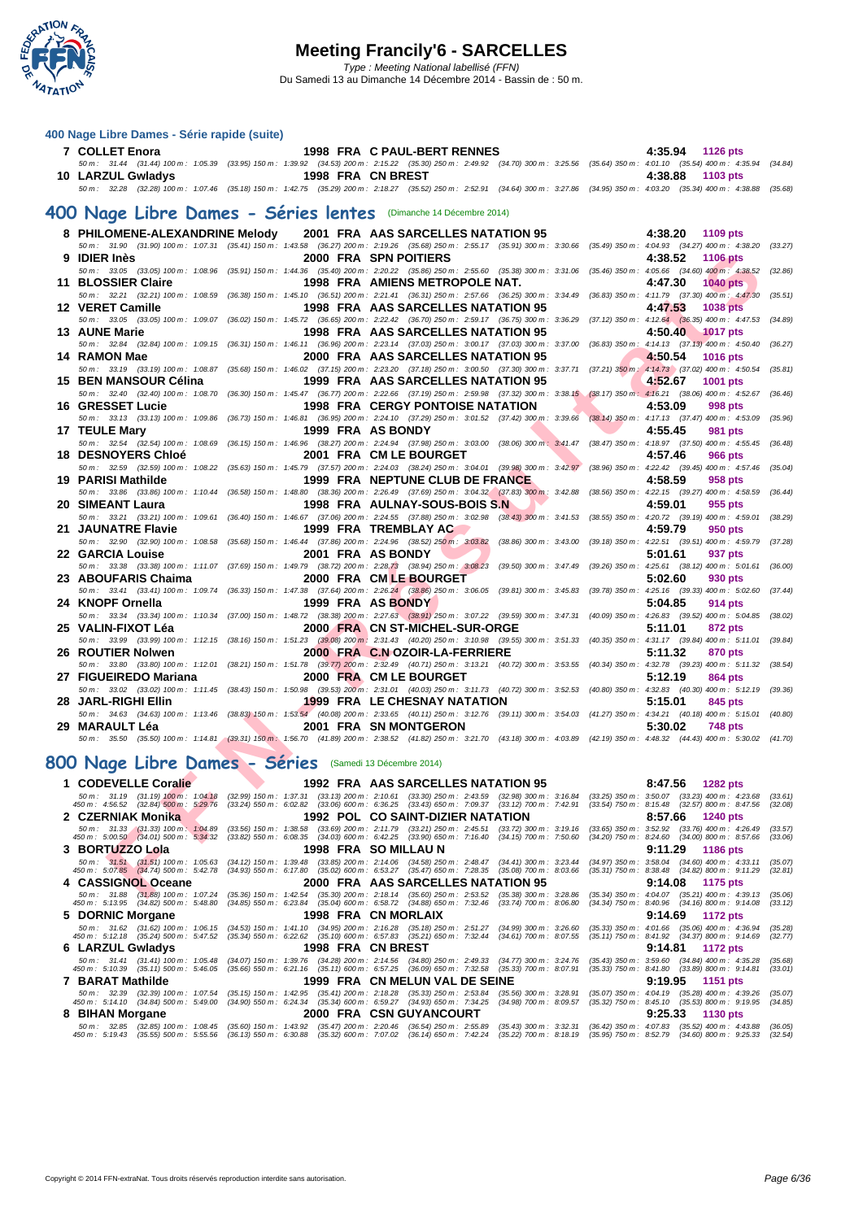### 400 Nage Libre Dames - Série rapide (suite)

**7 COLLET Enora** 1998 FRA C PAUL-BERT RENNES **4:35.94** 1126 pts

50 m : 31.44 (31.44) 100 m : 1:05.39 (33.95) 150 m : 1:39.92 (34.53) 200 m : 2:15.22 (35.30) 250 m : 2:49.92 (34.70) 300 m : 3:25.56 (35.64) 350 m : 4:01.10 (35.54) 400 m : 4:35.94 (34.84)

**10 LARZUL Gwladys** 1998 FRA CN BREST **4:38.88** 1103 pts

50 m : 32.28 (32.28) 100 m : 1:07.46 (35.18) 150 m : 1:42.75 (35.29) 200 m : 2:18.27 (35.52) 250 m : 2:52.91 (34.64) 300 m : 3:27.86 (34.95) 350 m : 4:03.20 (35.34) 400 m : 4:38.88 (35.68)

## 400 Nage Libre Dames - Séries lentes (Dimanche 14 Décembre 2014)

**8 PHILOMENE-ALEXANDRINE Melody** 2001 FRA AAS SARCELLES NATATION 95 **4:38.20** 1109 pts

50 m : 31.90 (31.90) 100 m : 1:07.31 (35.41) 150 m : 1:43.58 (36.27) 200 m : 2:19.26 (35.68) 250 m : 2:55.17 (35.91) 300 m : 3:30.66 (35.49) 350 m : 4:04.93 (34.27) 400 m : 4:38.20 (33.27)

**9 IDIER Inès** 2000 FRA SPN POITIERS **4:38.52** 1106 pts

50 m : 33.05 (33.05) 100 m : 1:08.96 (35.91) 150 m : 1:44.36 (35.40) 200 m : 2:20.22 (35.86) 250 m : 2:55.60 (35.38) 300 m : 3:31.06 (35.46) 350 m : 4:05.66 (34.60) 400 m : 4:38.52 (32.86)

**11 BLOSSIER Claire** 1998 FRA AMIENS METROPOLE NAT. **4:47.30** 1040 pts

50 m : 32.21 (32.21) 100 m : 1:08.59 (36.38) 150 m : 1:45.10 (36.51) 200 m : 2:21.41 (36.31) 250 m : 2:57.66 (36.25) 300 m : 3:34.49 (36.83) 350 m : 4:11.79 (37.30) 400 m : 4:47.30 (35.51)

**12 VERET Camille** 1998 FRA AAS SARCELLES NATATION 95 **4:47.53** 1038 pts

50 m : 33.05 (33.05) 100 m : 1:09.07 (36.02) 150 m : 1:45.72 (36.65) 200 m : 2:22.42 (36.70) 250 m : 2:59.17 (36.75) 300 m : 3:36.29 (37.12) 350 m : 4:12.64 (36.35) 400 m : 4:47.53 (34.89)

**13 AUNE Marie** 1998 FRA AAS SARCELLES NATATION 95 **4:50.40** 1017 pts

50 m : 32.84 (32.84) 100 m : 1:09.15 (36.31) 150 m : 1:46.11 (36.96) 200 m : 2:23.14 (37.03) 250 m : 3:00.17 (37.03) 300 m : 3:37.00 (36.83) 350 m : 4:14.13 (37.13) 400 m : 4:50.40 (36.27)

**14 RAMON Mae** 2000 FRA AAS SARCELLES NATATION 95 **4:50.54** 1016 pts

50 m : 33.19 (33.19) 100 m : 1:08.87 (35.68) 150 m : 1:46.02 (37.15) 200 m : 2:23.20 (37.18) 250 m : 3:00.50 (37.30) 300 m : 3:37.71 (37.21) 350 m : 4:14.73 (37.02) 400 m : 4:50.54 (35.81)

**15 BEN MANSOUR Célina** 1999 FRA AAS SARCELLES NATATION 95 **4:52.67** 1001 pts

50 m : 32.40 (32.40) 100 m : 1:08.70 (36.30) 150 m : 1:45.47 (36.77) 200 m : 2:22.66 (37.19) 250 m : 2:59.98 (37.32) 300 m : 3:38.15 (38.17) 350 m : 4:16.21 (38.06) 400 m : 4:52.67 (36.46)

**16 GRESSET Lucie** 1998 FRA CERGY PONTOISE NATATION **4:53.09** 998 pts

50 m : 33.13 (33.13) 100 m : 1:09.86 (36.73) 150 m : 1:46.81 (36.95) 200 m : 2:24.10 (37.29) 250 m : 3:01.52 (37.42) 300 m : 3:39.66 (38.14) 350 m : 4:17.13 (37.47) 400 m : 4:53.09 (35.96)

**17 TEULE Mary** 1999 FRA AS BONDY **4:55.45** 981 pts

50 m : 32.54 (32.54) 100 m : 1:08.69 (36.15) 150 m : 1:46.96 (38.27) 200 m : 2:24.94 (37.98) 250 m : 3:03.00 (38.06) 300 m : 3:41.47 (38.47) 350 m : 4:18.97 (37.50) 400 m : 4:55.45 (36.48)

**18 DESNOYERS Chloé** 2001 FRA CM LE BOURGET **4:57.46** 966 pts

50 m : 32.59 (32.59) 100 m : 1:08.22 (35.63) 150 m : 1:45.79 (37.57) 200 m : 2:24.03 (38.24) 250 m : 3:04.01 (39.98) 300 m : 3:42.97 (38.96) 350 m : 4:22.42 (39.45) 400 m : 4:57.46 (35.04)

**19 PARISI Mathilde** 1999 FRA NEPTUNE CLUB DE FRANCE **4:58.59** 958 pts

50 m : 33.86 (33.86) 100 m : 1:10.44 (36.58) 150 m : 1:48.80 (38.36) 200 m : 2:26.49 (37.69) 250 m : 3:04.32 (37.83) 300 m : 3:42.88 (38.56) 350 m : 4:22.15 (39.27) 400 m : 4:58.59 (36.44)

**20 SIMEANT Laura** 1998 FRA AULNAY-SOUS-BOIS S.N **4:59.01** 955 pts

50 m : 33.21 (33.21) 100 m : 1:09.61 (36.40) 150 m : 1:46.67 (37.06) 200 m : 2:24.55 (37.88) 250 m : 3:02.98 (38.43) 300 m : 3:41.53 (38.55) 350 m : 4:20.72 (39.19) 400 m : 4:59.01 (38.29)

**21 JAUNATRE Flavie** 1999 FRA TREMBLAY AC **4:59.79** 950 pts

50 m : 32.90 (32.90) 100 m : 1:08.58 (35.68) 150 m : 1:46.44 (37.86) 200 m : 2:24.96 (38.52) 250 m : 3:03.82 (38.86) 300 m : 3:43.00 (39.18) 350 m : 4:22.51 (39.51) 400 m : 4:59.79 (37.28)

**22 GARCIA Louise** 2001 FRA AS BONDY **5:01.61** 937 pts

50 m : 33.38 (33.38) 100 m : 1:11.07 (37.69) 150 m : 1:49.79 (38.72) 200 m : 2:28.73 (38.94) 250 m : 3:08.23 (39.50) 300 m : 3:47.49 (39.26) 350 m : 4:25.61 (38.12) 400 m : 5:01.61 (36.00)

**23 ABOUFARIS Chaima** 2000 FRA CM LE BOURGET **5:02.60** 930 pts

50 m : 33.41 (33.41) 100 m : 1:09.74 (36.33) 150 m : 1:47.38 (37.64) 200 m : 2:26.24 (38.86) 250 m : 3:06.05 (39.81) 300 m : 3:45.83 (39.78) 350 m : 4:25.16 (39.33) 400 m : 5:02.60 (37.44)

**24 KNOPF Ornella** 1999 FRA AS BONDY **5:04.85** 914 pts

50 m : 33.34 (33.34) 100 m : 1:10.34 (37.00) 150 m : 1:48.72 (38.38) 200 m : 2:27.63 (38.91) 250 m : 3:07.22 (39.59) 300 m : 3:47.31 (40.09) 350 m : 4:26.83 (39.52) 400 m : 5:04.85 (38.02)

**25 VALIN-FIXOT Léa** 2000 FRA CN ST-MICHEL-SUR-ORGE **5:11.01** 872 pts

50 m : 33.99 (33.99) 100 m : 1:12.15 (38.16) 150 m : 1:51.23 (39.08) 200 m : 2:31.43 (40.20) 250 m : 3:10.98 (39.55) 300 m : 3:51.33 (40.35) 350 m : 4:31.17 (39.84) 400 m : 5:11.01 (39.84)

**26 ROUTIER Nolwen** 2000 FRA C.N OZOIR-LA-FERRIERE **5:11.32** 870 pts

50 m : 33.80 (33.80) 100 m : 1:12.01 (38.21) 150 m : 1:51.78 (39.77) 200 m : 2:32.49 (40.71) 250 m : 3:13.21 (40.72) 300 m : 3:53.55 (40.34) 350 m : 4:32.78 (39.23) 400 m : 5:11.32 (38.54)

**27 FIGUEIREDO Mariana** 2000 FRA CM LE BOURGET **5:12.19** 864 pts

50 m : 33.02 (33.02) 100 m : 1:11.45 (38.43) 150 m : 1:50.98 (39.53) 200 m : 2:31.01 (40.03) 250 m : 3:11.73 (40.72) 300 m : 3:52.53 (40.80) 350 m : 4:32.83 (40.30) 400 m : 5:12.19 (39.36)

**28 JARL-RIGHI Ellin** 1999 FRA LE CHESNAY NATATION **5:15.01** 845 pts

50 m : 34.63 (34.63) 100 m : 1:13.46 (38.83) 150 m : 1:53.54 (40.08) 200 m : 2:33.65 (40.11) 250 m : 3:12.76 (39.11) 300 m : 3:54.03 (41.27) 350 m : 4:34.21 (40.18) 400 m : 5:15.01 (40.80)

**29 MARAULT Léa** 2001 FRA SN MONTGERON **5:30.02** 748 pts

50 m : 35.50 (35.50) 100 m : 1:14.81 (39.31) 150 m : 1:56.70 (41.89) 200 m : 2:38.52 (41.82) 250 m : 3:21.70 (43.18) 300 m : 4:03.89 (42.19) 350 m : 4:48.32 (44.43) 400 m : 5:30.02 (41.70)

## 800 Nage Libre Dames - Séries (Samedi 13 Décembre 2014)

**1 CODEVELLE Coralie** 1992 FRA AAS SARCELLES NATATION 95 **8:47.56** 1282 pts

50 m : 31.19 (31.19) 100 m : 1:04.18 (32.99) 150 m : 1:37.31 (33.13) 200 m : 2:10.61 (33.30) 250 m : 2:43.59 (32.98) 300 m : 3:16.84 (33.25) 350 m : 3:50.07 (33.23) 400 m : 4:23.68 (33.61)
450 m : 4:56.52 (32.84) 500 m : 5:29.76 (33.24) 550 m : 6:02.82 (33.06) 600 m : 6:36.25 (33.43) 650 m : 7:09.37 (33.12) 700 m : 7:42.91 (33.54) 750 m : 8:15.48 (32.57) 800 m : 8:47.56 (32.08)

**2 CZERNIAK Monika** 1992 POL CO SAINT-DIZIER NATATION **8:57.66** 1240 pts

50 m : 31.33 (31.33) 100 m : 1:04.89 (33.56) 150 m : 1:38.58 (33.69) 200 m : 2:11.79 (33.21) 250 m : 2:45.51 (33.72) 300 m : 3:19.16 (33.65) 350 m : 3:52.92 (33.76) 400 m : 4:26.49 (33.57)
450 m : 5:00.50 (34.01) 500 m : 5:34.32 (33.82) 550 m : 6:08.35 (34.03) 600 m : 6:42.25 (33.90) 650 m : 7:16.40 (34.15) 700 m : 7:50.60 (34.20) 750 m : 8:24.60 (34.00) 800 m : 8:57.66 (33.06)

**3 BORTUZZO Lola** 1998 FRA SO MILLAU N **9:11.29** 1186 pts

50 m : 31.51 (31.51) 100 m : 1:05.63 (34.12) 150 m : 1:39.48 (33.85) 200 m : 2:14.06 (34.58) 250 m : 2:48.47 (34.41) 300 m : 3:23.44 (34.97) 350 m : 3:58.04 (34.60) 400 m : 4:33.11 (35.07)
450 m : 5:07.85 (34.74) 500 m : 5:42.78 (34.93) 550 m : 6:17.80 (35.02) 600 m : 6:53.27 (35.47) 650 m : 7:28.35 (35.08) 700 m : 8:03.66 (35.31) 750 m : 8:38.48 (34.82) 800 m : 9:11.29 (32.81)

**4 CASSIGNOL Oceane** 2000 FRA AAS SARCELLES NATATION 95 **9:14.08** 1175 pts

50 m : 31.88 (31.88) 100 m : 1:07.24 (35.36) 150 m : 1:42.54 (35.30) 200 m : 2:18.14 (35.60) 250 m : 2:53.52 (35.38) 300 m : 3:28.86 (35.34) 350 m : 4:04.07 (35.21) 400 m : 4:39.13 (35.06)
450 m : 5:13.95 (34.82) 500 m : 5:48.80 (34.85) 550 m : 6:23.84 (35.04) 600 m : 6:58.72 (34.88) 650 m : 7:32.46 (33.74) 700 m : 8:06.80 (34.34) 750 m : 8:40.96 (34.16) 800 m : 9:14.08 (33.12)

**5 DORNIC Morgane** 1998 FRA CN MORLAIX **9:14.69** 1172 pts

50 m : 31.62 (31.62) 100 m : 1:06.15 (34.53) 150 m : 1:41.10 (34.95) 200 m : 2:16.28 (35.18) 250 m : 2:51.27 (34.99) 300 m : 3:26.60 (35.33) 350 m : 4:01.66 (35.06) 400 m : 4:36.94 (35.28)
450 m : 5:12.18 (35.24) 500 m : 5:47.52 (35.34) 550 m : 6:22.62 (35.10) 600 m : 6:57.83 (35.21) 650 m : 7:32.44 (34.61) 700 m : 8:07.55 (35.11) 750 m : 8:41.92 (34.37) 800 m : 9:14.69 (32.77)

**6 LARZUL Gwladys** 1998 FRA CN BREST **9:14.81** 1172 pts

50 m : 31.41 (31.41) 100 m : 1:05.48 (34.07) 150 m : 1:39.76 (34.28) 200 m : 2:14.56 (34.80) 250 m : 2:49.33 (34.77) 300 m : 3:24.76 (35.43) 350 m : 3:59.60 (34.84) 400 m : 4:35.28 (35.68)
450 m : 5:10.39 (35.11) 500 m : 5:46.05 (35.66) 550 m : 6:21.16 (35.11) 600 m : 6:57.25 (36.09) 650 m : 7:32.58 (35.33) 700 m : 8:07.91 (35.33) 750 m : 8:41.80 (33.89) 800 m : 9:14.81 (33.01)

**7 BARAT Mathilde** 1999 FRA CN MELUN VAL DE SEINE **9:19.95** 1151 pts

50 m : 32.39 (32.39) 100 m : 1:07.54 (35.15) 150 m : 1:42.95 (35.41) 200 m : 2:18.28 (35.33) 250 m : 2:53.84 (35.56) 300 m : 3:28.91 (35.07) 350 m : 4:04.19 (35.28) 400 m : 4:39.26 (35.07)
450 m : 5:14.10 (34.84) 500 m : 5:49.00 (34.90) 550 m : 6:24.34 (35.34) 600 m : 6:59.27 (34.93) 650 m : 7:34.25 (34.98) 700 m : 8:09.57 (35.32) 750 m : 8:45.10 (35.53) 800 m : 9:19.95 (34.85)

**8 BIHAN Morgane** 2000 FRA CSN GUYANCOURT **9:25.33** 1130 pts

50 m : 32.85 (32.85) 100 m : 1:08.45 (35.60) 150 m : 1:43.92 (35.47) 200 m : 2:20.46 (36.54) 250 m : 2:55.89 (35.43) 300 m : 3:32.31 (36.42) 350 m : 4:07.83 (35.52) 400 m : 4:43.88 (36.05)
450 m : 5:19.43 (35.55) 500 m : 5:55.56 (36.13) 550 m : 6:30.88 (35.32) 600 m : 7:07.02 (36.14) 650 m : 7:42.24 (35.22) 700 m : 8:18.19 (35.95) 750 m : 8:52.79 (34.60) 800 m : 9:25.33 (32.54)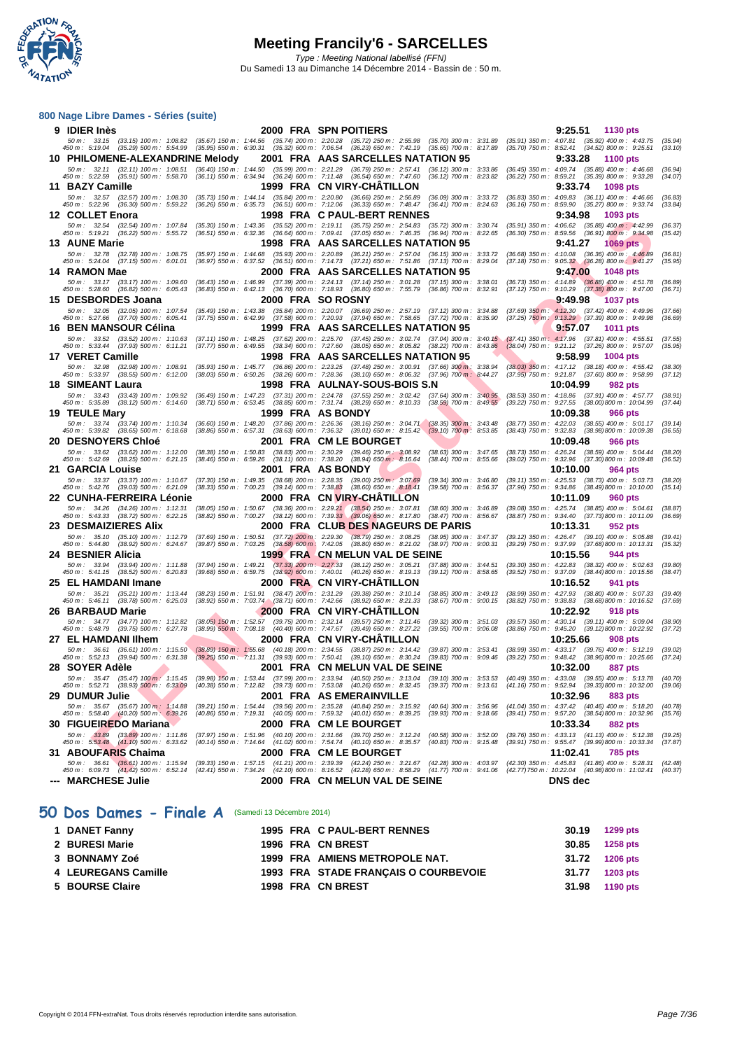# Meeting Francily'6 - SARCELLES

*Type : Meeting National labellisé (FFN)*

Du Samedi 13 au Dimanche 14 Décembre 2014 - Bassin de : 50 m.

## 800 Nage Libre Dames - Séries (suite)

**9 IDIER Inès** — 2000 FRA SPN POITIERS — **9:25.51** — **1130 pts**

50 m : 33.15 (33.15) 100 m : 1:08.82 (35.67) 150 m : 1:44.56 (35.74) 200 m : 2:20.28 (35.72) 250 m : 2:55.98 (35.70) 300 m : 3:31.89 (35.91) 350 m : 4:07.81 (35.92) 400 m : 4:43.75 (35.94)
450 m : 5:19.04 (35.29) 500 m : 5:54.99 (35.95) 550 m : 6:30.31 (35.32) 600 m : 7:06.54 (36.23) 650 m : 7:42.19 (35.65) 700 m : 8:17.89 (35.70) 750 m : 8:52.41 (34.52) 800 m : 9:25.51 (33.10)

**10 PHILOMENE-ALEXANDRINE Melody** — 2001 FRA AAS SARCELLES NATATION 95 — **9:33.28** — **1100 pts**

50 m : 32.11 (32.11) 100 m : 1:08.51 (36.40) 150 m : 1:44.50 (35.99) 200 m : 2:21.29 (36.79) 250 m : 2:57.41 (36.12) 300 m : 3:33.86 (36.45) 350 m : 4:09.74 (35.88) 400 m : 4:46.68 (36.94)
450 m : 5:22.59 (35.91) 500 m : 5:58.70 (36.11) 550 m : 6:34.94 (36.24) 600 m : 7:11.48 (36.54) 650 m : 7:47.60 (36.12) 700 m : 8:23.82 (36.22) 750 m : 8:59.21 (35.39) 800 m : 9:33.28 (34.07)

**11 BAZY Camille** — 1999 FRA CN VIRY-CHÂTILLON — **9:33.74** — **1098 pts**

50 m : 32.57 (32.57) 100 m : 1:08.30 (35.73) 150 m : 1:44.14 (35.84) 200 m : 2:20.80 (36.66) 250 m : 2:56.89 (36.09) 300 m : 3:33.72 (36.83) 350 m : 4:09.83 (36.11) 400 m : 4:46.66 (36.83)
450 m : 5:22.96 (36.30) 500 m : 5:59.22 (36.26) 550 m : 6:35.73 (36.51) 600 m : 7:12.06 (36.33) 650 m : 7:48.47 (36.41) 700 m : 8:24.63 (36.16) 750 m : 8:59.90 (35.27) 800 m : 9:33.74 (33.84)

**12 COLLET Enora** — 1998 FRA C PAUL-BERT RENNES — **9:34.98** — **1093 pts**

50 m : 32.54 (32.54) 100 m : 1:07.84 (35.30) 150 m : 1:43.36 (35.52) 200 m : 2:19.11 (35.75) 250 m : 2:54.83 (35.72) 300 m : 3:30.74 (35.91) 350 m : 4:06.62 (35.88) 400 m : 4:42.99 (36.37)
450 m : 5:19.21 (36.22) 500 m : 5:55.72 (36.51) 550 m : 6:32.36 (36.64) 600 m : 7:09.41 (37.05) 650 m : 7:46.35 (36.94) 700 m : 8:22.65 (36.30) 750 m : 8:59.56 (36.91) 800 m : 9:34.98 (35.42)

**13 AUNE Marie** — 1998 FRA AAS SARCELLES NATATION 95 — **9:41.27** — **1069 pts**

50 m : 32.78 (32.78) 100 m : 1:08.75 (35.97) 150 m : 1:44.68 (35.93) 200 m : 2:20.89 (36.21) 250 m : 2:57.04 (36.15) 300 m : 3:33.72 (36.68) 350 m : 4:10.08 (36.36) 400 m : 4:46.89 (36.81)
450 m : 5:24.04 (37.15) 500 m : 6:01.01 (36.97) 550 m : 6:37.52 (36.51) 600 m : 7:14.73 (37.21) 650 m : 7:51.86 (37.13) 700 m : 8:29.04 (37.18) 750 m : 9:05.32 (36.28) 800 m : 9:41.27 (35.95)

**14 RAMON Mae** — 2000 FRA AAS SARCELLES NATATION 95 — **9:47.00** — **1048 pts**

50 m : 33.17 (33.17) 100 m : 1:09.60 (36.43) 150 m : 1:46.99 (37.39) 200 m : 2:24.13 (37.14) 250 m : 3:01.28 (37.15) 300 m : 3:38.01 (36.73) 350 m : 4:14.89 (36.88) 400 m : 4:51.78 (36.89)
450 m : 5:28.60 (36.82) 500 m : 6:05.43 (36.83) 550 m : 6:42.13 (36.70) 600 m : 7:18.93 (36.80) 650 m : 7:55.79 (36.86) 700 m : 8:32.91 (37.12) 750 m : 9:10.29 (37.38) 800 m : 9:47.00 (36.71)

**15 DESBORDES Joana** — 2000 FRA SO ROSNY — **9:49.98** — **1037 pts**

50 m : 32.05 (32.05) 100 m : 1:07.54 (35.49) 150 m : 1:43.38 (35.84) 200 m : 2:20.07 (36.69) 250 m : 2:57.19 (37.12) 300 m : 3:34.88 (37.69) 350 m : 4:12.30 (37.42) 400 m : 4:49.96 (37.66)
450 m : 5:27.66 (37.70) 500 m : 6:05.41 (37.75) 550 m : 6:42.99 (37.58) 600 m : 7:20.93 (37.94) 650 m : 7:58.65 (37.72) 700 m : 8:35.90 (37.25) 750 m : 9:13.29 (37.39) 800 m : 9:49.98 (36.69)

**16 BEN MANSOUR Célina** — 1999 FRA AAS SARCELLES NATATION 95 — **9:57.07** — **1011 pts**

50 m : 33.52 (33.52) 100 m : 1:10.63 (37.11) 150 m : 1:48.25 (37.62) 200 m : 2:25.70 (37.45) 250 m : 3:02.74 (37.04) 300 m : 3:40.15 (37.41) 350 m : 4:17.96 (37.81) 400 m : 4:55.51 (37.55)
450 m : 5:33.44 (37.93) 500 m : 6:11.21 (37.77) 550 m : 6:49.55 (38.34) 600 m : 7:27.60 (38.05) 650 m : 8:05.82 (38.22) 700 m : 8:43.86 (38.04) 750 m : 9:21.12 (37.26) 800 m : 9:57.07 (35.95)

**17 VERET Camille** — 1998 FRA AAS SARCELLES NATATION 95 — **9:58.99** — **1004 pts**

50 m : 32.98 (32.98) 100 m : 1:08.91 (35.93) 150 m : 1:45.77 (36.86) 200 m : 2:23.25 (37.48) 250 m : 3:00.91 (37.66) 300 m : 3:38.94 (38.03) 350 m : 4:17.12 (38.18) 400 m : 4:55.42 (38.30)
450 m : 5:33.97 (38.55) 500 m : 6:12.00 (38.03) 550 m : 6:50.26 (38.26) 600 m : 7:28.36 (38.10) 650 m : 8:06.32 (37.96) 700 m : 8:44.27 (37.95) 750 m : 9:21.87 (37.60) 800 m : 9:58.99 (37.12)

**18 SIMEANT Laura** — 1998 FRA AULNAY-SOUS-BOIS S.N — **10:04.99** — **982 pts**

50 m : 33.43 (33.43) 100 m : 1:09.92 (36.49) 150 m : 1:47.23 (37.31) 200 m : 2:24.78 (37.55) 250 m : 3:02.42 (37.64) 300 m : 3:40.95 (38.53) 350 m : 4:18.86 (37.91) 400 m : 4:57.77 (38.91)
450 m : 5:35.89 (38.12) 500 m : 6:14.60 (38.71) 550 m : 6:53.45 (38.85) 600 m : 7:31.74 (38.29) 650 m : 8:10.33 (38.59) 700 m : 8:49.55 (39.22) 750 m : 9:27.55 (38.00) 800 m : 10:04.99 (37.44)

**19 TEULE Mary** — 1999 FRA AS BONDY — **10:09.38** — **966 pts**

50 m : 33.74 (33.74) 100 m : 1:10.34 (36.60) 150 m : 1:48.20 (37.86) 200 m : 2:26.36 (38.16) 250 m : 3:04.71 (38.35) 300 m : 3:43.48 (38.77) 350 m : 4:22.03 (38.55) 400 m : 5:01.17 (39.14)
450 m : 5:39.82 (38.65) 500 m : 6:18.68 (38.86) 550 m : 6:57.31 (38.63) 600 m : 7:36.32 (39.01) 650 m : 8:15.42 (39.10) 700 m : 8:53.85 (38.43) 750 m : 9:32.83 (38.98) 800 m : 10:09.38 (36.55)

**20 DESNOYERS Chloé** — 2001 FRA CM LE BOURGET — **10:09.48** — **966 pts**

50 m : 33.62 (33.62) 100 m : 1:12.00 (38.38) 150 m : 1:50.83 (38.83) 200 m : 2:30.29 (39.46) 250 m : 3:08.92 (38.63) 300 m : 3:47.65 (38.73) 350 m : 4:26.24 (38.59) 400 m : 5:04.44 (38.20)
450 m : 5:42.69 (38.25) 500 m : 6:21.15 (38.46) 550 m : 6:59.26 (38.11) 600 m : 7:38.20 (38.94) 650 m : 8:16.64 (38.44) 700 m : 8:55.66 (39.02) 750 m : 9:32.96 (37.30) 800 m : 10:09.48 (36.52)

**21 GARCIA Louise** — 2001 FRA AS BONDY — **10:10.00** — **964 pts**

50 m : 33.37 (33.37) 100 m : 1:10.67 (37.30) 150 m : 1:49.35 (38.68) 200 m : 2:28.35 (39.00) 250 m : 3:07.69 (39.34) 300 m : 3:46.80 (39.11) 350 m : 4:25.53 (38.73) 400 m : 5:03.73 (38.20)
450 m : 5:42.76 (39.03) 500 m : 6:21.09 (38.33) 550 m : 7:00.23 (39.14) 600 m : 7:38.83 (38.60) 650 m : 8:18.41 (39.58) 700 m : 8:56.37 (37.96) 750 m : 9:34.86 (38.49) 800 m : 10:10.00 (35.14)

**22 CUNHA-FERREIRA Léonie** — 2000 FRA CN VIRY-CHÂTILLON — **10:11.09** — **960 pts**

50 m : 34.26 (34.26) 100 m : 1:12.31 (38.05) 150 m : 1:50.67 (38.36) 200 m : 2:29.21 (38.54) 250 m : 3:07.81 (38.60) 300 m : 3:46.89 (39.08) 350 m : 4:25.74 (38.85) 400 m : 5:04.61 (38.87)
450 m : 5:43.33 (38.72) 500 m : 6:22.15 (38.82) 550 m : 7:00.27 (38.12) 600 m : 7:39.33 (39.06) 650 m : 8:17.80 (38.47) 700 m : 8:56.67 (38.87) 750 m : 9:34.40 (37.73) 800 m : 10:11.09 (36.69)

**23 DESMAIZIERES Alix** — 2000 FRA CLUB DES NAGEURS DE PARIS — **10:13.31** — **952 pts**

50 m : 35.10 (35.10) 100 m : 1:12.79 (37.69) 150 m : 1:50.51 (37.72) 200 m : 2:29.30 (38.79) 250 m : 3:08.25 (38.95) 300 m : 3:47.37 (39.12) 350 m : 4:26.47 (39.10) 400 m : 5:05.88 (39.41)
450 m : 5:44.80 (38.92) 500 m : 6:24.67 (39.87) 550 m : 7:03.25 (38.58) 600 m : 7:42.05 (38.80) 650 m : 8:21.02 (38.97) 700 m : 9:00.31 (39.29) 750 m : 9:37.99 (37.68) 800 m : 10:13.31 (35.32)

**24 BESNIER Alicia** — 1999 FRA CN MELUN VAL DE SEINE — **10:15.56** — **944 pts**

50 m : 33.94 (33.94) 100 m : 1:11.88 (37.94) 150 m : 1:49.21 (37.33) 200 m : 2:27.33 (38.12) 250 m : 3:05.21 (37.88) 300 m : 3:44.51 (39.30) 350 m : 4:22.83 (38.32) 400 m : 5:02.63 (39.80)
450 m : 5:41.15 (38.52) 500 m : 6:20.83 (39.68) 550 m : 6:59.75 (38.92) 600 m : 7:40.01 (40.26) 650 m : 8:19.13 (39.12) 700 m : 8:58.65 (39.52) 750 m : 9:37.09 (38.44) 800 m : 10:15.56 (38.47)

**25 EL HAMDANI Imane** — 2000 FRA CN VIRY-CHÂTILLON — **10:16.52** — **941 pts**

50 m : 35.21 (35.21) 100 m : 1:13.44 (38.23) 150 m : 1:51.91 (38.47) 200 m : 2:31.29 (39.38) 250 m : 3:10.14 (38.85) 300 m : 3:49.13 (38.99) 350 m : 4:27.93 (38.80) 400 m : 5:07.33 (39.40)
450 m : 5:46.11 (38.78) 500 m : 6:25.03 (38.92) 550 m : 7:03.74 (38.71) 600 m : 7:42.66 (38.92) 650 m : 8:21.33 (38.67) 700 m : 9:00.15 (38.82) 750 m : 9:38.83 (38.68) 800 m : 10:16.52 (37.69)

**26 BARBAUD Marie** — 2000 FRA CN VIRY-CHÂTILLON — **10:22.92** — **918 pts**

50 m : 34.77 (34.77) 100 m : 1:12.82 (38.05) 150 m : 1:52.57 (39.75) 200 m : 2:32.14 (39.57) 250 m : 3:11.46 (39.32) 300 m : 3:51.03 (39.57) 350 m : 4:30.14 (39.11) 400 m : 5:09.04 (38.90)
450 m : 5:48.79 (39.75) 500 m : 6:27.78 (38.99) 550 m : 7:08.18 (40.40) 600 m : 7:47.67 (39.49) 650 m : 8:27.22 (39.55) 700 m : 9:06.08 (38.86) 750 m : 9:45.20 (39.12) 800 m : 10:22.92 (37.72)

**27 EL HAMDANI Ilhem** — 2000 FRA CN VIRY-CHÂTILLON — **10:25.66** — **908 pts**

50 m : 36.61 (36.61) 100 m : 1:15.50 (38.89) 150 m : 1:55.68 (40.18) 200 m : 2:34.55 (38.87) 250 m : 3:14.42 (39.87) 300 m : 3:53.41 (38.99) 350 m : 4:33.17 (39.76) 400 m : 5:12.19 (39.02)
450 m : 5:52.13 (39.94) 500 m : 6:31.38 (39.25) 550 m : 7:11.31 (39.93) 600 m : 7:50.41 (39.10) 650 m : 8:30.24 (39.83) 700 m : 9:09.46 (39.22) 750 m : 9:48.42 (38.96) 800 m : 10:25.66 (37.24)

**28 SOYER Adèle** — 2001 FRA CN MELUN VAL DE SEINE — **10:32.00** — **887 pts**

50 m : 35.47 (35.47) 100 m : 1:15.45 (39.98) 150 m : 1:53.44 (37.99) 200 m : 2:33.94 (40.50) 250 m : 3:13.04 (39.10) 300 m : 3:53.53 (40.49) 350 m : 4:33.08 (39.55) 400 m : 5:13.78 (40.70)
450 m : 5:52.71 (38.93) 500 m : 6:33.09 (40.38) 550 m : 7:12.82 (39.73) 600 m : 7:53.08 (40.26) 650 m : 8:32.45 (39.37) 700 m : 9:13.61 (41.16) 750 m : 9:52.94 (39.33) 800 m : 10:32.00 (39.06)

**29 DUMUR Julie** — 2001 FRA AS EMERAINVILLE — **10:32.96** — **883 pts**

50 m : 35.67 (35.67) 100 m : 1:14.88 (39.21) 150 m : 1:54.44 (39.56) 200 m : 2:35.28 (40.84) 250 m : 3:15.92 (40.64) 300 m : 3:56.96 (41.04) 350 m : 4:37.42 (40.46) 400 m : 5:18.20 (40.78)
450 m : 5:58.40 (40.20) 500 m : 6:39.26 (40.86) 550 m : 7:19.31 (40.05) 600 m : 7:59.32 (40.01) 650 m : 8:39.25 (39.93) 700 m : 9:18.66 (39.41) 750 m : 9:57.20 (38.54) 800 m : 10:32.96 (35.76)

**30 FIGUEIREDO Mariana** — 2000 FRA CM LE BOURGET — **10:33.34** — **882 pts**

50 m : 33.89 (33.89) 100 m : 1:11.86 (37.97) 150 m : 1:51.96 (40.10) 200 m : 2:31.66 (39.70) 250 m : 3:12.24 (40.58) 300 m : 3:52.00 (39.76) 350 m : 4:33.13 (41.13) 400 m : 5:12.38 (39.25)
450 m : 5:53.48 (41.10) 500 m : 6:33.62 (40.14) 550 m : 7:14.64 (41.02) 600 m : 7:54.74 (40.10) 650 m : 8:35.57 (40.83) 700 m : 9:15.48 (39.91) 750 m : 9:55.47 (39.99) 800 m : 10:33.34 (37.87)

**31 ABOUFARIS Chaima** — 2000 FRA CM LE BOURGET — **11:02.41** — **785 pts**

50 m : 36.61 (36.61) 100 m : 1:15.94 (39.33) 150 m : 1:57.15 (41.21) 200 m : 2:39.39 (42.24) 250 m : 3:21.67 (42.28) 300 m : 4:03.97 (42.30) 350 m : 4:45.83 (41.86) 400 m : 5:28.31 (42.48)
450 m : 6:09.73 (41.42) 500 m : 6:52.14 (42.41) 550 m : 7:34.24 (42.10) 600 m : 8:16.52 (42.28) 650 m : 8:58.29 (41.77) 700 m : 9:41.06 (42.77) 750 m : 10:22.04 (40.98) 800 m : 11:02.41 (40.37)

**--- MARCHESE Julie** — 2000 FRA CN MELUN VAL DE SEINE — **DNS dec**

## 50 Dos Dames - Finale A (Samedi 13 Décembre 2014)

| Rang | Nom | Année | Nat. | Club | Temps | Points |
|---|---|---|---|---|---|---|
| 1 | DANET Fanny | 1995 | FRA | C PAUL-BERT RENNES | 30.19 | 1299 pts |
| 2 | BURESI Marie | 1996 | FRA | CN BREST | 30.85 | 1258 pts |
| 3 | BONNAMY Zoé | 1999 | FRA | AMIENS METROPOLE NAT. | 31.72 | 1206 pts |
| 4 | LEUREGANS Camille | 1993 | FRA | STADE FRANÇAIS O COURBEVOIE | 31.77 | 1203 pts |
| 5 | BOURSE Claire | 1998 | FRA | CN BREST | 31.98 | 1190 pts |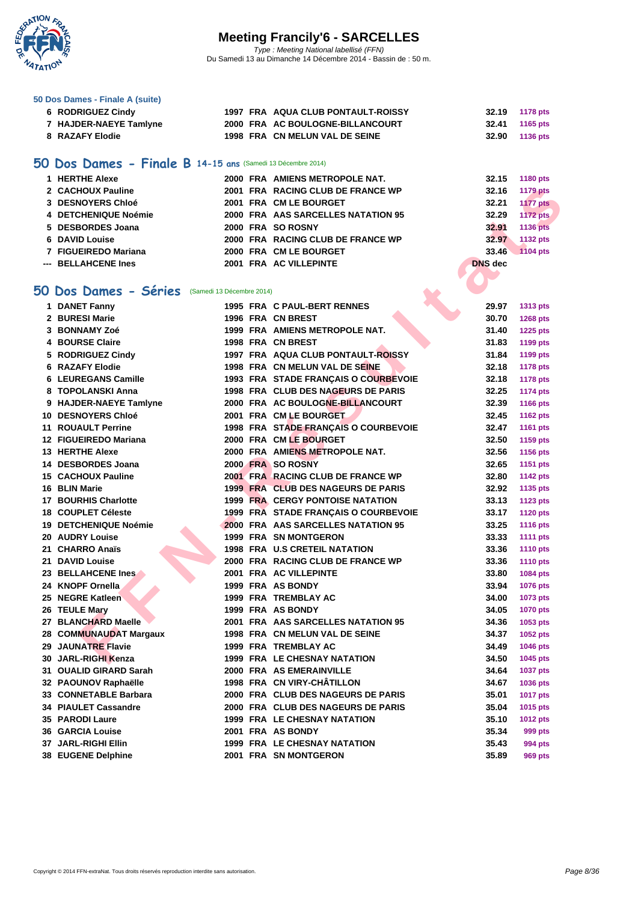### 50 Dos Dames - Finale A (suite)

| | | | | | | |
|---|---|---|---|---|---|---|
| 6 | RODRIGUEZ Cindy | 1997 | FRA | AQUA CLUB PONTAULT-ROISSY | 32.19 | 1178 pts |
| 7 | HAJDER-NAEYE Tamlyne | 2000 | FRA | AC BOULOGNE-BILLANCOURT | 32.41 | 1165 pts |
| 8 | RAZAFY Elodie | 1998 | FRA | CN MELUN VAL DE SEINE | 32.90 | 1136 pts |

## 50 Dos Dames - Finale B 14-15 ans (Samedi 13 Décembre 2014)

| | | | | | | |
|---|---|---|---|---|---|---|
| 1 | HERTHE Alexe | 2000 | FRA | AMIENS METROPOLE NAT. | 32.15 | 1180 pts |
| 2 | CACHOUX Pauline | 2001 | FRA | RACING CLUB DE FRANCE WP | 32.16 | 1179 pts |
| 3 | DESNOYERS Chloé | 2001 | FRA | CM LE BOURGET | 32.21 | 1177 pts |
| 4 | DETCHENIQUE Noémie | 2000 | FRA | AAS SARCELLES NATATION 95 | 32.29 | 1172 pts |
| 5 | DESBORDES Joana | 2000 | FRA | SO ROSNY | 32.91 | 1136 pts |
| 6 | DAVID Louise | 2000 | FRA | RACING CLUB DE FRANCE WP | 32.97 | 1132 pts |
| 7 | FIGUEIREDO Mariana | 2000 | FRA | CM LE BOURGET | 33.46 | 1104 pts |
| --- | BELLAHCENE Ines | 2001 | FRA | AC VILLEPINTE | DNS dec | |

## 50 Dos Dames - Séries (Samedi 13 Décembre 2014)

| | | | | | | |
|---|---|---|---|---|---|---|
| 1 | DANET Fanny | 1995 | FRA | C PAUL-BERT RENNES | 29.97 | 1313 pts |
| 2 | BURESI Marie | 1996 | FRA | CN BREST | 30.70 | 1268 pts |
| 3 | BONNAMY Zoé | 1999 | FRA | AMIENS METROPOLE NAT. | 31.40 | 1225 pts |
| 4 | BOURSE Claire | 1998 | FRA | CN BREST | 31.83 | 1199 pts |
| 5 | RODRIGUEZ Cindy | 1997 | FRA | AQUA CLUB PONTAULT-ROISSY | 31.84 | 1199 pts |
| 6 | RAZAFY Elodie | 1998 | FRA | CN MELUN VAL DE SEINE | 32.18 | 1178 pts |
| 6 | LEUREGANS Camille | 1993 | FRA | STADE FRANÇAIS O COURBEVOIE | 32.18 | 1178 pts |
| 8 | TOPOLANSKI Anna | 1998 | FRA | CLUB DES NAGEURS DE PARIS | 32.25 | 1174 pts |
| 9 | HAJDER-NAEYE Tamlyne | 2000 | FRA | AC BOULOGNE-BILLANCOURT | 32.39 | 1166 pts |
| 10 | DESNOYERS Chloé | 2001 | FRA | CM LE BOURGET | 32.45 | 1162 pts |
| 11 | ROUAULT Perrine | 1998 | FRA | STADE FRANÇAIS O COURBEVOIE | 32.47 | 1161 pts |
| 12 | FIGUEIREDO Mariana | 2000 | FRA | CM LE BOURGET | 32.50 | 1159 pts |
| 13 | HERTHE Alexe | 2000 | FRA | AMIENS METROPOLE NAT. | 32.56 | 1156 pts |
| 14 | DESBORDES Joana | 2000 | FRA | SO ROSNY | 32.65 | 1151 pts |
| 15 | CACHOUX Pauline | 2001 | FRA | RACING CLUB DE FRANCE WP | 32.80 | 1142 pts |
| 16 | BLIN Marie | 1999 | FRA | CLUB DES NAGEURS DE PARIS | 32.92 | 1135 pts |
| 17 | BOURHIS Charlotte | 1999 | FRA | CERGY PONTOISE NATATION | 33.13 | 1123 pts |
| 18 | COUPLET Céleste | 1999 | FRA | STADE FRANÇAIS O COURBEVOIE | 33.17 | 1120 pts |
| 19 | DETCHENIQUE Noémie | 2000 | FRA | AAS SARCELLES NATATION 95 | 33.25 | 1116 pts |
| 20 | AUDRY Louise | 1999 | FRA | SN MONTGERON | 33.33 | 1111 pts |
| 21 | CHARRO Anaïs | 1998 | FRA | U.S CRETEIL NATATION | 33.36 | 1110 pts |
| 21 | DAVID Louise | 2000 | FRA | RACING CLUB DE FRANCE WP | 33.36 | 1110 pts |
| 23 | BELLAHCENE Ines | 2001 | FRA | AC VILLEPINTE | 33.80 | 1084 pts |
| 24 | KNOPF Ornella | 1999 | FRA | AS BONDY | 33.94 | 1076 pts |
| 25 | NEGRE Katleen | 1999 | FRA | TREMBLAY AC | 34.00 | 1073 pts |
| 26 | TEULE Mary | 1999 | FRA | AS BONDY | 34.05 | 1070 pts |
| 27 | BLANCHARD Maelle | 2001 | FRA | AAS SARCELLES NATATION 95 | 34.36 | 1053 pts |
| 28 | COMMUNAUDAT Margaux | 1998 | FRA | CN MELUN VAL DE SEINE | 34.37 | 1052 pts |
| 29 | JAUNATRE Flavie | 1999 | FRA | TREMBLAY AC | 34.49 | 1046 pts |
| 30 | JARL-RIGHI Kenza | 1999 | FRA | LE CHESNAY NATATION | 34.50 | 1045 pts |
| 31 | OUALID GIRARD Sarah | 2000 | FRA | AS EMERAINVILLE | 34.64 | 1037 pts |
| 32 | PAOUNOV Raphaëlle | 1998 | FRA | CN VIRY-CHÂTILLON | 34.67 | 1036 pts |
| 33 | CONNETABLE Barbara | 2000 | FRA | CLUB DES NAGEURS DE PARIS | 35.01 | 1017 pts |
| 34 | PIAULET Cassandre | 2000 | FRA | CLUB DES NAGEURS DE PARIS | 35.04 | 1015 pts |
| 35 | PARODI Laure | 1999 | FRA | LE CHESNAY NATATION | 35.10 | 1012 pts |
| 36 | GARCIA Louise | 2001 | FRA | AS BONDY | 35.34 | 999 pts |
| 37 | JARL-RIGHI Ellin | 1999 | FRA | LE CHESNAY NATATION | 35.43 | 994 pts |
| 38 | EUGENE Delphine | 2001 | FRA | SN MONTGERON | 35.89 | 969 pts |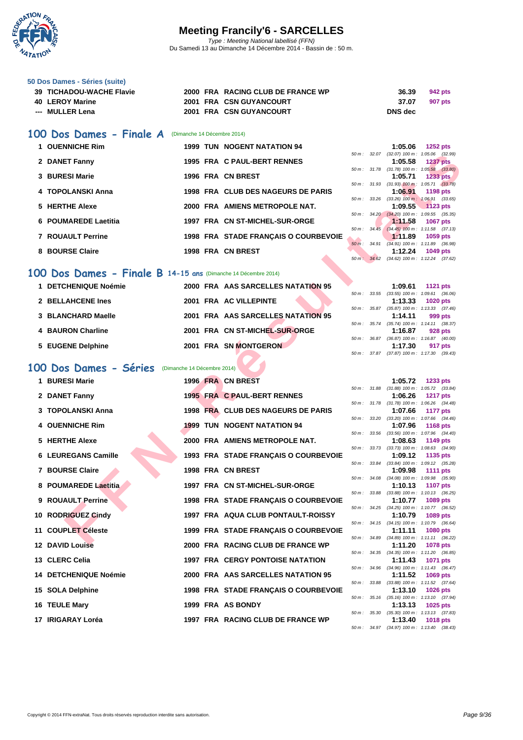### 50 Dos Dames - Séries (suite)

| | | | | | | |
|---|---|---|---|---|---|---|
| 39 | TICHADOU-WACHE Flavie | 2000 | FRA | RACING CLUB DE FRANCE WP | 36.39 | 942 pts |
| 40 | LEROY Marine | 2001 | FRA | CSN GUYANCOURT | 37.07 | 907 pts |
| --- | MULLER Lena | 2001 | FRA | CSN GUYANCOURT | DNS dec | |

## 100 Dos Dames - Finale A (Dimanche 14 Décembre 2014)

| | | | | | | | |
|---|---|---|---|---|---|---|---|
| 1 | OUENNICHE Rim | 1999 | TUN | NOGENT NATATION 94 | 1:05.06 | 1252 pts | 50 m : 32.07 (32.07) 100 m : 1:05.06 (32.99) |
| 2 | DANET Fanny | 1995 | FRA | C PAUL-BERT RENNES | 1:05.58 | 1237 pts | 50 m : 31.78 (31.78) 100 m : 1:05.58 (33.80) |
| 3 | BURESI Marie | 1996 | FRA | CN BREST | 1:05.71 | 1233 pts | 50 m : 31.93 (31.93) 100 m : 1:05.71 (33.78) |
| 4 | TOPOLANSKI Anna | 1998 | FRA | CLUB DES NAGEURS DE PARIS | 1:06.91 | 1198 pts | 50 m : 33.26 (33.26) 100 m : 1:06.91 (33.65) |
| 5 | HERTHE Alexe | 2000 | FRA | AMIENS METROPOLE NAT. | 1:09.55 | 1123 pts | 50 m : 34.20 (34.20) 100 m : 1:09.55 (35.35) |
| 6 | POUMAREDE Laetitia | 1997 | FRA | CN ST-MICHEL-SUR-ORGE | 1:11.58 | 1067 pts | 50 m : 34.45 (34.45) 100 m : 1:11.58 (37.13) |
| 7 | ROUAULT Perrine | 1998 | FRA | STADE FRANÇAIS O COURBEVOIE | 1:11.89 | 1059 pts | 50 m : 34.91 (34.91) 100 m : 1:11.89 (36.98) |
| 8 | BOURSE Claire | 1998 | FRA | CN BREST | 1:12.24 | 1049 pts | 50 m : 34.62 (34.62) 100 m : 1:12.24 (37.62) |

## 100 Dos Dames - Finale B 14-15 ans (Dimanche 14 Décembre 2014)

| | | | | | | | |
|---|---|---|---|---|---|---|---|
| 1 | DETCHENIQUE Noémie | 2000 | FRA | AAS SARCELLES NATATION 95 | 1:09.61 | 1121 pts | 50 m : 33.55 (33.55) 100 m : 1:09.61 (36.06) |
| 2 | BELLAHCENE Ines | 2001 | FRA | AC VILLEPINTE | 1:13.33 | 1020 pts | 50 m : 35.87 (35.87) 100 m : 1:13.33 (37.46) |
| 3 | BLANCHARD Maelle | 2001 | FRA | AAS SARCELLES NATATION 95 | 1:14.11 | 999 pts | 50 m : 35.74 (35.74) 100 m : 1:14.11 (38.37) |
| 4 | BAURON Charline | 2001 | FRA | CN ST-MICHEL-SUR-ORGE | 1:16.87 | 928 pts | 50 m : 36.87 (36.87) 100 m : 1:16.87 (40.00) |
| 5 | EUGENE Delphine | 2001 | FRA | SN MONTGERON | 1:17.30 | 917 pts | 50 m : 37.87 (37.87) 100 m : 1:17.30 (39.43) |

## 100 Dos Dames - Séries (Dimanche 14 Décembre 2014)

| | | | | | | | |
|---|---|---|---|---|---|---|---|
| 1 | BURESI Marie | 1996 | FRA | CN BREST | 1:05.72 | 1233 pts | 50 m : 31.88 (31.88) 100 m : 1:05.72 (33.84) |
| 2 | DANET Fanny | 1995 | FRA | C PAUL-BERT RENNES | 1:06.26 | 1217 pts | 50 m : 31.78 (31.78) 100 m : 1:06.26 (34.48) |
| 3 | TOPOLANSKI Anna | 1998 | FRA | CLUB DES NAGEURS DE PARIS | 1:07.66 | 1177 pts | 50 m : 33.20 (33.20) 100 m : 1:07.66 (34.46) |
| 4 | OUENNICHE Rim | 1999 | TUN | NOGENT NATATION 94 | 1:07.96 | 1168 pts | 50 m : 33.56 (33.56) 100 m : 1:07.96 (34.40) |
| 5 | HERTHE Alexe | 2000 | FRA | AMIENS METROPOLE NAT. | 1:08.63 | 1149 pts | 50 m : 33.73 (33.73) 100 m : 1:08.63 (34.90) |
| 6 | LEUREGANS Camille | 1993 | FRA | STADE FRANÇAIS O COURBEVOIE | 1:09.12 | 1135 pts | 50 m : 33.84 (33.84) 100 m : 1:09.12 (35.28) |
| 7 | BOURSE Claire | 1998 | FRA | CN BREST | 1:09.98 | 1111 pts | 50 m : 34.08 (34.08) 100 m : 1:09.98 (35.90) |
| 8 | POUMAREDE Laetitia | 1997 | FRA | CN ST-MICHEL-SUR-ORGE | 1:10.13 | 1107 pts | 50 m : 33.88 (33.88) 100 m : 1:10.13 (36.25) |
| 9 | ROUAULT Perrine | 1998 | FRA | STADE FRANÇAIS O COURBEVOIE | 1:10.77 | 1089 pts | 50 m : 34.25 (34.25) 100 m : 1:10.77 (36.52) |
| 10 | RODRIGUEZ Cindy | 1997 | FRA | AQUA CLUB PONTAULT-ROISSY | 1:10.79 | 1089 pts | 50 m : 34.15 (34.15) 100 m : 1:10.79 (36.64) |
| 11 | COUPLET Céleste | 1999 | FRA | STADE FRANÇAIS O COURBEVOIE | 1:11.11 | 1080 pts | 50 m : 34.89 (34.89) 100 m : 1:11.11 (36.22) |
| 12 | DAVID Louise | 2000 | FRA | RACING CLUB DE FRANCE WP | 1:11.20 | 1078 pts | 50 m : 34.35 (34.35) 100 m : 1:11.20 (36.85) |
| 13 | CLERC Celia | 1997 | FRA | CERGY PONTOISE NATATION | 1:11.43 | 1071 pts | 50 m : 34.96 (34.96) 100 m : 1:11.43 (36.47) |
| 14 | DETCHENIQUE Noémie | 2000 | FRA | AAS SARCELLES NATATION 95 | 1:11.52 | 1069 pts | 50 m : 33.88 (33.88) 100 m : 1:11.52 (37.64) |
| 15 | SOLA Delphine | 1998 | FRA | STADE FRANÇAIS O COURBEVOIE | 1:13.10 | 1026 pts | 50 m : 35.16 (35.16) 100 m : 1:13.10 (37.94) |
| 16 | TEULE Mary | 1999 | FRA | AS BONDY | 1:13.13 | 1025 pts | 50 m : 35.30 (35.30) 100 m : 1:13.13 (37.83) |
| 17 | IRIGARAY Loréa | 1997 | FRA | RACING CLUB DE FRANCE WP | 1:13.40 | 1018 pts | 50 m : 34.97 (34.97) 100 m : 1:13.40 (38.43) |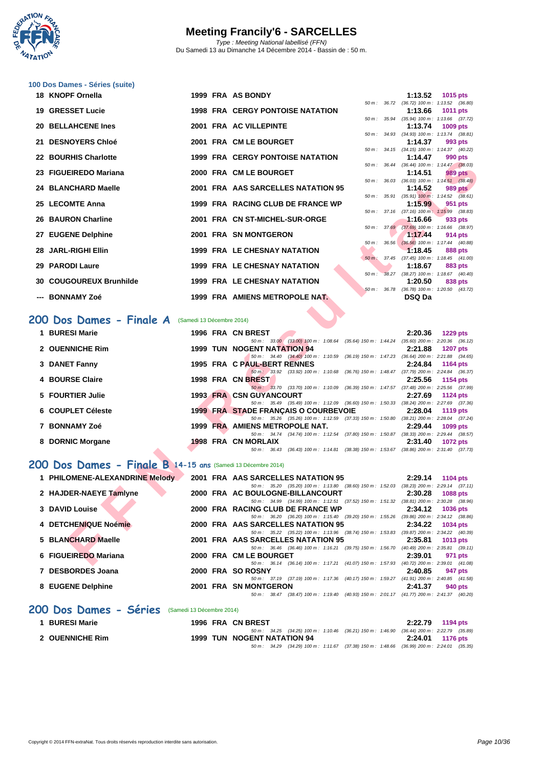### 100 Dos Dames - Séries (suite)

| Place | Nom | Année | Nat | Club | Temps | Points |
|---|---|---|---|---|---|---|
| 18 | KNOPF Ornella | 1999 | FRA | AS BONDY | 1:13.52 | 1015 pts |
| | | | | 50 m : 36.72 (36.72) 100 m : 1:13.52 (36.80) | | |
| 19 | GRESSET Lucie | 1998 | FRA | CERGY PONTOISE NATATION | 1:13.66 | 1011 pts |
| | | | | 50 m : 35.94 (35.94) 100 m : 1:13.66 (37.72) | | |
| 20 | BELLAHCENE Ines | 2001 | FRA | AC VILLEPINTE | 1:13.74 | 1009 pts |
| | | | | 50 m : 34.93 (34.93) 100 m : 1:13.74 (38.81) | | |
| 21 | DESNOYERS Chloé | 2001 | FRA | CM LE BOURGET | 1:14.37 | 993 pts |
| | | | | 50 m : 34.15 (34.15) 100 m : 1:14.37 (40.22) | | |
| 22 | BOURHIS Charlotte | 1999 | FRA | CERGY PONTOISE NATATION | 1:14.47 | 990 pts |
| | | | | 50 m : 36.44 (36.44) 100 m : 1:14.47 (38.03) | | |
| 23 | FIGUEIREDO Mariana | 2000 | FRA | CM LE BOURGET | 1:14.51 | 989 pts |
| | | | | 50 m : 36.03 (36.03) 100 m : 1:14.51 (38.48) | | |
| 24 | BLANCHARD Maelle | 2001 | FRA | AAS SARCELLES NATATION 95 | 1:14.52 | 989 pts |
| | | | | 50 m : 35.91 (35.91) 100 m : 1:14.52 (38.61) | | |
| 25 | LECOMTE Anna | 1999 | FRA | RACING CLUB DE FRANCE WP | 1:15.99 | 951 pts |
| | | | | 50 m : 37.16 (37.16) 100 m : 1:15.99 (38.83) | | |
| 26 | BAURON Charline | 2001 | FRA | CN ST-MICHEL-SUR-ORGE | 1:16.66 | 933 pts |
| | | | | 50 m : 37.69 (37.69) 100 m : 1:16.66 (38.97) | | |
| 27 | EUGENE Delphine | 2001 | FRA | SN MONTGERON | 1:17.44 | 914 pts |
| | | | | 50 m : 36.56 (36.56) 100 m : 1:17.44 (40.88) | | |
| 28 | JARL-RIGHI Ellin | 1999 | FRA | LE CHESNAY NATATION | 1:18.45 | 888 pts |
| | | | | 50 m : 37.45 (37.45) 100 m : 1:18.45 (41.00) | | |
| 29 | PARODI Laure | 1999 | FRA | LE CHESNAY NATATION | 1:18.67 | 883 pts |
| | | | | 50 m : 38.27 (38.27) 100 m : 1:18.67 (40.40) | | |
| 30 | COUGOUREUX Brunhilde | 1999 | FRA | LE CHESNAY NATATION | 1:20.50 | 838 pts |
| | | | | 50 m : 36.78 (36.78) 100 m : 1:20.50 (43.72) | | |
| --- | BONNAMY Zoé | 1999 | FRA | AMIENS METROPOLE NAT. | DSQ Da | |

## 200 Dos Dames - Finale A (Samedi 13 Décembre 2014)

| Place | Nom | Année | Nat | Club | Temps | Points |
|---|---|---|---|---|---|---|
| 1 | BURESI Marie | 1996 | FRA | CN BREST | 2:20.36 | 1229 pts |
| | | | | 50 m : 33.00 (33.00) 100 m : 1:08.64 (35.64) 150 m : 1:44.24 (35.60) 200 m : 2:20.36 (36.12) | | |
| 2 | OUENNICHE Rim | 1999 | TUN | NOGENT NATATION 94 | 2:21.88 | 1207 pts |
| | | | | 50 m : 34.40 (34.40) 100 m : 1:10.59 (36.19) 150 m : 1:47.23 (36.64) 200 m : 2:21.88 (34.65) | | |
| 3 | DANET Fanny | 1995 | FRA | C PAUL-BERT RENNES | 2:24.84 | 1164 pts |
| | | | | 50 m : 33.92 (33.92) 100 m : 1:10.68 (36.76) 150 m : 1:48.47 (37.79) 200 m : 2:24.84 (36.37) | | |
| 4 | BOURSE Claire | 1998 | FRA | CN BREST | 2:25.56 | 1154 pts |
| | | | | 50 m : 33.70 (33.70) 100 m : 1:10.09 (36.39) 150 m : 1:47.57 (37.48) 200 m : 2:25.56 (37.99) | | |
| 5 | FOURTIER Julie | 1993 | FRA | CSN GUYANCOURT | 2:27.69 | 1124 pts |
| | | | | 50 m : 35.49 (35.49) 100 m : 1:12.09 (36.60) 150 m : 1:50.33 (38.24) 200 m : 2:27.69 (37.36) | | |
| 6 | COUPLET Céleste | 1999 | FRA | STADE FRANÇAIS O COURBEVOIE | 2:28.04 | 1119 pts |
| | | | | 50 m : 35.26 (35.26) 100 m : 1:12.59 (37.33) 150 m : 1:50.80 (38.21) 200 m : 2:28.04 (37.24) | | |
| 7 | BONNAMY Zoé | 1999 | FRA | AMIENS METROPOLE NAT. | 2:29.44 | 1099 pts |
| | | | | 50 m : 34.74 (34.74) 100 m : 1:12.54 (37.80) 150 m : 1:50.87 (38.33) 200 m : 2:29.44 (38.57) | | |
| 8 | DORNIC Morgane | 1998 | FRA | CN MORLAIX | 2:31.40 | 1072 pts |
| | | | | 50 m : 36.43 (36.43) 100 m : 1:14.81 (38.38) 150 m : 1:53.67 (38.86) 200 m : 2:31.40 (37.73) | | |

## 200 Dos Dames - Finale B 14-15 ans (Samedi 13 Décembre 2014)

| Place | Nom | Année | Nat | Club | Temps | Points |
|---|---|---|---|---|---|---|
| 1 | PHILOMENE-ALEXANDRINE Melody | 2001 | FRA | AAS SARCELLES NATATION 95 | 2:29.14 | 1104 pts |
| | | | | 50 m : 35.20 (35.20) 100 m : 1:13.80 (38.60) 150 m : 1:52.03 (38.23) 200 m : 2:29.14 (37.11) | | |
| 2 | HAJDER-NAEYE Tamlyne | 2000 | FRA | AC BOULOGNE-BILLANCOURT | 2:30.28 | 1088 pts |
| | | | | 50 m : 34.99 (34.99) 100 m : 1:12.51 (37.52) 150 m : 1:51.32 (38.81) 200 m : 2:30.28 (38.96) | | |
| 3 | DAVID Louise | 2000 | FRA | RACING CLUB DE FRANCE WP | 2:34.12 | 1036 pts |
| | | | | 50 m : 36.20 (36.20) 100 m : 1:15.40 (39.20) 150 m : 1:55.26 (39.86) 200 m : 2:34.12 (38.86) | | |
| 4 | DETCHENIQUE Noémie | 2000 | FRA | AAS SARCELLES NATATION 95 | 2:34.22 | 1034 pts |
| | | | | 50 m : 35.22 (35.22) 100 m : 1:13.96 (38.74) 150 m : 1:53.83 (39.87) 200 m : 2:34.22 (40.39) | | |
| 5 | BLANCHARD Maelle | 2001 | FRA | AAS SARCELLES NATATION 95 | 2:35.81 | 1013 pts |
| | | | | 50 m : 36.46 (36.46) 100 m : 1:16.21 (39.75) 150 m : 1:56.70 (40.49) 200 m : 2:35.81 (39.11) | | |
| 6 | FIGUEIREDO Mariana | 2000 | FRA | CM LE BOURGET | 2:39.01 | 971 pts |
| | | | | 50 m : 36.14 (36.14) 100 m : 1:17.21 (41.07) 150 m : 1:57.93 (40.72) 200 m : 2:39.01 (41.08) | | |
| 7 | DESBORDES Joana | 2000 | FRA | SO ROSNY | 2:40.85 | 947 pts |
| | | | | 50 m : 37.19 (37.19) 100 m : 1:17.36 (40.17) 150 m : 1:59.27 (41.91) 200 m : 2:40.85 (41.58) | | |
| 8 | EUGENE Delphine | 2001 | FRA | SN MONTGERON | 2:41.37 | 940 pts |
| | | | | 50 m : 38.47 (38.47) 100 m : 1:19.40 (40.93) 150 m : 2:01.17 (41.77) 200 m : 2:41.37 (40.20) | | |

## 200 Dos Dames - Séries (Samedi 13 Décembre 2014)

| Place | Nom | Année | Nat | Club | Temps | Points |
|---|---|---|---|---|---|---|
| 1 | BURESI Marie | 1996 | FRA | CN BREST | 2:22.79 | 1194 pts |
| | | | | 50 m : 34.25 (34.25) 100 m : 1:10.46 (36.21) 150 m : 1:46.90 (36.44) 200 m : 2:22.79 (35.89) | | |
| 2 | OUENNICHE Rim | 1999 | TUN | NOGENT NATATION 94 | 2:24.01 | 1176 pts |
| | | | | 50 m : 34.29 (34.29) 100 m : 1:11.67 (37.38) 150 m : 1:48.66 (36.99) 200 m : 2:24.01 (35.35) | | |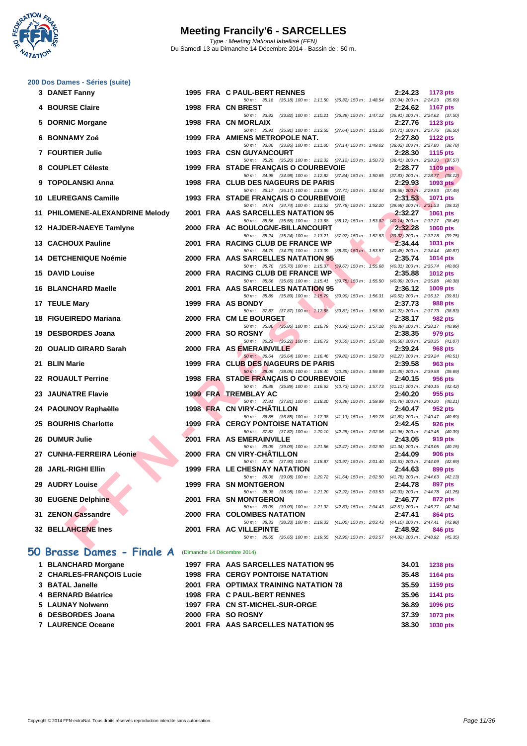# Meeting Francily'6 - SARCELLES

*Type : Meeting National labellisé (FFN)*

Du Samedi 13 au Dimanche 14 Décembre 2014 - Bassin de : 50 m.

## 200 Dos Dames - Séries (suite)

| Rg | Nom | Année | Nat | Club | Temps | Points |
|---|---|---|---|---|---|---|
| 3 | DANET Fanny | 1995 | FRA | C PAUL-BERT RENNES | 2:24.23 | 1173 pts |
| | 50 m : 35.18 (35.18) 100 m : 1:11.50 (36.32) 150 m : 1:48.54 (37.04) 200 m : 2:24.23 (35.69) | | | | | |
| 4 | BOURSE Claire | 1998 | FRA | CN BREST | 2:24.62 | 1167 pts |
| | 50 m : 33.82 (33.82) 100 m : 1:10.21 (36.39) 150 m : 1:47.12 (36.91) 200 m : 2:24.62 (37.50) | | | | | |
| 5 | DORNIC Morgane | 1998 | FRA | CN MORLAIX | 2:27.76 | 1123 pts |
| | 50 m : 35.91 (35.91) 100 m : 1:13.55 (37.64) 150 m : 1:51.26 (37.71) 200 m : 2:27.76 (36.50) | | | | | |
| 6 | BONNAMY Zoé | 1999 | FRA | AMIENS METROPOLE NAT. | 2:27.80 | 1122 pts |
| | 50 m : 33.86 (33.86) 100 m : 1:11.00 (37.14) 150 m : 1:49.02 (38.02) 200 m : 2:27.80 (38.78) | | | | | |
| 7 | FOURTIER Julie | 1993 | FRA | CSN GUYANCOURT | 2:28.30 | 1115 pts |
| | 50 m : 35.20 (35.20) 100 m : 1:12.32 (37.12) 150 m : 1:50.73 (38.41) 200 m : 2:28.30 (37.57) | | | | | |
| 8 | COUPLET Céleste | 1999 | FRA | STADE FRANÇAIS O COURBEVOIE | 2:28.77 | 1109 pts |
| | 50 m : 34.98 (34.98) 100 m : 1:12.82 (37.84) 150 m : 1:50.65 (37.83) 200 m : 2:28.77 (38.12) | | | | | |
| 9 | TOPOLANSKI Anna | 1998 | FRA | CLUB DES NAGEURS DE PARIS | 2:29.93 | 1093 pts |
| | 50 m : 36.17 (36.17) 100 m : 1:13.88 (37.71) 150 m : 1:52.44 (38.56) 200 m : 2:29.93 (37.49) | | | | | |
| 10 | LEUREGANS Camille | 1993 | FRA | STADE FRANÇAIS O COURBEVOIE | 2:31.53 | 1071 pts |
| | 50 m : 34.74 (34.74) 100 m : 1:12.52 (37.78) 150 m : 1:52.20 (39.68) 200 m : 2:31.53 (39.33) | | | | | |
| 11 | PHILOMENE-ALEXANDRINE Melody | 2001 | FRA | AAS SARCELLES NATATION 95 | 2:32.27 | 1061 pts |
| | 50 m : 35.56 (35.56) 100 m : 1:13.68 (38.12) 150 m : 1:53.82 (40.14) 200 m : 2:32.27 (38.45) | | | | | |
| 12 | HAJDER-NAEYE Tamlyne | 2000 | FRA | AC BOULOGNE-BILLANCOURT | 2:32.28 | 1060 pts |
| | 50 m : 35.24 (35.24) 100 m : 1:13.21 (37.97) 150 m : 1:52.53 (39.32) 200 m : 2:32.28 (39.75) | | | | | |
| 13 | CACHOUX Pauline | 2001 | FRA | RACING CLUB DE FRANCE WP | 2:34.44 | 1031 pts |
| | 50 m : 34.79 (34.79) 100 m : 1:13.09 (38.30) 150 m : 1:53.57 (40.48) 200 m : 2:34.44 (40.87) | | | | | |
| 14 | DETCHENIQUE Noémie | 2000 | FRA | AAS SARCELLES NATATION 95 | 2:35.74 | 1014 pts |
| | 50 m : 35.70 (35.70) 100 m : 1:15.37 (39.67) 150 m : 1:55.68 (40.31) 200 m : 2:35.74 (40.06) | | | | | |
| 15 | DAVID Louise | 2000 | FRA | RACING CLUB DE FRANCE WP | 2:35.88 | 1012 pts |
| | 50 m : 35.66 (35.66) 100 m : 1:15.41 (39.75) 150 m : 1:55.50 (40.09) 200 m : 2:35.88 (40.38) | | | | | |
| 16 | BLANCHARD Maelle | 2001 | FRA | AAS SARCELLES NATATION 95 | 2:36.12 | 1009 pts |
| | 50 m : 35.89 (35.89) 100 m : 1:15.79 (39.90) 150 m : 1:56.31 (40.52) 200 m : 2:36.12 (39.81) | | | | | |
| 17 | TEULE Mary | 1999 | FRA | AS BONDY | 2:37.73 | 988 pts |
| | 50 m : 37.87 (37.87) 100 m : 1:17.68 (39.81) 150 m : 1:58.90 (41.22) 200 m : 2:37.73 (38.83) | | | | | |
| 18 | FIGUEIREDO Mariana | 2000 | FRA | CM LE BOURGET | 2:38.17 | 982 pts |
| | 50 m : 35.86 (35.86) 100 m : 1:16.79 (40.93) 150 m : 1:57.18 (40.39) 200 m : 2:38.17 (40.99) | | | | | |
| 19 | DESBORDES Joana | 2000 | FRA | SO ROSNY | 2:38.35 | 979 pts |
| | 50 m : 36.22 (36.22) 100 m : 1:16.72 (40.50) 150 m : 1:57.28 (40.56) 200 m : 2:38.35 (41.07) | | | | | |
| 20 | OUALID GIRARD Sarah | 2000 | FRA | AS EMERAINVILLE | 2:39.24 | 968 pts |
| | 50 m : 36.64 (36.64) 100 m : 1:16.46 (39.82) 150 m : 1:58.73 (42.27) 200 m : 2:39.24 (40.51) | | | | | |
| 21 | BLIN Marie | 1999 | FRA | CLUB DES NAGEURS DE PARIS | 2:39.58 | 963 pts |
| | 50 m : 38.05 (38.05) 100 m : 1:18.40 (40.35) 150 m : 1:59.89 (41.49) 200 m : 2:39.58 (39.69) | | | | | |
| 22 | ROUAULT Perrine | 1998 | FRA | STADE FRANÇAIS O COURBEVOIE | 2:40.15 | 956 pts |
| | 50 m : 35.89 (35.89) 100 m : 1:16.62 (40.73) 150 m : 1:57.73 (41.11) 200 m : 2:40.15 (42.42) | | | | | |
| 23 | JAUNATRE Flavie | 1999 | FRA | TREMBLAY AC | 2:40.20 | 955 pts |
| | 50 m : 37.81 (37.81) 100 m : 1:18.20 (40.39) 150 m : 1:59.99 (41.79) 200 m : 2:40.20 (40.21) | | | | | |
| 24 | PAOUNOV Raphaëlle | 1998 | FRA | CN VIRY-CHÂTILLON | 2:40.47 | 952 pts |
| | 50 m : 36.85 (36.85) 100 m : 1:17.98 (41.13) 150 m : 1:59.78 (41.80) 200 m : 2:40.47 (40.69) | | | | | |
| 25 | BOURHIS Charlotte | 1999 | FRA | CERGY PONTOISE NATATION | 2:42.45 | 926 pts |
| | 50 m : 37.82 (37.82) 100 m : 1:20.10 (42.28) 150 m : 2:02.06 (41.96) 200 m : 2:42.45 (40.39) | | | | | |
| 26 | DUMUR Julie | 2001 | FRA | AS EMERAINVILLE | 2:43.05 | 919 pts |
| | 50 m : 39.09 (39.09) 100 m : 1:21.56 (42.47) 150 m : 2:02.90 (41.34) 200 m : 2:43.05 (40.15) | | | | | |
| 27 | CUNHA-FERREIRA Léonie | 2000 | FRA | CN VIRY-CHÂTILLON | 2:44.09 | 906 pts |
| | 50 m : 37.90 (37.90) 100 m : 1:18.87 (40.97) 150 m : 2:01.40 (42.53) 200 m : 2:44.09 (42.69) | | | | | |
| 28 | JARL-RIGHI Ellin | 1999 | FRA | LE CHESNAY NATATION | 2:44.63 | 899 pts |
| | 50 m : 39.08 (39.08) 100 m : 1:20.72 (41.64) 150 m : 2:02.50 (41.78) 200 m : 2:44.63 (42.13) | | | | | |
| 29 | AUDRY Louise | 1999 | FRA | SN MONTGERON | 2:44.78 | 897 pts |
| | 50 m : 38.98 (38.98) 100 m : 1:21.20 (42.22) 150 m : 2:03.53 (42.33) 200 m : 2:44.78 (41.25) | | | | | |
| 30 | EUGENE Delphine | 2001 | FRA | SN MONTGERON | 2:46.77 | 872 pts |
| | 50 m : 39.09 (39.09) 100 m : 1:21.92 (42.83) 150 m : 2:04.43 (42.51) 200 m : 2:46.77 (42.34) | | | | | |
| 31 | ZENON Cassandre | 2000 | FRA | COLOMBES NATATION | 2:47.41 | 864 pts |
| | 50 m : 38.33 (38.33) 100 m : 1:19.33 (41.00) 150 m : 2:03.43 (44.10) 200 m : 2:47.41 (43.98) | | | | | |
| 32 | BELLAHCENE Ines | 2001 | FRA | AC VILLEPINTE | 2:48.92 | 846 pts |
| | 50 m : 36.65 (36.65) 100 m : 1:19.55 (42.90) 150 m : 2:03.57 (44.02) 200 m : 2:48.92 (45.35) | | | | | |

## 50 Brasse Dames - Finale A (Dimanche 14 Décembre 2014)

| Rg | Nom | Année | Nat | Club | Temps | Points |
|---|---|---|---|---|---|---|
| 1 | BLANCHARD Morgane | 1997 | FRA | AAS SARCELLES NATATION 95 | 34.01 | 1238 pts |
| 2 | CHARLES-FRANÇOIS Lucie | 1998 | FRA | CERGY PONTOISE NATATION | 35.48 | 1164 pts |
| 3 | BATAL Janelle | 2001 | FRA | OPTIMAX TRAINING NATATION 78 | 35.59 | 1159 pts |
| 4 | BERNARD Béatrice | 1998 | FRA | C PAUL-BERT RENNES | 35.96 | 1141 pts |
| 5 | LAUNAY Nolwenn | 1997 | FRA | CN ST-MICHEL-SUR-ORGE | 36.89 | 1096 pts |
| 6 | DESBORDES Joana | 2000 | FRA | SO ROSNY | 37.39 | 1073 pts |
| 7 | LAURENCE Oceane | 2001 | FRA | AAS SARCELLES NATATION 95 | 38.30 | 1030 pts |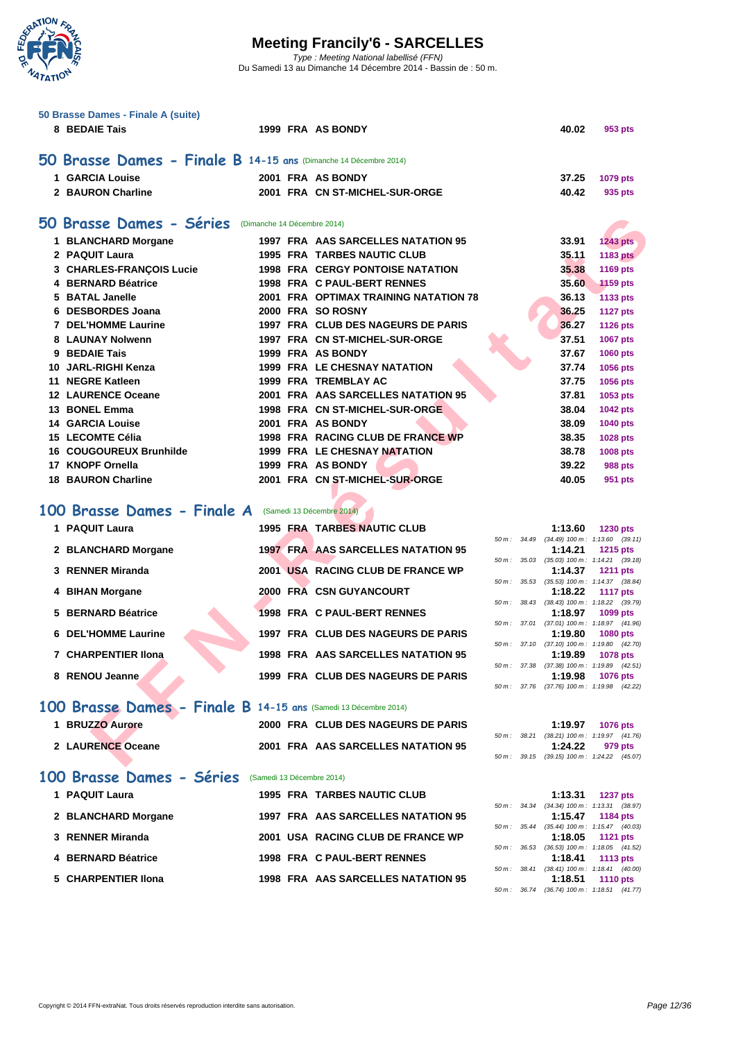### 50 Brasse Dames - Finale A (suite)

| | | | | | | |
|---|---|---|---|---|---|---|
| 8 | BEDAIE Tais | 1999 | FRA | AS BONDY | 40.02 | 953 pts |

## 50 Brasse Dames - Finale B 14-15 ans (Dimanche 14 Décembre 2014)

| | | | | | | |
|---|---|---|---|---|---|---|
| 1 | GARCIA Louise | 2001 | FRA | AS BONDY | 37.25 | 1079 pts |
| 2 | BAURON Charline | 2001 | FRA | CN ST-MICHEL-SUR-ORGE | 40.42 | 935 pts |

## 50 Brasse Dames - Séries (Dimanche 14 Décembre 2014)

| | | | | | | |
|---|---|---|---|---|---|---|
| 1 | BLANCHARD Morgane | 1997 | FRA | AAS SARCELLES NATATION 95 | 33.91 | 1243 pts |
| 2 | PAQUIT Laura | 1995 | FRA | TARBES NAUTIC CLUB | 35.11 | 1183 pts |
| 3 | CHARLES-FRANÇOIS Lucie | 1998 | FRA | CERGY PONTOISE NATATION | 35.38 | 1169 pts |
| 4 | BERNARD Béatrice | 1998 | FRA | C PAUL-BERT RENNES | 35.60 | 1159 pts |
| 5 | BATAL Janelle | 2001 | FRA | OPTIMAX TRAINING NATATION 78 | 36.13 | 1133 pts |
| 6 | DESBORDES Joana | 2000 | FRA | SO ROSNY | 36.25 | 1127 pts |
| 7 | DEL'HOMME Laurine | 1997 | FRA | CLUB DES NAGEURS DE PARIS | 36.27 | 1126 pts |
| 8 | LAUNAY Nolwenn | 1997 | FRA | CN ST-MICHEL-SUR-ORGE | 37.51 | 1067 pts |
| 9 | BEDAIE Tais | 1999 | FRA | AS BONDY | 37.67 | 1060 pts |
| 10 | JARL-RIGHI Kenza | 1999 | FRA | LE CHESNAY NATATION | 37.74 | 1056 pts |
| 11 | NEGRE Katleen | 1999 | FRA | TREMBLAY AC | 37.75 | 1056 pts |
| 12 | LAURENCE Oceane | 2001 | FRA | AAS SARCELLES NATATION 95 | 37.81 | 1053 pts |
| 13 | BONEL Emma | 1998 | FRA | CN ST-MICHEL-SUR-ORGE | 38.04 | 1042 pts |
| 14 | GARCIA Louise | 2001 | FRA | AS BONDY | 38.09 | 1040 pts |
| 15 | LECOMTE Célia | 1998 | FRA | RACING CLUB DE FRANCE WP | 38.35 | 1028 pts |
| 16 | COUGOUREUX Brunhilde | 1999 | FRA | LE CHESNAY NATATION | 38.78 | 1008 pts |
| 17 | KNOPF Ornella | 1999 | FRA | AS BONDY | 39.22 | 988 pts |
| 18 | BAURON Charline | 2001 | FRA | CN ST-MICHEL-SUR-ORGE | 40.05 | 951 pts |

## 100 Brasse Dames - Finale A (Samedi 13 Décembre 2014)

| | | | | | | | |
|---|---|---|---|---|---|---|---|
| 1 | PAQUIT Laura | 1995 | FRA | TARBES NAUTIC CLUB | 1:13.60 | 1230 pts | 50 m : 34.49 (34.49) 100 m : 1:13.60 (39.11) |
| 2 | BLANCHARD Morgane | 1997 | FRA | AAS SARCELLES NATATION 95 | 1:14.21 | 1215 pts | 50 m : 35.03 (35.03) 100 m : 1:14.21 (39.18) |
| 3 | RENNER Miranda | 2001 | USA | RACING CLUB DE FRANCE WP | 1:14.37 | 1211 pts | 50 m : 35.53 (35.53) 100 m : 1:14.37 (38.84) |
| 4 | BIHAN Morgane | 2000 | FRA | CSN GUYANCOURT | 1:18.22 | 1117 pts | 50 m : 38.43 (38.43) 100 m : 1:18.22 (39.79) |
| 5 | BERNARD Béatrice | 1998 | FRA | C PAUL-BERT RENNES | 1:18.97 | 1099 pts | 50 m : 37.01 (37.01) 100 m : 1:18.97 (41.96) |
| 6 | DEL'HOMME Laurine | 1997 | FRA | CLUB DES NAGEURS DE PARIS | 1:19.80 | 1080 pts | 50 m : 37.10 (37.10) 100 m : 1:19.80 (42.70) |
| 7 | CHARPENTIER Ilona | 1998 | FRA | AAS SARCELLES NATATION 95 | 1:19.89 | 1078 pts | 50 m : 37.38 (37.38) 100 m : 1:19.89 (42.51) |
| 8 | RENOU Jeanne | 1999 | FRA | CLUB DES NAGEURS DE PARIS | 1:19.98 | 1076 pts | 50 m : 37.76 (37.76) 100 m : 1:19.98 (42.22) |

## 100 Brasse Dames - Finale B 14-15 ans (Samedi 13 Décembre 2014)

| | | | | | | | |
|---|---|---|---|---|---|---|---|
| 1 | BRUZZO Aurore | 2000 | FRA | CLUB DES NAGEURS DE PARIS | 1:19.97 | 1076 pts | 50 m : 38.21 (38.21) 100 m : 1:19.97 (41.76) |
| 2 | LAURENCE Oceane | 2001 | FRA | AAS SARCELLES NATATION 95 | 1:24.22 | 979 pts | 50 m : 39.15 (39.15) 100 m : 1:24.22 (45.07) |

## 100 Brasse Dames - Séries (Samedi 13 Décembre 2014)

| | | | | | | | |
|---|---|---|---|---|---|---|---|
| 1 | PAQUIT Laura | 1995 | FRA | TARBES NAUTIC CLUB | 1:13.31 | 1237 pts | 50 m : 34.34 (34.34) 100 m : 1:13.31 (38.97) |
| 2 | BLANCHARD Morgane | 1997 | FRA | AAS SARCELLES NATATION 95 | 1:15.47 | 1184 pts | 50 m : 35.44 (35.44) 100 m : 1:15.47 (40.03) |
| 3 | RENNER Miranda | 2001 | USA | RACING CLUB DE FRANCE WP | 1:18.05 | 1121 pts | 50 m : 36.53 (36.53) 100 m : 1:18.05 (41.52) |
| 4 | BERNARD Béatrice | 1998 | FRA | C PAUL-BERT RENNES | 1:18.41 | 1113 pts | 50 m : 38.41 (38.41) 100 m : 1:18.41 (40.00) |
| 5 | CHARPENTIER Ilona | 1998 | FRA | AAS SARCELLES NATATION 95 | 1:18.51 | 1110 pts | 50 m : 36.74 (36.74) 100 m : 1:18.51 (41.77) |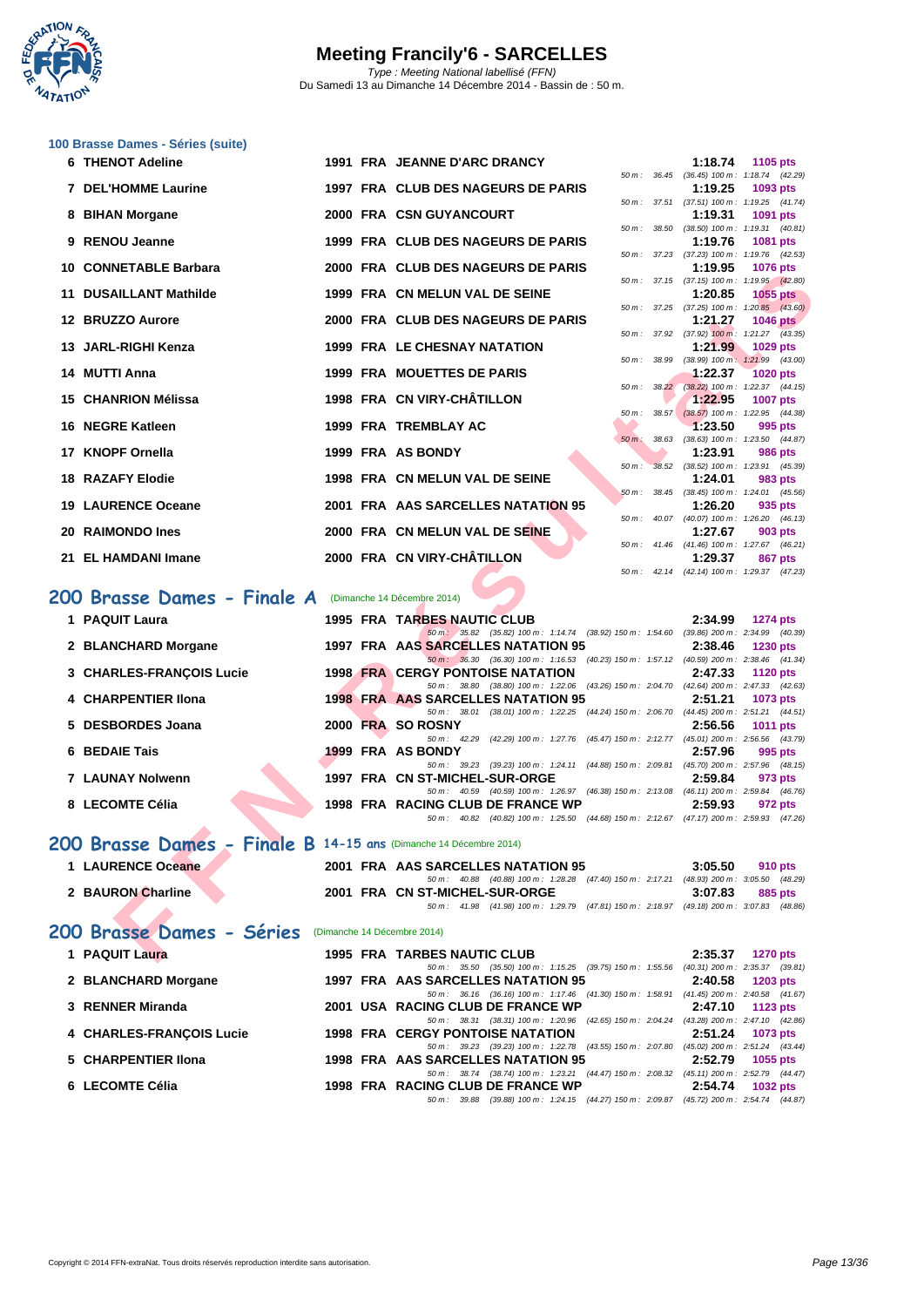# Meeting Francily'6 - SARCELLES

*Type : Meeting National labellisé (FFN)*

Du Samedi 13 au Dimanche 14 Décembre 2014 - Bassin de : 50 m.

### 100 Brasse Dames - Séries (suite)

| Rg | Nom | Année | Nat | Club | Temps | Points | Intermédiaires |
|---|---|---|---|---|---|---|---|
| 6 | THENOT Adeline | 1991 | FRA | JEANNE D'ARC DRANCY | 1:18.74 | 1105 pts | 50 m : 36.45 (36.45) 100 m : 1:18.74 (42.29) |
| 7 | DEL'HOMME Laurine | 1997 | FRA | CLUB DES NAGEURS DE PARIS | 1:19.25 | 1093 pts | 50 m : 37.51 (37.51) 100 m : 1:19.25 (41.74) |
| 8 | BIHAN Morgane | 2000 | FRA | CSN GUYANCOURT | 1:19.31 | 1091 pts | 50 m : 38.50 (38.50) 100 m : 1:19.31 (40.81) |
| 9 | RENOU Jeanne | 1999 | FRA | CLUB DES NAGEURS DE PARIS | 1:19.76 | 1081 pts | 50 m : 37.23 (37.23) 100 m : 1:19.76 (42.53) |
| 10 | CONNETABLE Barbara | 2000 | FRA | CLUB DES NAGEURS DE PARIS | 1:19.95 | 1076 pts | 50 m : 37.15 (37.15) 100 m : 1:19.95 (42.80) |
| 11 | DUSAILLANT Mathilde | 1999 | FRA | CN MELUN VAL DE SEINE | 1:20.85 | 1055 pts | 50 m : 37.25 (37.25) 100 m : 1:20.85 (43.60) |
| 12 | BRUZZO Aurore | 2000 | FRA | CLUB DES NAGEURS DE PARIS | 1:21.27 | 1046 pts | 50 m : 37.92 (37.92) 100 m : 1:21.27 (43.35) |
| 13 | JARL-RIGHI Kenza | 1999 | FRA | LE CHESNAY NATATION | 1:21.99 | 1029 pts | 50 m : 38.99 (38.99) 100 m : 1:21.99 (43.00) |
| 14 | MUTTI Anna | 1999 | FRA | MOUETTES DE PARIS | 1:22.37 | 1020 pts | 50 m : 38.22 (38.22) 100 m : 1:22.37 (44.15) |
| 15 | CHANRION Mélissa | 1998 | FRA | CN VIRY-CHÂTILLON | 1:22.95 | 1007 pts | 50 m : 38.57 (38.57) 100 m : 1:22.95 (44.38) |
| 16 | NEGRE Katleen | 1999 | FRA | TREMBLAY AC | 1:23.50 | 995 pts | 50 m : 38.63 (38.63) 100 m : 1:23.50 (44.87) |
| 17 | KNOPF Ornella | 1999 | FRA | AS BONDY | 1:23.91 | 986 pts | 50 m : 38.52 (38.52) 100 m : 1:23.91 (45.39) |
| 18 | RAZAFY Elodie | 1998 | FRA | CN MELUN VAL DE SEINE | 1:24.01 | 983 pts | 50 m : 38.45 (38.45) 100 m : 1:24.01 (45.56) |
| 19 | LAURENCE Oceane | 2001 | FRA | AAS SARCELLES NATATION 95 | 1:26.20 | 935 pts | 50 m : 40.07 (40.07) 100 m : 1:26.20 (46.13) |
| 20 | RAIMONDO Ines | 2000 | FRA | CN MELUN VAL DE SEINE | 1:27.67 | 903 pts | 50 m : 41.46 (41.46) 100 m : 1:27.67 (46.21) |
| 21 | EL HAMDANI Imane | 2000 | FRA | CN VIRY-CHÂTILLON | 1:29.37 | 867 pts | 50 m : 42.14 (42.14) 100 m : 1:29.37 (47.23) |

## 200 Brasse Dames - Finale A (Dimanche 14 Décembre 2014)

| Rg | Nom | Année | Nat | Club | Temps | Points | Intermédiaires |
|---|---|---|---|---|---|---|---|
| 1 | PAQUIT Laura | 1995 | FRA | TARBES NAUTIC CLUB | 2:34.99 | 1274 pts | 50 m : 35.82 (35.82) 100 m : 1:14.74 (38.92) 150 m : 1:54.60 (39.86) 200 m : 2:34.99 (40.39) |
| 2 | BLANCHARD Morgane | 1997 | FRA | AAS SARCELLES NATATION 95 | 2:38.46 | 1230 pts | 50 m : 36.30 (36.30) 100 m : 1:16.53 (40.23) 150 m : 1:57.12 (40.59) 200 m : 2:38.46 (41.34) |
| 3 | CHARLES-FRANÇOIS Lucie | 1998 | FRA | CERGY PONTOISE NATATION | 2:47.33 | 1120 pts | 50 m : 38.80 (38.80) 100 m : 1:22.06 (43.26) 150 m : 2:04.70 (42.64) 200 m : 2:47.33 (42.63) |
| 4 | CHARPENTIER Ilona | 1998 | FRA | AAS SARCELLES NATATION 95 | 2:51.21 | 1073 pts | 50 m : 38.01 (38.01) 100 m : 1:22.25 (44.24) 150 m : 2:06.70 (44.45) 200 m : 2:51.21 (44.51) |
| 5 | DESBORDES Joana | 2000 | FRA | SO ROSNY | 2:56.56 | 1011 pts | 50 m : 42.29 (42.29) 100 m : 1:27.76 (45.47) 150 m : 2:12.77 (45.01) 200 m : 2:56.56 (43.79) |
| 6 | BEDAIE Tais | 1999 | FRA | AS BONDY | 2:57.96 | 995 pts | 50 m : 39.23 (39.23) 100 m : 1:24.11 (44.88) 150 m : 2:09.81 (45.70) 200 m : 2:57.96 (48.15) |
| 7 | LAUNAY Nolwenn | 1997 | FRA | CN ST-MICHEL-SUR-ORGE | 2:59.84 | 973 pts | 50 m : 40.59 (40.59) 100 m : 1:26.97 (46.38) 150 m : 2:13.08 (46.11) 200 m : 2:59.84 (46.76) |
| 8 | LECOMTE Célia | 1998 | FRA | RACING CLUB DE FRANCE WP | 2:59.93 | 972 pts | 50 m : 40.82 (40.82) 100 m : 1:25.50 (44.68) 150 m : 2:12.67 (47.17) 200 m : 2:59.93 (47.26) |

## 200 Brasse Dames - Finale B 14-15 ans (Dimanche 14 Décembre 2014)

| Rg | Nom | Année | Nat | Club | Temps | Points | Intermédiaires |
|---|---|---|---|---|---|---|---|
| 1 | LAURENCE Oceane | 2001 | FRA | AAS SARCELLES NATATION 95 | 3:05.50 | 910 pts | 50 m : 40.88 (40.88) 100 m : 1:28.28 (47.40) 150 m : 2:17.21 (48.93) 200 m : 3:05.50 (48.29) |
| 2 | BAURON Charline | 2001 | FRA | CN ST-MICHEL-SUR-ORGE | 3:07.83 | 885 pts | 50 m : 41.98 (41.98) 100 m : 1:29.79 (47.81) 150 m : 2:18.97 (49.18) 200 m : 3:07.83 (48.86) |

## 200 Brasse Dames - Séries (Dimanche 14 Décembre 2014)

| Rg | Nom | Année | Nat | Club | Temps | Points | Intermédiaires |
|---|---|---|---|---|---|---|---|
| 1 | PAQUIT Laura | 1995 | FRA | TARBES NAUTIC CLUB | 2:35.37 | 1270 pts | 50 m : 35.50 (35.50) 100 m : 1:15.25 (39.75) 150 m : 1:55.56 (40.31) 200 m : 2:35.37 (39.81) |
| 2 | BLANCHARD Morgane | 1997 | FRA | AAS SARCELLES NATATION 95 | 2:40.58 | 1203 pts | 50 m : 36.16 (36.16) 100 m : 1:17.46 (41.30) 150 m : 1:58.91 (41.45) 200 m : 2:40.58 (41.67) |
| 3 | RENNER Miranda | 2001 | USA | RACING CLUB DE FRANCE WP | 2:47.10 | 1123 pts | 50 m : 38.31 (38.31) 100 m : 1:20.96 (42.65) 150 m : 2:04.24 (43.28) 200 m : 2:47.10 (42.86) |
| 4 | CHARLES-FRANÇOIS Lucie | 1998 | FRA | CERGY PONTOISE NATATION | 2:51.24 | 1073 pts | 50 m : 39.23 (39.23) 100 m : 1:22.78 (43.55) 150 m : 2:07.80 (45.02) 200 m : 2:51.24 (43.44) |
| 5 | CHARPENTIER Ilona | 1998 | FRA | AAS SARCELLES NATATION 95 | 2:52.79 | 1055 pts | 50 m : 38.74 (38.74) 100 m : 1:23.21 (44.47) 150 m : 2:08.32 (45.11) 200 m : 2:52.79 (44.47) |
| 6 | LECOMTE Célia | 1998 | FRA | RACING CLUB DE FRANCE WP | 2:54.74 | 1032 pts | 50 m : 39.88 (39.88) 100 m : 1:24.15 (44.27) 150 m : 2:09.87 (45.72) 200 m : 2:54.74 (44.87) |

Copyright © 2014 FFN-extraNat. Tous droits réservés reproduction interdite sans autorisation.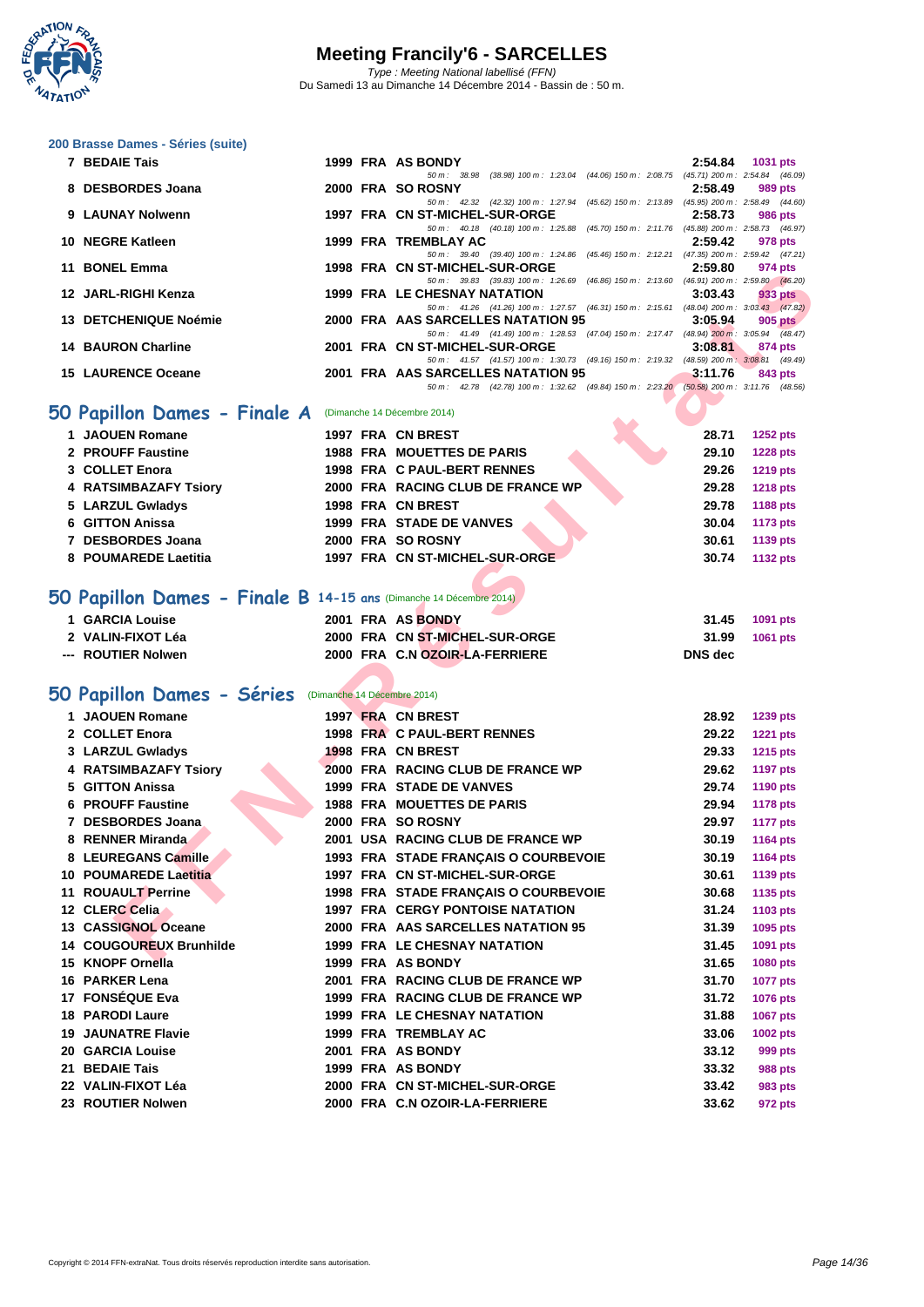# Meeting Francily'6 - SARCELLES

*Type : Meeting National labellisé (FFN)*

Du Samedi 13 au Dimanche 14 Décembre 2014 - Bassin de : 50 m.

## 200 Brasse Dames - Séries (suite)

| Place | Nom | Année | Nat | Club | Temps | Points |
|---|---|---|---|---|---|---|
| 7 | BEDAIE Tais | 1999 | FRA | AS BONDY | 2:54.84 | 1031 pts |
| | *50 m : 38.98 (38.98) 100 m : 1:23.04 (44.06) 150 m : 2:08.75 (45.71) 200 m : 2:54.84 (46.09)* | | | | | |
| 8 | DESBORDES Joana | 2000 | FRA | SO ROSNY | 2:58.49 | 989 pts |
| | *50 m : 42.32 (42.32) 100 m : 1:27.94 (45.62) 150 m : 2:13.89 (45.95) 200 m : 2:58.49 (44.60)* | | | | | |
| 9 | LAUNAY Nolwenn | 1997 | FRA | CN ST-MICHEL-SUR-ORGE | 2:58.73 | 986 pts |
| | *50 m : 40.18 (40.18) 100 m : 1:25.88 (45.70) 150 m : 2:11.76 (45.88) 200 m : 2:58.73 (46.97)* | | | | | |
| 10 | NEGRE Katleen | 1999 | FRA | TREMBLAY AC | 2:59.42 | 978 pts |
| | *50 m : 39.40 (39.40) 100 m : 1:24.86 (45.46) 150 m : 2:12.21 (47.35) 200 m : 2:59.42 (47.21)* | | | | | |
| 11 | BONEL Emma | 1998 | FRA | CN ST-MICHEL-SUR-ORGE | 2:59.80 | 974 pts |
| | *50 m : 39.83 (39.83) 100 m : 1:26.69 (46.86) 150 m : 2:13.60 (46.91) 200 m : 2:59.80 (46.20)* | | | | | |
| 12 | JARL-RIGHI Kenza | 1999 | FRA | LE CHESNAY NATATION | 3:03.43 | 933 pts |
| | *50 m : 41.26 (41.26) 100 m : 1:27.57 (46.31) 150 m : 2:15.61 (48.04) 200 m : 3:03.43 (47.82)* | | | | | |
| 13 | DETCHENIQUE Noémie | 2000 | FRA | AAS SARCELLES NATATION 95 | 3:05.94 | 905 pts |
| | *50 m : 41.49 (41.49) 100 m : 1:28.53 (47.04) 150 m : 2:17.47 (48.94) 200 m : 3:05.94 (48.47)* | | | | | |
| 14 | BAURON Charline | 2001 | FRA | CN ST-MICHEL-SUR-ORGE | 3:08.81 | 874 pts |
| | *50 m : 41.57 (41.57) 100 m : 1:30.73 (49.16) 150 m : 2:19.32 (48.59) 200 m : 3:08.81 (49.49)* | | | | | |
| 15 | LAURENCE Oceane | 2001 | FRA | AAS SARCELLES NATATION 95 | 3:11.76 | 843 pts |
| | *50 m : 42.78 (42.78) 100 m : 1:32.62 (49.84) 150 m : 2:23.20 (50.58) 200 m : 3:11.76 (48.56)* | | | | | |

## 50 Papillon Dames - Finale A (Dimanche 14 Décembre 2014)

| Place | Nom | Année | Nat | Club | Temps | Points |
|---|---|---|---|---|---|---|
| 1 | JAOUEN Romane | 1997 | FRA | CN BREST | 28.71 | 1252 pts |
| 2 | PROUFF Faustine | 1988 | FRA | MOUETTES DE PARIS | 29.10 | 1228 pts |
| 3 | COLLET Enora | 1998 | FRA | C PAUL-BERT RENNES | 29.26 | 1219 pts |
| 4 | RATSIMBAZAFY Tsiory | 2000 | FRA | RACING CLUB DE FRANCE WP | 29.28 | 1218 pts |
| 5 | LARZUL Gwladys | 1998 | FRA | CN BREST | 29.78 | 1188 pts |
| 6 | GITTON Anissa | 1999 | FRA | STADE DE VANVES | 30.04 | 1173 pts |
| 7 | DESBORDES Joana | 2000 | FRA | SO ROSNY | 30.61 | 1139 pts |
| 8 | POUMAREDE Laetitia | 1997 | FRA | CN ST-MICHEL-SUR-ORGE | 30.74 | 1132 pts |

## 50 Papillon Dames - Finale B 14-15 ans (Dimanche 14 Décembre 2014)

| Place | Nom | Année | Nat | Club | Temps | Points |
|---|---|---|---|---|---|---|
| 1 | GARCIA Louise | 2001 | FRA | AS BONDY | 31.45 | 1091 pts |
| 2 | VALIN-FIXOT Léa | 2000 | FRA | CN ST-MICHEL-SUR-ORGE | 31.99 | 1061 pts |
| --- | ROUTIER Nolwen | 2000 | FRA | C.N OZOIR-LA-FERRIERE | DNS dec | |

## 50 Papillon Dames - Séries (Dimanche 14 Décembre 2014)

| Place | Nom | Année | Nat | Club | Temps | Points |
|---|---|---|---|---|---|---|
| 1 | JAOUEN Romane | 1997 | FRA | CN BREST | 28.92 | 1239 pts |
| 2 | COLLET Enora | 1998 | FRA | C PAUL-BERT RENNES | 29.22 | 1221 pts |
| 3 | LARZUL Gwladys | 1998 | FRA | CN BREST | 29.33 | 1215 pts |
| 4 | RATSIMBAZAFY Tsiory | 2000 | FRA | RACING CLUB DE FRANCE WP | 29.62 | 1197 pts |
| 5 | GITTON Anissa | 1999 | FRA | STADE DE VANVES | 29.74 | 1190 pts |
| 6 | PROUFF Faustine | 1988 | FRA | MOUETTES DE PARIS | 29.94 | 1178 pts |
| 7 | DESBORDES Joana | 2000 | FRA | SO ROSNY | 29.97 | 1177 pts |
| 8 | RENNER Miranda | 2001 | USA | RACING CLUB DE FRANCE WP | 30.19 | 1164 pts |
| 8 | LEUREGANS Camille | 1993 | FRA | STADE FRANÇAIS O COURBEVOIE | 30.19 | 1164 pts |
| 10 | POUMAREDE Laetitia | 1997 | FRA | CN ST-MICHEL-SUR-ORGE | 30.61 | 1139 pts |
| 11 | ROUAULT Perrine | 1998 | FRA | STADE FRANÇAIS O COURBEVOIE | 30.68 | 1135 pts |
| 12 | CLERC Celia | 1997 | FRA | CERGY PONTOISE NATATION | 31.24 | 1103 pts |
| 13 | CASSIGNOL Oceane | 2000 | FRA | AAS SARCELLES NATATION 95 | 31.39 | 1095 pts |
| 14 | COUGOUREUX Brunhilde | 1999 | FRA | LE CHESNAY NATATION | 31.45 | 1091 pts |
| 15 | KNOPF Ornella | 1999 | FRA | AS BONDY | 31.65 | 1080 pts |
| 16 | PARKER Lena | 2001 | FRA | RACING CLUB DE FRANCE WP | 31.70 | 1077 pts |
| 17 | FONSÉQUE Eva | 1999 | FRA | RACING CLUB DE FRANCE WP | 31.72 | 1076 pts |
| 18 | PARODI Laure | 1999 | FRA | LE CHESNAY NATATION | 31.88 | 1067 pts |
| 19 | JAUNATRE Flavie | 1999 | FRA | TREMBLAY AC | 33.06 | 1002 pts |
| 20 | GARCIA Louise | 2001 | FRA | AS BONDY | 33.12 | 999 pts |
| 21 | BEDAIE Tais | 1999 | FRA | AS BONDY | 33.32 | 988 pts |
| 22 | VALIN-FIXOT Léa | 2000 | FRA | CN ST-MICHEL-SUR-ORGE | 33.42 | 983 pts |
| 23 | ROUTIER Nolwen | 2000 | FRA | C.N OZOIR-LA-FERRIERE | 33.62 | 972 pts |

Copyright © 2014 FFN-extraNat. Tous droits réservés reproduction interdite sans autorisation.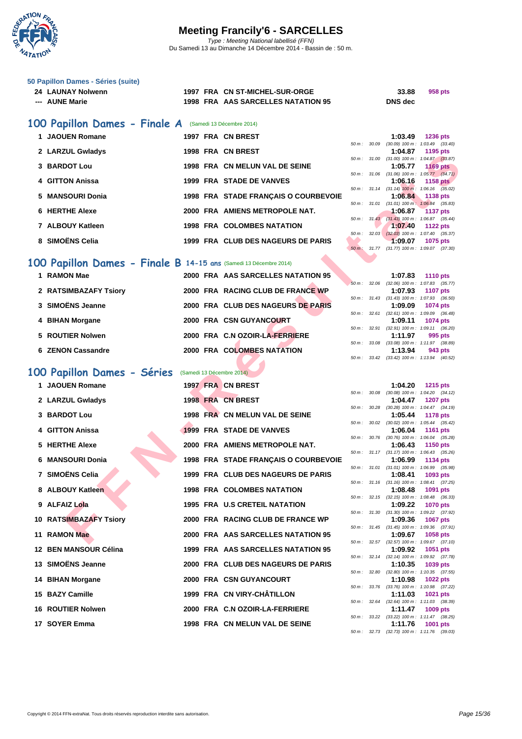### 50 Papillon Dames - Séries (suite)

| | | | | | | |
|---|---|---|---|---|---|---|
| 24 | LAUNAY Nolwenn | 1997 | FRA | CN ST-MICHEL-SUR-ORGE | 33.88 | 958 pts |
| --- | AUNE Marie | 1998 | FRA | AAS SARCELLES NATATION 95 | DNS dec | |

## 100 Papillon Dames - Finale A (Samedi 13 Décembre 2014)

| | | | | | | | |
|---|---|---|---|---|---|---|---|
| 1 | JAOUEN Romane | 1997 | FRA | CN BREST | 1:03.49 | 1236 pts | 50 m : 30.09 (30.09) 100 m : 1:03.49 (33.40) |
| 2 | LARZUL Gwladys | 1998 | FRA | CN BREST | 1:04.87 | 1195 pts | 50 m : 31.00 (31.00) 100 m : 1:04.87 (33.87) |
| 3 | BARDOT Lou | 1998 | FRA | CN MELUN VAL DE SEINE | 1:05.77 | 1169 pts | 50 m : 31.06 (31.06) 100 m : 1:05.77 (34.71) |
| 4 | GITTON Anissa | 1999 | FRA | STADE DE VANVES | 1:06.16 | 1158 pts | 50 m : 31.14 (31.14) 100 m : 1:06.16 (35.02) |
| 5 | MANSOURI Donia | 1998 | FRA | STADE FRANÇAIS O COURBEVOIE | 1:06.84 | 1138 pts | 50 m : 31.01 (31.01) 100 m : 1:06.84 (35.83) |
| 6 | HERTHE Alexe | 2000 | FRA | AMIENS METROPOLE NAT. | 1:06.87 | 1137 pts | 50 m : 31.43 (31.43) 100 m : 1:06.87 (35.44) |
| 7 | ALBOUY Katleen | 1998 | FRA | COLOMBES NATATION | 1:07.40 | 1122 pts | 50 m : 32.03 (32.03) 100 m : 1:07.40 (35.37) |
| 8 | SIMOËNS Celia | 1999 | FRA | CLUB DES NAGEURS DE PARIS | 1:09.07 | 1075 pts | 50 m : 31.77 (31.77) 100 m : 1:09.07 (37.30) |

## 100 Papillon Dames - Finale B 14-15 ans (Samedi 13 Décembre 2014)

| | | | | | | | |
|---|---|---|---|---|---|---|---|
| 1 | RAMON Mae | 2000 | FRA | AAS SARCELLES NATATION 95 | 1:07.83 | 1110 pts | 50 m : 32.06 (32.06) 100 m : 1:07.83 (35.77) |
| 2 | RATSIMBAZAFY Tsiory | 2000 | FRA | RACING CLUB DE FRANCE WP | 1:07.93 | 1107 pts | 50 m : 31.43 (31.43) 100 m : 1:07.93 (36.50) |
| 3 | SIMOËNS Jeanne | 2000 | FRA | CLUB DES NAGEURS DE PARIS | 1:09.09 | 1074 pts | 50 m : 32.61 (32.61) 100 m : 1:09.09 (36.48) |
| 4 | BIHAN Morgane | 2000 | FRA | CSN GUYANCOURT | 1:09.11 | 1074 pts | 50 m : 32.91 (32.91) 100 m : 1:09.11 (36.20) |
| 5 | ROUTIER Nolwen | 2000 | FRA | C.N OZOIR-LA-FERRIERE | 1:11.97 | 995 pts | 50 m : 33.08 (33.08) 100 m : 1:11.97 (38.89) |
| 6 | ZENON Cassandre | 2000 | FRA | COLOMBES NATATION | 1:13.94 | 943 pts | 50 m : 33.42 (33.42) 100 m : 1:13.94 (40.52) |

## 100 Papillon Dames - Séries (Samedi 13 Décembre 2014)

| | | | | | | | |
|---|---|---|---|---|---|---|---|
| 1 | JAOUEN Romane | 1997 | FRA | CN BREST | 1:04.20 | 1215 pts | 50 m : 30.08 (30.08) 100 m : 1:04.20 (34.12) |
| 2 | LARZUL Gwladys | 1998 | FRA | CN BREST | 1:04.47 | 1207 pts | 50 m : 30.28 (30.28) 100 m : 1:04.47 (34.19) |
| 3 | BARDOT Lou | 1998 | FRA | CN MELUN VAL DE SEINE | 1:05.44 | 1178 pts | 50 m : 30.02 (30.02) 100 m : 1:05.44 (35.42) |
| 4 | GITTON Anissa | 1999 | FRA | STADE DE VANVES | 1:06.04 | 1161 pts | 50 m : 30.76 (30.76) 100 m : 1:06.04 (35.28) |
| 5 | HERTHE Alexe | 2000 | FRA | AMIENS METROPOLE NAT. | 1:06.43 | 1150 pts | 50 m : 31.17 (31.17) 100 m : 1:06.43 (35.26) |
| 6 | MANSOURI Donia | 1998 | FRA | STADE FRANÇAIS O COURBEVOIE | 1:06.99 | 1134 pts | 50 m : 31.01 (31.01) 100 m : 1:06.99 (35.98) |
| 7 | SIMOËNS Celia | 1999 | FRA | CLUB DES NAGEURS DE PARIS | 1:08.41 | 1093 pts | 50 m : 31.16 (31.16) 100 m : 1:08.41 (37.25) |
| 8 | ALBOUY Katleen | 1998 | FRA | COLOMBES NATATION | 1:08.48 | 1091 pts | 50 m : 32.15 (32.15) 100 m : 1:08.48 (36.33) |
| 9 | ALFAIZ Lola | 1995 | FRA | U.S CRETEIL NATATION | 1:09.22 | 1070 pts | 50 m : 31.30 (31.30) 100 m : 1:09.22 (37.92) |
| 10 | RATSIMBAZAFY Tsiory | 2000 | FRA | RACING CLUB DE FRANCE WP | 1:09.36 | 1067 pts | 50 m : 31.45 (31.45) 100 m : 1:09.36 (37.91) |
| 11 | RAMON Mae | 2000 | FRA | AAS SARCELLES NATATION 95 | 1:09.67 | 1058 pts | 50 m : 32.57 (32.57) 100 m : 1:09.67 (37.10) |
| 12 | BEN MANSOUR Célina | 1999 | FRA | AAS SARCELLES NATATION 95 | 1:09.92 | 1051 pts | 50 m : 32.14 (32.14) 100 m : 1:09.92 (37.78) |
| 13 | SIMOËNS Jeanne | 2000 | FRA | CLUB DES NAGEURS DE PARIS | 1:10.35 | 1039 pts | 50 m : 32.80 (32.80) 100 m : 1:10.35 (37.55) |
| 14 | BIHAN Morgane | 2000 | FRA | CSN GUYANCOURT | 1:10.98 | 1022 pts | 50 m : 33.76 (33.76) 100 m : 1:10.98 (37.22) |
| 15 | BAZY Camille | 1999 | FRA | CN VIRY-CHÂTILLON | 1:11.03 | 1021 pts | 50 m : 32.64 (32.64) 100 m : 1:11.03 (38.39) |
| 16 | ROUTIER Nolwen | 2000 | FRA | C.N OZOIR-LA-FERRIERE | 1:11.47 | 1009 pts | 50 m : 33.22 (33.22) 100 m : 1:11.47 (38.25) |
| 17 | SOYER Emma | 1998 | FRA | CN MELUN VAL DE SEINE | 1:11.76 | 1001 pts | 50 m : 32.73 (32.73) 100 m : 1:11.76 (39.03) |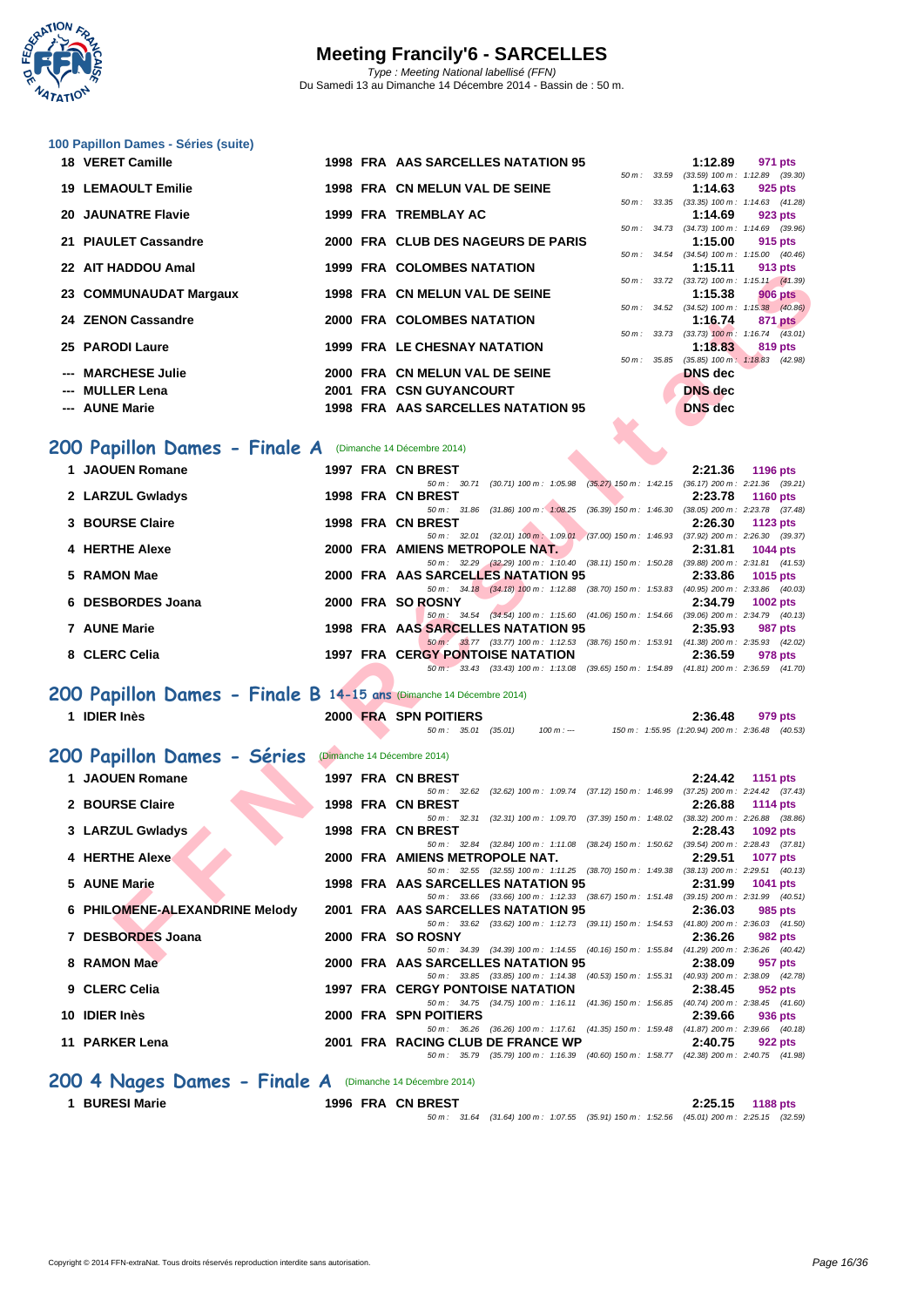### 100 Papillon Dames - Séries (suite)

| Place | Nom | Année | Nat | Club | Temps | Points | Splits |
|---|---|---|---|---|---|---|---|
| 18 | VERET Camille | 1998 | FRA | AAS SARCELLES NATATION 95 | 1:12.89 | 971 pts | 50 m : 33.59 (33.59) 100 m : 1:12.89 (39.30) |
| 19 | LEMAOULT Emilie | 1998 | FRA | CN MELUN VAL DE SEINE | 1:14.63 | 925 pts | 50 m : 33.35 (33.35) 100 m : 1:14.63 (41.28) |
| 20 | JAUNATRE Flavie | 1999 | FRA | TREMBLAY AC | 1:14.69 | 923 pts | 50 m : 34.73 (34.73) 100 m : 1:14.69 (39.96) |
| 21 | PIAULET Cassandre | 2000 | FRA | CLUB DES NAGEURS DE PARIS | 1:15.00 | 915 pts | 50 m : 34.54 (34.54) 100 m : 1:15.00 (40.46) |
| 22 | AIT HADDOU Amal | 1999 | FRA | COLOMBES NATATION | 1:15.11 | 913 pts | 50 m : 33.72 (33.72) 100 m : 1:15.11 (41.39) |
| 23 | COMMUNAUDAT Margaux | 1998 | FRA | CN MELUN VAL DE SEINE | 1:15.38 | 906 pts | 50 m : 34.52 (34.52) 100 m : 1:15.38 (40.86) |
| 24 | ZENON Cassandre | 2000 | FRA | COLOMBES NATATION | 1:16.74 | 871 pts | 50 m : 33.73 (33.73) 100 m : 1:16.74 (43.01) |
| 25 | PARODI Laure | 1999 | FRA | LE CHESNAY NATATION | 1:18.83 | 819 pts | 50 m : 35.85 (35.85) 100 m : 1:18.83 (42.98) |
| --- | MARCHESE Julie | 2000 | FRA | CN MELUN VAL DE SEINE | DNS dec | | |
| --- | MULLER Lena | 2001 | FRA | CSN GUYANCOURT | DNS dec | | |
| --- | AUNE Marie | 1998 | FRA | AAS SARCELLES NATATION 95 | DNS dec | | |

## 200 Papillon Dames - Finale A (Dimanche 14 Décembre 2014)

| Place | Nom | Année | Nat | Club | Temps | Points | Splits |
|---|---|---|---|---|---|---|---|
| 1 | JAOUEN Romane | 1997 | FRA | CN BREST | 2:21.36 | 1196 pts | 50 m : 30.71 (30.71) 100 m : 1:05.98 (35.27) 150 m : 1:42.15 (36.17) 200 m : 2:21.36 (39.21) |
| 2 | LARZUL Gwladys | 1998 | FRA | CN BREST | 2:23.78 | 1160 pts | 50 m : 31.86 (31.86) 100 m : 1:08.25 (36.39) 150 m : 1:46.30 (38.05) 200 m : 2:23.78 (37.48) |
| 3 | BOURSE Claire | 1998 | FRA | CN BREST | 2:26.30 | 1123 pts | 50 m : 32.01 (32.01) 100 m : 1:09.01 (37.00) 150 m : 1:46.93 (37.92) 200 m : 2:26.30 (39.37) |
| 4 | HERTHE Alexe | 2000 | FRA | AMIENS METROPOLE NAT. | 2:31.81 | 1044 pts | 50 m : 32.29 (32.29) 100 m : 1:10.40 (38.11) 150 m : 1:50.28 (39.88) 200 m : 2:31.81 (41.53) |
| 5 | RAMON Mae | 2000 | FRA | AAS SARCELLES NATATION 95 | 2:33.86 | 1015 pts | 50 m : 34.18 (34.18) 100 m : 1:12.88 (38.70) 150 m : 1:53.83 (40.95) 200 m : 2:33.86 (40.03) |
| 6 | DESBORDES Joana | 2000 | FRA | SO ROSNY | 2:34.79 | 1002 pts | 50 m : 34.54 (34.54) 100 m : 1:15.60 (41.06) 150 m : 1:54.66 (39.06) 200 m : 2:34.79 (40.13) |
| 7 | AUNE Marie | 1998 | FRA | AAS SARCELLES NATATION 95 | 2:35.93 | 987 pts | 50 m : 33.77 (33.77) 100 m : 1:12.53 (38.76) 150 m : 1:53.91 (41.38) 200 m : 2:35.93 (42.02) |
| 8 | CLERC Celia | 1997 | FRA | CERGY PONTOISE NATATION | 2:36.59 | 978 pts | 50 m : 33.43 (33.43) 100 m : 1:13.08 (39.65) 150 m : 1:54.89 (41.81) 200 m : 2:36.59 (41.70) |

## 200 Papillon Dames - Finale B 14-15 ans (Dimanche 14 Décembre 2014)

| Place | Nom | Année | Nat | Club | Temps | Points | Splits |
|---|---|---|---|---|---|---|---|
| 1 | IDIER Inès | 2000 | FRA | SPN POITIERS | 2:36.48 | 979 pts | 50 m : 35.01 (35.01) 100 m : --- 150 m : 1:55.95 (1:20.94) 200 m : 2:36.48 (40.53) |

## 200 Papillon Dames - Séries (Dimanche 14 Décembre 2014)

| Place | Nom | Année | Nat | Club | Temps | Points | Splits |
|---|---|---|---|---|---|---|---|
| 1 | JAOUEN Romane | 1997 | FRA | CN BREST | 2:24.42 | 1151 pts | 50 m : 32.62 (32.62) 100 m : 1:09.74 (37.12) 150 m : 1:46.99 (37.25) 200 m : 2:24.42 (37.43) |
| 2 | BOURSE Claire | 1998 | FRA | CN BREST | 2:26.88 | 1114 pts | 50 m : 32.31 (32.31) 100 m : 1:09.70 (37.39) 150 m : 1:48.02 (38.32) 200 m : 2:26.88 (38.86) |
| 3 | LARZUL Gwladys | 1998 | FRA | CN BREST | 2:28.43 | 1092 pts | 50 m : 32.84 (32.84) 100 m : 1:11.08 (38.24) 150 m : 1:50.62 (39.54) 200 m : 2:28.43 (37.81) |
| 4 | HERTHE Alexe | 2000 | FRA | AMIENS METROPOLE NAT. | 2:29.51 | 1077 pts | 50 m : 32.55 (32.55) 100 m : 1:11.25 (38.70) 150 m : 1:49.38 (38.13) 200 m : 2:29.51 (40.13) |
| 5 | AUNE Marie | 1998 | FRA | AAS SARCELLES NATATION 95 | 2:31.99 | 1041 pts | 50 m : 33.66 (33.66) 100 m : 1:12.33 (38.67) 150 m : 1:51.48 (39.15) 200 m : 2:31.99 (40.51) |
| 6 | PHILOMENE-ALEXANDRINE Melody | 2001 | FRA | AAS SARCELLES NATATION 95 | 2:36.03 | 985 pts | 50 m : 33.62 (33.62) 100 m : 1:12.73 (39.11) 150 m : 1:54.53 (41.80) 200 m : 2:36.03 (41.50) |
| 7 | DESBORDES Joana | 2000 | FRA | SO ROSNY | 2:36.26 | 982 pts | 50 m : 34.39 (34.39) 100 m : 1:14.55 (40.16) 150 m : 1:55.84 (41.29) 200 m : 2:36.26 (40.42) |
| 8 | RAMON Mae | 2000 | FRA | AAS SARCELLES NATATION 95 | 2:38.09 | 957 pts | 50 m : 33.85 (33.85) 100 m : 1:14.38 (40.53) 150 m : 1:55.31 (40.93) 200 m : 2:38.09 (42.78) |
| 9 | CLERC Celia | 1997 | FRA | CERGY PONTOISE NATATION | 2:38.45 | 952 pts | 50 m : 34.75 (34.75) 100 m : 1:16.11 (41.36) 150 m : 1:56.85 (40.74) 200 m : 2:38.45 (41.60) |
| 10 | IDIER Inès | 2000 | FRA | SPN POITIERS | 2:39.66 | 936 pts | 50 m : 36.26 (36.26) 100 m : 1:17.61 (41.35) 150 m : 1:59.48 (41.87) 200 m : 2:39.66 (40.18) |
| 11 | PARKER Lena | 2001 | FRA | RACING CLUB DE FRANCE WP | 2:40.75 | 922 pts | 50 m : 35.79 (35.79) 100 m : 1:16.39 (40.60) 150 m : 1:58.77 (42.38) 200 m : 2:40.75 (41.98) |

## 200 4 Nages Dames - Finale A (Dimanche 14 Décembre 2014)

| Place | Nom | Année | Nat | Club | Temps | Points | Splits |
|---|---|---|---|---|---|---|---|
| 1 | BURESI Marie | 1996 | FRA | CN BREST | 2:25.15 | 1188 pts | 50 m : 31.64 (31.64) 100 m : 1:07.55 (35.91) 150 m : 1:52.56 (45.01) 200 m : 2:25.15 (32.59) |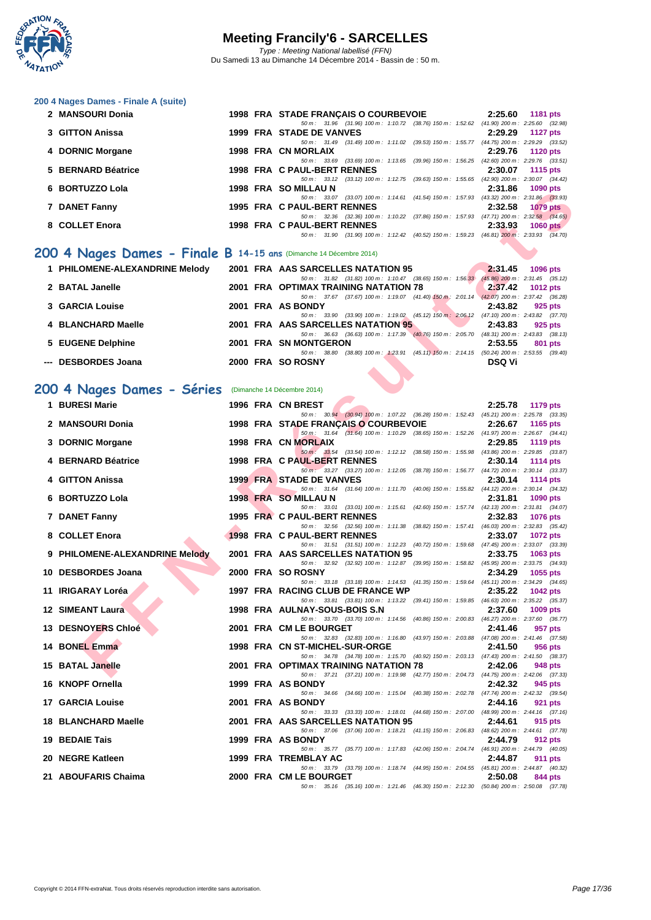### 200 4 Nages Dames - Finale A (suite)

| Place | Nom | Année | Nat. | Club | Temps | Points |
|---|---|---|---|---|---|---|
| 2 | MANSOURI Donia | 1998 | FRA | STADE FRANÇAIS O COURBEVOIE | 2:25.60 | 1181 pts |
| | | | | 50 m : 31.96 (31.96) 100 m : 1:10.72 (38.76) 150 m : 1:52.62 (41.90) 200 m : 2:25.60 (32.98) | | |
| 3 | GITTON Anissa | 1999 | FRA | STADE DE VANVES | 2:29.29 | 1127 pts |
| | | | | 50 m : 31.49 (31.49) 100 m : 1:11.02 (39.53) 150 m : 1:55.77 (44.75) 200 m : 2:29.29 (33.52) | | |
| 4 | DORNIC Morgane | 1998 | FRA | CN MORLAIX | 2:29.76 | 1120 pts |
| | | | | 50 m : 33.69 (33.69) 100 m : 1:13.65 (39.96) 150 m : 1:56.25 (42.60) 200 m : 2:29.76 (33.51) | | |
| 5 | BERNARD Béatrice | 1998 | FRA | C PAUL-BERT RENNES | 2:30.07 | 1115 pts |
| | | | | 50 m : 33.12 (33.12) 100 m : 1:12.75 (39.63) 150 m : 1:55.65 (42.90) 200 m : 2:30.07 (34.42) | | |
| 6 | BORTUZZO Lola | 1998 | FRA | SO MILLAU N | 2:31.86 | 1090 pts |
| | | | | 50 m : 33.07 (33.07) 100 m : 1:14.61 (41.54) 150 m : 1:57.93 (43.32) 200 m : 2:31.86 (33.93) | | |
| 7 | DANET Fanny | 1995 | FRA | C PAUL-BERT RENNES | 2:32.58 | 1079 pts |
| | | | | 50 m : 32.36 (32.36) 100 m : 1:10.22 (37.86) 150 m : 1:57.93 (47.71) 200 m : 2:32.58 (34.65) | | |
| 8 | COLLET Enora | 1998 | FRA | C PAUL-BERT RENNES | 2:33.93 | 1060 pts |
| | | | | 50 m : 31.90 (31.90) 100 m : 1:12.42 (40.52) 150 m : 1:59.23 (46.81) 200 m : 2:33.93 (34.70) | | |

## 200 4 Nages Dames - Finale B 14-15 ans (Dimanche 14 Décembre 2014)

| Place | Nom | Année | Nat. | Club | Temps | Points |
|---|---|---|---|---|---|---|
| 1 | PHILOMENE-ALEXANDRINE Melody | 2001 | FRA | AAS SARCELLES NATATION 95 | 2:31.45 | 1096 pts |
| | | | | 50 m : 31.82 (31.82) 100 m : 1:10.47 (38.65) 150 m : 1:56.33 (45.86) 200 m : 2:31.45 (35.12) | | |
| 2 | BATAL Janelle | 2001 | FRA | OPTIMAX TRAINING NATATION 78 | 2:37.42 | 1012 pts |
| | | | | 50 m : 37.67 (37.67) 100 m : 1:19.07 (41.40) 150 m : 2:01.14 (42.07) 200 m : 2:37.42 (36.28) | | |
| 3 | GARCIA Louise | 2001 | FRA | AS BONDY | 2:43.82 | 925 pts |
| | | | | 50 m : 33.90 (33.90) 100 m : 1:19.02 (45.12) 150 m : 2:06.12 (47.10) 200 m : 2:43.82 (37.70) | | |
| 4 | BLANCHARD Maelle | 2001 | FRA | AAS SARCELLES NATATION 95 | 2:43.83 | 925 pts |
| | | | | 50 m : 36.63 (36.63) 100 m : 1:17.39 (40.76) 150 m : 2:05.70 (48.31) 200 m : 2:43.83 (38.13) | | |
| 5 | EUGENE Delphine | 2001 | FRA | SN MONTGERON | 2:53.55 | 801 pts |
| | | | | 50 m : 38.80 (38.80) 100 m : 1:23.91 (45.11) 150 m : 2:14.15 (50.24) 200 m : 2:53.55 (39.40) | | |
| --- | DESBORDES Joana | 2000 | FRA | SO ROSNY | DSQ Vi | |

## 200 4 Nages Dames - Séries (Dimanche 14 Décembre 2014)

| Place | Nom | Année | Nat. | Club | Temps | Points |
|---|---|---|---|---|---|---|
| 1 | BURESI Marie | 1996 | FRA | CN BREST | 2:25.78 | 1179 pts |
| | | | | 50 m : 30.94 (30.94) 100 m : 1:07.22 (36.28) 150 m : 1:52.43 (45.21) 200 m : 2:25.78 (33.35) | | |
| 2 | MANSOURI Donia | 1998 | FRA | STADE FRANÇAIS O COURBEVOIE | 2:26.67 | 1165 pts |
| | | | | 50 m : 31.64 (31.64) 100 m : 1:10.29 (38.65) 150 m : 1:52.26 (41.97) 200 m : 2:26.67 (34.41) | | |
| 3 | DORNIC Morgane | 1998 | FRA | CN MORLAIX | 2:29.85 | 1119 pts |
| | | | | 50 m : 33.54 (33.54) 100 m : 1:12.12 (38.58) 150 m : 1:55.98 (43.86) 200 m : 2:29.85 (33.87) | | |
| 4 | BERNARD Béatrice | 1998 | FRA | C PAUL-BERT RENNES | 2:30.14 | 1114 pts |
| | | | | 50 m : 33.27 (33.27) 100 m : 1:12.05 (38.78) 150 m : 1:56.77 (44.72) 200 m : 2:30.14 (33.37) | | |
| 4 | GITTON Anissa | 1999 | FRA | STADE DE VANVES | 2:30.14 | 1114 pts |
| | | | | 50 m : 31.64 (31.64) 100 m : 1:11.70 (40.06) 150 m : 1:55.82 (44.12) 200 m : 2:30.14 (34.32) | | |
| 6 | BORTUZZO Lola | 1998 | FRA | SO MILLAU N | 2:31.81 | 1090 pts |
| | | | | 50 m : 33.01 (33.01) 100 m : 1:15.61 (42.60) 150 m : 1:57.74 (42.13) 200 m : 2:31.81 (34.07) | | |
| 7 | DANET Fanny | 1995 | FRA | C PAUL-BERT RENNES | 2:32.83 | 1076 pts |
| | | | | 50 m : 32.56 (32.56) 100 m : 1:11.38 (38.82) 150 m : 1:57.41 (46.03) 200 m : 2:32.83 (35.42) | | |
| 8 | COLLET Enora | 1998 | FRA | C PAUL-BERT RENNES | 2:33.07 | 1072 pts |
| | | | | 50 m : 31.51 (31.51) 100 m : 1:12.23 (40.72) 150 m : 1:59.68 (47.45) 200 m : 2:33.07 (33.39) | | |
| 9 | PHILOMENE-ALEXANDRINE Melody | 2001 | FRA | AAS SARCELLES NATATION 95 | 2:33.75 | 1063 pts |
| | | | | 50 m : 32.92 (32.92) 100 m : 1:12.87 (39.95) 150 m : 1:58.82 (45.95) 200 m : 2:33.75 (34.93) | | |
| 10 | DESBORDES Joana | 2000 | FRA | SO ROSNY | 2:34.29 | 1055 pts |
| | | | | 50 m : 33.18 (33.18) 100 m : 1:14.53 (41.35) 150 m : 1:59.64 (45.11) 200 m : 2:34.29 (34.65) | | |
| 11 | IRIGARAY Loréa | 1997 | FRA | RACING CLUB DE FRANCE WP | 2:35.22 | 1042 pts |
| | | | | 50 m : 33.81 (33.81) 100 m : 1:13.22 (39.41) 150 m : 1:59.85 (46.63) 200 m : 2:35.22 (35.37) | | |
| 12 | SIMEANT Laura | 1998 | FRA | AULNAY-SOUS-BOIS S.N | 2:37.60 | 1009 pts |
| | | | | 50 m : 33.70 (33.70) 100 m : 1:14.56 (40.86) 150 m : 2:00.83 (46.27) 200 m : 2:37.60 (36.77) | | |
| 13 | DESNOYERS Chloé | 2001 | FRA | CM LE BOURGET | 2:41.46 | 957 pts |
| | | | | 50 m : 32.83 (32.83) 100 m : 1:16.80 (43.97) 150 m : 2:03.88 (47.08) 200 m : 2:41.46 (37.58) | | |
| 14 | BONEL Emma | 1998 | FRA | CN ST-MICHEL-SUR-ORGE | 2:41.50 | 956 pts |
| | | | | 50 m : 34.78 (34.78) 100 m : 1:15.70 (40.92) 150 m : 2:03.13 (47.43) 200 m : 2:41.50 (38.37) | | |
| 15 | BATAL Janelle | 2001 | FRA | OPTIMAX TRAINING NATATION 78 | 2:42.06 | 948 pts |
| | | | | 50 m : 37.21 (37.21) 100 m : 1:19.98 (42.77) 150 m : 2:04.73 (44.75) 200 m : 2:42.06 (37.33) | | |
| 16 | KNOPF Ornella | 1999 | FRA | AS BONDY | 2:42.32 | 945 pts |
| | | | | 50 m : 34.66 (34.66) 100 m : 1:15.04 (40.38) 150 m : 2:02.78 (47.74) 200 m : 2:42.32 (39.54) | | |
| 17 | GARCIA Louise | 2001 | FRA | AS BONDY | 2:44.16 | 921 pts |
| | | | | 50 m : 33.33 (33.33) 100 m : 1:18.01 (44.68) 150 m : 2:07.00 (48.99) 200 m : 2:44.16 (37.16) | | |
| 18 | BLANCHARD Maelle | 2001 | FRA | AAS SARCELLES NATATION 95 | 2:44.61 | 915 pts |
| | | | | 50 m : 37.06 (37.06) 100 m : 1:18.21 (41.15) 150 m : 2:06.83 (48.62) 200 m : 2:44.61 (37.78) | | |
| 19 | BEDAIE Tais | 1999 | FRA | AS BONDY | 2:44.79 | 912 pts |
| | | | | 50 m : 35.77 (35.77) 100 m : 1:17.83 (42.06) 150 m : 2:04.74 (46.91) 200 m : 2:44.79 (40.05) | | |
| 20 | NEGRE Katleen | 1999 | FRA | TREMBLAY AC | 2:44.87 | 911 pts |
| | | | | 50 m : 33.79 (33.79) 100 m : 1:18.74 (44.95) 150 m : 2:04.55 (45.81) 200 m : 2:44.87 (40.32) | | |
| 21 | ABOUFARIS Chaima | 2000 | FRA | CM LE BOURGET | 2:50.08 | 844 pts |
| | | | | 50 m : 35.16 (35.16) 100 m : 1:21.46 (46.30) 150 m : 2:12.30 (50.84) 200 m : 2:50.08 (37.78) | | |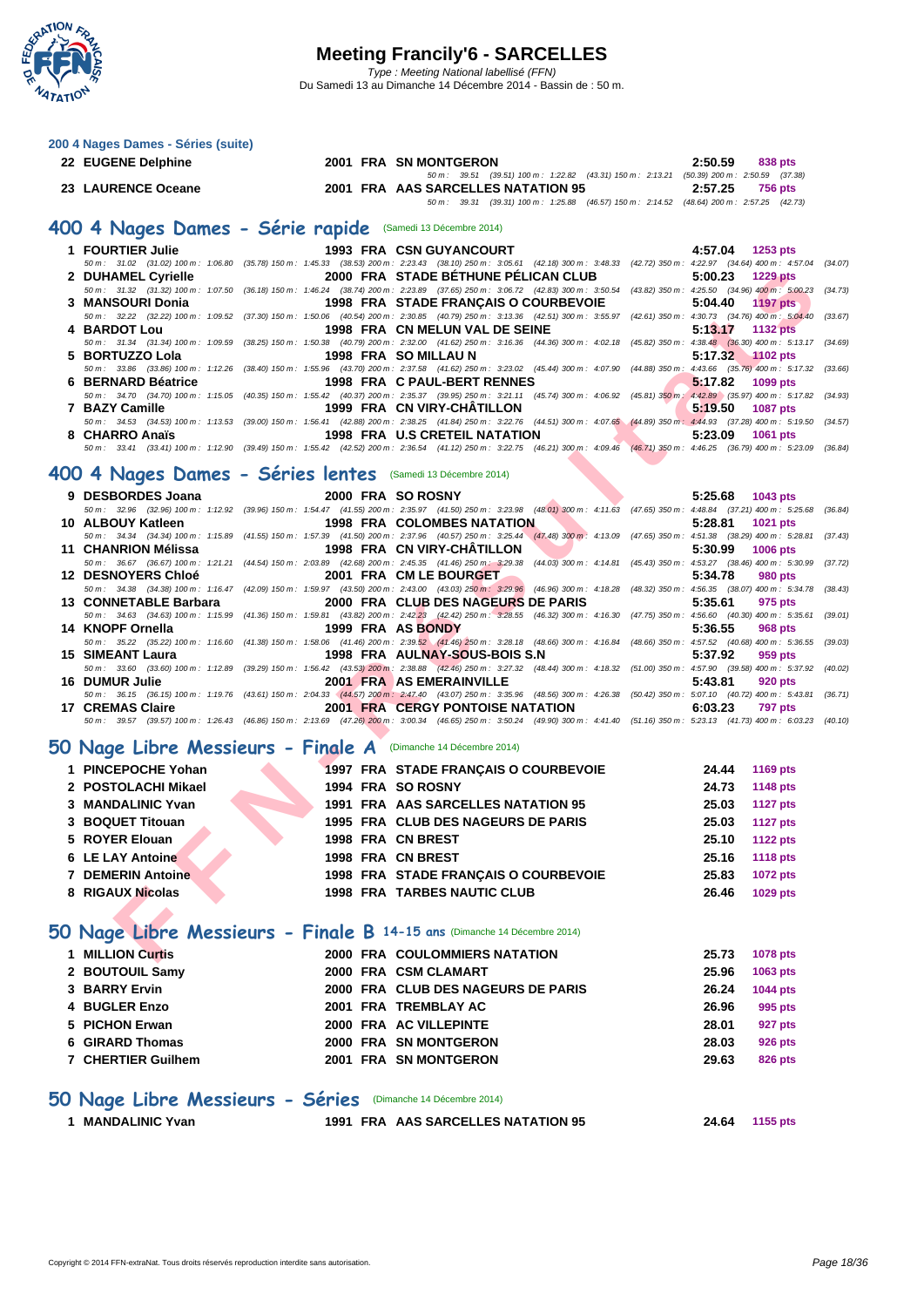# Meeting Francily'6 - SARCELLES

*Type : Meeting National labellisé (FFN)*

Du Samedi 13 au Dimanche 14 Décembre 2014 - Bassin de : 50 m.

### 200 4 Nages Dames - Séries (suite)

| | | | | | | |
|---|---|---|---|---|---|---|
| 22 | EUGENE Delphine | 2001 | FRA | SN MONTGERON | 2:50.59 | 838 pts |
| | 50 m : 39.51 (39.51) 100 m : 1:22.82 (43.31) 150 m : 2:13.21 (50.39) 200 m : 2:50.59 (37.38) | | | | | |
| 23 | LAURENCE Oceane | 2001 | FRA | AAS SARCELLES NATATION 95 | 2:57.25 | 756 pts |
| | 50 m : 39.31 (39.31) 100 m : 1:25.88 (46.57) 150 m : 2:14.52 (48.64) 200 m : 2:57.25 (42.73) | | | | | |

## 400 4 Nages Dames - Série rapide (Samedi 13 Décembre 2014)

| | | | | | | |
|---|---|---|---|---|---|---|
| 1 | FOURTIER Julie | 1993 | FRA | CSN GUYANCOURT | 4:57.04 | 1253 pts |
| | 50 m : 31.02 (31.02) 100 m : 1:06.80 (35.78) 150 m : 1:45.33 (38.53) 200 m : 2:23.43 (38.10) 250 m : 3:05.61 (42.18) 300 m : 3:48.33 (42.72) 350 m : 4:22.97 (34.64) 400 m : 4:57.04 (34.07) | | | | | |
| 2 | DUHAMEL Cyrielle | 2000 | FRA | STADE BÉTHUNE PÉLICAN CLUB | 5:00.23 | 1229 pts |
| | 50 m : 31.32 (31.32) 100 m : 1:07.50 (36.18) 150 m : 1:46.24 (38.74) 200 m : 2:23.89 (37.65) 250 m : 3:06.72 (42.83) 300 m : 3:50.54 (43.82) 350 m : 4:25.50 (34.96) 400 m : 5:00.23 (34.73) | | | | | |
| 3 | MANSOURI Donia | 1998 | FRA | STADE FRANÇAIS O COURBEVOIE | 5:04.40 | 1197 pts |
| | 50 m : 32.22 (32.22) 100 m : 1:09.52 (37.30) 150 m : 1:50.06 (40.54) 200 m : 2:30.85 (40.79) 250 m : 3:13.36 (42.51) 300 m : 3:55.97 (42.61) 350 m : 4:30.73 (34.76) 400 m : 5:04.40 (33.67) | | | | | |
| 4 | BARDOT Lou | 1998 | FRA | CN MELUN VAL DE SEINE | 5:13.17 | 1132 pts |
| | 50 m : 31.34 (31.34) 100 m : 1:09.59 (38.25) 150 m : 1:50.38 (40.79) 200 m : 2:32.00 (41.62) 250 m : 3:16.36 (44.36) 300 m : 4:02.18 (45.82) 350 m : 4:38.48 (36.30) 400 m : 5:13.17 (34.69) | | | | | |
| 5 | BORTUZZO Lola | 1998 | FRA | SO MILLAU N | 5:17.32 | 1102 pts |
| | 50 m : 33.86 (33.86) 100 m : 1:12.26 (38.40) 150 m : 1:55.96 (43.70) 200 m : 2:37.58 (41.62) 250 m : 3:23.02 (45.44) 300 m : 4:07.90 (44.88) 350 m : 4:43.66 (35.76) 400 m : 5:17.32 (33.66) | | | | | |
| 6 | BERNARD Béatrice | 1998 | FRA | C PAUL-BERT RENNES | 5:17.82 | 1099 pts |
| | 50 m : 34.70 (34.70) 100 m : 1:15.05 (40.35) 150 m : 1:55.42 (40.37) 200 m : 2:35.37 (39.95) 250 m : 3:21.11 (45.74) 300 m : 4:06.92 (45.81) 350 m : 4:42.89 (35.97) 400 m : 5:17.82 (34.93) | | | | | |
| 7 | BAZY Camille | 1999 | FRA | CN VIRY-CHÂTILLON | 5:19.50 | 1087 pts |
| | 50 m : 34.53 (34.53) 100 m : 1:13.53 (39.00) 150 m : 1:56.41 (42.88) 200 m : 2:38.25 (41.84) 250 m : 3:22.76 (44.51) 300 m : 4:07.65 (44.89) 350 m : 4:44.93 (37.28) 400 m : 5:19.50 (34.57) | | | | | |
| 8 | CHARRO Anaïs | 1998 | FRA | U.S CRETEIL NATATION | 5:23.09 | 1061 pts |
| | 50 m : 33.41 (33.41) 100 m : 1:12.90 (39.49) 150 m : 1:55.42 (42.52) 200 m : 2:36.54 (41.12) 250 m : 3:22.75 (46.21) 300 m : 4:09.46 (46.71) 350 m : 4:46.25 (36.79) 400 m : 5:23.09 (36.84) | | | | | |

## 400 4 Nages Dames - Séries lentes (Samedi 13 Décembre 2014)

| | | | | | | |
|---|---|---|---|---|---|---|
| 9 | DESBORDES Joana | 2000 | FRA | SO ROSNY | 5:25.68 | 1043 pts |
| | 50 m : 32.96 (32.96) 100 m : 1:12.92 (39.96) 150 m : 1:54.47 (41.55) 200 m : 2:35.97 (41.50) 250 m : 3:23.98 (48.01) 300 m : 4:11.63 (47.65) 350 m : 4:48.84 (37.21) 400 m : 5:25.68 (36.84) | | | | | |
| 10 | ALBOUY Katleen | 1998 | FRA | COLOMBES NATATION | 5:28.81 | 1021 pts |
| | 50 m : 34.34 (34.34) 100 m : 1:15.89 (41.55) 150 m : 1:57.39 (41.50) 200 m : 2:37.96 (40.57) 250 m : 3:25.44 (47.48) 300 m : 4:13.09 (47.65) 350 m : 4:51.38 (38.29) 400 m : 5:28.81 (37.43) | | | | | |
| 11 | CHANRION Mélissa | 1998 | FRA | CN VIRY-CHÂTILLON | 5:30.99 | 1006 pts |
| | 50 m : 36.67 (36.67) 100 m : 1:21.21 (44.54) 150 m : 2:03.89 (42.68) 200 m : 2:45.35 (41.46) 250 m : 3:29.38 (44.03) 300 m : 4:14.81 (45.43) 350 m : 4:53.27 (38.46) 400 m : 5:30.99 (37.72) | | | | | |
| 12 | DESNOYERS Chloé | 2001 | FRA | CM LE BOURGET | 5:34.78 | 980 pts |
| | 50 m : 34.38 (34.38) 100 m : 1:16.47 (42.09) 150 m : 1:59.97 (43.50) 200 m : 2:43.00 (43.03) 250 m : 3:29.96 (46.96) 300 m : 4:18.28 (48.32) 350 m : 4:56.35 (38.07) 400 m : 5:34.78 (38.43) | | | | | |
| 13 | CONNETABLE Barbara | 2000 | FRA | CLUB DES NAGEURS DE PARIS | 5:35.61 | 975 pts |
| | 50 m : 34.63 (34.63) 100 m : 1:15.99 (41.36) 150 m : 1:59.81 (43.82) 200 m : 2:42.23 (42.42) 250 m : 3:28.55 (46.32) 300 m : 4:16.30 (47.75) 350 m : 4:56.60 (40.30) 400 m : 5:35.61 (39.01) | | | | | |
| 14 | KNOPF Ornella | 1999 | FRA | AS BONDY | 5:36.55 | 968 pts |
| | 50 m : 35.22 (35.22) 100 m : 1:16.60 (41.38) 150 m : 1:58.06 (41.46) 200 m : 2:39.52 (41.46) 250 m : 3:28.18 (48.66) 300 m : 4:16.84 (48.66) 350 m : 4:57.52 (40.68) 400 m : 5:36.55 (39.03) | | | | | |
| 15 | SIMEANT Laura | 1998 | FRA | AULNAY-SOUS-BOIS S.N | 5:37.92 | 959 pts |
| | 50 m : 33.60 (33.60) 100 m : 1:12.89 (39.29) 150 m : 1:56.42 (43.53) 200 m : 2:38.88 (42.46) 250 m : 3:27.32 (48.44) 300 m : 4:18.32 (51.00) 350 m : 4:57.90 (39.58) 400 m : 5:37.92 (40.02) | | | | | |
| 16 | DUMUR Julie | 2001 | FRA | AS EMERAINVILLE | 5:43.81 | 920 pts |
| | 50 m : 36.15 (36.15) 100 m : 1:19.76 (43.61) 150 m : 2:04.33 (44.57) 200 m : 2:47.40 (43.07) 250 m : 3:35.96 (48.56) 300 m : 4:26.38 (50.42) 350 m : 5:07.10 (40.72) 400 m : 5:43.81 (36.71) | | | | | |
| 17 | CREMAS Claire | 2001 | FRA | CERGY PONTOISE NATATION | 6:03.23 | 797 pts |
| | 50 m : 39.57 (39.57) 100 m : 1:26.43 (46.86) 150 m : 2:13.69 (47.26) 200 m : 3:00.34 (46.65) 250 m : 3:50.24 (49.90) 300 m : 4:41.40 (51.16) 350 m : 5:23.13 (41.73) 400 m : 6:03.23 (40.10) | | | | | |

## 50 Nage Libre Messieurs - Finale A (Dimanche 14 Décembre 2014)

| | | | | | | |
|---|---|---|---|---|---|---|
| 1 | PINCEPOCHE Yohan | 1997 | FRA | STADE FRANÇAIS O COURBEVOIE | 24.44 | 1169 pts |
| 2 | POSTOLACHI Mikael | 1994 | FRA | SO ROSNY | 24.73 | 1148 pts |
| 3 | MANDALINIC Yvan | 1991 | FRA | AAS SARCELLES NATATION 95 | 25.03 | 1127 pts |
| 3 | BOQUET Titouan | 1995 | FRA | CLUB DES NAGEURS DE PARIS | 25.03 | 1127 pts |
| 5 | ROYER Elouan | 1998 | FRA | CN BREST | 25.10 | 1122 pts |
| 6 | LE LAY Antoine | 1998 | FRA | CN BREST | 25.16 | 1118 pts |
| 7 | DEMERIN Antoine | 1998 | FRA | STADE FRANÇAIS O COURBEVOIE | 25.83 | 1072 pts |
| 8 | RIGAUX Nicolas | 1998 | FRA | TARBES NAUTIC CLUB | 26.46 | 1029 pts |

## 50 Nage Libre Messieurs - Finale B 14-15 ans (Dimanche 14 Décembre 2014)

| | | | | | | |
|---|---|---|---|---|---|---|
| 1 | MILLION Curtis | 2000 | FRA | COULOMMIERS NATATION | 25.73 | 1078 pts |
| 2 | BOUTOUIL Samy | 2000 | FRA | CSM CLAMART | 25.96 | 1063 pts |
| 3 | BARRY Ervin | 2000 | FRA | CLUB DES NAGEURS DE PARIS | 26.24 | 1044 pts |
| 4 | BUGLER Enzo | 2001 | FRA | TREMBLAY AC | 26.96 | 995 pts |
| 5 | PICHON Erwan | 2000 | FRA | AC VILLEPINTE | 28.01 | 927 pts |
| 6 | GIRARD Thomas | 2000 | FRA | SN MONTGERON | 28.03 | 926 pts |
| 7 | CHERTIER Guilhem | 2001 | FRA | SN MONTGERON | 29.63 | 826 pts |

## 50 Nage Libre Messieurs - Séries (Dimanche 14 Décembre 2014)

| | | | | | | |
|---|---|---|---|---|---|---|
| 1 | MANDALINIC Yvan | 1991 | FRA | AAS SARCELLES NATATION 95 | 24.64 | 1155 pts |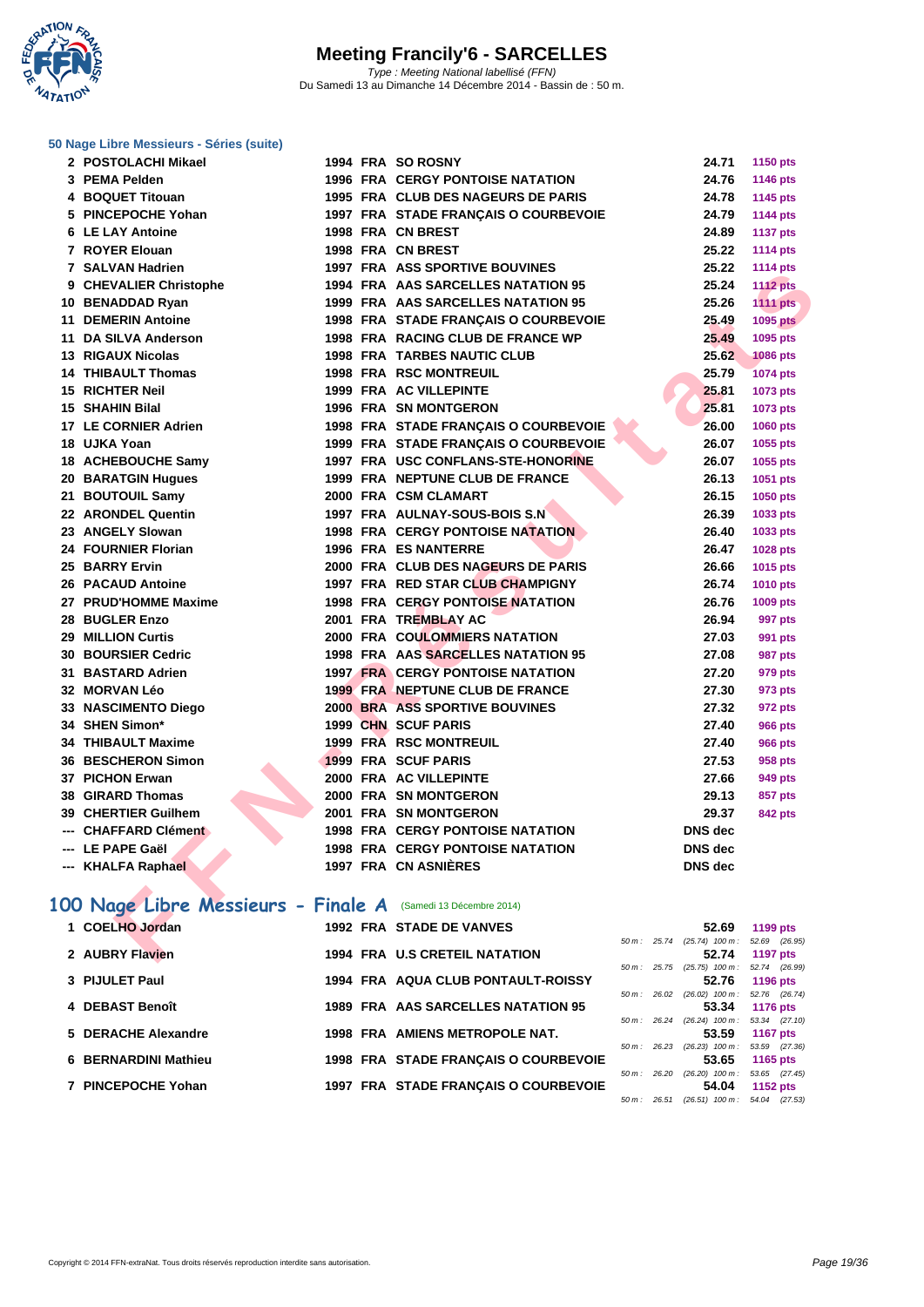# Meeting Francily'6 - SARCELLES

Type : Meeting National labellisé (FFN)
Du Samedi 13 au Dimanche 14 Décembre 2014 - Bassin de : 50 m.

### 50 Nage Libre Messieurs - Séries (suite)

| Place | Nom | Année | Nat. | Club | Temps | Points |
|---|---|---|---|---|---|---|
| 2 | POSTOLACHI Mikael | 1994 | FRA | SO ROSNY | 24.71 | 1150 pts |
| 3 | PEMA Pelden | 1996 | FRA | CERGY PONTOISE NATATION | 24.76 | 1146 pts |
| 4 | BOQUET Titouan | 1995 | FRA | CLUB DES NAGEURS DE PARIS | 24.78 | 1145 pts |
| 5 | PINCEPOCHE Yohan | 1997 | FRA | STADE FRANÇAIS O COURBEVOIE | 24.79 | 1144 pts |
| 6 | LE LAY Antoine | 1998 | FRA | CN BREST | 24.89 | 1137 pts |
| 7 | ROYER Elouan | 1998 | FRA | CN BREST | 25.22 | 1114 pts |
| 7 | SALVAN Hadrien | 1997 | FRA | ASS SPORTIVE BOUVINES | 25.22 | 1114 pts |
| 9 | CHEVALIER Christophe | 1994 | FRA | AAS SARCELLES NATATION 95 | 25.24 | 1112 pts |
| 10 | BENADDAD Ryan | 1999 | FRA | AAS SARCELLES NATATION 95 | 25.26 | 1111 pts |
| 11 | DEMERIN Antoine | 1998 | FRA | STADE FRANÇAIS O COURBEVOIE | 25.49 | 1095 pts |
| 11 | DA SILVA Anderson | 1998 | FRA | RACING CLUB DE FRANCE WP | 25.49 | 1095 pts |
| 13 | RIGAUX Nicolas | 1998 | FRA | TARBES NAUTIC CLUB | 25.62 | 1086 pts |
| 14 | THIBAULT Thomas | 1998 | FRA | RSC MONTREUIL | 25.79 | 1074 pts |
| 15 | RICHTER Neil | 1999 | FRA | AC VILLEPINTE | 25.81 | 1073 pts |
| 15 | SHAHIN Bilal | 1996 | FRA | SN MONTGERON | 25.81 | 1073 pts |
| 17 | LE CORNIER Adrien | 1998 | FRA | STADE FRANÇAIS O COURBEVOIE | 26.00 | 1060 pts |
| 18 | UJKA Yoan | 1999 | FRA | STADE FRANÇAIS O COURBEVOIE | 26.07 | 1055 pts |
| 18 | ACHEBOUCHE Samy | 1997 | FRA | USC CONFLANS-STE-HONORINE | 26.07 | 1055 pts |
| 20 | BARATGIN Hugues | 1999 | FRA | NEPTUNE CLUB DE FRANCE | 26.13 | 1051 pts |
| 21 | BOUTOUIL Samy | 2000 | FRA | CSM CLAMART | 26.15 | 1050 pts |
| 22 | ARONDEL Quentin | 1997 | FRA | AULNAY-SOUS-BOIS S.N | 26.39 | 1033 pts |
| 23 | ANGELY Slowan | 1998 | FRA | CERGY PONTOISE NATATION | 26.40 | 1033 pts |
| 24 | FOURNIER Florian | 1996 | FRA | ES NANTERRE | 26.47 | 1028 pts |
| 25 | BARRY Ervin | 2000 | FRA | CLUB DES NAGEURS DE PARIS | 26.66 | 1015 pts |
| 26 | PACAUD Antoine | 1997 | FRA | RED STAR CLUB CHAMPIGNY | 26.74 | 1010 pts |
| 27 | PRUD'HOMME Maxime | 1998 | FRA | CERGY PONTOISE NATATION | 26.76 | 1009 pts |
| 28 | BUGLER Enzo | 2001 | FRA | TREMBLAY AC | 26.94 | 997 pts |
| 29 | MILLION Curtis | 2000 | FRA | COULOMMIERS NATATION | 27.03 | 991 pts |
| 30 | BOURSIER Cedric | 1998 | FRA | AAS SARCELLES NATATION 95 | 27.08 | 987 pts |
| 31 | BASTARD Adrien | 1997 | FRA | CERGY PONTOISE NATATION | 27.20 | 979 pts |
| 32 | MORVAN Léo | 1999 | FRA | NEPTUNE CLUB DE FRANCE | 27.30 | 973 pts |
| 33 | NASCIMENTO Diego | 2000 | BRA | ASS SPORTIVE BOUVINES | 27.32 | 972 pts |
| 34 | SHEN Simon* | 1999 | CHN | SCUF PARIS | 27.40 | 966 pts |
| 34 | THIBAULT Maxime | 1999 | FRA | RSC MONTREUIL | 27.40 | 966 pts |
| 36 | BESCHERON Simon | 1999 | FRA | SCUF PARIS | 27.53 | 958 pts |
| 37 | PICHON Erwan | 2000 | FRA | AC VILLEPINTE | 27.66 | 949 pts |
| 38 | GIRARD Thomas | 2000 | FRA | SN MONTGERON | 29.13 | 857 pts |
| 39 | CHERTIER Guilhem | 2001 | FRA | SN MONTGERON | 29.37 | 842 pts |
| --- | CHAFFARD Clément | 1998 | FRA | CERGY PONTOISE NATATION | DNS dec | |
| --- | LE PAPE Gaël | 1998 | FRA | CERGY PONTOISE NATATION | DNS dec | |
| --- | KHALFA Raphael | 1997 | FRA | CN ASNIÈRES | DNS dec | |

## 100 Nage Libre Messieurs - Finale A (Samedi 13 Décembre 2014)

| Place | Nom | Année | Nat. | Club | Temps | Points | 50 m | 100 m |
|---|---|---|---|---|---|---|---|---|
| 1 | COELHO Jordan | 1992 | FRA | STADE DE VANVES | 52.69 | 1199 pts | 25.74 (25.74) | 52.69 (26.95) |
| 2 | AUBRY Flavien | 1994 | FRA | U.S CRETEIL NATATION | 52.74 | 1197 pts | 25.75 (25.75) | 52.74 (26.99) |
| 3 | PIJULET Paul | 1994 | FRA | AQUA CLUB PONTAULT-ROISSY | 52.76 | 1196 pts | 26.02 (26.02) | 52.76 (26.74) |
| 4 | DEBAST Benoît | 1989 | FRA | AAS SARCELLES NATATION 95 | 53.34 | 1176 pts | 26.24 (26.24) | 53.34 (27.10) |
| 5 | DERACHE Alexandre | 1998 | FRA | AMIENS METROPOLE NAT. | 53.59 | 1167 pts | 26.23 (26.23) | 53.59 (27.36) |
| 6 | BERNARDINI Mathieu | 1998 | FRA | STADE FRANÇAIS O COURBEVOIE | 53.65 | 1165 pts | 26.20 (26.20) | 53.65 (27.45) |
| 7 | PINCEPOCHE Yohan | 1997 | FRA | STADE FRANÇAIS O COURBEVOIE | 54.04 | 1152 pts | 26.51 (26.51) | 54.04 (27.53) |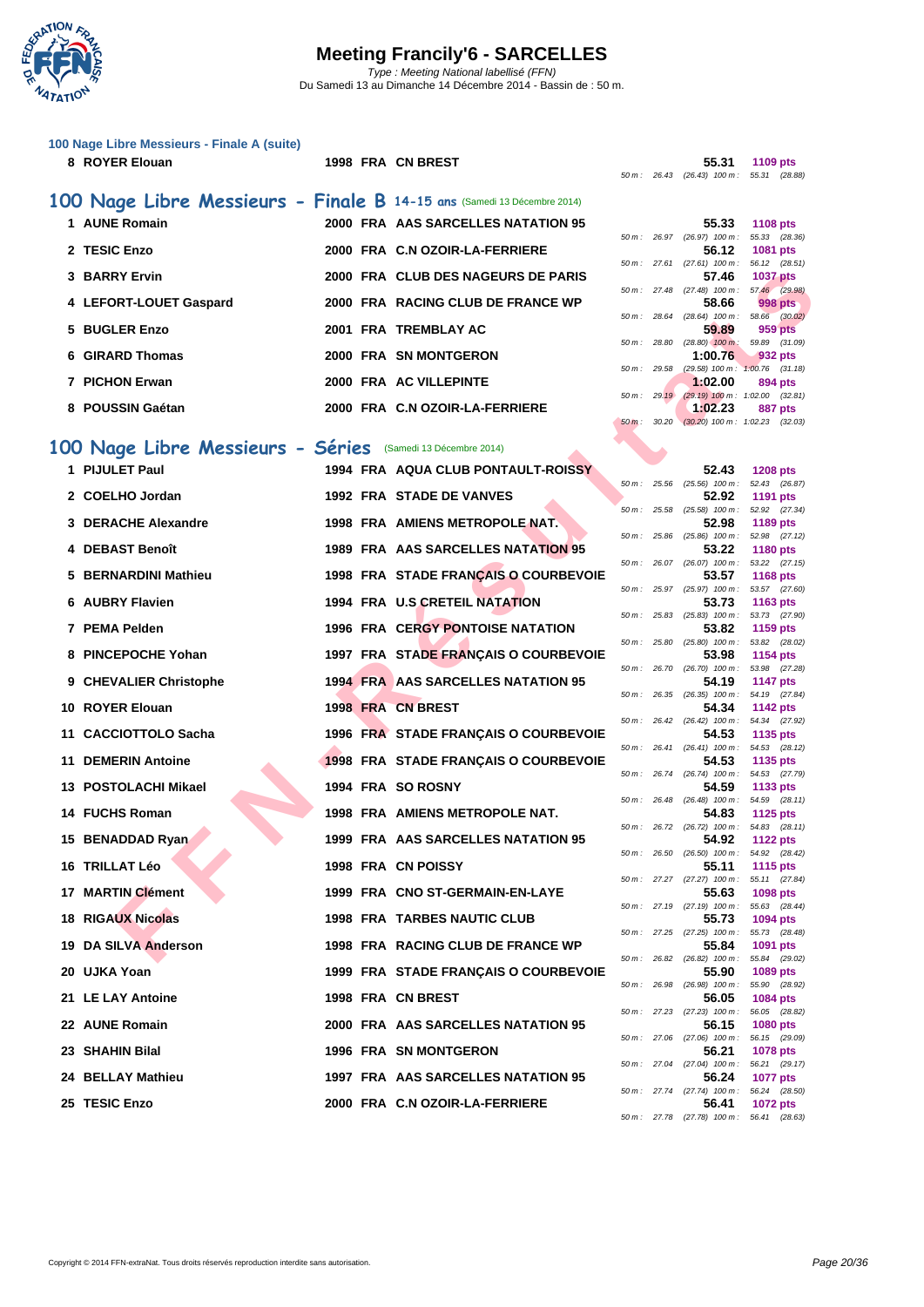# Meeting Francily'6 - SARCELLES

*Type : Meeting National labellisé (FFN)*

Du Samedi 13 au Dimanche 14 Décembre 2014 - Bassin de : 50 m.

### 100 Nage Libre Messieurs - Finale A (suite)

| Rang | Nom | Année | Nat. | Club | Temps | Points | Splits |
|---|---|---|---|---|---|---|---|
| 8 | ROYER Elouan | 1998 | FRA | CN BREST | 55.31 | 1109 pts | 50 m : 26.43 (26.43) 100 m : 55.31 (28.88) |

## 100 Nage Libre Messieurs - Finale B 14-15 ans (Samedi 13 Décembre 2014)

| Rang | Nom | Année | Nat. | Club | Temps | Points | Splits |
|---|---|---|---|---|---|---|---|
| 1 | AUNE Romain | 2000 | FRA | AAS SARCELLES NATATION 95 | 55.33 | 1108 pts | 50 m : 26.97 (26.97) 100 m : 55.33 (28.36) |
| 2 | TESIC Enzo | 2000 | FRA | C.N OZOIR-LA-FERRIERE | 56.12 | 1081 pts | 50 m : 27.61 (27.61) 100 m : 56.12 (28.51) |
| 3 | BARRY Ervin | 2000 | FRA | CLUB DES NAGEURS DE PARIS | 57.46 | 1037 pts | 50 m : 27.48 (27.48) 100 m : 57.46 (29.98) |
| 4 | LEFORT-LOUET Gaspard | 2000 | FRA | RACING CLUB DE FRANCE WP | 58.66 | 998 pts | 50 m : 28.64 (28.64) 100 m : 58.66 (30.02) |
| 5 | BUGLER Enzo | 2001 | FRA | TREMBLAY AC | 59.89 | 959 pts | 50 m : 28.80 (28.80) 100 m : 59.89 (31.09) |
| 6 | GIRARD Thomas | 2000 | FRA | SN MONTGERON | 1:00.76 | 932 pts | 50 m : 29.58 (29.58) 100 m : 1:00.76 (31.18) |
| 7 | PICHON Erwan | 2000 | FRA | AC VILLEPINTE | 1:02.00 | 894 pts | 50 m : 29.19 (29.19) 100 m : 1:02.00 (32.81) |
| 8 | POUSSIN Gaétan | 2000 | FRA | C.N OZOIR-LA-FERRIERE | 1:02.23 | 887 pts | 50 m : 30.20 (30.20) 100 m : 1:02.23 (32.03) |

## 100 Nage Libre Messieurs - Séries (Samedi 13 Décembre 2014)

| Rang | Nom | Année | Nat. | Club | Temps | Points | Splits |
|---|---|---|---|---|---|---|---|
| 1 | PIJULET Paul | 1994 | FRA | AQUA CLUB PONTAULT-ROISSY | 52.43 | 1208 pts | 50 m : 25.56 (25.56) 100 m : 52.43 (26.87) |
| 2 | COELHO Jordan | 1992 | FRA | STADE DE VANVES | 52.92 | 1191 pts | 50 m : 25.58 (25.58) 100 m : 52.92 (27.34) |
| 3 | DERACHE Alexandre | 1998 | FRA | AMIENS METROPOLE NAT. | 52.98 | 1189 pts | 50 m : 25.86 (25.86) 100 m : 52.98 (27.12) |
| 4 | DEBAST Benoît | 1989 | FRA | AAS SARCELLES NATATION 95 | 53.22 | 1180 pts | 50 m : 26.07 (26.07) 100 m : 53.22 (27.15) |
| 5 | BERNARDINI Mathieu | 1998 | FRA | STADE FRANÇAIS O COURBEVOIE | 53.57 | 1168 pts | 50 m : 25.97 (25.97) 100 m : 53.57 (27.60) |
| 6 | AUBRY Flavien | 1994 | FRA | U.S CRETEIL NATATION | 53.73 | 1163 pts | 50 m : 25.83 (25.83) 100 m : 53.73 (27.90) |
| 7 | PEMA Pelden | 1996 | FRA | CERGY PONTOISE NATATION | 53.82 | 1159 pts | 50 m : 25.80 (25.80) 100 m : 53.82 (28.02) |
| 8 | PINCEPOCHE Yohan | 1997 | FRA | STADE FRANÇAIS O COURBEVOIE | 53.98 | 1154 pts | 50 m : 26.70 (26.70) 100 m : 53.98 (27.28) |
| 9 | CHEVALIER Christophe | 1994 | FRA | AAS SARCELLES NATATION 95 | 54.19 | 1147 pts | 50 m : 26.35 (26.35) 100 m : 54.19 (27.84) |
| 10 | ROYER Elouan | 1998 | FRA | CN BREST | 54.34 | 1142 pts | 50 m : 26.42 (26.42) 100 m : 54.34 (27.92) |
| 11 | CACCIOTTOLO Sacha | 1996 | FRA | STADE FRANÇAIS O COURBEVOIE | 54.53 | 1135 pts | 50 m : 26.41 (26.41) 100 m : 54.53 (28.12) |
| 11 | DEMERIN Antoine | 1998 | FRA | STADE FRANÇAIS O COURBEVOIE | 54.53 | 1135 pts | 50 m : 26.74 (26.74) 100 m : 54.53 (27.79) |
| 13 | POSTOLACHI Mikael | 1994 | FRA | SO ROSNY | 54.59 | 1133 pts | 50 m : 26.48 (26.48) 100 m : 54.59 (28.11) |
| 14 | FUCHS Roman | 1998 | FRA | AMIENS METROPOLE NAT. | 54.83 | 1125 pts | 50 m : 26.72 (26.72) 100 m : 54.83 (28.11) |
| 15 | BENADDAD Ryan | 1999 | FRA | AAS SARCELLES NATATION 95 | 54.92 | 1122 pts | 50 m : 26.50 (26.50) 100 m : 54.92 (28.42) |
| 16 | TRILLAT Léo | 1998 | FRA | CN POISSY | 55.11 | 1115 pts | 50 m : 27.27 (27.27) 100 m : 55.11 (27.84) |
| 17 | MARTIN Clément | 1999 | FRA | CNO ST-GERMAIN-EN-LAYE | 55.63 | 1098 pts | 50 m : 27.19 (27.19) 100 m : 55.63 (28.44) |
| 18 | RIGAUX Nicolas | 1998 | FRA | TARBES NAUTIC CLUB | 55.73 | 1094 pts | 50 m : 27.25 (27.25) 100 m : 55.73 (28.48) |
| 19 | DA SILVA Anderson | 1998 | FRA | RACING CLUB DE FRANCE WP | 55.84 | 1091 pts | 50 m : 26.82 (26.82) 100 m : 55.84 (29.02) |
| 20 | UJKA Yoan | 1999 | FRA | STADE FRANÇAIS O COURBEVOIE | 55.90 | 1089 pts | 50 m : 26.98 (26.98) 100 m : 55.90 (28.92) |
| 21 | LE LAY Antoine | 1998 | FRA | CN BREST | 56.05 | 1084 pts | 50 m : 27.23 (27.23) 100 m : 56.05 (28.82) |
| 22 | AUNE Romain | 2000 | FRA | AAS SARCELLES NATATION 95 | 56.15 | 1080 pts | 50 m : 27.06 (27.06) 100 m : 56.15 (29.09) |
| 23 | SHAHIN Bilal | 1996 | FRA | SN MONTGERON | 56.21 | 1078 pts | 50 m : 27.04 (27.04) 100 m : 56.21 (29.17) |
| 24 | BELLAY Mathieu | 1997 | FRA | AAS SARCELLES NATATION 95 | 56.24 | 1077 pts | 50 m : 27.74 (27.74) 100 m : 56.24 (28.50) |
| 25 | TESIC Enzo | 2000 | FRA | C.N OZOIR-LA-FERRIERE | 56.41 | 1072 pts | 50 m : 27.78 (27.78) 100 m : 56.41 (28.63) |

Copyright © 2014 FFN-extraNat. Tous droits réservés reproduction interdite sans autorisation.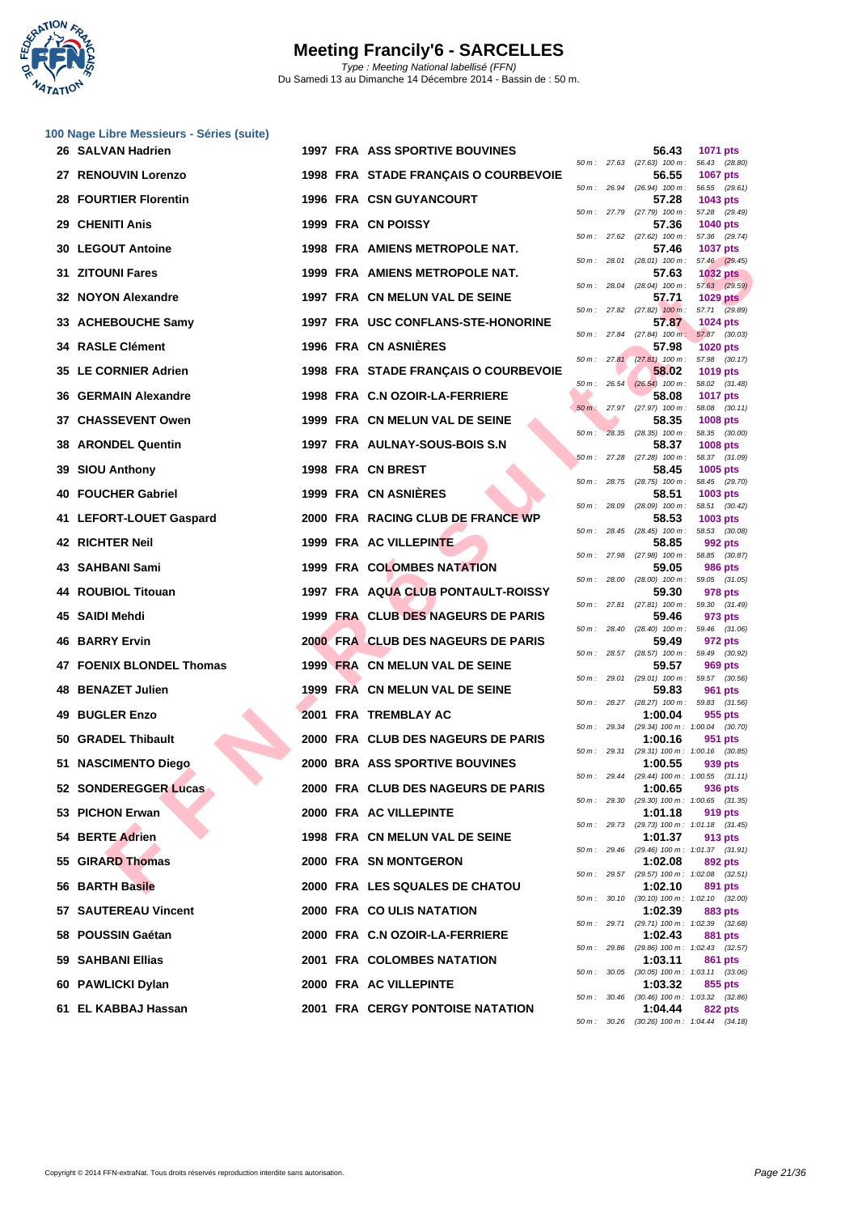# Meeting Francily'6 - SARCELLES

*Type : Meeting National labellisé (FFN)*
Du Samedi 13 au Dimanche 14 Décembre 2014 - Bassin de : 50 m.

## 100 Nage Libre Messieurs - Séries (suite)

| Rg | Nom | Année | Nat | Club | Temps | Points | Splits |
|---|---|---|---|---|---|---|---|
| 26 | SALVAN Hadrien | 1997 | FRA | ASS SPORTIVE BOUVINES | 56.43 | 1071 pts | 50 m : 27.63 (27.63) 100 m : 56.43 (28.80) |
| 27 | RENOUVIN Lorenzo | 1998 | FRA | STADE FRANÇAIS O COURBEVOIE | 56.55 | 1067 pts | 50 m : 26.94 (26.94) 100 m : 56.55 (29.61) |
| 28 | FOURTIER Florentin | 1996 | FRA | CSN GUYANCOURT | 57.28 | 1043 pts | 50 m : 27.79 (27.79) 100 m : 57.28 (29.49) |
| 29 | CHENITI Anis | 1999 | FRA | CN POISSY | 57.36 | 1040 pts | 50 m : 27.62 (27.62) 100 m : 57.36 (29.74) |
| 30 | LEGOUT Antoine | 1998 | FRA | AMIENS METROPOLE NAT. | 57.46 | 1037 pts | 50 m : 28.01 (28.01) 100 m : 57.46 (29.45) |
| 31 | ZITOUNI Fares | 1999 | FRA | AMIENS METROPOLE NAT. | 57.63 | 1032 pts | 50 m : 28.04 (28.04) 100 m : 57.63 (29.59) |
| 32 | NOYON Alexandre | 1997 | FRA | CN MELUN VAL DE SEINE | 57.71 | 1029 pts | 50 m : 27.82 (27.82) 100 m : 57.71 (29.89) |
| 33 | ACHEBOUCHE Samy | 1997 | FRA | USC CONFLANS-STE-HONORINE | 57.87 | 1024 pts | 50 m : 27.84 (27.84) 100 m : 57.87 (30.03) |
| 34 | RASLE Clément | 1996 | FRA | CN ASNIÈRES | 57.98 | 1020 pts | 50 m : 27.81 (27.81) 100 m : 57.98 (30.17) |
| 35 | LE CORNIER Adrien | 1998 | FRA | STADE FRANÇAIS O COURBEVOIE | 58.02 | 1019 pts | 50 m : 26.54 (26.54) 100 m : 58.02 (31.48) |
| 36 | GERMAIN Alexandre | 1998 | FRA | C.N OZOIR-LA-FERRIERE | 58.08 | 1017 pts | 50 m : 27.97 (27.97) 100 m : 58.08 (30.11) |
| 37 | CHASSEVENT Owen | 1999 | FRA | CN MELUN VAL DE SEINE | 58.35 | 1008 pts | 50 m : 28.35 (28.35) 100 m : 58.35 (30.00) |
| 38 | ARONDEL Quentin | 1997 | FRA | AULNAY-SOUS-BOIS S.N | 58.37 | 1008 pts | 50 m : 27.28 (27.28) 100 m : 58.37 (31.09) |
| 39 | SIOU Anthony | 1998 | FRA | CN BREST | 58.45 | 1005 pts | 50 m : 28.75 (28.75) 100 m : 58.45 (29.70) |
| 40 | FOUCHER Gabriel | 1999 | FRA | CN ASNIÈRES | 58.51 | 1003 pts | 50 m : 28.09 (28.09) 100 m : 58.51 (30.42) |
| 41 | LEFORT-LOUET Gaspard | 2000 | FRA | RACING CLUB DE FRANCE WP | 58.53 | 1003 pts | 50 m : 28.45 (28.45) 100 m : 58.53 (30.08) |
| 42 | RICHTER Neil | 1999 | FRA | AC VILLEPINTE | 58.85 | 992 pts | 50 m : 27.98 (27.98) 100 m : 58.85 (30.87) |
| 43 | SAHBANI Sami | 1999 | FRA | COLOMBES NATATION | 59.05 | 986 pts | 50 m : 28.00 (28.00) 100 m : 59.05 (31.05) |
| 44 | ROUBIOL Titouan | 1997 | FRA | AQUA CLUB PONTAULT-ROISSY | 59.30 | 978 pts | 50 m : 27.81 (27.81) 100 m : 59.30 (31.49) |
| 45 | SAIDI Mehdi | 1999 | FRA | CLUB DES NAGEURS DE PARIS | 59.46 | 973 pts | 50 m : 28.40 (28.40) 100 m : 59.46 (31.06) |
| 46 | BARRY Ervin | 2000 | FRA | CLUB DES NAGEURS DE PARIS | 59.49 | 972 pts | 50 m : 28.57 (28.57) 100 m : 59.49 (30.92) |
| 47 | FOENIX BLONDEL Thomas | 1999 | FRA | CN MELUN VAL DE SEINE | 59.57 | 969 pts | 50 m : 29.01 (29.01) 100 m : 59.57 (30.56) |
| 48 | BENAZET Julien | 1999 | FRA | CN MELUN VAL DE SEINE | 59.83 | 961 pts | 50 m : 28.27 (28.27) 100 m : 59.83 (31.56) |
| 49 | BUGLER Enzo | 2001 | FRA | TREMBLAY AC | 1:00.04 | 955 pts | 50 m : 29.34 (29.34) 100 m : 1:00.04 (30.70) |
| 50 | GRADEL Thibault | 2000 | FRA | CLUB DES NAGEURS DE PARIS | 1:00.16 | 951 pts | 50 m : 29.31 (29.31) 100 m : 1:00.16 (30.85) |
| 51 | NASCIMENTO Diego | 2000 | BRA | ASS SPORTIVE BOUVINES | 1:00.55 | 939 pts | 50 m : 29.44 (29.44) 100 m : 1:00.55 (31.11) |
| 52 | SONDEREGGER Lucas | 2000 | FRA | CLUB DES NAGEURS DE PARIS | 1:00.65 | 936 pts | 50 m : 29.30 (29.30) 100 m : 1:00.65 (31.35) |
| 53 | PICHON Erwan | 2000 | FRA | AC VILLEPINTE | 1:01.18 | 919 pts | 50 m : 29.73 (29.73) 100 m : 1:01.18 (31.45) |
| 54 | BERTE Adrien | 1998 | FRA | CN MELUN VAL DE SEINE | 1:01.37 | 913 pts | 50 m : 29.46 (29.46) 100 m : 1:01.37 (31.91) |
| 55 | GIRARD Thomas | 2000 | FRA | SN MONTGERON | 1:02.08 | 892 pts | 50 m : 29.57 (29.57) 100 m : 1:02.08 (32.51) |
| 56 | BARTH Basile | 2000 | FRA | LES SQUALES DE CHATOU | 1:02.10 | 891 pts | 50 m : 30.10 (30.10) 100 m : 1:02.10 (32.00) |
| 57 | SAUTEREAU Vincent | 2000 | FRA | CO ULIS NATATION | 1:02.39 | 883 pts | 50 m : 29.71 (29.71) 100 m : 1:02.39 (32.68) |
| 58 | POUSSIN Gaétan | 2000 | FRA | C.N OZOIR-LA-FERRIERE | 1:02.43 | 881 pts | 50 m : 29.86 (29.86) 100 m : 1:02.43 (32.57) |
| 59 | SAHBANI Ellias | 2001 | FRA | COLOMBES NATATION | 1:03.11 | 861 pts | 50 m : 30.05 (30.05) 100 m : 1:03.11 (33.06) |
| 60 | PAWLICKI Dylan | 2000 | FRA | AC VILLEPINTE | 1:03.32 | 855 pts | 50 m : 30.46 (30.46) 100 m : 1:03.32 (32.86) |
| 61 | EL KABBAJ Hassan | 2001 | FRA | CERGY PONTOISE NATATION | 1:04.44 | 822 pts | 50 m : 30.26 (30.26) 100 m : 1:04.44 (34.18) |

Copyright © 2014 FFN-extraNat. Tous droits réservés reproduction interdite sans autorisation.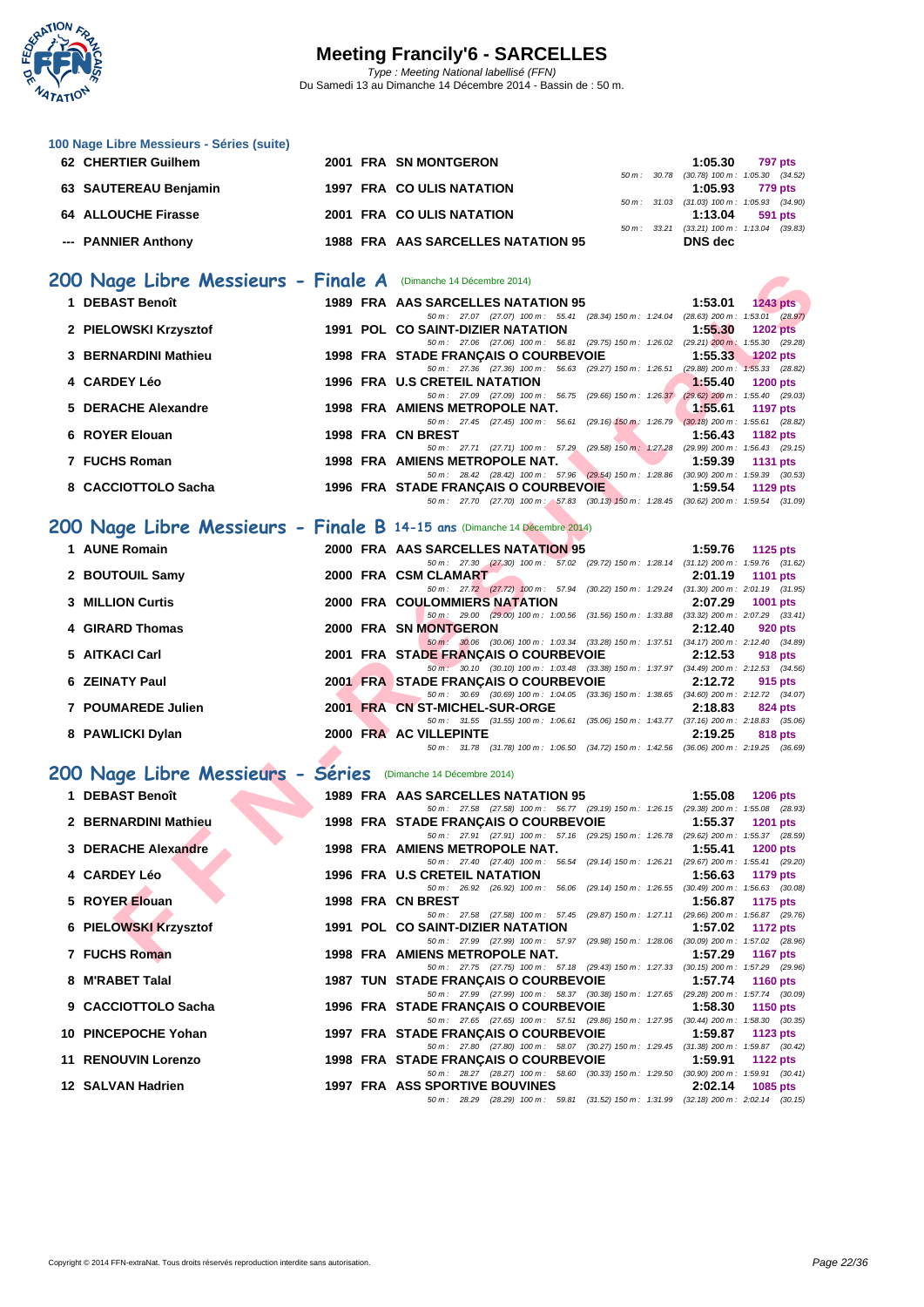### 100 Nage Libre Messieurs - Séries (suite)

| Rang | Nom | Année | Nat | Club | Temps | Points |
|---|---|---|---|---|---|---|
| 62 | CHERTIER Guilhem | 2001 | FRA | SN MONTGERON | 1:05.30 | 797 pts |
| | | | | 50 m : 30.78 (30.78) 100 m : 1:05.30 (34.52) | | |
| 63 | SAUTEREAU Benjamin | 1997 | FRA | CO ULIS NATATION | 1:05.93 | 779 pts |
| | | | | 50 m : 31.03 (31.03) 100 m : 1:05.93 (34.90) | | |
| 64 | ALLOUCHE Firasse | 2001 | FRA | CO ULIS NATATION | 1:13.04 | 591 pts |
| | | | | 50 m : 33.21 (33.21) 100 m : 1:13.04 (39.83) | | |
| --- | PANNIER Anthony | 1988 | FRA | AAS SARCELLES NATATION 95 | DNS dec | |

## 200 Nage Libre Messieurs - Finale A (Dimanche 14 Décembre 2014)

| Rang | Nom | Année | Nat | Club | Temps | Points |
|---|---|---|---|---|---|---|
| 1 | DEBAST Benoît | 1989 | FRA | AAS SARCELLES NATATION 95 | 1:53.01 | 1243 pts |
| | | | | 50 m : 27.07 (27.07) 100 m : 55.41 (28.34) 150 m : 1:24.04 (28.63) 200 m : 1:53.01 (28.97) | | |
| 2 | PIELOWSKI Krzysztof | 1991 | POL | CO SAINT-DIZIER NATATION | 1:55.30 | 1202 pts |
| | | | | 50 m : 27.06 (27.06) 100 m : 56.81 (29.75) 150 m : 1:26.02 (29.21) 200 m : 1:55.30 (29.28) | | |
| 3 | BERNARDINI Mathieu | 1998 | FRA | STADE FRANÇAIS O COURBEVOIE | 1:55.33 | 1202 pts |
| | | | | 50 m : 27.36 (27.36) 100 m : 56.63 (29.27) 150 m : 1:26.51 (29.88) 200 m : 1:55.33 (28.82) | | |
| 4 | CARDEY Léo | 1996 | FRA | U.S CRETEIL NATATION | 1:55.40 | 1200 pts |
| | | | | 50 m : 27.09 (27.09) 100 m : 56.75 (29.66) 150 m : 1:26.37 (29.62) 200 m : 1:55.40 (29.03) | | |
| 5 | DERACHE Alexandre | 1998 | FRA | AMIENS METROPOLE NAT. | 1:55.61 | 1197 pts |
| | | | | 50 m : 27.45 (27.45) 100 m : 56.61 (29.16) 150 m : 1:26.79 (30.18) 200 m : 1:55.61 (28.82) | | |
| 6 | ROYER Elouan | 1998 | FRA | CN BREST | 1:56.43 | 1182 pts |
| | | | | 50 m : 27.71 (27.71) 100 m : 57.29 (29.58) 150 m : 1:27.28 (29.99) 200 m : 1:56.43 (29.15) | | |
| 7 | FUCHS Roman | 1998 | FRA | AMIENS METROPOLE NAT. | 1:59.39 | 1131 pts |
| | | | | 50 m : 28.42 (28.42) 100 m : 57.96 (29.54) 150 m : 1:28.86 (30.90) 200 m : 1:59.39 (30.53) | | |
| 8 | CACCIOTTOLO Sacha | 1996 | FRA | STADE FRANÇAIS O COURBEVOIE | 1:59.54 | 1129 pts |
| | | | | 50 m : 27.70 (27.70) 100 m : 57.83 (30.13) 150 m : 1:28.45 (30.62) 200 m : 1:59.54 (31.09) | | |

## 200 Nage Libre Messieurs - Finale B 14-15 ans (Dimanche 14 Décembre 2014)

| Rang | Nom | Année | Nat | Club | Temps | Points |
|---|---|---|---|---|---|---|
| 1 | AUNE Romain | 2000 | FRA | AAS SARCELLES NATATION 95 | 1:59.76 | 1125 pts |
| | | | | 50 m : 27.30 (27.30) 100 m : 57.02 (29.72) 150 m : 1:28.14 (31.12) 200 m : 1:59.76 (31.62) | | |
| 2 | BOUTOUIL Samy | 2000 | FRA | CSM CLAMART | 2:01.19 | 1101 pts |
| | | | | 50 m : 27.72 (27.72) 100 m : 57.94 (30.22) 150 m : 1:29.24 (31.30) 200 m : 2:01.19 (31.95) | | |
| 3 | MILLION Curtis | 2000 | FRA | COULOMMIERS NATATION | 2:07.29 | 1001 pts |
| | | | | 50 m : 29.00 (29.00) 100 m : 1:00.56 (31.56) 150 m : 1:33.88 (33.32) 200 m : 2:07.29 (33.41) | | |
| 4 | GIRARD Thomas | 2000 | FRA | SN MONTGERON | 2:12.40 | 920 pts |
| | | | | 50 m : 30.06 (30.06) 100 m : 1:03.34 (33.28) 150 m : 1:37.51 (34.17) 200 m : 2:12.40 (34.89) | | |
| 5 | AITKACI Carl | 2001 | FRA | STADE FRANÇAIS O COURBEVOIE | 2:12.53 | 918 pts |
| | | | | 50 m : 30.10 (30.10) 100 m : 1:03.48 (33.38) 150 m : 1:37.97 (34.49) 200 m : 2:12.53 (34.56) | | |
| 6 | ZEINATY Paul | 2001 | FRA | STADE FRANÇAIS O COURBEVOIE | 2:12.72 | 915 pts |
| | | | | 50 m : 30.69 (30.69) 100 m : 1:04.05 (33.36) 150 m : 1:38.65 (34.60) 200 m : 2:12.72 (34.07) | | |
| 7 | POUMAREDE Julien | 2001 | FRA | CN ST-MICHEL-SUR-ORGE | 2:18.83 | 824 pts |
| | | | | 50 m : 31.55 (31.55) 100 m : 1:06.61 (35.06) 150 m : 1:43.77 (37.16) 200 m : 2:18.83 (35.06) | | |
| 8 | PAWLICKI Dylan | 2000 | FRA | AC VILLEPINTE | 2:19.25 | 818 pts |
| | | | | 50 m : 31.78 (31.78) 100 m : 1:06.50 (34.72) 150 m : 1:42.56 (36.06) 200 m : 2:19.25 (36.69) | | |

## 200 Nage Libre Messieurs - Séries (Dimanche 14 Décembre 2014)

| Rang | Nom | Année | Nat | Club | Temps | Points |
|---|---|---|---|---|---|---|
| 1 | DEBAST Benoît | 1989 | FRA | AAS SARCELLES NATATION 95 | 1:55.08 | 1206 pts |
| | | | | 50 m : 27.58 (27.58) 100 m : 56.77 (29.19) 150 m : 1:26.15 (29.38) 200 m : 1:55.08 (28.93) | | |
| 2 | BERNARDINI Mathieu | 1998 | FRA | STADE FRANÇAIS O COURBEVOIE | 1:55.37 | 1201 pts |
| | | | | 50 m : 27.91 (27.91) 100 m : 57.16 (29.25) 150 m : 1:26.78 (29.62) 200 m : 1:55.37 (28.59) | | |
| 3 | DERACHE Alexandre | 1998 | FRA | AMIENS METROPOLE NAT. | 1:55.41 | 1200 pts |
| | | | | 50 m : 27.40 (27.40) 100 m : 56.54 (29.14) 150 m : 1:26.21 (29.67) 200 m : 1:55.41 (29.20) | | |
| 4 | CARDEY Léo | 1996 | FRA | U.S CRETEIL NATATION | 1:56.63 | 1179 pts |
| | | | | 50 m : 26.92 (26.92) 100 m : 56.06 (29.14) 150 m : 1:26.55 (30.49) 200 m : 1:56.63 (30.08) | | |
| 5 | ROYER Elouan | 1998 | FRA | CN BREST | 1:56.87 | 1175 pts |
| | | | | 50 m : 27.58 (27.58) 100 m : 57.45 (29.87) 150 m : 1:27.11 (29.66) 200 m : 1:56.87 (29.76) | | |
| 6 | PIELOWSKI Krzysztof | 1991 | POL | CO SAINT-DIZIER NATATION | 1:57.02 | 1172 pts |
| | | | | 50 m : 27.99 (27.99) 100 m : 57.97 (29.98) 150 m : 1:28.06 (30.09) 200 m : 1:57.02 (28.96) | | |
| 7 | FUCHS Roman | 1998 | FRA | AMIENS METROPOLE NAT. | 1:57.29 | 1167 pts |
| | | | | 50 m : 27.75 (27.75) 100 m : 57.18 (29.43) 150 m : 1:27.33 (30.15) 200 m : 1:57.29 (29.96) | | |
| 8 | M'RABET Talal | 1987 | TUN | STADE FRANÇAIS O COURBEVOIE | 1:57.74 | 1160 pts |
| | | | | 50 m : 27.99 (27.99) 100 m : 58.37 (30.38) 150 m : 1:27.65 (29.28) 200 m : 1:57.74 (30.09) | | |
| 9 | CACCIOTTOLO Sacha | 1996 | FRA | STADE FRANÇAIS O COURBEVOIE | 1:58.30 | 1150 pts |
| | | | | 50 m : 27.65 (27.65) 100 m : 57.51 (29.86) 150 m : 1:27.95 (30.44) 200 m : 1:58.30 (30.35) | | |
| 10 | PINCEPOCHE Yohan | 1997 | FRA | STADE FRANÇAIS O COURBEVOIE | 1:59.87 | 1123 pts |
| | | | | 50 m : 27.80 (27.80) 100 m : 58.07 (30.27) 150 m : 1:29.45 (31.38) 200 m : 1:59.87 (30.42) | | |
| 11 | RENOUVIN Lorenzo | 1998 | FRA | STADE FRANÇAIS O COURBEVOIE | 1:59.91 | 1122 pts |
| | | | | 50 m : 28.27 (28.27) 100 m : 58.60 (30.33) 150 m : 1:29.50 (30.90) 200 m : 1:59.91 (30.41) | | |
| 12 | SALVAN Hadrien | 1997 | FRA | ASS SPORTIVE BOUVINES | 2:02.14 | 1085 pts |
| | | | | 50 m : 28.29 (28.29) 100 m : 59.81 (31.52) 150 m : 1:31.99 (32.18) 200 m : 2:02.14 (30.15) | | |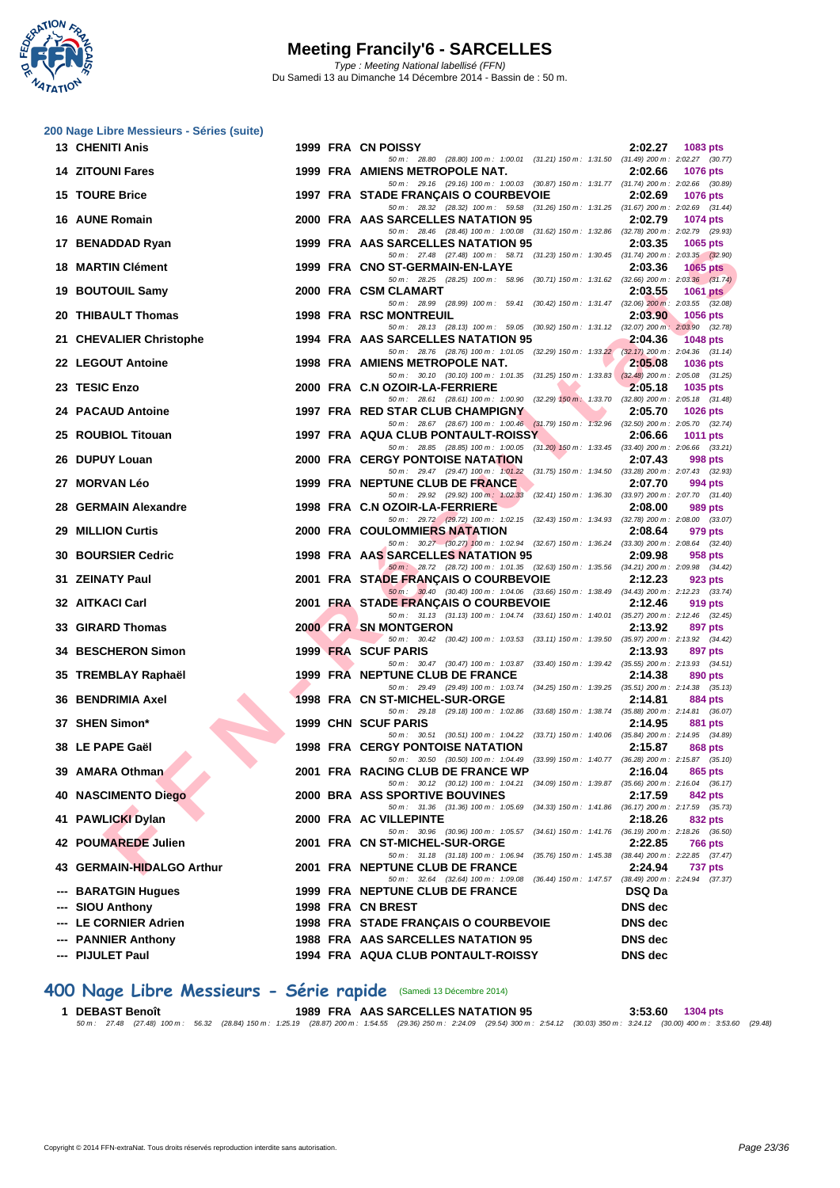## 200 Nage Libre Messieurs - Séries (suite)

| Rang | Nom | Année | Nat | Club | Temps | Points |
|---|---|---|---|---|---|---|
| 13 | CHENITI Anis | 1999 | FRA | CN POISSY | 2:02.27 | 1083 pts |
| | 50 m : 28.80 (28.80) 100 m : 1:00.01 (31.21) 150 m : 1:31.50 (31.49) 200 m : 2:02.27 (30.77) | | | | | |
| 14 | ZITOUNI Fares | 1999 | FRA | AMIENS METROPOLE NAT. | 2:02.66 | 1076 pts |
| | 50 m : 29.16 (29.16) 100 m : 1:00.03 (30.87) 150 m : 1:31.77 (31.74) 200 m : 2:02.66 (30.89) | | | | | |
| 15 | TOURE Brice | 1997 | FRA | STADE FRANÇAIS O COURBEVOIE | 2:02.69 | 1076 pts |
| | 50 m : 28.32 (28.32) 100 m : 59.58 (31.26) 150 m : 1:31.25 (31.67) 200 m : 2:02.69 (31.44) | | | | | |
| 16 | AUNE Romain | 2000 | FRA | AAS SARCELLES NATATION 95 | 2:02.79 | 1074 pts |
| | 50 m : 28.46 (28.46) 100 m : 1:00.08 (31.62) 150 m : 1:32.86 (32.78) 200 m : 2:02.79 (29.93) | | | | | |
| 17 | BENADDAD Ryan | 1999 | FRA | AAS SARCELLES NATATION 95 | 2:03.35 | 1065 pts |
| | 50 m : 27.48 (27.48) 100 m : 58.71 (31.23) 150 m : 1:30.45 (31.74) 200 m : 2:03.35 (32.90) | | | | | |
| 18 | MARTIN Clément | 1999 | FRA | CNO ST-GERMAIN-EN-LAYE | 2:03.36 | 1065 pts |
| | 50 m : 28.25 (28.25) 100 m : 58.96 (30.71) 150 m : 1:31.62 (32.66) 200 m : 2:03.36 (31.74) | | | | | |
| 19 | BOUTOUIL Samy | 2000 | FRA | CSM CLAMART | 2:03.55 | 1061 pts |
| | 50 m : 28.99 (28.99) 100 m : 59.41 (30.42) 150 m : 1:31.47 (32.06) 200 m : 2:03.55 (32.08) | | | | | |
| 20 | THIBAULT Thomas | 1998 | FRA | RSC MONTREUIL | 2:03.90 | 1056 pts |
| | 50 m : 28.13 (28.13) 100 m : 59.05 (30.92) 150 m : 1:31.12 (32.07) 200 m : 2:03.90 (32.78) | | | | | |
| 21 | CHEVALIER Christophe | 1994 | FRA | AAS SARCELLES NATATION 95 | 2:04.36 | 1048 pts |
| | 50 m : 28.76 (28.76) 100 m : 1:01.05 (32.29) 150 m : 1:33.22 (32.17) 200 m : 2:04.36 (31.14) | | | | | |
| 22 | LEGOUT Antoine | 1998 | FRA | AMIENS METROPOLE NAT. | 2:05.08 | 1036 pts |
| | 50 m : 30.10 (30.10) 100 m : 1:01.35 (31.25) 150 m : 1:33.83 (32.48) 200 m : 2:05.08 (31.25) | | | | | |
| 23 | TESIC Enzo | 2000 | FRA | C.N OZOIR-LA-FERRIERE | 2:05.18 | 1035 pts |
| | 50 m : 28.61 (28.61) 100 m : 1:00.90 (32.29) 150 m : 1:33.70 (32.80) 200 m : 2:05.18 (31.48) | | | | | |
| 24 | PACAUD Antoine | 1997 | FRA | RED STAR CLUB CHAMPIGNY | 2:05.70 | 1026 pts |
| | 50 m : 28.67 (28.67) 100 m : 1:00.46 (31.79) 150 m : 1:32.96 (32.50) 200 m : 2:05.70 (32.74) | | | | | |
| 25 | ROUBIOL Titouan | 1997 | FRA | AQUA CLUB PONTAULT-ROISSY | 2:06.66 | 1011 pts |
| | 50 m : 28.85 (28.85) 100 m : 1:00.05 (31.20) 150 m : 1:33.45 (33.40) 200 m : 2:06.66 (33.21) | | | | | |
| 26 | DUPUY Louan | 2000 | FRA | CERGY PONTOISE NATATION | 2:07.43 | 998 pts |
| | 50 m : 29.47 (29.47) 100 m : 1:01.22 (31.75) 150 m : 1:34.50 (33.28) 200 m : 2:07.43 (32.93) | | | | | |
| 27 | MORVAN Léo | 1999 | FRA | NEPTUNE CLUB DE FRANCE | 2:07.70 | 994 pts |
| | 50 m : 29.92 (29.92) 100 m : 1:02.33 (32.41) 150 m : 1:36.30 (33.97) 200 m : 2:07.70 (31.40) | | | | | |
| 28 | GERMAIN Alexandre | 1998 | FRA | C.N OZOIR-LA-FERRIERE | 2:08.00 | 989 pts |
| | 50 m : 29.72 (29.72) 100 m : 1:02.15 (32.43) 150 m : 1:34.93 (32.78) 200 m : 2:08.00 (33.07) | | | | | |
| 29 | MILLION Curtis | 2000 | FRA | COULOMMIERS NATATION | 2:08.64 | 979 pts |
| | 50 m : 30.27 (30.27) 100 m : 1:02.94 (32.67) 150 m : 1:36.24 (33.30) 200 m : 2:08.64 (32.40) | | | | | |
| 30 | BOURSIER Cedric | 1998 | FRA | AAS SARCELLES NATATION 95 | 2:09.98 | 958 pts |
| | 50 m : 28.72 (28.72) 100 m : 1:01.35 (32.63) 150 m : 1:35.56 (34.21) 200 m : 2:09.98 (34.42) | | | | | |
| 31 | ZEINATY Paul | 2001 | FRA | STADE FRANÇAIS O COURBEVOIE | 2:12.23 | 923 pts |
| | 50 m : 30.40 (30.40) 100 m : 1:04.06 (33.66) 150 m : 1:38.49 (34.43) 200 m : 2:12.23 (33.74) | | | | | |
| 32 | AITKACI Carl | 2001 | FRA | STADE FRANÇAIS O COURBEVOIE | 2:12.46 | 919 pts |
| | 50 m : 31.13 (31.13) 100 m : 1:04.74 (33.61) 150 m : 1:40.01 (35.27) 200 m : 2:12.46 (32.45) | | | | | |
| 33 | GIRARD Thomas | 2000 | FRA | SN MONTGERON | 2:13.92 | 897 pts |
| | 50 m : 30.42 (30.42) 100 m : 1:03.53 (33.11) 150 m : 1:39.50 (35.97) 200 m : 2:13.92 (34.42) | | | | | |
| 34 | BESCHERON Simon | 1999 | FRA | SCUF PARIS | 2:13.93 | 897 pts |
| | 50 m : 30.47 (30.47) 100 m : 1:03.87 (33.40) 150 m : 1:39.42 (35.55) 200 m : 2:13.93 (34.51) | | | | | |
| 35 | TREMBLAY Raphaël | 1999 | FRA | NEPTUNE CLUB DE FRANCE | 2:14.38 | 890 pts |
| | 50 m : 29.49 (29.49) 100 m : 1:03.74 (34.25) 150 m : 1:39.25 (35.51) 200 m : 2:14.38 (35.13) | | | | | |
| 36 | BENDRIMIA Axel | 1998 | FRA | CN ST-MICHEL-SUR-ORGE | 2:14.81 | 884 pts |
| | 50 m : 29.18 (29.18) 100 m : 1:02.86 (33.68) 150 m : 1:38.74 (35.88) 200 m : 2:14.81 (36.07) | | | | | |
| 37 | SHEN Simon* | 1999 | CHN | SCUF PARIS | 2:14.95 | 881 pts |
| | 50 m : 30.51 (30.51) 100 m : 1:04.22 (33.71) 150 m : 1:40.06 (35.84) 200 m : 2:14.95 (34.89) | | | | | |
| 38 | LE PAPE Gaël | 1998 | FRA | CERGY PONTOISE NATATION | 2:15.87 | 868 pts |
| | 50 m : 30.50 (30.50) 100 m : 1:04.49 (33.99) 150 m : 1:40.77 (36.28) 200 m : 2:15.87 (35.10) | | | | | |
| 39 | AMARA Othman | 2001 | FRA | RACING CLUB DE FRANCE WP | 2:16.04 | 865 pts |
| | 50 m : 30.12 (30.12) 100 m : 1:04.21 (34.09) 150 m : 1:39.87 (35.66) 200 m : 2:16.04 (36.17) | | | | | |
| 40 | NASCIMENTO Diego | 2000 | BRA | ASS SPORTIVE BOUVINES | 2:17.59 | 842 pts |
| | 50 m : 31.36 (31.36) 100 m : 1:05.69 (34.33) 150 m : 1:41.86 (36.17) 200 m : 2:17.59 (35.73) | | | | | |
| 41 | PAWLICKI Dylan | 2000 | FRA | AC VILLEPINTE | 2:18.26 | 832 pts |
| | 50 m : 30.96 (30.96) 100 m : 1:05.57 (34.61) 150 m : 1:41.76 (36.19) 200 m : 2:18.26 (36.50) | | | | | |
| 42 | POUMAREDE Julien | 2001 | FRA | CN ST-MICHEL-SUR-ORGE | 2:22.85 | 766 pts |
| | 50 m : 31.18 (31.18) 100 m : 1:06.94 (35.76) 150 m : 1:45.38 (38.44) 200 m : 2:22.85 (37.47) | | | | | |
| 43 | GERMAIN-HIDALGO Arthur | 2001 | FRA | NEPTUNE CLUB DE FRANCE | 2:24.94 | 737 pts |
| | 50 m : 32.64 (32.64) 100 m : 1:09.08 (36.44) 150 m : 1:47.57 (38.49) 200 m : 2:24.94 (37.37) | | | | | |
| --- | BARATGIN Hugues | 1999 | FRA | NEPTUNE CLUB DE FRANCE | DSQ Da | |
| --- | SIOU Anthony | 1998 | FRA | CN BREST | DNS dec | |
| --- | LE CORNIER Adrien | 1998 | FRA | STADE FRANÇAIS O COURBEVOIE | DNS dec | |
| --- | PANNIER Anthony | 1988 | FRA | AAS SARCELLES NATATION 95 | DNS dec | |
| --- | PIJULET Paul | 1994 | FRA | AQUA CLUB PONTAULT-ROISSY | DNS dec | |

## 400 Nage Libre Messieurs - Série rapide (Samedi 13 Décembre 2014)

| Rang | Nom | Année | Nat | Club | Temps | Points |
|---|---|---|---|---|---|---|
| 1 | DEBAST Benoît | 1989 | FRA | AAS SARCELLES NATATION 95 | 3:53.60 | 1304 pts |
| | 50 m : 27.48 (27.48) 100 m : 56.32 (28.84) 150 m : 1:25.19 (28.87) 200 m : 1:54.55 (29.36) 250 m : 2:24.09 (29.54) 300 m : 2:54.12 (30.03) 350 m : 3:24.12 (30.00) 400 m : 3:53.60 (29.48) | | | | | |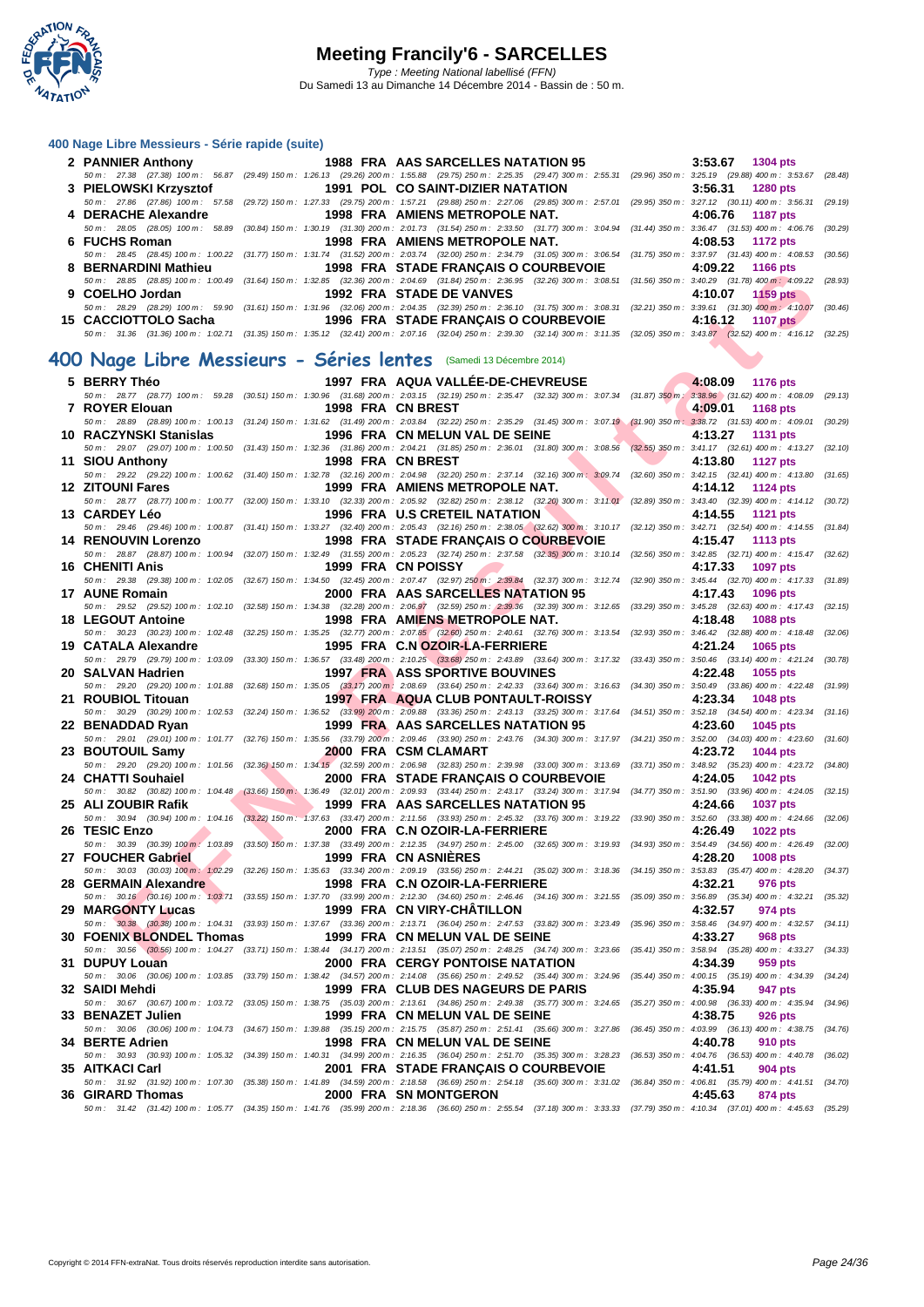#### 400 Nage Libre Messieurs - Série rapide (suite)

**2 PANNIER Anthony** 1988 FRA AAS SARCELLES NATATION 95 **3:53.67** 1304 pts
50 m : 27.38 (27.38) 100 m : 56.87 (29.49) 150 m : 1:26.13 (29.26) 200 m : 1:55.88 (29.75) 250 m : 2:25.35 (29.47) 300 m : 2:55.31 (29.96) 350 m : 3:25.19 (29.88) 400 m : 3:53.67 (28.48)

**3 PIELOWSKI Krzysztof** 1991 POL CO SAINT-DIZIER NATATION **3:56.31** 1280 pts
50 m : 27.86 (27.86) 100 m : 57.58 (29.72) 150 m : 1:27.33 (29.75) 200 m : 1:57.21 (29.88) 250 m : 2:27.06 (29.85) 300 m : 2:57.01 (29.95) 350 m : 3:27.12 (30.11) 400 m : 3:56.31 (29.19)

**4 DERACHE Alexandre** 1998 FRA AMIENS METROPOLE NAT. **4:06.76** 1187 pts
50 m : 28.05 (28.05) 100 m : 58.89 (30.84) 150 m : 1:30.19 (31.30) 200 m : 2:01.73 (31.54) 250 m : 2:33.50 (31.77) 300 m : 3:04.94 (31.44) 350 m : 3:36.47 (31.53) 400 m : 4:06.76 (30.29)

**6 FUCHS Roman** 1998 FRA AMIENS METROPOLE NAT. **4:08.53** 1172 pts
50 m : 28.45 (28.45) 100 m : 1:00.22 (31.77) 150 m : 1:31.74 (31.52) 200 m : 2:03.74 (32.00) 250 m : 2:34.79 (31.05) 300 m : 3:06.54 (31.75) 350 m : 3:37.97 (31.43) 400 m : 4:08.53 (30.56)

**8 BERNARDINI Mathieu** 1998 FRA STADE FRANÇAIS O COURBEVOIE **4:09.22** 1166 pts
50 m : 28.85 (28.85) 100 m : 1:00.49 (31.64) 150 m : 1:32.85 (32.36) 200 m : 2:04.69 (31.84) 250 m : 2:36.95 (32.26) 300 m : 3:08.51 (31.56) 350 m : 3:40.29 (31.78) 400 m : 4:09.22 (28.93)

**9 COELHO Jordan** 1992 FRA STADE DE VANVES **4:10.07** 1159 pts
50 m : 28.29 (28.29) 100 m : 59.90 (31.61) 150 m : 1:31.96 (32.06) 200 m : 2:04.35 (32.39) 250 m : 2:36.10 (31.75) 300 m : 3:08.31 (32.21) 350 m : 3:39.61 (31.30) 400 m : 4:10.07 (30.46)

**15 CACCIOTTOLO Sacha** 1996 FRA STADE FRANÇAIS O COURBEVOIE **4:16.12** 1107 pts
50 m : 31.36 (31.36) 100 m : 1:02.71 (31.35) 150 m : 1:35.12 (32.41) 200 m : 2:07.16 (32.04) 250 m : 2:39.30 (32.14) 300 m : 3:11.35 (32.05) 350 m : 3:43.87 (32.52) 400 m : 4:16.12 (32.25)

## 400 Nage Libre Messieurs - Séries lentes (Samedi 13 Décembre 2014)

**5 BERRY Théo** 1997 FRA AQUA VALLÉE-DE-CHEVREUSE **4:08.09** 1176 pts
50 m : 28.77 (28.77) 100 m : 59.28 (30.51) 150 m : 1:30.96 (31.68) 200 m : 2:03.15 (32.19) 250 m : 2:35.47 (32.32) 300 m : 3:07.34 (31.87) 350 m : 3:38.96 (31.62) 400 m : 4:08.09 (29.13)

**7 ROYER Elouan** 1998 FRA CN BREST **4:09.01** 1168 pts
50 m : 28.89 (28.89) 100 m : 1:00.13 (31.24) 150 m : 1:31.62 (31.49) 200 m : 2:03.84 (32.22) 250 m : 2:35.29 (31.45) 300 m : 3:07.19 (31.90) 350 m : 3:38.72 (31.53) 400 m : 4:09.01 (30.29)

**10 RACZYNSKI Stanislas** 1996 FRA CN MELUN VAL DE SEINE **4:13.27** 1131 pts
50 m : 29.07 (29.07) 100 m : 1:00.50 (31.43) 150 m : 1:32.36 (31.86) 200 m : 2:04.21 (31.85) 250 m : 2:36.01 (31.80) 300 m : 3:08.56 (32.55) 350 m : 3:41.17 (32.61) 400 m : 4:13.27 (32.10)

**11 SIOU Anthony** 1998 FRA CN BREST **4:13.80** 1127 pts
50 m : 29.22 (29.22) 100 m : 1:00.62 (31.40) 150 m : 1:32.78 (32.16) 200 m : 2:04.98 (32.20) 250 m : 2:37.14 (32.16) 300 m : 3:09.74 (32.60) 350 m : 3:42.15 (32.41) 400 m : 4:13.80 (31.65)

**12 ZITOUNI Fares** 1999 FRA AMIENS METROPOLE NAT. **4:14.12** 1124 pts
50 m : 28.77 (28.77) 100 m : 1:00.77 (32.00) 150 m : 1:33.10 (32.33) 200 m : 2:05.92 (32.82) 250 m : 2:38.12 (32.20) 300 m : 3:11.01 (32.89) 350 m : 3:43.40 (32.39) 400 m : 4:14.12 (30.72)

**13 CARDEY Léo** 1996 FRA U.S CRETEIL NATATION **4:14.55** 1121 pts
50 m : 29.46 (29.46) 100 m : 1:00.87 (31.41) 150 m : 1:33.27 (32.40) 200 m : 2:05.43 (32.16) 250 m : 2:38.05 (32.62) 300 m : 3:10.17 (32.12) 350 m : 3:42.71 (32.54) 400 m : 4:14.55 (31.84)

**14 RENOUVIN Lorenzo** 1998 FRA STADE FRANÇAIS O COURBEVOIE **4:15.47** 1113 pts
50 m : 28.87 (28.87) 100 m : 1:00.94 (32.07) 150 m : 1:32.49 (31.55) 200 m : 2:05.23 (32.74) 250 m : 2:37.58 (32.35) 300 m : 3:10.14 (32.56) 350 m : 3:42.85 (32.71) 400 m : 4:15.47 (32.62)

**16 CHENITI Anis** 1999 FRA CN POISSY **4:17.33** 1097 pts
50 m : 29.38 (29.38) 100 m : 1:02.05 (32.67) 150 m : 1:34.50 (32.45) 200 m : 2:07.47 (32.97) 250 m : 2:39.84 (32.37) 300 m : 3:12.74 (32.90) 350 m : 3:45.44 (32.70) 400 m : 4:17.33 (31.89)

**17 AUNE Romain** 2000 FRA AAS SARCELLES NATATION 95 **4:17.43** 1096 pts
50 m : 29.52 (29.52) 100 m : 1:02.10 (32.58) 150 m : 1:34.38 (32.28) 200 m : 2:06.97 (32.59) 250 m : 2:39.36 (32.39) 300 m : 3:12.65 (33.29) 350 m : 3:45.28 (32.63) 400 m : 4:17.43 (32.15)

**18 LEGOUT Antoine** 1998 FRA AMIENS METROPOLE NAT. **4:18.48** 1088 pts
50 m : 30.23 (30.23) 100 m : 1:02.48 (32.25) 150 m : 1:35.25 (32.77) 200 m : 2:07.85 (32.60) 250 m : 2:40.61 (32.76) 300 m : 3:13.54 (32.93) 350 m : 3:46.42 (32.88) 400 m : 4:18.48 (32.06)

**19 CATALA Alexandre** 1995 FRA C.N OZOIR-LA-FERRIERE **4:21.24** 1065 pts
50 m : 29.79 (29.79) 100 m : 1:03.09 (33.30) 150 m : 1:36.57 (33.48) 200 m : 2:10.25 (33.68) 250 m : 2:43.89 (33.64) 300 m : 3:17.32 (33.43) 350 m : 3:50.46 (33.14) 400 m : 4:21.24 (30.78)

**20 SALVAN Hadrien** 1997 FRA ASS SPORTIVE BOUVINES **4:22.48** 1055 pts
50 m : 29.20 (29.20) 100 m : 1:01.88 (32.68) 150 m : 1:35.05 (33.17) 200 m : 2:08.69 (33.64) 250 m : 2:42.33 (33.64) 300 m : 3:16.63 (34.30) 350 m : 3:50.49 (33.86) 400 m : 4:22.48 (31.99)

**21 ROUBIOL Titouan** 1997 FRA AQUA CLUB PONTAULT-ROISSY **4:23.34** 1048 pts
50 m : 30.29 (30.29) 100 m : 1:02.53 (32.24) 150 m : 1:36.52 (33.99) 200 m : 2:09.88 (33.36) 250 m : 2:43.13 (33.25) 300 m : 3:17.64 (34.51) 350 m : 3:52.18 (34.54) 400 m : 4:23.34 (31.16)

**22 BENADDAD Ryan** 1999 FRA AAS SARCELLES NATATION 95 **4:23.60** 1045 pts
50 m : 29.01 (29.01) 100 m : 1:01.77 (32.76) 150 m : 1:35.56 (33.79) 200 m : 2:09.46 (33.90) 250 m : 2:43.76 (34.30) 300 m : 3:17.97 (34.21) 350 m : 3:52.00 (34.03) 400 m : 4:23.60 (31.60)

**23 BOUTOUIL Samy** 2000 FRA CSM CLAMART **4:23.72** 1044 pts
50 m : 29.20 (29.20) 100 m : 1:01.56 (32.36) 150 m : 1:34.15 (32.59) 200 m : 2:06.98 (32.83) 250 m : 2:39.98 (33.00) 300 m : 3:13.69 (33.71) 350 m : 3:48.92 (35.23) 400 m : 4:23.72 (34.80)

**24 CHATTI Souhaiel** 2000 FRA STADE FRANÇAIS O COURBEVOIE **4:24.05** 1042 pts
50 m : 30.82 (30.82) 100 m : 1:04.48 (33.66) 150 m : 1:36.49 (32.01) 200 m : 2:09.93 (33.44) 250 m : 2:43.17 (33.24) 300 m : 3:17.94 (34.77) 350 m : 3:51.90 (33.96) 400 m : 4:24.05 (32.15)

**25 ALI ZOUBIR Rafik** 1999 FRA AAS SARCELLES NATATION 95 **4:24.66** 1037 pts
50 m : 30.94 (30.94) 100 m : 1:04.16 (33.22) 150 m : 1:37.63 (33.47) 200 m : 2:11.56 (33.93) 250 m : 2:45.32 (33.76) 300 m : 3:19.22 (33.90) 350 m : 3:52.60 (33.38) 400 m : 4:24.66 (32.06)

**26 TESIC Enzo** 2000 FRA C.N OZOIR-LA-FERRIERE **4:26.49** 1022 pts
50 m : 30.39 (30.39) 100 m : 1:03.89 (33.50) 150 m : 1:37.38 (33.49) 200 m : 2:12.35 (34.97) 250 m : 2:45.00 (32.65) 300 m : 3:19.93 (34.93) 350 m : 3:54.49 (34.56) 400 m : 4:26.49 (32.00)

**27 FOUCHER Gabriel** 1999 FRA CN ASNIÈRES **4:28.20** 1008 pts
50 m : 30.03 (30.03) 100 m : 1:02.29 (32.26) 150 m : 1:35.63 (33.34) 200 m : 2:09.19 (33.56) 250 m : 2:44.21 (35.02) 300 m : 3:18.36 (34.15) 350 m : 3:53.83 (35.47) 400 m : 4:28.20 (34.37)

**28 GERMAIN Alexandre** 1998 FRA C.N OZOIR-LA-FERRIERE **4:32.21** 976 pts
50 m : 30.16 (30.16) 100 m : 1:03.71 (33.55) 150 m : 1:37.70 (33.99) 200 m : 2:12.30 (34.60) 250 m : 2:46.46 (34.16) 300 m : 3:21.55 (35.09) 350 m : 3:56.89 (35.34) 400 m : 4:32.21 (35.32)

**29 MARGONTY Lucas** 1999 FRA CN VIRY-CHÂTILLON **4:32.57** 974 pts
50 m : 30.38 (30.38) 100 m : 1:04.31 (33.93) 150 m : 1:37.67 (33.36) 200 m : 2:13.71 (36.04) 250 m : 2:47.53 (33.82) 300 m : 3:23.49 (35.96) 350 m : 3:58.46 (34.97) 400 m : 4:32.57 (34.11)

**30 FOENIX BLONDEL Thomas** 1999 FRA CN MELUN VAL DE SEINE **4:33.27** 968 pts
50 m : 30.56 (30.56) 100 m : 1:04.27 (33.71) 150 m : 1:38.44 (34.17) 200 m : 2:13.51 (35.07) 250 m : 2:48.25 (34.74) 300 m : 3:23.66 (35.41) 350 m : 3:58.94 (35.28) 400 m : 4:33.27 (34.33)

**31 DUPUY Louan** 2000 FRA CERGY PONTOISE NATATION **4:34.39** 959 pts
50 m : 30.06 (30.06) 100 m : 1:03.85 (33.79) 150 m : 1:38.42 (34.57) 200 m : 2:14.08 (35.66) 250 m : 2:49.52 (35.44) 300 m : 3:24.96 (35.44) 350 m : 4:00.15 (35.19) 400 m : 4:34.39 (34.24)

**32 SAIDI Mehdi** 1999 FRA CLUB DES NAGEURS DE PARIS **4:35.94** 947 pts
50 m : 30.67 (30.67) 100 m : 1:03.72 (33.05) 150 m : 1:38.75 (35.03) 200 m : 2:13.61 (34.86) 250 m : 2:49.38 (35.77) 300 m : 3:24.65 (35.27) 350 m : 4:00.98 (36.33) 400 m : 4:35.94 (34.96)

**33 BENAZET Julien** 1999 FRA CN MELUN VAL DE SEINE **4:38.75** 926 pts
50 m : 30.06 (30.06) 100 m : 1:04.73 (34.67) 150 m : 1:39.88 (35.15) 200 m : 2:15.75 (35.87) 250 m : 2:51.41 (35.66) 300 m : 3:27.86 (36.45) 350 m : 4:03.99 (36.13) 400 m : 4:38.75 (34.76)

**34 BERTE Adrien** 1998 FRA CN MELUN VAL DE SEINE **4:40.78** 910 pts
50 m : 30.93 (30.93) 100 m : 1:05.32 (34.39) 150 m : 1:40.31 (34.99) 200 m : 2:16.35 (36.04) 250 m : 2:51.70 (35.35) 300 m : 3:28.23 (36.53) 350 m : 4:04.76 (36.53) 400 m : 4:40.78 (36.02)

**35 AITKACI Carl** 2001 FRA STADE FRANÇAIS O COURBEVOIE **4:41.51** 904 pts
50 m : 31.92 (31.92) 100 m : 1:07.30 (35.38) 150 m : 1:41.89 (34.59) 200 m : 2:18.58 (36.69) 250 m : 2:54.18 (35.60) 300 m : 3:31.02 (36.84) 350 m : 4:06.81 (35.79) 400 m : 4:41.51 (34.70)

**36 GIRARD Thomas** 2000 FRA SN MONTGERON **4:45.63** 874 pts
50 m : 31.42 (31.42) 100 m : 1:05.77 (34.35) 150 m : 1:41.76 (35.99) 200 m : 2:18.36 (36.60) 250 m : 2:55.54 (37.18) 300 m : 3:33.33 (37.79) 350 m : 4:10.34 (37.01) 400 m : 4:45.63 (35.29)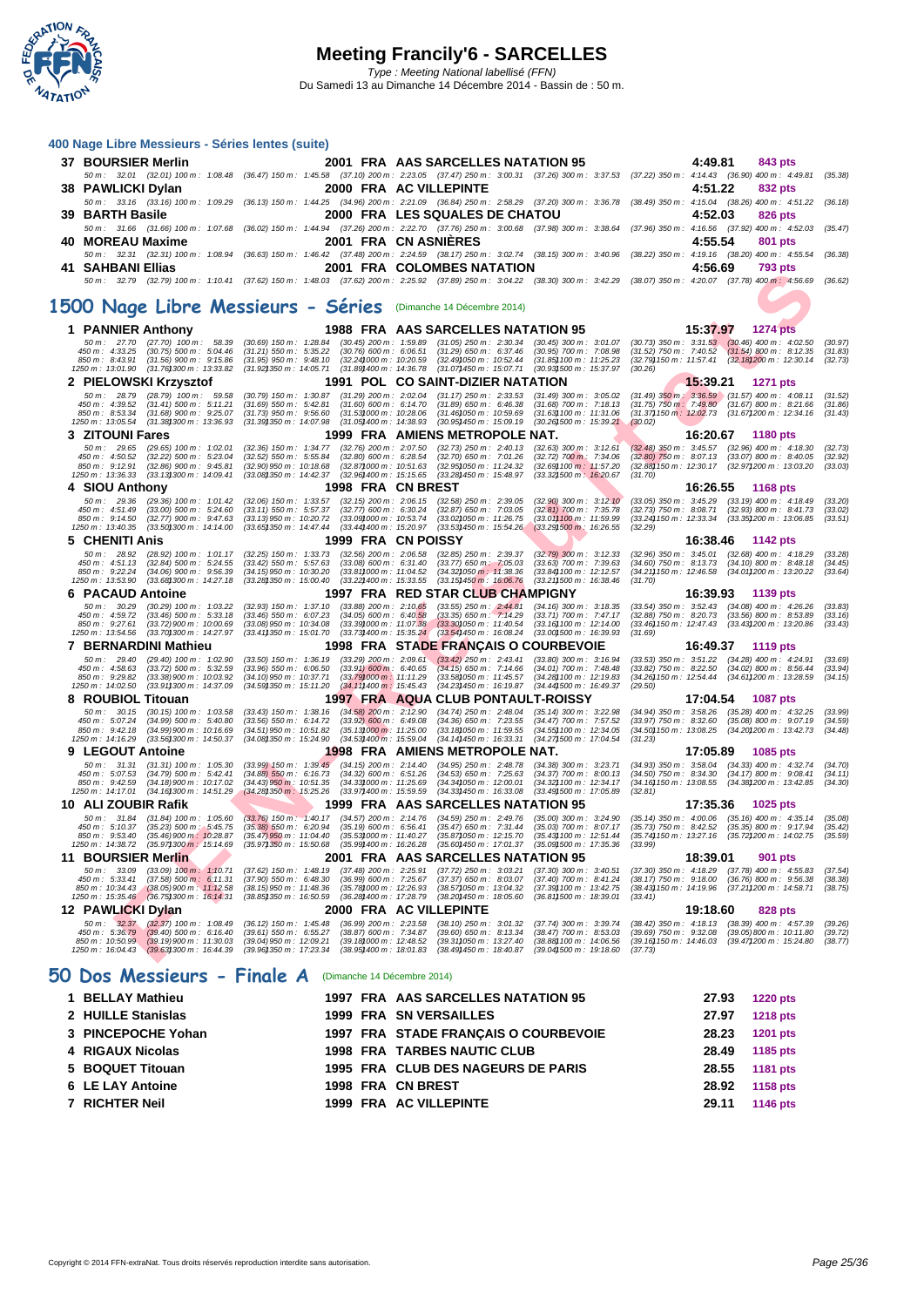# Meeting Francily'6 - SARCELLES

Type : Meeting National labellisé (FFN)

Du Samedi 13 au Dimanche 14 Décembre 2014 - Bassin de : 50 m.

### 400 Nage Libre Messieurs - Séries lentes (suite)

**37 BOURSIER Merlin** — 2001 FRA AAS SARCELLES NATATION 95 — 4:49.81 — 843 pts

50 m : 32.01 (32.01) 100 m : 1:08.48 (36.47) 150 m : 1:45.58 (37.10) 200 m : 2:23.05 (37.47) 250 m : 3:00.31 (37.26) 300 m : 3:37.53 (37.22) 350 m : 4:14.43 (36.90) 400 m : 4:49.81 (35.38)

**38 PAWLICKI Dylan** — 2000 FRA AC VILLEPINTE — 4:51.22 — 832 pts

50 m : 33.16 (33.16) 100 m : 1:09.29 (36.13) 150 m : 1:44.25 (34.96) 200 m : 2:21.09 (36.84) 250 m : 2:58.29 (37.20) 300 m : 3:36.78 (38.49) 350 m : 4:15.04 (38.26) 400 m : 4:51.22 (36.18)

**39 BARTH Basile** — 2000 FRA LES SQUALES DE CHATOU — 4:52.03 — 826 pts

50 m : 31.66 (31.66) 100 m : 1:07.68 (36.02) 150 m : 1:44.94 (37.26) 200 m : 2:22.70 (37.76) 250 m : 3:00.68 (37.98) 300 m : 3:38.64 (37.96) 350 m : 4:16.56 (37.92) 400 m : 4:52.03 (35.47)

**40 MOREAU Maxime** — 2001 FRA CN ASNIÈRES — 4:55.54 — 801 pts

50 m : 32.31 (32.31) 100 m : 1:08.94 (36.63) 150 m : 1:46.42 (37.48) 200 m : 2:24.59 (38.17) 250 m : 3:02.74 (38.15) 300 m : 3:40.96 (38.22) 350 m : 4:19.16 (38.20) 400 m : 4:55.54 (36.38)

**41 SAHBANI Ellias** — 2001 FRA COLOMBES NATATION — 4:56.69 — 793 pts

50 m : 32.79 (32.79) 100 m : 1:10.41 (37.62) 150 m : 1:48.03 (37.62) 200 m : 2:25.92 (37.89) 250 m : 3:04.22 (38.30) 300 m : 3:42.29 (38.07) 350 m : 4:20.07 (37.78) 400 m : 4:56.69 (36.62)

## 1500 Nage Libre Messieurs - Séries (Dimanche 14 Décembre 2014)

**1 PANNIER Anthony** — 1988 FRA AAS SARCELLES NATATION 95 — 15:37.97 — 1274 pts

50 m : 27.70 (27.70) 100 m : 58.39 (30.69) 150 m : 1:28.84 (30.45) 200 m : 1:59.89 (31.05) 250 m : 2:30.34 (30.45) 300 m : 3:01.07 (30.73) 350 m : 3:31.53 (30.46) 400 m : 4:02.50 (30.97)
450 m : 4:33.25 (30.75) 500 m : 5:04.46 (31.21) 550 m : 5:35.22 (30.76) 600 m : 6:06.51 (31.29) 650 m : 6:37.46 (30.95) 700 m : 7:08.98 (31.52) 750 m : 7:40.52 (31.54) 800 m : 8:12.35 (31.83)
850 m : 8:43.91 (31.56) 900 m : 9:15.86 (31.95) 950 m : 9:48.10 (32.24) 1000 m : 10:20.59 (32.49) 1050 m : 10:52.44 (31.85) 1100 m : 11:25.23 (32.79) 1150 m : 11:57.41 (32.18) 1200 m : 12:30.14 (32.73)
1250 m : 13:01.90 (31.76) 1300 m : 13:33.82 (31.92) 1350 m : 14:05.71 (31.89) 1400 m : 14:36.78 (31.07) 1450 m : 15:07.71 (30.93) 1500 m : 15:37.97 (30.26)

**2 PIELOWSKI Krzysztof** — 1991 POL CO SAINT-DIZIER NATATION — 15:39.21 — 1271 pts

50 m : 28.79 (28.79) 100 m : 59.58 (30.79) 150 m : 1:30.87 (31.29) 200 m : 2:02.04 (31.17) 250 m : 2:33.53 (31.49) 300 m : 3:05.02 (31.49) 350 m : 3:36.59 (31.57) 400 m : 4:08.11 (31.52)
450 m : 4:39.52 (31.41) 500 m : 5:11.21 (31.69) 550 m : 5:42.81 (31.60) 600 m : 6:14.70 (31.89) 650 m : 6:46.38 (31.68) 700 m : 7:18.13 (31.75) 750 m : 7:49.80 (31.67) 800 m : 8:21.66 (31.86)
850 m : 8:53.34 (31.68) 900 m : 9:25.07 (31.73) 950 m : 9:56.60 (31.53) 1000 m : 10:28.06 (31.46) 1050 m : 10:59.69 (31.63) 1100 m : 11:31.06 (31.37) 1150 m : 12:02.73 (31.67) 1200 m : 12:34.16 (31.43)
1250 m : 13:05.54 (31.38) 1300 m : 13:36.93 (31.39) 1350 m : 14:07.98 (31.05) 1400 m : 14:38.93 (30.95) 1450 m : 15:09.19 (30.26) 1500 m : 15:39.21 (30.02)

**3 ZITOUNI Fares** — 1999 FRA AMIENS METROPOLE NAT. — 16:20.67 — 1180 pts

50 m : 29.65 (29.65) 100 m : 1:02.01 (32.36) 150 m : 1:34.77 (32.76) 200 m : 2:07.50 (32.73) 250 m : 2:40.13 (32.63) 300 m : 3:12.61 (32.48) 350 m : 3:45.57 (32.96) 400 m : 4:18.30 (32.73)
450 m : 4:50.52 (32.22) 500 m : 5:23.04 (32.52) 550 m : 5:55.84 (32.80) 600 m : 6:28.54 (32.70) 650 m : 7:01.26 (32.72) 700 m : 7:34.06 (32.80) 750 m : 8:07.13 (33.07) 800 m : 8:40.05 (32.92)
850 m : 9:12.91 (32.86) 900 m : 9:45.81 (32.90) 950 m : 10:18.68 (32.87) 1000 m : 10:51.63 (32.95) 1050 m : 11:24.32 (32.69) 1100 m : 11:57.20 (32.88) 1150 m : 12:30.17 (32.97) 1200 m : 13:03.20 (33.03)
1250 m : 13:36.33 (33.13) 1300 m : 14:09.41 (33.08) 1350 m : 14:42.37 (32.96) 1400 m : 15:15.65 (33.28) 1450 m : 15:48.97 (33.32) 1500 m : 16:20.67 (31.70)

**4 SIOU Anthony** — 1998 FRA CN BREST — 16:26.55 — 1168 pts

50 m : 29.36 (29.36) 100 m : 1:01.42 (32.06) 150 m : 1:33.57 (32.15) 200 m : 2:06.15 (32.58) 250 m : 2:39.05 (32.90) 300 m : 3:12.10 (33.05) 350 m : 3:45.29 (33.19) 400 m : 4:18.49 (33.20)
450 m : 4:51.49 (33.00) 500 m : 5:24.60 (33.11) 550 m : 5:57.37 (32.77) 600 m : 6:30.24 (32.87) 650 m : 7:03.05 (32.81) 700 m : 7:35.78 (32.73) 750 m : 8:08.71 (32.93) 800 m : 8:41.73 (33.02)
850 m : 9:14.50 (32.77) 900 m : 9:47.63 (33.13) 950 m : 10:20.72 (33.09) 1000 m : 10:53.74 (33.02) 1050 m : 11:26.75 (33.01) 1100 m : 11:59.99 (33.24) 1150 m : 12:33.34 (33.35) 1200 m : 13:06.85 (33.51)
1250 m : 13:40.35 (33.50) 1300 m : 14:14.00 (33.65) 1350 m : 14:47.44 (33.44) 1400 m : 15:20.97 (33.53) 1450 m : 15:54.26 (33.29) 1500 m : 16:26.55 (32.29)

**5 CHENITI Anis** — 1999 FRA CN POISSY — 16:38.46 — 1142 pts

50 m : 28.92 (28.92) 100 m : 1:01.17 (32.25) 150 m : 1:33.73 (32.56) 200 m : 2:06.58 (32.85) 250 m : 2:39.37 (32.79) 300 m : 3:12.33 (32.96) 350 m : 3:45.01 (32.68) 400 m : 4:18.29 (33.28)
450 m : 4:51.13 (32.84) 500 m : 5:24.55 (33.42) 550 m : 5:57.63 (33.08) 600 m : 6:31.40 (33.77) 650 m : 7:05.03 (33.63) 700 m : 7:39.63 (34.60) 750 m : 8:13.73 (34.10) 800 m : 8:48.18 (34.45)
850 m : 9:22.24 (34.06) 900 m : 9:56.39 (34.15) 950 m : 10:30.20 (33.81) 1000 m : 11:04.52 (34.32) 1050 m : 11:38.36 (33.84) 1100 m : 12:12.57 (34.21) 1150 m : 12:46.58 (34.01) 1200 m : 13:20.22 (33.64)
1250 m : 13:53.90 (33.68) 1300 m : 14:27.18 (33.28) 1350 m : 15:00.40 (33.22) 1400 m : 15:33.55 (33.15) 1450 m : 16:06.76 (33.21) 1500 m : 16:38.46 (31.70)

**6 PACAUD Antoine** — 1997 FRA RED STAR CLUB CHAMPIGNY — 16:39.93 — 1139 pts

50 m : 30.29 (30.29) 100 m : 1:03.22 (32.93) 150 m : 1:37.10 (33.88) 200 m : 2:10.65 (33.55) 250 m : 2:44.81 (34.16) 300 m : 3:18.35 (33.54) 350 m : 3:52.43 (34.08) 400 m : 4:26.26 (33.83)
450 m : 4:59.72 (33.46) 500 m : 5:33.18 (33.46) 550 m : 6:07.23 (34.05) 600 m : 6:40.58 (33.35) 650 m : 7:14.29 (33.71) 700 m : 7:47.17 (32.88) 750 m : 8:20.73 (33.56) 800 m : 8:53.89 (33.16)
850 m : 9:27.61 (33.72) 900 m : 10:00.69 (33.08) 950 m : 10:34.08 (33.39) 1000 m : 11:07.38 (33.30) 1050 m : 11:40.54 (33.16) 1100 m : 12:14.00 (33.46) 1150 m : 12:47.43 (33.43) 1200 m : 13:20.86 (33.43)
1250 m : 13:54.56 (33.70) 1300 m : 14:27.97 (33.41) 1350 m : 15:01.70 (33.73) 1400 m : 15:35.24 (33.54) 1450 m : 16:08.24 (33.00) 1500 m : 16:39.93 (31.69)

**7 BERNARDINI Mathieu** — 1998 FRA STADE FRANÇAIS O COURBEVOIE — 16:49.37 — 1119 pts

50 m : 29.40 (29.40) 100 m : 1:02.90 (33.50) 150 m : 1:36.19 (33.29) 200 m : 2:09.61 (33.42) 250 m : 2:43.41 (33.80) 300 m : 3:16.94 (33.53) 350 m : 3:51.22 (34.28) 400 m : 4:24.91 (33.69)
450 m : 4:58.63 (33.72) 500 m : 5:32.59 (33.96) 550 m : 6:06.50 (33.91) 600 m : 6:40.65 (34.15) 650 m : 7:14.66 (34.01) 700 m : 7:48.48 (33.82) 750 m : 8:22.50 (34.02) 800 m : 8:56.44 (33.94)
850 m : 9:29.82 (33.38) 900 m : 10:03.92 (34.10) 950 m : 10:37.71 (33.79) 1000 m : 11:11.29 (33.58) 1050 m : 11:45.57 (34.28) 1100 m : 12:19.83 (34.26) 1150 m : 12:54.44 (34.61) 1200 m : 13:28.59 (34.15)
1250 m : 14:02.50 (33.91) 1300 m : 14:37.09 (34.59) 1350 m : 15:11.20 (34.11) 1400 m : 15:45.43 (34.23) 1450 m : 16:19.87 (34.44) 1500 m : 16:49.37 (29.50)

**8 ROUBIOL Titouan** — 1997 FRA AQUA CLUB PONTAULT-ROISSY — 17:04.54 — 1087 pts

50 m : 30.15 (30.15) 100 m : 1:03.58 (33.43) 150 m : 1:38.16 (34.58) 200 m : 2:12.90 (34.74) 250 m : 2:48.04 (35.14) 300 m : 3:22.98 (34.94) 350 m : 3:58.26 (35.28) 400 m : 4:32.25 (33.99)
450 m : 5:07.24 (34.99) 500 m : 5:40.80 (33.56) 550 m : 6:14.72 (33.92) 600 m : 6:49.08 (34.36) 650 m : 7:23.55 (34.47) 700 m : 7:57.52 (33.97) 750 m : 8:32.60 (35.08) 800 m : 9:07.19 (34.59)
850 m : 9:42.18 (34.99) 900 m : 10:16.69 (34.51) 950 m : 10:51.82 (35.13) 1000 m : 11:25.00 (33.18) 1050 m : 11:59.55 (34.55) 1100 m : 12:34.05 (34.50) 1150 m : 13:08.25 (34.20) 1200 m : 13:42.73 (34.48)
1250 m : 14:16.29 (33.56) 1300 m : 14:50.37 (34.08) 1350 m : 15:24.90 (34.53) 1400 m : 15:59.04 (34.14) 1450 m : 16:33.31 (34.27) 1500 m : 17:04.54 (31.23)

**9 LEGOUT Antoine** — 1998 FRA AMIENS METROPOLE NAT. — 17:05.89 — 1085 pts

50 m : 31.31 (31.31) 100 m : 1:05.30 (33.99) 150 m : 1:39.45 (34.15) 200 m : 2:14.40 (34.95) 250 m : 2:48.78 (34.38) 300 m : 3:23.71 (34.93) 350 m : 3:58.04 (34.33) 400 m : 4:32.74 (34.70)
450 m : 5:07.53 (34.79) 500 m : 5:42.41 (34.88) 550 m : 6:16.73 (34.32) 600 m : 6:51.26 (34.53) 650 m : 7:25.63 (34.37) 700 m : 8:00.13 (34.50) 750 m : 8:34.30 (34.17) 800 m : 9:08.41 (34.11)
850 m : 9:42.59 (34.18) 900 m : 10:17.02 (34.43) 950 m : 10:51.35 (34.33) 1000 m : 11:25.69 (34.34) 1050 m : 12:00.01 (34.32) 1100 m : 12:34.17 (34.16) 1150 m : 13:08.55 (34.38) 1200 m : 13:42.85 (34.30)
1250 m : 14:17.01 (34.16) 1300 m : 14:51.29 (34.28) 1350 m : 15:25.26 (33.97) 1400 m : 15:59.59 (34.33) 1450 m : 16:33.08 (33.49) 1500 m : 17:05.89 (32.81)

**10 ALI ZOUBIR Rafik** — 1999 FRA AAS SARCELLES NATATION 95 — 17:35.36 — 1025 pts

50 m : 31.84 (31.84) 100 m : 1:05.60 (33.76) 150 m : 1:40.17 (34.57) 200 m : 2:14.76 (34.59) 250 m : 2:49.76 (35.00) 300 m : 3:24.90 (35.14) 350 m : 4:00.06 (35.16) 400 m : 4:35.14 (35.08)
450 m : 5:10.37 (35.23) 500 m : 5:45.75 (35.38) 550 m : 6:20.94 (35.19) 600 m : 6:56.41 (35.47) 650 m : 7:31.44 (35.03) 700 m : 8:07.17 (35.73) 750 m : 8:42.52 (35.35) 800 m : 9:17.94 (35.42)
850 m : 9:53.40 (35.46) 900 m : 10:28.87 (35.47) 950 m : 11:04.40 (35.53) 1000 m : 11:40.27 (35.87) 1050 m : 12:15.70 (35.43) 1100 m : 12:51.44 (35.74) 1150 m : 13:27.16 (35.72) 1200 m : 14:02.75 (35.59)
1250 m : 14:38.72 (35.97) 1300 m : 15:14.69 (35.97) 1350 m : 15:50.68 (35.99) 1400 m : 16:26.28 (35.60) 1450 m : 17:01.37 (35.09) 1500 m : 17:35.36 (33.99)

**11 BOURSIER Merlin** — 2001 FRA AAS SARCELLES NATATION 95 — 18:39.01 — 901 pts

50 m : 33.09 (33.09) 100 m : 1:10.71 (37.62) 150 m : 1:48.19 (37.48) 200 m : 2:25.91 (37.72) 250 m : 3:03.21 (37.30) 300 m : 3:40.51 (37.30) 350 m : 4:18.29 (37.78) 400 m : 4:55.83 (37.54)
450 m : 5:33.41 (37.58) 500 m : 6:11.31 (37.90) 550 m : 6:48.30 (36.99) 600 m : 7:25.67 (37.37) 650 m : 8:03.07 (37.40) 700 m : 8:41.24 (38.17) 750 m : 9:18.00 (36.76) 800 m : 9:56.38 (38.38)
850 m : 10:34.43 (38.05) 900 m : 11:12.58 (38.15) 950 m : 11:48.36 (35.78) 1000 m : 12:26.93 (38.57) 1050 m : 13:04.32 (37.39) 1100 m : 13:42.75 (38.43) 1150 m : 14:19.96 (37.21) 1200 m : 14:58.71 (38.75)
1250 m : 15:35.46 (36.75) 1300 m : 16:14.31 (38.85) 1350 m : 16:50.59 (36.28) 1400 m : 17:28.79 (38.20) 1450 m : 18:05.60 (36.81) 1500 m : 18:39.01 (33.41)

**12 PAWLICKI Dylan** — 2000 FRA AC VILLEPINTE — 19:18.60 — 828 pts

50 m : 32.37 (32.37) 100 m : 1:08.49 (36.12) 150 m : 1:45.48 (36.99) 200 m : 2:23.58 (38.10) 250 m : 3:01.32 (37.74) 300 m : 3:39.74 (38.42) 350 m : 4:18.13 (38.39) 400 m : 4:57.39 (39.26)
450 m : 5:36.79 (39.40) 500 m : 6:16.40 (39.61) 550 m : 6:55.27 (38.87) 600 m : 7:34.87 (39.60) 650 m : 8:13.34 (38.47) 700 m : 8:53.03 (39.69) 750 m : 9:32.08 (39.05) 800 m : 10:11.80 (39.72)
850 m : 10:50.99 (39.19) 900 m : 11:30.03 (39.04) 950 m : 12:09.21 (39.18) 1000 m : 12:48.52 (39.31) 1050 m : 13:27.40 (38.88) 1100 m : 14:06.56 (39.16) 1150 m : 14:46.03 (39.47) 1200 m : 15:24.80 (38.77)
1250 m : 16:04.43 (39.63) 1300 m : 16:44.39 (39.96) 1350 m : 17:23.34 (38.95) 1400 m : 18:01.83 (38.49) 1450 m : 18:40.87 (39.04) 1500 m : 19:18.60 (37.73)

## 50 Dos Messieurs - Finale A (Dimanche 14 Décembre 2014)

| Rang | Nom | Année | Nat. | Club | Temps | Points |
|---|---|---|---|---|---|---|
| 1 | BELLAY Mathieu | 1997 | FRA | AAS SARCELLES NATATION 95 | 27.93 | 1220 pts |
| 2 | HUILLE Stanislas | 1999 | FRA | SN VERSAILLES | 27.97 | 1218 pts |
| 3 | PINCEPOCHE Yohan | 1997 | FRA | STADE FRANÇAIS O COURBEVOIE | 28.23 | 1201 pts |
| 4 | RIGAUX Nicolas | 1998 | FRA | TARBES NAUTIC CLUB | 28.49 | 1185 pts |
| 5 | BOQUET Titouan | 1995 | FRA | CLUB DES NAGEURS DE PARIS | 28.55 | 1181 pts |
| 6 | LE LAY Antoine | 1998 | FRA | CN BREST | 28.92 | 1158 pts |
| 7 | RICHTER Neil | 1999 | FRA | AC VILLEPINTE | 29.11 | 1146 pts |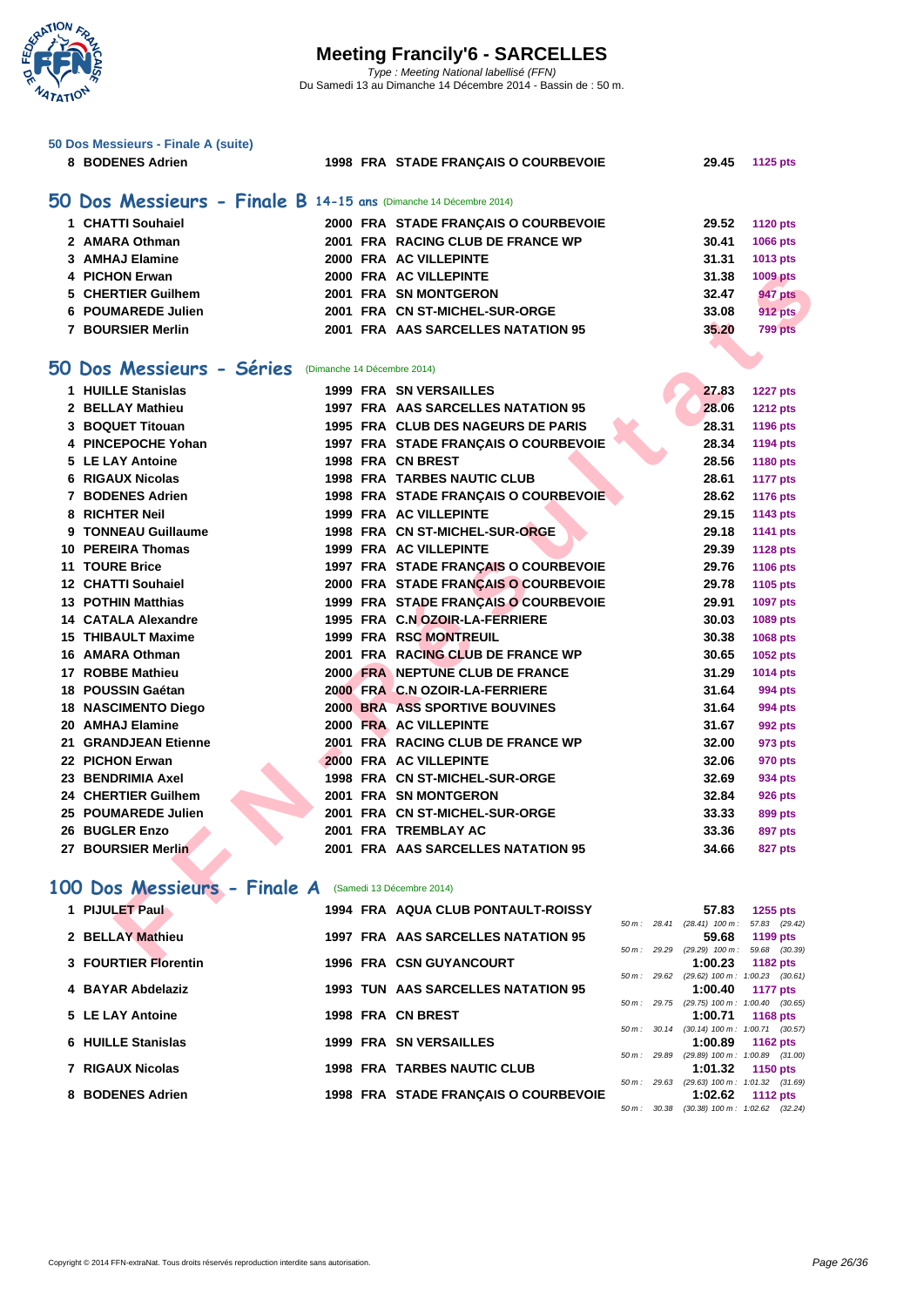## 50 Dos Messieurs - Finale A (suite)

| | | | | | | |
|---|---|---|---|---|---|---|
| 8 | BODENES Adrien | 1998 | FRA | STADE FRANÇAIS O COURBEVOIE | 29.45 | 1125 pts |

## 50 Dos Messieurs - Finale B 14-15 ans (Dimanche 14 Décembre 2014)

| | | | | | | |
|---|---|---|---|---|---|---|
| 1 | CHATTI Souhaiel | 2000 | FRA | STADE FRANÇAIS O COURBEVOIE | 29.52 | 1120 pts |
| 2 | AMARA Othman | 2001 | FRA | RACING CLUB DE FRANCE WP | 30.41 | 1066 pts |
| 3 | AMHAJ Elamine | 2000 | FRA | AC VILLEPINTE | 31.31 | 1013 pts |
| 4 | PICHON Erwan | 2000 | FRA | AC VILLEPINTE | 31.38 | 1009 pts |
| 5 | CHERTIER Guilhem | 2001 | FRA | SN MONTGERON | 32.47 | 947 pts |
| 6 | POUMAREDE Julien | 2001 | FRA | CN ST-MICHEL-SUR-ORGE | 33.08 | 912 pts |
| 7 | BOURSIER Merlin | 2001 | FRA | AAS SARCELLES NATATION 95 | 35.20 | 799 pts |

## 50 Dos Messieurs - Séries (Dimanche 14 Décembre 2014)

| | | | | | | |
|---|---|---|---|---|---|---|
| 1 | HUILLE Stanislas | 1999 | FRA | SN VERSAILLES | 27.83 | 1227 pts |
| 2 | BELLAY Mathieu | 1997 | FRA | AAS SARCELLES NATATION 95 | 28.06 | 1212 pts |
| 3 | BOQUET Titouan | 1995 | FRA | CLUB DES NAGEURS DE PARIS | 28.31 | 1196 pts |
| 4 | PINCEPOCHE Yohan | 1997 | FRA | STADE FRANÇAIS O COURBEVOIE | 28.34 | 1194 pts |
| 5 | LE LAY Antoine | 1998 | FRA | CN BREST | 28.56 | 1180 pts |
| 6 | RIGAUX Nicolas | 1998 | FRA | TARBES NAUTIC CLUB | 28.61 | 1177 pts |
| 7 | BODENES Adrien | 1998 | FRA | STADE FRANÇAIS O COURBEVOIE | 28.62 | 1176 pts |
| 8 | RICHTER Neil | 1999 | FRA | AC VILLEPINTE | 29.15 | 1143 pts |
| 9 | TONNEAU Guillaume | 1998 | FRA | CN ST-MICHEL-SUR-ORGE | 29.18 | 1141 pts |
| 10 | PEREIRA Thomas | 1999 | FRA | AC VILLEPINTE | 29.39 | 1128 pts |
| 11 | TOURE Brice | 1997 | FRA | STADE FRANÇAIS O COURBEVOIE | 29.76 | 1106 pts |
| 12 | CHATTI Souhaiel | 2000 | FRA | STADE FRANÇAIS O COURBEVOIE | 29.78 | 1105 pts |
| 13 | POTHIN Matthias | 1999 | FRA | STADE FRANÇAIS O COURBEVOIE | 29.91 | 1097 pts |
| 14 | CATALA Alexandre | 1995 | FRA | C.N OZOIR-LA-FERRIERE | 30.03 | 1089 pts |
| 15 | THIBAULT Maxime | 1999 | FRA | RSC MONTREUIL | 30.38 | 1068 pts |
| 16 | AMARA Othman | 2001 | FRA | RACING CLUB DE FRANCE WP | 30.65 | 1052 pts |
| 17 | ROBBE Mathieu | 2000 | FRA | NEPTUNE CLUB DE FRANCE | 31.29 | 1014 pts |
| 18 | POUSSIN Gaétan | 2000 | FRA | C.N OZOIR-LA-FERRIERE | 31.64 | 994 pts |
| 18 | NASCIMENTO Diego | 2000 | BRA | ASS SPORTIVE BOUVINES | 31.64 | 994 pts |
| 20 | AMHAJ Elamine | 2000 | FRA | AC VILLEPINTE | 31.67 | 992 pts |
| 21 | GRANDJEAN Etienne | 2001 | FRA | RACING CLUB DE FRANCE WP | 32.00 | 973 pts |
| 22 | PICHON Erwan | 2000 | FRA | AC VILLEPINTE | 32.06 | 970 pts |
| 23 | BENDRIMIA Axel | 1998 | FRA | CN ST-MICHEL-SUR-ORGE | 32.69 | 934 pts |
| 24 | CHERTIER Guilhem | 2001 | FRA | SN MONTGERON | 32.84 | 926 pts |
| 25 | POUMAREDE Julien | 2001 | FRA | CN ST-MICHEL-SUR-ORGE | 33.33 | 899 pts |
| 26 | BUGLER Enzo | 2001 | FRA | TREMBLAY AC | 33.36 | 897 pts |
| 27 | BOURSIER Merlin | 2001 | FRA | AAS SARCELLES NATATION 95 | 34.66 | 827 pts |

## 100 Dos Messieurs - Finale A (Samedi 13 Décembre 2014)

| | | | | | | | |
|---|---|---|---|---|---|---|---|
| 1 | PIJULET Paul | 1994 | FRA | AQUA CLUB PONTAULT-ROISSY | 57.83 | 1255 pts | 50 m : 28.41 (28.41) 100 m : 57.83 (29.42) |
| 2 | BELLAY Mathieu | 1997 | FRA | AAS SARCELLES NATATION 95 | 59.68 | 1199 pts | 50 m : 29.29 (29.29) 100 m : 59.68 (30.39) |
| 3 | FOURTIER Florentin | 1996 | FRA | CSN GUYANCOURT | 1:00.23 | 1182 pts | 50 m : 29.62 (29.62) 100 m : 1:00.23 (30.61) |
| 4 | BAYAR Abdelaziz | 1993 | TUN | AAS SARCELLES NATATION 95 | 1:00.40 | 1177 pts | 50 m : 29.75 (29.75) 100 m : 1:00.40 (30.65) |
| 5 | LE LAY Antoine | 1998 | FRA | CN BREST | 1:00.71 | 1168 pts | 50 m : 30.14 (30.14) 100 m : 1:00.71 (30.57) |
| 6 | HUILLE Stanislas | 1999 | FRA | SN VERSAILLES | 1:00.89 | 1162 pts | 50 m : 29.89 (29.89) 100 m : 1:00.89 (31.00) |
| 7 | RIGAUX Nicolas | 1998 | FRA | TARBES NAUTIC CLUB | 1:01.32 | 1150 pts | 50 m : 29.63 (29.63) 100 m : 1:01.32 (31.69) |
| 8 | BODENES Adrien | 1998 | FRA | STADE FRANÇAIS O COURBEVOIE | 1:02.62 | 1112 pts | 50 m : 30.38 (30.38) 100 m : 1:02.62 (32.24) |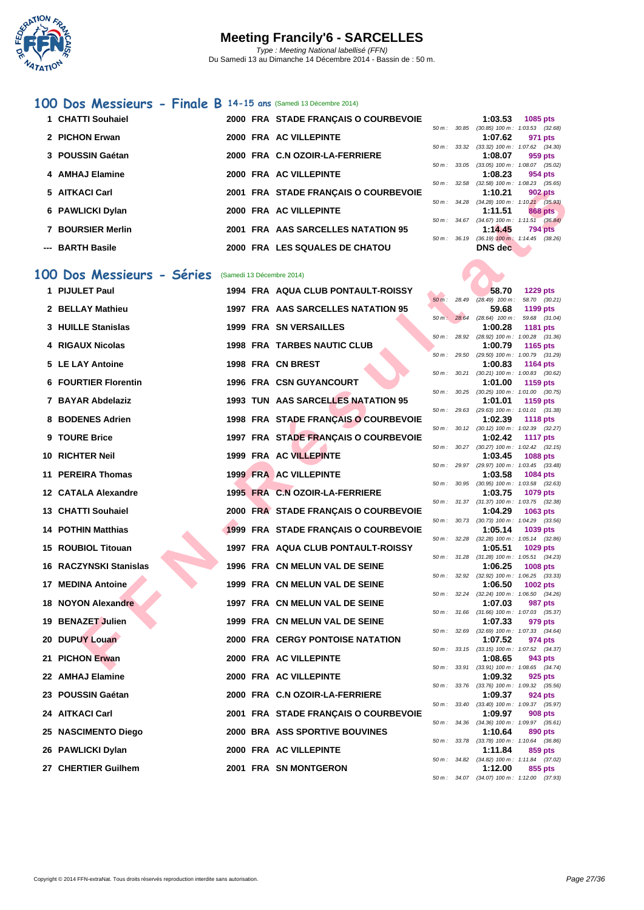# Meeting Francily'6 - SARCELLES

*Type : Meeting National labellisé (FFN)*

Du Samedi 13 au Dimanche 14 Décembre 2014 - Bassin de : 50 m.

## 100 Dos Messieurs - Finale B 14-15 ans (Samedi 13 Décembre 2014)

| Rang | Nom | Année | Nat | Club | Temps | Points | Splits |
|---|---|---|---|---|---|---|---|
| 1 | CHATTI Souhaiel | 2000 | FRA | STADE FRANÇAIS O COURBEVOIE | 1:03.53 | 1085 pts | 50 m : 30.85 (30.85) 100 m : 1:03.53 (32.68) |
| 2 | PICHON Erwan | 2000 | FRA | AC VILLEPINTE | 1:07.62 | 971 pts | 50 m : 33.32 (33.32) 100 m : 1:07.62 (34.30) |
| 3 | POUSSIN Gaétan | 2000 | FRA | C.N OZOIR-LA-FERRIERE | 1:08.07 | 959 pts | 50 m : 33.05 (33.05) 100 m : 1:08.07 (35.02) |
| 4 | AMHAJ Elamine | 2000 | FRA | AC VILLEPINTE | 1:08.23 | 954 pts | 50 m : 32.58 (32.58) 100 m : 1:08.23 (35.65) |
| 5 | AITKACI Carl | 2001 | FRA | STADE FRANÇAIS O COURBEVOIE | 1:10.21 | 902 pts | 50 m : 34.28 (34.28) 100 m : 1:10.21 (35.93) |
| 6 | PAWLICKI Dylan | 2000 | FRA | AC VILLEPINTE | 1:11.51 | 868 pts | 50 m : 34.67 (34.67) 100 m : 1:11.51 (36.84) |
| 7 | BOURSIER Merlin | 2001 | FRA | AAS SARCELLES NATATION 95 | 1:14.45 | 794 pts | 50 m : 36.19 (36.19) 100 m : 1:14.45 (38.26) |
| --- | BARTH Basile | 2000 | FRA | LES SQUALES DE CHATOU | DNS dec | | |

## 100 Dos Messieurs - Séries (Samedi 13 Décembre 2014)

| Rang | Nom | Année | Nat | Club | Temps | Points | Splits |
|---|---|---|---|---|---|---|---|
| 1 | PIJULET Paul | 1994 | FRA | AQUA CLUB PONTAULT-ROISSY | 58.70 | 1229 pts | 50 m : 28.49 (28.49) 100 m : 58.70 (30.21) |
| 2 | BELLAY Mathieu | 1997 | FRA | AAS SARCELLES NATATION 95 | 59.68 | 1199 pts | 50 m : 28.64 (28.64) 100 m : 59.68 (31.04) |
| 3 | HUILLE Stanislas | 1999 | FRA | SN VERSAILLES | 1:00.28 | 1181 pts | 50 m : 28.92 (28.92) 100 m : 1:00.28 (31.36) |
| 4 | RIGAUX Nicolas | 1998 | FRA | TARBES NAUTIC CLUB | 1:00.79 | 1165 pts | 50 m : 29.50 (29.50) 100 m : 1:00.79 (31.29) |
| 5 | LE LAY Antoine | 1998 | FRA | CN BREST | 1:00.83 | 1164 pts | 50 m : 30.21 (30.21) 100 m : 1:00.83 (30.62) |
| 6 | FOURTIER Florentin | 1996 | FRA | CSN GUYANCOURT | 1:01.00 | 1159 pts | 50 m : 30.25 (30.25) 100 m : 1:01.00 (30.75) |
| 7 | BAYAR Abdelaziz | 1993 | TUN | AAS SARCELLES NATATION 95 | 1:01.01 | 1159 pts | 50 m : 29.63 (29.63) 100 m : 1:01.01 (31.38) |
| 8 | BODENES Adrien | 1998 | FRA | STADE FRANÇAIS O COURBEVOIE | 1:02.39 | 1118 pts | 50 m : 30.12 (30.12) 100 m : 1:02.39 (32.27) |
| 9 | TOURE Brice | 1997 | FRA | STADE FRANÇAIS O COURBEVOIE | 1:02.42 | 1117 pts | 50 m : 30.27 (30.27) 100 m : 1:02.42 (32.15) |
| 10 | RICHTER Neil | 1999 | FRA | AC VILLEPINTE | 1:03.45 | 1088 pts | 50 m : 29.97 (29.97) 100 m : 1:03.45 (33.48) |
| 11 | PEREIRA Thomas | 1999 | FRA | AC VILLEPINTE | 1:03.58 | 1084 pts | 50 m : 30.95 (30.95) 100 m : 1:03.58 (32.63) |
| 12 | CATALA Alexandre | 1995 | FRA | C.N OZOIR-LA-FERRIERE | 1:03.75 | 1079 pts | 50 m : 31.37 (31.37) 100 m : 1:03.75 (32.38) |
| 13 | CHATTI Souhaiel | 2000 | FRA | STADE FRANÇAIS O COURBEVOIE | 1:04.29 | 1063 pts | 50 m : 30.73 (30.73) 100 m : 1:04.29 (33.56) |
| 14 | POTHIN Matthias | 1999 | FRA | STADE FRANÇAIS O COURBEVOIE | 1:05.14 | 1039 pts | 50 m : 32.28 (32.28) 100 m : 1:05.14 (32.86) |
| 15 | ROUBIOL Titouan | 1997 | FRA | AQUA CLUB PONTAULT-ROISSY | 1:05.51 | 1029 pts | 50 m : 31.28 (31.28) 100 m : 1:05.51 (34.23) |
| 16 | RACZYNSKI Stanislas | 1996 | FRA | CN MELUN VAL DE SEINE | 1:06.25 | 1008 pts | 50 m : 32.92 (32.92) 100 m : 1:06.25 (33.33) |
| 17 | MEDINA Antoine | 1999 | FRA | CN MELUN VAL DE SEINE | 1:06.50 | 1002 pts | 50 m : 32.24 (32.24) 100 m : 1:06.50 (34.26) |
| 18 | NOYON Alexandre | 1997 | FRA | CN MELUN VAL DE SEINE | 1:07.03 | 987 pts | 50 m : 31.66 (31.66) 100 m : 1:07.03 (35.37) |
| 19 | BENAZET Julien | 1999 | FRA | CN MELUN VAL DE SEINE | 1:07.33 | 979 pts | 50 m : 32.69 (32.69) 100 m : 1:07.33 (34.64) |
| 20 | DUPUY Louan | 2000 | FRA | CERGY PONTOISE NATATION | 1:07.52 | 974 pts | 50 m : 33.15 (33.15) 100 m : 1:07.52 (34.37) |
| 21 | PICHON Erwan | 2000 | FRA | AC VILLEPINTE | 1:08.65 | 943 pts | 50 m : 33.91 (33.91) 100 m : 1:08.65 (34.74) |
| 22 | AMHAJ Elamine | 2000 | FRA | AC VILLEPINTE | 1:09.32 | 925 pts | 50 m : 33.76 (33.76) 100 m : 1:09.32 (35.56) |
| 23 | POUSSIN Gaétan | 2000 | FRA | C.N OZOIR-LA-FERRIERE | 1:09.37 | 924 pts | 50 m : 33.40 (33.40) 100 m : 1:09.37 (35.97) |
| 24 | AITKACI Carl | 2001 | FRA | STADE FRANÇAIS O COURBEVOIE | 1:09.97 | 908 pts | 50 m : 34.36 (34.36) 100 m : 1:09.97 (35.61) |
| 25 | NASCIMENTO Diego | 2000 | BRA | ASS SPORTIVE BOUVINES | 1:10.64 | 890 pts | 50 m : 33.78 (33.78) 100 m : 1:10.64 (36.86) |
| 26 | PAWLICKI Dylan | 2000 | FRA | AC VILLEPINTE | 1:11.84 | 859 pts | 50 m : 34.82 (34.82) 100 m : 1:11.84 (37.02) |
| 27 | CHERTIER Guilhem | 2001 | FRA | SN MONTGERON | 1:12.00 | 855 pts | 50 m : 34.07 (34.07) 100 m : 1:12.00 (37.93) |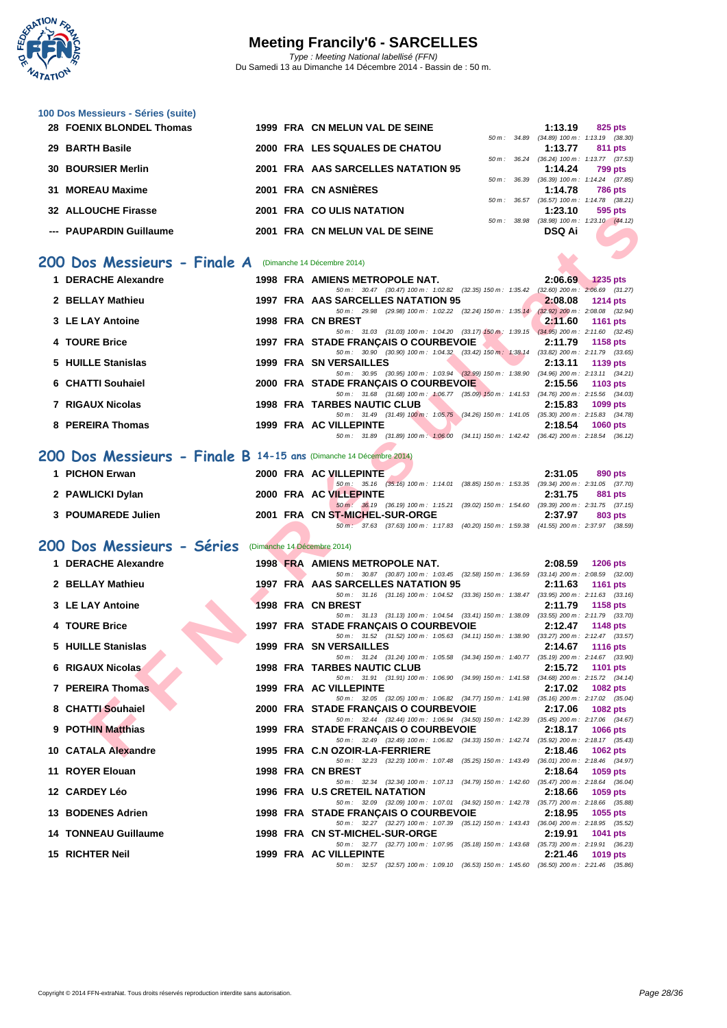# Meeting Francily'6 - SARCELLES

*Type : Meeting National labellisé (FFN)*
Du Samedi 13 au Dimanche 14 Décembre 2014 - Bassin de : 50 m.

### 100 Dos Messieurs - Séries (suite)

| Rang | Nom | Année | Nat. | Club | Temps | Points |
|---|---|---|---|---|---|---|
| 28 | FOENIX BLONDEL Thomas | 1999 | FRA | CN MELUN VAL DE SEINE | 1:13.19 | 825 pts |
| | 50 m : 34.89 (34.89) 100 m : 1:13.19 (38.30) | | | | | |
| 29 | BARTH Basile | 2000 | FRA | LES SQUALES DE CHATOU | 1:13.77 | 811 pts |
| | 50 m : 36.24 (36.24) 100 m : 1:13.77 (37.53) | | | | | |
| 30 | BOURSIER Merlin | 2001 | FRA | AAS SARCELLES NATATION 95 | 1:14.24 | 799 pts |
| | 50 m : 36.39 (36.39) 100 m : 1:14.24 (37.85) | | | | | |
| 31 | MOREAU Maxime | 2001 | FRA | CN ASNIÈRES | 1:14.78 | 786 pts |
| | 50 m : 36.57 (36.57) 100 m : 1:14.78 (38.21) | | | | | |
| 32 | ALLOUCHE Firasse | 2001 | FRA | CO ULIS NATATION | 1:23.10 | 595 pts |
| | 50 m : 38.98 (38.98) 100 m : 1:23.10 (44.12) | | | | | |
| --- | PAUPARDIN Guillaume | 2001 | FRA | CN MELUN VAL DE SEINE | DSQ Ai | |

## 200 Dos Messieurs - Finale A (Dimanche 14 Décembre 2014)

| Rang | Nom | Année | Nat. | Club | Temps | Points |
|---|---|---|---|---|---|---|
| 1 | DERACHE Alexandre | 1998 | FRA | AMIENS METROPOLE NAT. | 2:06.69 | 1235 pts |
| | 50 m : 30.47 (30.47) 100 m : 1:02.82 (32.35) 150 m : 1:35.42 (32.60) 200 m : 2:06.69 (31.27) | | | | | |
| 2 | BELLAY Mathieu | 1997 | FRA | AAS SARCELLES NATATION 95 | 2:08.08 | 1214 pts |
| | 50 m : 29.98 (29.98) 100 m : 1:02.22 (32.24) 150 m : 1:35.14 (32.92) 200 m : 2:08.08 (32.94) | | | | | |
| 3 | LE LAY Antoine | 1998 | FRA | CN BREST | 2:11.60 | 1161 pts |
| | 50 m : 31.03 (31.03) 100 m : 1:04.20 (33.17) 150 m : 1:39.15 (34.95) 200 m : 2:11.60 (32.45) | | | | | |
| 4 | TOURE Brice | 1997 | FRA | STADE FRANÇAIS O COURBEVOIE | 2:11.79 | 1158 pts |
| | 50 m : 30.90 (30.90) 100 m : 1:04.32 (33.42) 150 m : 1:38.14 (33.82) 200 m : 2:11.79 (33.65) | | | | | |
| 5 | HUILLE Stanislas | 1999 | FRA | SN VERSAILLES | 2:13.11 | 1139 pts |
| | 50 m : 30.95 (30.95) 100 m : 1:03.94 (32.99) 150 m : 1:38.90 (34.96) 200 m : 2:13.11 (34.21) | | | | | |
| 6 | CHATTI Souhaiel | 2000 | FRA | STADE FRANÇAIS O COURBEVOIE | 2:15.56 | 1103 pts |
| | 50 m : 31.68 (31.68) 100 m : 1:06.77 (35.09) 150 m : 1:41.53 (34.76) 200 m : 2:15.56 (34.03) | | | | | |
| 7 | RIGAUX Nicolas | 1998 | FRA | TARBES NAUTIC CLUB | 2:15.83 | 1099 pts |
| | 50 m : 31.49 (31.49) 100 m : 1:05.75 (34.26) 150 m : 1:41.05 (35.30) 200 m : 2:15.83 (34.78) | | | | | |
| 8 | PEREIRA Thomas | 1999 | FRA | AC VILLEPINTE | 2:18.54 | 1060 pts |
| | 50 m : 31.89 (31.89) 100 m : 1:06.00 (34.11) 150 m : 1:42.42 (36.42) 200 m : 2:18.54 (36.12) | | | | | |

## 200 Dos Messieurs - Finale B 14-15 ans (Dimanche 14 Décembre 2014)

| Rang | Nom | Année | Nat. | Club | Temps | Points |
|---|---|---|---|---|---|---|
| 1 | PICHON Erwan | 2000 | FRA | AC VILLEPINTE | 2:31.05 | 890 pts |
| | 50 m : 35.16 (35.16) 100 m : 1:14.01 (38.85) 150 m : 1:53.35 (39.34) 200 m : 2:31.05 (37.70) | | | | | |
| 2 | PAWLICKI Dylan | 2000 | FRA | AC VILLEPINTE | 2:31.75 | 881 pts |
| | 50 m : 36.19 (36.19) 100 m : 1:15.21 (39.02) 150 m : 1:54.60 (39.39) 200 m : 2:31.75 (37.15) | | | | | |
| 3 | POUMAREDE Julien | 2001 | FRA | CN ST-MICHEL-SUR-ORGE | 2:37.97 | 803 pts |
| | 50 m : 37.63 (37.63) 100 m : 1:17.83 (40.20) 150 m : 1:59.38 (41.55) 200 m : 2:37.97 (38.59) | | | | | |

## 200 Dos Messieurs - Séries (Dimanche 14 Décembre 2014)

| Rang | Nom | Année | Nat. | Club | Temps | Points |
|---|---|---|---|---|---|---|
| 1 | DERACHE Alexandre | 1998 | FRA | AMIENS METROPOLE NAT. | 2:08.59 | 1206 pts |
| | 50 m : 30.87 (30.87) 100 m : 1:03.45 (32.58) 150 m : 1:36.59 (33.14) 200 m : 2:08.59 (32.00) | | | | | |
| 2 | BELLAY Mathieu | 1997 | FRA | AAS SARCELLES NATATION 95 | 2:11.63 | 1161 pts |
| | 50 m : 31.16 (31.16) 100 m : 1:04.52 (33.36) 150 m : 1:38.47 (33.95) 200 m : 2:11.63 (33.16) | | | | | |
| 3 | LE LAY Antoine | 1998 | FRA | CN BREST | 2:11.79 | 1158 pts |
| | 50 m : 31.13 (31.13) 100 m : 1:04.54 (33.41) 150 m : 1:38.09 (33.55) 200 m : 2:11.79 (33.70) | | | | | |
| 4 | TOURE Brice | 1997 | FRA | STADE FRANÇAIS O COURBEVOIE | 2:12.47 | 1148 pts |
| | 50 m : 31.52 (31.52) 100 m : 1:05.63 (34.11) 150 m : 1:38.90 (33.27) 200 m : 2:12.47 (33.57) | | | | | |
| 5 | HUILLE Stanislas | 1999 | FRA | SN VERSAILLES | 2:14.67 | 1116 pts |
| | 50 m : 31.24 (31.24) 100 m : 1:05.58 (34.34) 150 m : 1:40.77 (35.19) 200 m : 2:14.67 (33.90) | | | | | |
| 6 | RIGAUX Nicolas | 1998 | FRA | TARBES NAUTIC CLUB | 2:15.72 | 1101 pts |
| | 50 m : 31.91 (31.91) 100 m : 1:06.90 (34.99) 150 m : 1:41.58 (34.68) 200 m : 2:15.72 (34.14) | | | | | |
| 7 | PEREIRA Thomas | 1999 | FRA | AC VILLEPINTE | 2:17.02 | 1082 pts |
| | 50 m : 32.05 (32.05) 100 m : 1:06.82 (34.77) 150 m : 1:41.98 (35.16) 200 m : 2:17.02 (35.04) | | | | | |
| 8 | CHATTI Souhaiel | 2000 | FRA | STADE FRANÇAIS O COURBEVOIE | 2:17.06 | 1082 pts |
| | 50 m : 32.44 (32.44) 100 m : 1:06.94 (34.50) 150 m : 1:42.39 (35.45) 200 m : 2:17.06 (34.67) | | | | | |
| 9 | POTHIN Matthias | 1999 | FRA | STADE FRANÇAIS O COURBEVOIE | 2:18.17 | 1066 pts |
| | 50 m : 32.49 (32.49) 100 m : 1:06.82 (34.33) 150 m : 1:42.74 (35.92) 200 m : 2:18.17 (35.43) | | | | | |
| 10 | CATALA Alexandre | 1995 | FRA | C.N OZOIR-LA-FERRIERE | 2:18.46 | 1062 pts |
| | 50 m : 32.23 (32.23) 100 m : 1:07.48 (35.25) 150 m : 1:43.49 (36.01) 200 m : 2:18.46 (34.97) | | | | | |
| 11 | ROYER Elouan | 1998 | FRA | CN BREST | 2:18.64 | 1059 pts |
| | 50 m : 32.34 (32.34) 100 m : 1:07.13 (34.79) 150 m : 1:42.60 (35.47) 200 m : 2:18.64 (36.04) | | | | | |
| 12 | CARDEY Léo | 1996 | FRA | U.S CRETEIL NATATION | 2:18.66 | 1059 pts |
| | 50 m : 32.09 (32.09) 100 m : 1:07.01 (34.92) 150 m : 1:42.78 (35.77) 200 m : 2:18.66 (35.88) | | | | | |
| 13 | BODENES Adrien | 1998 | FRA | STADE FRANÇAIS O COURBEVOIE | 2:18.95 | 1055 pts |
| | 50 m : 32.27 (32.27) 100 m : 1:07.39 (35.12) 150 m : 1:43.43 (36.04) 200 m : 2:18.95 (35.52) | | | | | |
| 14 | TONNEAU Guillaume | 1998 | FRA | CN ST-MICHEL-SUR-ORGE | 2:19.91 | 1041 pts |
| | 50 m : 32.77 (32.77) 100 m : 1:07.95 (35.18) 150 m : 1:43.68 (35.73) 200 m : 2:19.91 (36.23) | | | | | |
| 15 | RICHTER Neil | 1999 | FRA | AC VILLEPINTE | 2:21.46 | 1019 pts |
| | 50 m : 32.57 (32.57) 100 m : 1:09.10 (36.53) 150 m : 1:45.60 (36.50) 200 m : 2:21.46 (35.86) | | | | | |

Copyright © 2014 FFN-extraNat. Tous droits réservés reproduction interdite sans autorisation.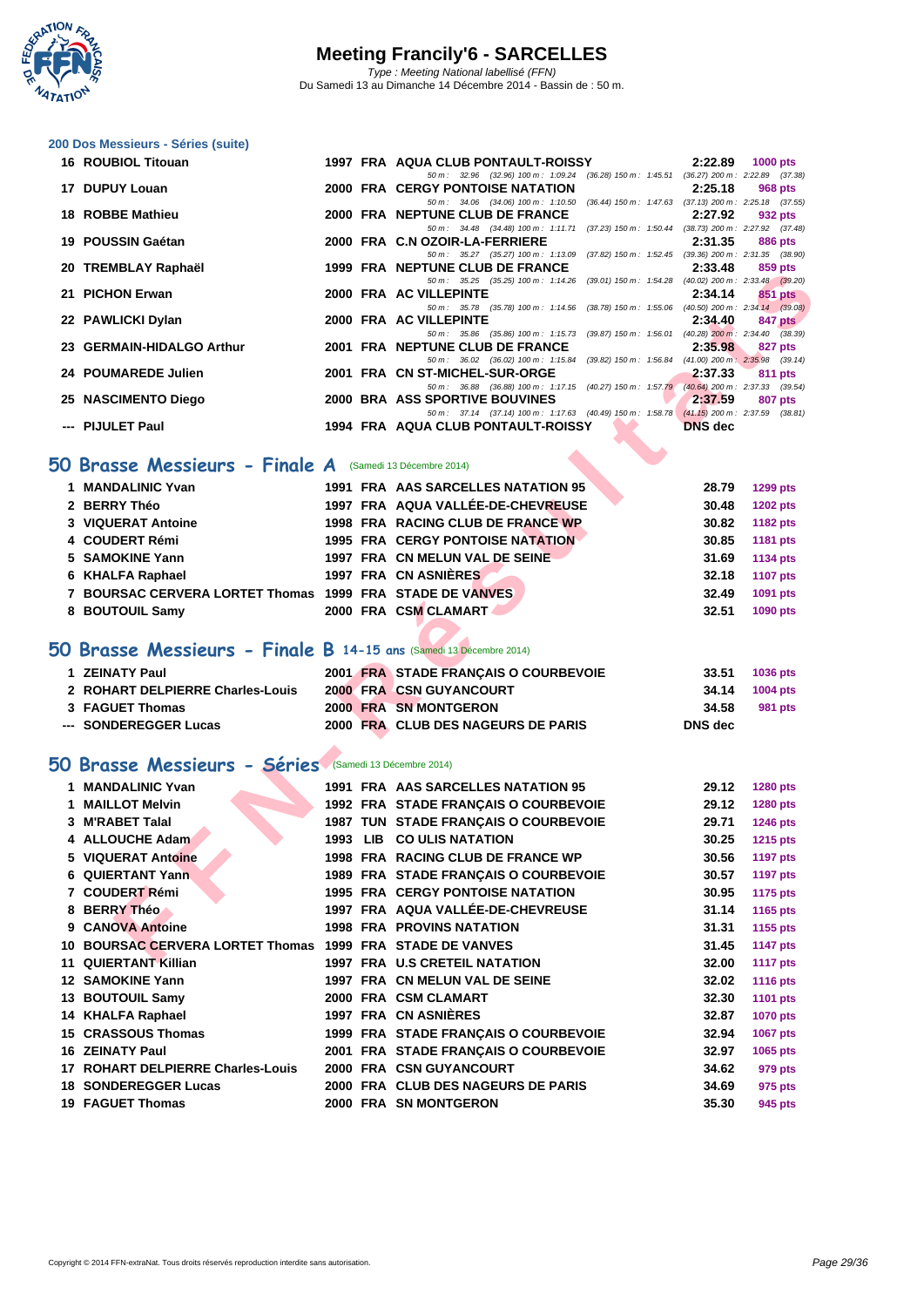# Meeting Francily'6 - SARCELLES

*Type : Meeting National labellisé (FFN)*

Du Samedi 13 au Dimanche 14 Décembre 2014 - Bassin de : 50 m.

## 200 Dos Messieurs - Séries (suite)

| Rang | Nom | Année | Nat | Club | Temps | Points |
|---|---|---|---|---|---|---|
| 16 | ROUBIOL Titouan | 1997 | FRA | AQUA CLUB PONTAULT-ROISSY | 2:22.89 | 1000 pts |
| | | | | 50 m : 32.96 (32.96) 100 m : 1:09.24 (36.28) 150 m : 1:45.51 (36.27) 200 m : 2:22.89 (37.38) | | |
| 17 | DUPUY Louan | 2000 | FRA | CERGY PONTOISE NATATION | 2:25.18 | 968 pts |
| | | | | 50 m : 34.06 (34.06) 100 m : 1:10.50 (36.44) 150 m : 1:47.63 (37.13) 200 m : 2:25.18 (37.55) | | |
| 18 | ROBBE Mathieu | 2000 | FRA | NEPTUNE CLUB DE FRANCE | 2:27.92 | 932 pts |
| | | | | 50 m : 34.48 (34.48) 100 m : 1:11.71 (37.23) 150 m : 1:50.44 (38.73) 200 m : 2:27.92 (37.48) | | |
| 19 | POUSSIN Gaétan | 2000 | FRA | C.N OZOIR-LA-FERRIERE | 2:31.35 | 886 pts |
| | | | | 50 m : 35.27 (35.27) 100 m : 1:13.09 (37.82) 150 m : 1:52.45 (39.36) 200 m : 2:31.35 (38.90) | | |
| 20 | TREMBLAY Raphaël | 1999 | FRA | NEPTUNE CLUB DE FRANCE | 2:33.48 | 859 pts |
| | | | | 50 m : 35.25 (35.25) 100 m : 1:14.26 (39.01) 150 m : 1:54.28 (40.02) 200 m : 2:33.48 (39.20) | | |
| 21 | PICHON Erwan | 2000 | FRA | AC VILLEPINTE | 2:34.14 | 851 pts |
| | | | | 50 m : 35.78 (35.78) 100 m : 1:14.56 (38.78) 150 m : 1:55.06 (40.50) 200 m : 2:34.14 (39.08) | | |
| 22 | PAWLICKI Dylan | 2000 | FRA | AC VILLEPINTE | 2:34.40 | 847 pts |
| | | | | 50 m : 35.86 (35.86) 100 m : 1:15.73 (39.87) 150 m : 1:56.01 (40.28) 200 m : 2:34.40 (38.39) | | |
| 23 | GERMAIN-HIDALGO Arthur | 2001 | FRA | NEPTUNE CLUB DE FRANCE | 2:35.98 | 827 pts |
| | | | | 50 m : 36.02 (36.02) 100 m : 1:15.84 (39.82) 150 m : 1:56.84 (41.00) 200 m : 2:35.98 (39.14) | | |
| 24 | POUMAREDE Julien | 2001 | FRA | CN ST-MICHEL-SUR-ORGE | 2:37.33 | 811 pts |
| | | | | 50 m : 36.88 (36.88) 100 m : 1:17.15 (40.27) 150 m : 1:57.79 (40.64) 200 m : 2:37.33 (39.54) | | |
| 25 | NASCIMENTO Diego | 2000 | BRA | ASS SPORTIVE BOUVINES | 2:37.59 | 807 pts |
| | | | | 50 m : 37.14 (37.14) 100 m : 1:17.63 (40.49) 150 m : 1:58.78 (41.15) 200 m : 2:37.59 (38.81) | | |
| --- | PIJULET Paul | 1994 | FRA | AQUA CLUB PONTAULT-ROISSY | DNS dec | |

## 50 Brasse Messieurs - Finale A (Samedi 13 Décembre 2014)

| Rang | Nom | Année | Nat | Club | Temps | Points |
|---|---|---|---|---|---|---|
| 1 | MANDALINIC Yvan | 1991 | FRA | AAS SARCELLES NATATION 95 | 28.79 | 1299 pts |
| 2 | BERRY Théo | 1997 | FRA | AQUA VALLÉE-DE-CHEVREUSE | 30.48 | 1202 pts |
| 3 | VIQUERAT Antoine | 1998 | FRA | RACING CLUB DE FRANCE WP | 30.82 | 1182 pts |
| 4 | COUDERT Rémi | 1995 | FRA | CERGY PONTOISE NATATION | 30.85 | 1181 pts |
| 5 | SAMOKINE Yann | 1997 | FRA | CN MELUN VAL DE SEINE | 31.69 | 1134 pts |
| 6 | KHALFA Raphael | 1997 | FRA | CN ASNIÈRES | 32.18 | 1107 pts |
| 7 | BOURSAC CERVERA LORTET Thomas | 1999 | FRA | STADE DE VANVES | 32.49 | 1091 pts |
| 8 | BOUTOUIL Samy | 2000 | FRA | CSM CLAMART | 32.51 | 1090 pts |

## 50 Brasse Messieurs - Finale B 14-15 ans (Samedi 13 Décembre 2014)

| Rang | Nom | Année | Nat | Club | Temps | Points |
|---|---|---|---|---|---|---|
| 1 | ZEINATY Paul | 2001 | FRA | STADE FRANÇAIS O COURBEVOIE | 33.51 | 1036 pts |
| 2 | ROHART DELPIERRE Charles-Louis | 2000 | FRA | CSN GUYANCOURT | 34.14 | 1004 pts |
| 3 | FAGUET Thomas | 2000 | FRA | SN MONTGERON | 34.58 | 981 pts |
| --- | SONDEREGGER Lucas | 2000 | FRA | CLUB DES NAGEURS DE PARIS | DNS dec | |

## 50 Brasse Messieurs - Séries (Samedi 13 Décembre 2014)

| Rang | Nom | Année | Nat | Club | Temps | Points |
|---|---|---|---|---|---|---|
| 1 | MANDALINIC Yvan | 1991 | FRA | AAS SARCELLES NATATION 95 | 29.12 | 1280 pts |
| 1 | MAILLOT Melvin | 1992 | FRA | STADE FRANÇAIS O COURBEVOIE | 29.12 | 1280 pts |
| 3 | M'RABET Talal | 1987 | TUN | STADE FRANÇAIS O COURBEVOIE | 29.71 | 1246 pts |
| 4 | ALLOUCHE Adam | 1993 | LIB | CO ULIS NATATION | 30.25 | 1215 pts |
| 5 | VIQUERAT Antoine | 1998 | FRA | RACING CLUB DE FRANCE WP | 30.56 | 1197 pts |
| 6 | QUIERTANT Yann | 1989 | FRA | STADE FRANÇAIS O COURBEVOIE | 30.57 | 1197 pts |
| 7 | COUDERT Rémi | 1995 | FRA | CERGY PONTOISE NATATION | 30.95 | 1175 pts |
| 8 | BERRY Théo | 1997 | FRA | AQUA VALLÉE-DE-CHEVREUSE | 31.14 | 1165 pts |
| 9 | CANOVA Antoine | 1998 | FRA | PROVINS NATATION | 31.31 | 1155 pts |
| 10 | BOURSAC CERVERA LORTET Thomas | 1999 | FRA | STADE DE VANVES | 31.45 | 1147 pts |
| 11 | QUIERTANT Killian | 1997 | FRA | U.S CRETEIL NATATION | 32.00 | 1117 pts |
| 12 | SAMOKINE Yann | 1997 | FRA | CN MELUN VAL DE SEINE | 32.02 | 1116 pts |
| 13 | BOUTOUIL Samy | 2000 | FRA | CSM CLAMART | 32.30 | 1101 pts |
| 14 | KHALFA Raphael | 1997 | FRA | CN ASNIÈRES | 32.87 | 1070 pts |
| 15 | CRASSOUS Thomas | 1999 | FRA | STADE FRANÇAIS O COURBEVOIE | 32.94 | 1067 pts |
| 16 | ZEINATY Paul | 2001 | FRA | STADE FRANÇAIS O COURBEVOIE | 32.97 | 1065 pts |
| 17 | ROHART DELPIERRE Charles-Louis | 2000 | FRA | CSN GUYANCOURT | 34.62 | 979 pts |
| 18 | SONDEREGGER Lucas | 2000 | FRA | CLUB DES NAGEURS DE PARIS | 34.69 | 975 pts |
| 19 | FAGUET Thomas | 2000 | FRA | SN MONTGERON | 35.30 | 945 pts |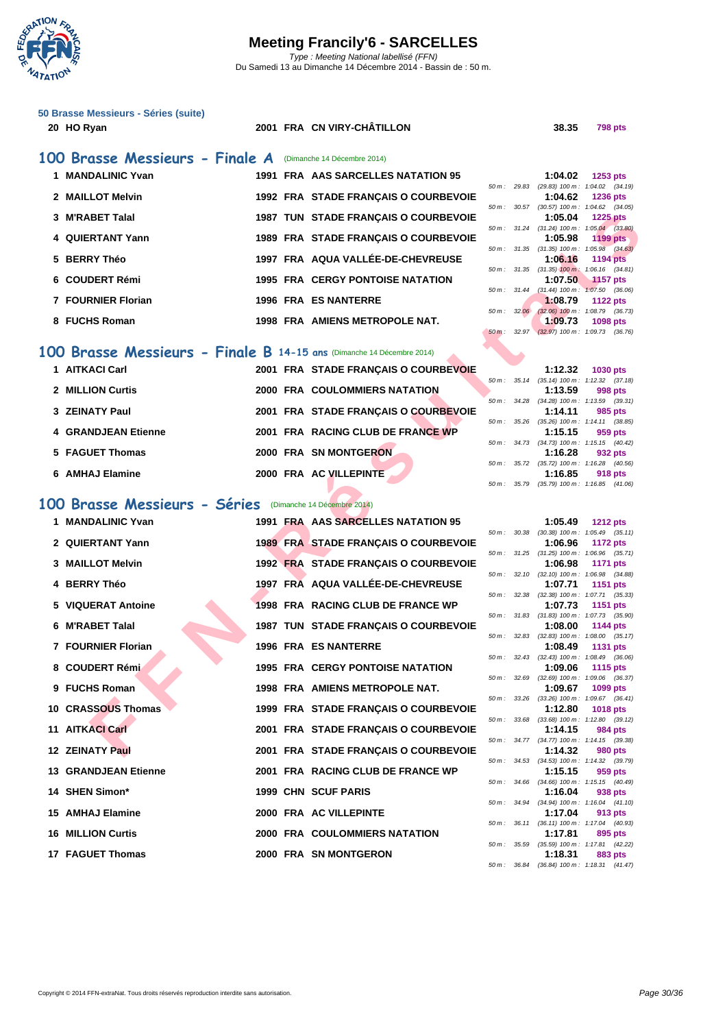### 50 Brasse Messieurs - Séries (suite)

| | | | | | | |
|---|---|---|---|---|---|---|
| 20 | HO Ryan | 2001 | FRA | CN VIRY-CHÂTILLON | 38.35 | 798 pts |

## 100 Brasse Messieurs - Finale A (Dimanche 14 Décembre 2014)

| Rang | Nom | Année | Nat. | Club | Temps | Points | Splits |
|---|---|---|---|---|---|---|---|
| 1 | MANDALINIC Yvan | 1991 | FRA | AAS SARCELLES NATATION 95 | 1:04.02 | 1253 pts | 50 m : 29.83 (29.83) 100 m : 1:04.02 (34.19) |
| 2 | MAILLOT Melvin | 1992 | FRA | STADE FRANÇAIS O COURBEVOIE | 1:04.62 | 1236 pts | 50 m : 30.57 (30.57) 100 m : 1:04.62 (34.05) |
| 3 | M'RABET Talal | 1987 | TUN | STADE FRANÇAIS O COURBEVOIE | 1:05.04 | 1225 pts | 50 m : 31.24 (31.24) 100 m : 1:05.04 (33.80) |
| 4 | QUIERTANT Yann | 1989 | FRA | STADE FRANÇAIS O COURBEVOIE | 1:05.98 | 1199 pts | 50 m : 31.35 (31.35) 100 m : 1:05.98 (34.63) |
| 5 | BERRY Théo | 1997 | FRA | AQUA VALLÉE-DE-CHEVREUSE | 1:06.16 | 1194 pts | 50 m : 31.35 (31.35) 100 m : 1:06.16 (34.81) |
| 6 | COUDERT Rémi | 1995 | FRA | CERGY PONTOISE NATATION | 1:07.50 | 1157 pts | 50 m : 31.44 (31.44) 100 m : 1:07.50 (36.06) |
| 7 | FOURNIER Florian | 1996 | FRA | ES NANTERRE | 1:08.79 | 1122 pts | 50 m : 32.06 (32.06) 100 m : 1:08.79 (36.73) |
| 8 | FUCHS Roman | 1998 | FRA | AMIENS METROPOLE NAT. | 1:09.73 | 1098 pts | 50 m : 32.97 (32.97) 100 m : 1:09.73 (36.76) |

## 100 Brasse Messieurs - Finale B 14-15 ans (Dimanche 14 Décembre 2014)

| Rang | Nom | Année | Nat. | Club | Temps | Points | Splits |
|---|---|---|---|---|---|---|---|
| 1 | AITKACI Carl | 2001 | FRA | STADE FRANÇAIS O COURBEVOIE | 1:12.32 | 1030 pts | 50 m : 35.14 (35.14) 100 m : 1:12.32 (37.18) |
| 2 | MILLION Curtis | 2000 | FRA | COULOMMIERS NATATION | 1:13.59 | 998 pts | 50 m : 34.28 (34.28) 100 m : 1:13.59 (39.31) |
| 3 | ZEINATY Paul | 2001 | FRA | STADE FRANÇAIS O COURBEVOIE | 1:14.11 | 985 pts | 50 m : 35.26 (35.26) 100 m : 1:14.11 (38.85) |
| 4 | GRANDJEAN Etienne | 2001 | FRA | RACING CLUB DE FRANCE WP | 1:15.15 | 959 pts | 50 m : 34.73 (34.73) 100 m : 1:15.15 (40.42) |
| 5 | FAGUET Thomas | 2000 | FRA | SN MONTGERON | 1:16.28 | 932 pts | 50 m : 35.72 (35.72) 100 m : 1:16.28 (40.56) |
| 6 | AMHAJ Elamine | 2000 | FRA | AC VILLEPINTE | 1:16.85 | 918 pts | 50 m : 35.79 (35.79) 100 m : 1:16.85 (41.06) |

## 100 Brasse Messieurs - Séries (Dimanche 14 Décembre 2014)

| Rang | Nom | Année | Nat. | Club | Temps | Points | Splits |
|---|---|---|---|---|---|---|---|
| 1 | MANDALINIC Yvan | 1991 | FRA | AAS SARCELLES NATATION 95 | 1:05.49 | 1212 pts | 50 m : 30.38 (30.38) 100 m : 1:05.49 (35.11) |
| 2 | QUIERTANT Yann | 1989 | FRA | STADE FRANÇAIS O COURBEVOIE | 1:06.96 | 1172 pts | 50 m : 31.25 (31.25) 100 m : 1:06.96 (35.71) |
| 3 | MAILLOT Melvin | 1992 | FRA | STADE FRANÇAIS O COURBEVOIE | 1:06.98 | 1171 pts | 50 m : 32.10 (32.10) 100 m : 1:06.98 (34.88) |
| 4 | BERRY Théo | 1997 | FRA | AQUA VALLÉE-DE-CHEVREUSE | 1:07.71 | 1151 pts | 50 m : 32.38 (32.38) 100 m : 1:07.71 (35.33) |
| 5 | VIQUERAT Antoine | 1998 | FRA | RACING CLUB DE FRANCE WP | 1:07.73 | 1151 pts | 50 m : 31.83 (31.83) 100 m : 1:07.73 (35.90) |
| 6 | M'RABET Talal | 1987 | TUN | STADE FRANÇAIS O COURBEVOIE | 1:08.00 | 1144 pts | 50 m : 32.83 (32.83) 100 m : 1:08.00 (35.17) |
| 7 | FOURNIER Florian | 1996 | FRA | ES NANTERRE | 1:08.49 | 1131 pts | 50 m : 32.43 (32.43) 100 m : 1:08.49 (36.06) |
| 8 | COUDERT Rémi | 1995 | FRA | CERGY PONTOISE NATATION | 1:09.06 | 1115 pts | 50 m : 32.69 (32.69) 100 m : 1:09.06 (36.37) |
| 9 | FUCHS Roman | 1998 | FRA | AMIENS METROPOLE NAT. | 1:09.67 | 1099 pts | 50 m : 33.26 (33.26) 100 m : 1:09.67 (36.41) |
| 10 | CRASSOUS Thomas | 1999 | FRA | STADE FRANÇAIS O COURBEVOIE | 1:12.80 | 1018 pts | 50 m : 33.68 (33.68) 100 m : 1:12.80 (39.12) |
| 11 | AITKACI Carl | 2001 | FRA | STADE FRANÇAIS O COURBEVOIE | 1:14.15 | 984 pts | 50 m : 34.77 (34.77) 100 m : 1:14.15 (39.38) |
| 12 | ZEINATY Paul | 2001 | FRA | STADE FRANÇAIS O COURBEVOIE | 1:14.32 | 980 pts | 50 m : 34.53 (34.53) 100 m : 1:14.32 (39.79) |
| 13 | GRANDJEAN Etienne | 2001 | FRA | RACING CLUB DE FRANCE WP | 1:15.15 | 959 pts | 50 m : 34.66 (34.66) 100 m : 1:15.15 (40.49) |
| 14 | SHEN Simon* | 1999 | CHN | SCUF PARIS | 1:16.04 | 938 pts | 50 m : 34.94 (34.94) 100 m : 1:16.04 (41.10) |
| 15 | AMHAJ Elamine | 2000 | FRA | AC VILLEPINTE | 1:17.04 | 913 pts | 50 m : 36.11 (36.11) 100 m : 1:17.04 (40.93) |
| 16 | MILLION Curtis | 2000 | FRA | COULOMMIERS NATATION | 1:17.81 | 895 pts | 50 m : 35.59 (35.59) 100 m : 1:17.81 (42.22) |
| 17 | FAGUET Thomas | 2000 | FRA | SN MONTGERON | 1:18.31 | 883 pts | 50 m : 36.84 (36.84) 100 m : 1:18.31 (41.47) |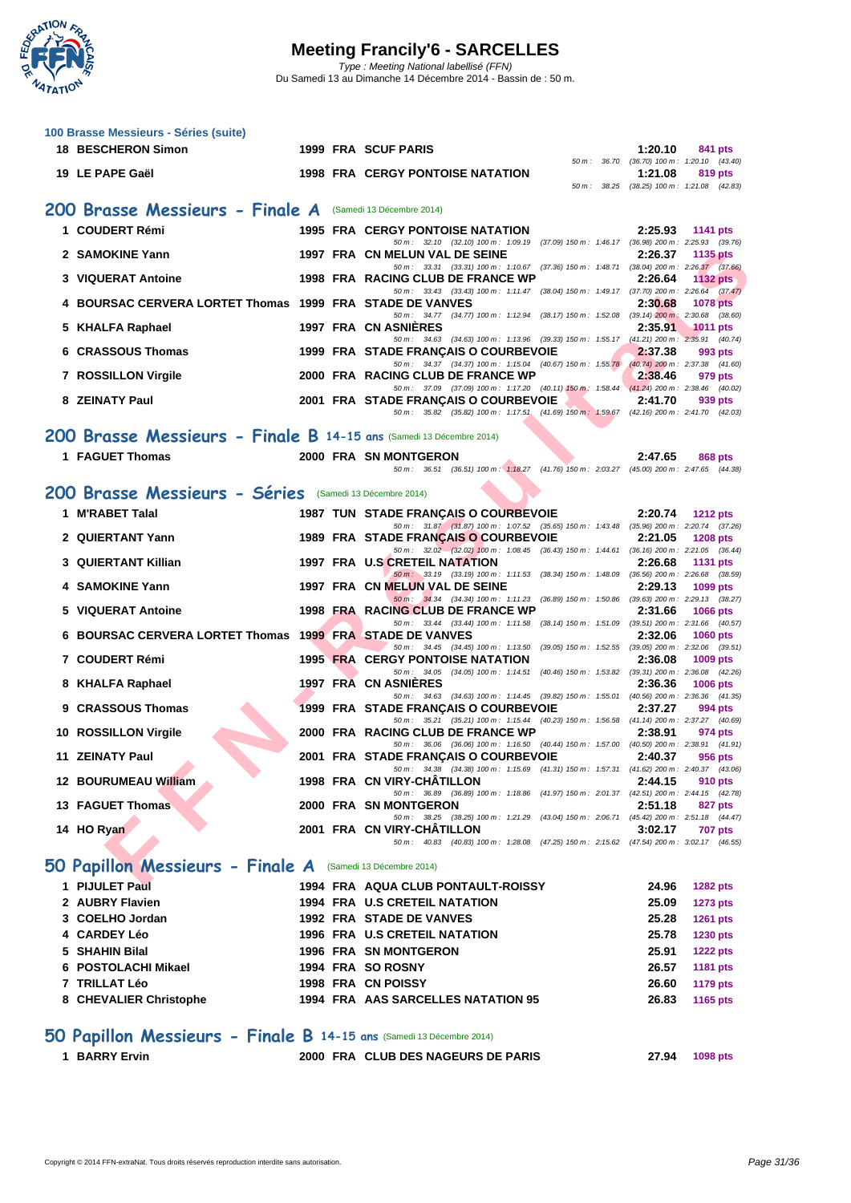# Meeting Francily'6 - SARCELLES

*Type : Meeting National labellisé (FFN)*
Du Samedi 13 au Dimanche 14 Décembre 2014 - Bassin de : 50 m.

### 100 Brasse Messieurs - Séries (suite)

| | Nom | Année | Nat | Club | Temps | Points |
|---|---|---|---|---|---|---|
| 18 | BESCHERON Simon | 1999 | FRA | SCUF PARIS | 1:20.10 | 841 pts |
| | | | | 50 m : 36.70 (36.70) 100 m : 1:20.10 (43.40) | | |
| 19 | LE PAPE Gaël | 1998 | FRA | CERGY PONTOISE NATATION | 1:21.08 | 819 pts |
| | | | | 50 m : 38.25 (38.25) 100 m : 1:21.08 (42.83) | | |

## 200 Brasse Messieurs - Finale A (Samedi 13 Décembre 2014)

| | Nom | Année | Nat | Club | Temps | Points |
|---|---|---|---|---|---|---|
| 1 | COUDERT Rémi | 1995 | FRA | CERGY PONTOISE NATATION | 2:25.93 | 1141 pts |
| | | | | 50 m : 32.10 (32.10) 100 m : 1:09.19 (37.09) 150 m : 1:46.17 (36.98) 200 m : 2:25.93 (39.76) | | |
| 2 | SAMOKINE Yann | 1997 | FRA | CN MELUN VAL DE SEINE | 2:26.37 | 1135 pts |
| | | | | 50 m : 33.31 (33.31) 100 m : 1:10.67 (37.36) 150 m : 1:48.71 (38.04) 200 m : 2:26.37 (37.66) | | |
| 3 | VIQUERAT Antoine | 1998 | FRA | RACING CLUB DE FRANCE WP | 2:26.64 | 1132 pts |
| | | | | 50 m : 33.43 (33.43) 100 m : 1:11.47 (38.04) 150 m : 1:49.17 (37.70) 200 m : 2:26.64 (37.47) | | |
| 4 | BOURSAC CERVERA LORTET Thomas | 1999 | FRA | STADE DE VANVES | 2:30.68 | 1078 pts |
| | | | | 50 m : 34.77 (34.77) 100 m : 1:12.94 (38.17) 150 m : 1:52.08 (39.14) 200 m : 2:30.68 (38.60) | | |
| 5 | KHALFA Raphael | 1997 | FRA | CN ASNIÈRES | 2:35.91 | 1011 pts |
| | | | | 50 m : 34.63 (34.63) 100 m : 1:13.96 (39.33) 150 m : 1:55.17 (41.21) 200 m : 2:35.91 (40.74) | | |
| 6 | CRASSOUS Thomas | 1999 | FRA | STADE FRANÇAIS O COURBEVOIE | 2:37.38 | 993 pts |
| | | | | 50 m : 34.37 (34.37) 100 m : 1:15.04 (40.67) 150 m : 1:55.78 (40.74) 200 m : 2:37.38 (41.60) | | |
| 7 | ROSSILLON Virgile | 2000 | FRA | RACING CLUB DE FRANCE WP | 2:38.46 | 979 pts |
| | | | | 50 m : 37.09 (37.09) 100 m : 1:17.20 (40.11) 150 m : 1:58.44 (41.24) 200 m : 2:38.46 (40.02) | | |
| 8 | ZEINATY Paul | 2001 | FRA | STADE FRANÇAIS O COURBEVOIE | 2:41.70 | 939 pts |
| | | | | 50 m : 35.82 (35.82) 100 m : 1:17.51 (41.69) 150 m : 1:59.67 (42.16) 200 m : 2:41.70 (42.03) | | |

## 200 Brasse Messieurs - Finale B 14-15 ans (Samedi 13 Décembre 2014)

| | Nom | Année | Nat | Club | Temps | Points |
|---|---|---|---|---|---|---|
| 1 | FAGUET Thomas | 2000 | FRA | SN MONTGERON | 2:47.65 | 868 pts |
| | | | | 50 m : 36.51 (36.51) 100 m : 1:18.27 (41.76) 150 m : 2:03.27 (45.00) 200 m : 2:47.65 (44.38) | | |

## 200 Brasse Messieurs - Séries (Samedi 13 Décembre 2014)

| | Nom | Année | Nat | Club | Temps | Points |
|---|---|---|---|---|---|---|
| 1 | M'RABET Talal | 1987 | TUN | STADE FRANÇAIS O COURBEVOIE | 2:20.74 | 1212 pts |
| | | | | 50 m : 31.87 (31.87) 100 m : 1:07.52 (35.65) 150 m : 1:43.48 (35.96) 200 m : 2:20.74 (37.26) | | |
| 2 | QUIERTANT Yann | 1989 | FRA | STADE FRANÇAIS O COURBEVOIE | 2:21.05 | 1208 pts |
| | | | | 50 m : 32.02 (32.02) 100 m : 1:08.45 (36.43) 150 m : 1:44.61 (36.16) 200 m : 2:21.05 (36.44) | | |
| 3 | QUIERTANT Killian | 1997 | FRA | U.S CRETEIL NATATION | 2:26.68 | 1131 pts |
| | | | | 50 m : 33.19 (33.19) 100 m : 1:11.53 (38.34) 150 m : 1:48.09 (36.56) 200 m : 2:26.68 (38.59) | | |
| 4 | SAMOKINE Yann | 1997 | FRA | CN MELUN VAL DE SEINE | 2:29.13 | 1099 pts |
| | | | | 50 m : 34.34 (34.34) 100 m : 1:11.23 (36.89) 150 m : 1:50.86 (39.63) 200 m : 2:29.13 (38.27) | | |
| 5 | VIQUERAT Antoine | 1998 | FRA | RACING CLUB DE FRANCE WP | 2:31.66 | 1066 pts |
| | | | | 50 m : 33.44 (33.44) 100 m : 1:11.58 (38.14) 150 m : 1:51.09 (39.51) 200 m : 2:31.66 (40.57) | | |
| 6 | BOURSAC CERVERA LORTET Thomas | 1999 | FRA | STADE DE VANVES | 2:32.06 | 1060 pts |
| | | | | 50 m : 34.45 (34.45) 100 m : 1:13.50 (39.05) 150 m : 1:52.55 (39.05) 200 m : 2:32.06 (39.51) | | |
| 7 | COUDERT Rémi | 1995 | FRA | CERGY PONTOISE NATATION | 2:36.08 | 1009 pts |
| | | | | 50 m : 34.05 (34.05) 100 m : 1:14.51 (40.46) 150 m : 1:53.82 (39.31) 200 m : 2:36.08 (42.26) | | |
| 8 | KHALFA Raphael | 1997 | FRA | CN ASNIÈRES | 2:36.36 | 1006 pts |
| | | | | 50 m : 34.63 (34.63) 100 m : 1:14.45 (39.82) 150 m : 1:55.01 (40.56) 200 m : 2:36.36 (41.35) | | |
| 9 | CRASSOUS Thomas | 1999 | FRA | STADE FRANÇAIS O COURBEVOIE | 2:37.27 | 994 pts |
| | | | | 50 m : 35.21 (35.21) 100 m : 1:15.44 (40.23) 150 m : 1:56.58 (41.14) 200 m : 2:37.27 (40.69) | | |
| 10 | ROSSILLON Virgile | 2000 | FRA | RACING CLUB DE FRANCE WP | 2:38.91 | 974 pts |
| | | | | 50 m : 36.06 (36.06) 100 m : 1:16.50 (40.44) 150 m : 1:57.00 (40.50) 200 m : 2:38.91 (41.91) | | |
| 11 | ZEINATY Paul | 2001 | FRA | STADE FRANÇAIS O COURBEVOIE | 2:40.37 | 956 pts |
| | | | | 50 m : 34.38 (34.38) 100 m : 1:15.69 (41.31) 150 m : 1:57.31 (41.62) 200 m : 2:40.37 (43.06) | | |
| 12 | BOURUMEAU William | 1998 | FRA | CN VIRY-CHÂTILLON | 2:44.15 | 910 pts |
| | | | | 50 m : 36.89 (36.89) 100 m : 1:18.86 (41.97) 150 m : 2:01.37 (42.51) 200 m : 2:44.15 (42.78) | | |
| 13 | FAGUET Thomas | 2000 | FRA | SN MONTGERON | 2:51.18 | 827 pts |
| | | | | 50 m : 38.25 (38.25) 100 m : 1:21.29 (43.04) 150 m : 2:06.71 (45.42) 200 m : 2:51.18 (44.47) | | |
| 14 | HO Ryan | 2001 | FRA | CN VIRY-CHÂTILLON | 3:02.17 | 707 pts |
| | | | | 50 m : 40.83 (40.83) 100 m : 1:28.08 (47.25) 150 m : 2:15.62 (47.54) 200 m : 3:02.17 (46.55) | | |

## 50 Papillon Messieurs - Finale A (Samedi 13 Décembre 2014)

| | Nom | Année | Nat | Club | Temps | Points |
|---|---|---|---|---|---|---|
| 1 | PIJULET Paul | 1994 | FRA | AQUA CLUB PONTAULT-ROISSY | 24.96 | 1282 pts |
| 2 | AUBRY Flavien | 1994 | FRA | U.S CRETEIL NATATION | 25.09 | 1273 pts |
| 3 | COELHO Jordan | 1992 | FRA | STADE DE VANVES | 25.28 | 1261 pts |
| 4 | CARDEY Léo | 1996 | FRA | U.S CRETEIL NATATION | 25.78 | 1230 pts |
| 5 | SHAHIN Bilal | 1996 | FRA | SN MONTGERON | 25.91 | 1222 pts |
| 6 | POSTOLACHI Mikael | 1994 | FRA | SO ROSNY | 26.57 | 1181 pts |
| 7 | TRILLAT Léo | 1998 | FRA | CN POISSY | 26.60 | 1179 pts |
| 8 | CHEVALIER Christophe | 1994 | FRA | AAS SARCELLES NATATION 95 | 26.83 | 1165 pts |

## 50 Papillon Messieurs - Finale B 14-15 ans (Samedi 13 Décembre 2014)

| | Nom | Année | Nat | Club | Temps | Points |
|---|---|---|---|---|---|---|
| 1 | BARRY Ervin | 2000 | FRA | CLUB DES NAGEURS DE PARIS | 27.94 | 1098 pts |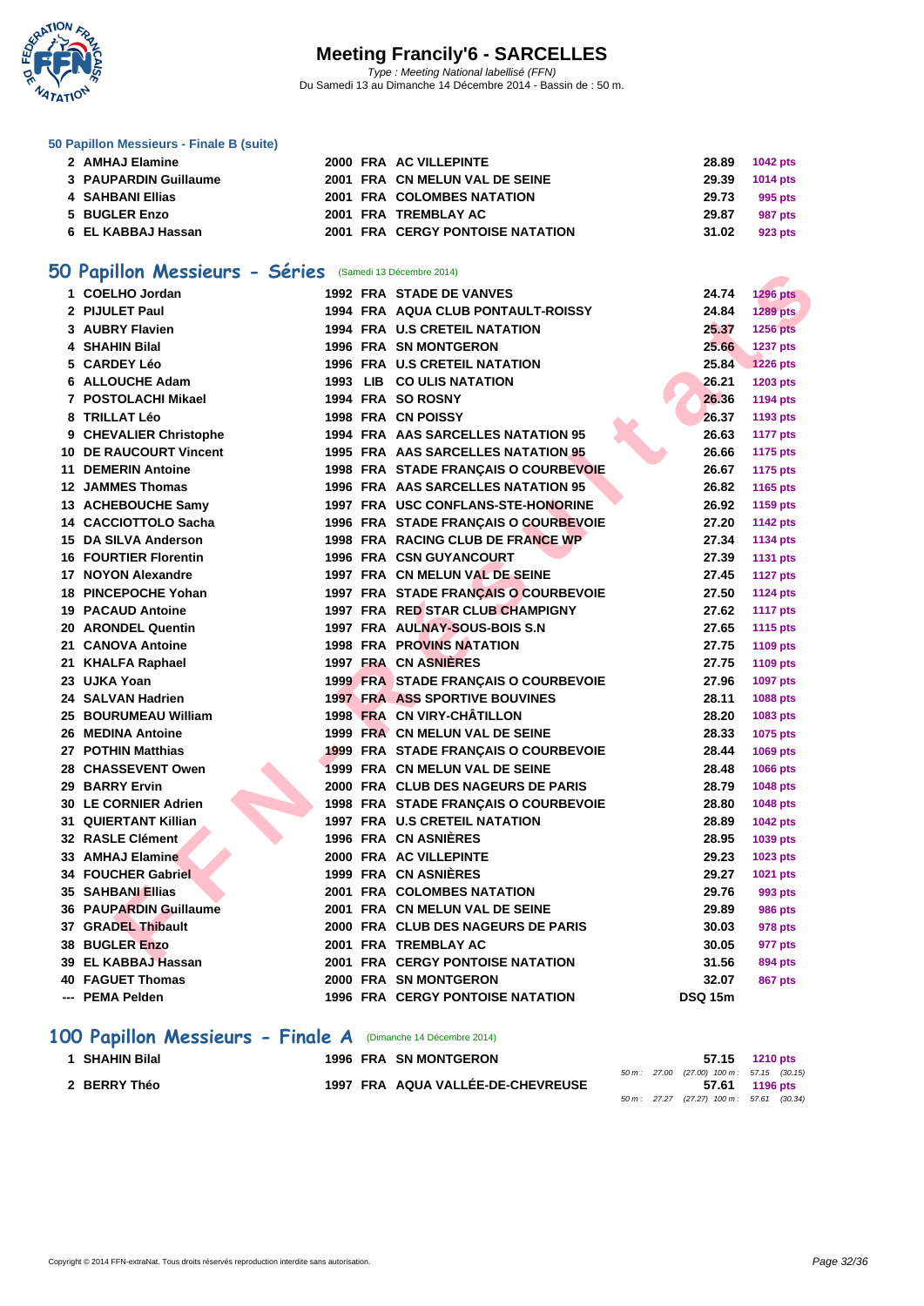### 50 Papillon Messieurs - Finale B (suite)

| | | | | | | |
|---|---|---|---|---|---|---|
| 2 | AMHAJ Elamine | 2000 | FRA | AC VILLEPINTE | 28.89 | 1042 pts |
| 3 | PAUPARDIN Guillaume | 2001 | FRA | CN MELUN VAL DE SEINE | 29.39 | 1014 pts |
| 4 | SAHBANI Ellias | 2001 | FRA | COLOMBES NATATION | 29.73 | 995 pts |
| 5 | BUGLER Enzo | 2001 | FRA | TREMBLAY AC | 29.87 | 987 pts |
| 6 | EL KABBAJ Hassan | 2001 | FRA | CERGY PONTOISE NATATION | 31.02 | 923 pts |

## 50 Papillon Messieurs - Séries (Samedi 13 Décembre 2014)

| | | | | | | |
|---|---|---|---|---|---|---|
| 1 | COELHO Jordan | 1992 | FRA | STADE DE VANVES | 24.74 | 1296 pts |
| 2 | PIJULET Paul | 1994 | FRA | AQUA CLUB PONTAULT-ROISSY | 24.84 | 1289 pts |
| 3 | AUBRY Flavien | 1994 | FRA | U.S CRETEIL NATATION | 25.37 | 1256 pts |
| 4 | SHAHIN Bilal | 1996 | FRA | SN MONTGERON | 25.66 | 1237 pts |
| 5 | CARDEY Léo | 1996 | FRA | U.S CRETEIL NATATION | 25.84 | 1226 pts |
| 6 | ALLOUCHE Adam | 1993 | LIB | CO ULIS NATATION | 26.21 | 1203 pts |
| 7 | POSTOLACHI Mikael | 1994 | FRA | SO ROSNY | 26.36 | 1194 pts |
| 8 | TRILLAT Léo | 1998 | FRA | CN POISSY | 26.37 | 1193 pts |
| 9 | CHEVALIER Christophe | 1994 | FRA | AAS SARCELLES NATATION 95 | 26.63 | 1177 pts |
| 10 | DE RAUCOURT Vincent | 1995 | FRA | AAS SARCELLES NATATION 95 | 26.66 | 1175 pts |
| 11 | DEMERIN Antoine | 1998 | FRA | STADE FRANÇAIS O COURBEVOIE | 26.67 | 1175 pts |
| 12 | JAMMES Thomas | 1996 | FRA | AAS SARCELLES NATATION 95 | 26.82 | 1165 pts |
| 13 | ACHEBOUCHE Samy | 1997 | FRA | USC CONFLANS-STE-HONORINE | 26.92 | 1159 pts |
| 14 | CACCIOTTOLO Sacha | 1996 | FRA | STADE FRANÇAIS O COURBEVOIE | 27.20 | 1142 pts |
| 15 | DA SILVA Anderson | 1998 | FRA | RACING CLUB DE FRANCE WP | 27.34 | 1134 pts |
| 16 | FOURTIER Florentin | 1996 | FRA | CSN GUYANCOURT | 27.39 | 1131 pts |
| 17 | NOYON Alexandre | 1997 | FRA | CN MELUN VAL DE SEINE | 27.45 | 1127 pts |
| 18 | PINCEPOCHE Yohan | 1997 | FRA | STADE FRANÇAIS O COURBEVOIE | 27.50 | 1124 pts |
| 19 | PACAUD Antoine | 1997 | FRA | RED STAR CLUB CHAMPIGNY | 27.62 | 1117 pts |
| 20 | ARONDEL Quentin | 1997 | FRA | AULNAY-SOUS-BOIS S.N | 27.65 | 1115 pts |
| 21 | CANOVA Antoine | 1998 | FRA | PROVINS NATATION | 27.75 | 1109 pts |
| 21 | KHALFA Raphael | 1997 | FRA | CN ASNIÈRES | 27.75 | 1109 pts |
| 23 | UJKA Yoan | 1999 | FRA | STADE FRANÇAIS O COURBEVOIE | 27.96 | 1097 pts |
| 24 | SALVAN Hadrien | 1997 | FRA | ASS SPORTIVE BOUVINES | 28.11 | 1088 pts |
| 25 | BOURUMEAU William | 1998 | FRA | CN VIRY-CHÂTILLON | 28.20 | 1083 pts |
| 26 | MEDINA Antoine | 1999 | FRA | CN MELUN VAL DE SEINE | 28.33 | 1075 pts |
| 27 | POTHIN Matthias | 1999 | FRA | STADE FRANÇAIS O COURBEVOIE | 28.44 | 1069 pts |
| 28 | CHASSEVENT Owen | 1999 | FRA | CN MELUN VAL DE SEINE | 28.48 | 1066 pts |
| 29 | BARRY Ervin | 2000 | FRA | CLUB DES NAGEURS DE PARIS | 28.79 | 1048 pts |
| 30 | LE CORNIER Adrien | 1998 | FRA | STADE FRANÇAIS O COURBEVOIE | 28.80 | 1048 pts |
| 31 | QUIERTANT Killian | 1997 | FRA | U.S CRETEIL NATATION | 28.89 | 1042 pts |
| 32 | RASLE Clément | 1996 | FRA | CN ASNIÈRES | 28.95 | 1039 pts |
| 33 | AMHAJ Elamine | 2000 | FRA | AC VILLEPINTE | 29.23 | 1023 pts |
| 34 | FOUCHER Gabriel | 1999 | FRA | CN ASNIÈRES | 29.27 | 1021 pts |
| 35 | SAHBANI Ellias | 2001 | FRA | COLOMBES NATATION | 29.76 | 993 pts |
| 36 | PAUPARDIN Guillaume | 2001 | FRA | CN MELUN VAL DE SEINE | 29.89 | 986 pts |
| 37 | GRADEL Thibault | 2000 | FRA | CLUB DES NAGEURS DE PARIS | 30.03 | 978 pts |
| 38 | BUGLER Enzo | 2001 | FRA | TREMBLAY AC | 30.05 | 977 pts |
| 39 | EL KABBAJ Hassan | 2001 | FRA | CERGY PONTOISE NATATION | 31.56 | 894 pts |
| 40 | FAGUET Thomas | 2000 | FRA | SN MONTGERON | 32.07 | 867 pts |
| --- | PEMA Pelden | 1996 | FRA | CERGY PONTOISE NATATION | DSQ 15m | |

## 100 Papillon Messieurs - Finale A (Dimanche 14 Décembre 2014)

| | | | | | | |
|---|---|---|---|---|---|---|
| 1 | SHAHIN Bilal | 1996 | FRA | SN MONTGERON | 57.15 | 1210 pts |
| | | | | | 50 m : 27.00 (27.00) 100 m : 57.15 (30.15) | |
| 2 | BERRY Théo | 1997 | FRA | AQUA VALLÉE-DE-CHEVREUSE | 57.61 | 1196 pts |
| | | | | | 50 m : 27.27 (27.27) 100 m : 57.61 (30.34) | |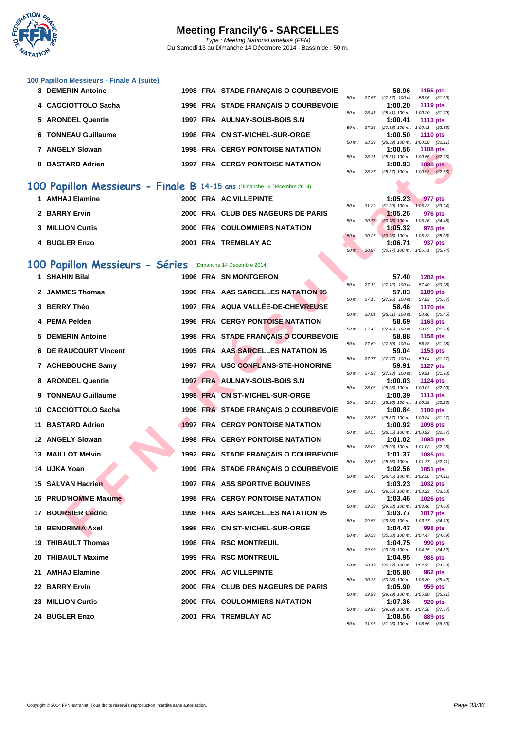### 100 Papillon Messieurs - Finale A (suite)

| Rang | Nom | Année | Nat | Club | Temps | Points | Splits |
|---|---|---|---|---|---|---|---|
| 3 | DEMERIN Antoine | 1998 | FRA | STADE FRANÇAIS O COURBEVOIE | 58.96 | 1155 pts | 50 m : 27.57 (27.57) 100 m : 58.96 (31.39) |
| 4 | CACCIOTTOLO Sacha | 1996 | FRA | STADE FRANÇAIS O COURBEVOIE | 1:00.20 | 1119 pts | 50 m : 28.41 (28.41) 100 m : 1:00.20 (31.79) |
| 5 | ARONDEL Quentin | 1997 | FRA | AULNAY-SOUS-BOIS S.N | 1:00.41 | 1113 pts | 50 m : 27.88 (27.88) 100 m : 1:00.41 (32.53) |
| 6 | TONNEAU Guillaume | 1998 | FRA | CN ST-MICHEL-SUR-ORGE | 1:00.50 | 1110 pts | 50 m : 28.39 (28.39) 100 m : 1:00.50 (32.11) |
| 7 | ANGELY Slowan | 1998 | FRA | CERGY PONTOISE NATATION | 1:00.56 | 1108 pts | 50 m : 28.31 (28.31) 100 m : 1:00.56 (32.25) |
| 8 | BASTARD Adrien | 1997 | FRA | CERGY PONTOISE NATATION | 1:00.93 | 1098 pts | 50 m : 28.37 (28.37) 100 m : 1:00.93 (32.56) |

## 100 Papillon Messieurs - Finale B 14-15 ans (Dimanche 14 Décembre 2014)

| Rang | Nom | Année | Nat | Club | Temps | Points | Splits |
|---|---|---|---|---|---|---|---|
| 1 | AMHAJ Elamine | 2000 | FRA | AC VILLEPINTE | 1:05.23 | 977 pts | 50 m : 31.29 (31.29) 100 m : 1:05.23 (33.94) |
| 2 | BARRY Ervin | 2000 | FRA | CLUB DES NAGEURS DE PARIS | 1:05.26 | 976 pts | 50 m : 30.78 (30.78) 100 m : 1:05.26 (34.48) |
| 3 | MILLION Curtis | 2000 | FRA | COULOMMIERS NATATION | 1:05.32 | 975 pts | 50 m : 30.26 (30.26) 100 m : 1:05.32 (35.06) |
| 4 | BUGLER Enzo | 2001 | FRA | TREMBLAY AC | 1:06.71 | 937 pts | 50 m : 30.97 (30.97) 100 m : 1:06.71 (35.74) |

## 100 Papillon Messieurs - Séries (Dimanche 14 Décembre 2014)

| Rang | Nom | Année | Nat | Club | Temps | Points | Splits |
|---|---|---|---|---|---|---|---|
| 1 | SHAHIN Bilal | 1996 | FRA | SN MONTGERON | 57.40 | 1202 pts | 50 m : 27.12 (27.12) 100 m : 57.40 (30.28) |
| 2 | JAMMES Thomas | 1996 | FRA | AAS SARCELLES NATATION 95 | 57.83 | 1189 pts | 50 m : 27.16 (27.16) 100 m : 57.83 (30.67) |
| 3 | BERRY Théo | 1997 | FRA | AQUA VALLÉE-DE-CHEVREUSE | 58.46 | 1170 pts | 50 m : 28.01 (28.01) 100 m : 58.46 (30.45) |
| 4 | PEMA Pelden | 1996 | FRA | CERGY PONTOISE NATATION | 58.69 | 1163 pts | 50 m : 27.46 (27.46) 100 m : 58.69 (31.23) |
| 5 | DEMERIN Antoine | 1998 | FRA | STADE FRANÇAIS O COURBEVOIE | 58.88 | 1158 pts | 50 m : 27.60 (27.60) 100 m : 58.88 (31.28) |
| 6 | DE RAUCOURT Vincent | 1995 | FRA | AAS SARCELLES NATATION 95 | 59.04 | 1153 pts | 50 m : 27.77 (27.77) 100 m : 59.04 (31.27) |
| 7 | ACHEBOUCHE Samy | 1997 | FRA | USC CONFLANS-STE-HONORINE | 59.91 | 1127 pts | 50 m : 27.93 (27.93) 100 m : 59.91 (31.98) |
| 8 | ARONDEL Quentin | 1997 | FRA | AULNAY-SOUS-BOIS S.N | 1:00.03 | 1124 pts | 50 m : 28.03 (28.03) 100 m : 1:00.03 (32.00) |
| 9 | TONNEAU Guillaume | 1998 | FRA | CN ST-MICHEL-SUR-ORGE | 1:00.39 | 1113 pts | 50 m : 28.16 (28.16) 100 m : 1:00.39 (32.23) |
| 10 | CACCIOTTOLO Sacha | 1996 | FRA | STADE FRANÇAIS O COURBEVOIE | 1:00.84 | 1100 pts | 50 m : 28.87 (28.87) 100 m : 1:00.84 (31.97) |
| 11 | BASTARD Adrien | 1997 | FRA | CERGY PONTOISE NATATION | 1:00.92 | 1098 pts | 50 m : 28.55 (28.55) 100 m : 1:00.92 (32.37) |
| 12 | ANGELY Slowan | 1998 | FRA | CERGY PONTOISE NATATION | 1:01.02 | 1095 pts | 50 m : 28.09 (28.09) 100 m : 1:01.02 (32.93) |
| 13 | MAILLOT Melvin | 1992 | FRA | STADE FRANÇAIS O COURBEVOIE | 1:01.37 | 1085 pts | 50 m : 28.66 (28.66) 100 m : 1:01.37 (32.71) |
| 14 | UJKA Yoan | 1999 | FRA | STADE FRANÇAIS O COURBEVOIE | 1:02.56 | 1051 pts | 50 m : 28.45 (28.45) 100 m : 1:02.56 (34.11) |
| 15 | SALVAN Hadrien | 1997 | FRA | ASS SPORTIVE BOUVINES | 1:03.23 | 1032 pts | 50 m : 29.65 (29.65) 100 m : 1:03.23 (33.58) |
| 16 | PRUD'HOMME Maxime | 1998 | FRA | CERGY PONTOISE NATATION | 1:03.46 | 1026 pts | 50 m : 29.38 (29.38) 100 m : 1:03.46 (34.08) |
| 17 | BOURSIER Cedric | 1998 | FRA | AAS SARCELLES NATATION 95 | 1:03.77 | 1017 pts | 50 m : 29.58 (29.58) 100 m : 1:03.77 (34.19) |
| 18 | BENDRIMIA Axel | 1998 | FRA | CN ST-MICHEL-SUR-ORGE | 1:04.47 | 998 pts | 50 m : 30.38 (30.38) 100 m : 1:04.47 (34.09) |
| 19 | THIBAULT Thomas | 1998 | FRA | RSC MONTREUIL | 1:04.75 | 990 pts | 50 m : 29.93 (29.93) 100 m : 1:04.75 (34.82) |
| 20 | THIBAULT Maxime | 1999 | FRA | RSC MONTREUIL | 1:04.95 | 985 pts | 50 m : 30.12 (30.12) 100 m : 1:04.95 (34.83) |
| 21 | AMHAJ Elamine | 2000 | FRA | AC VILLEPINTE | 1:05.80 | 962 pts | 50 m : 30.38 (30.38) 100 m : 1:05.80 (35.42) |
| 22 | BARRY Ervin | 2000 | FRA | CLUB DES NAGEURS DE PARIS | 1:05.90 | 959 pts | 50 m : 29.99 (29.99) 100 m : 1:05.90 (35.91) |
| 23 | MILLION Curtis | 2000 | FRA | COULOMMIERS NATATION | 1:07.36 | 920 pts | 50 m : 29.99 (29.99) 100 m : 1:07.36 (37.37) |
| 24 | BUGLER Enzo | 2001 | FRA | TREMBLAY AC | 1:08.56 | 889 pts | 50 m : 31.96 (31.96) 100 m : 1:08.56 (36.60) |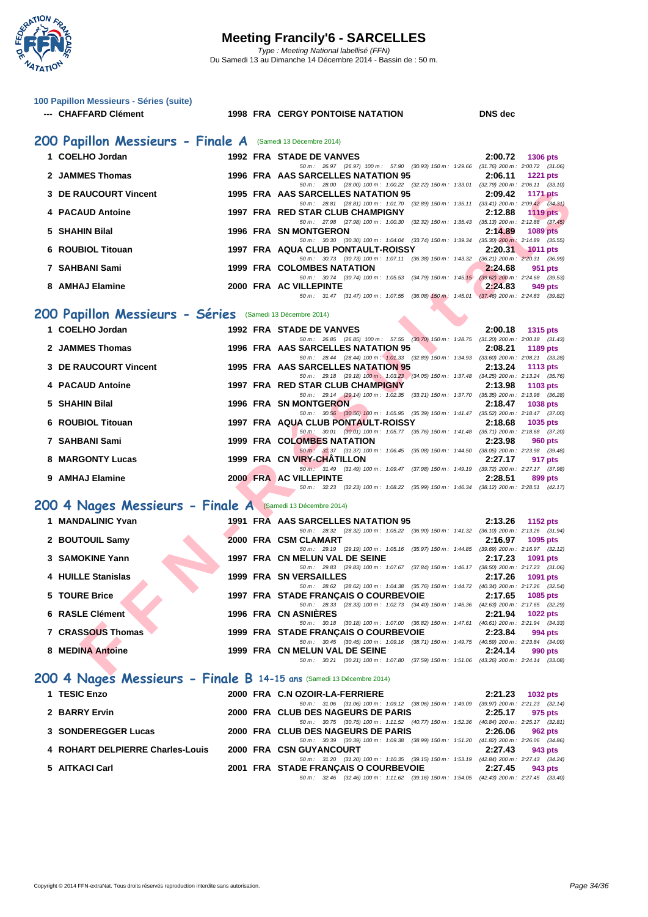### 100 Papillon Messieurs - Séries (suite)

| Place | Nom | Année | Nat. | Club | Temps | Points |
|---|---|---|---|---|---|---|
| --- | CHAFFARD Clément | 1998 | FRA | CERGY PONTOISE NATATION | DNS dec | |

## 200 Papillon Messieurs - Finale A (Samedi 13 Décembre 2014)

| Place | Nom | Année | Nat. | Club | Temps | Points |
|---|---|---|---|---|---|---|
| 1 | COELHO Jordan | 1992 | FRA | STADE DE VANVES | 2:00.72 | 1306 pts |
| | | | | 50 m : 26.97 (26.97) 100 m : 57.90 (30.93) 150 m : 1:29.66 (31.76) 200 m : 2:00.72 (31.06) | | |
| 2 | JAMMES Thomas | 1996 | FRA | AAS SARCELLES NATATION 95 | 2:06.11 | 1221 pts |
| | | | | 50 m : 28.00 (28.00) 100 m : 1:00.22 (32.22) 150 m : 1:33.01 (32.79) 200 m : 2:06.11 (33.10) | | |
| 3 | DE RAUCOURT Vincent | 1995 | FRA | AAS SARCELLES NATATION 95 | 2:09.42 | 1171 pts |
| | | | | 50 m : 28.81 (28.81) 100 m : 1:01.70 (32.89) 150 m : 1:35.11 (33.41) 200 m : 2:09.42 (34.31) | | |
| 4 | PACAUD Antoine | 1997 | FRA | RED STAR CLUB CHAMPIGNY | 2:12.88 | 1119 pts |
| | | | | 50 m : 27.98 (27.98) 100 m : 1:00.30 (32.32) 150 m : 1:35.43 (35.13) 200 m : 2:12.88 (37.45) | | |
| 5 | SHAHIN Bilal | 1996 | FRA | SN MONTGERON | 2:14.89 | 1089 pts |
| | | | | 50 m : 30.30 (30.30) 100 m : 1:04.04 (33.74) 150 m : 1:39.34 (35.30) 200 m : 2:14.89 (35.55) | | |
| 6 | ROUBIOL Titouan | 1997 | FRA | AQUA CLUB PONTAULT-ROISSY | 2:20.31 | 1011 pts |
| | | | | 50 m : 30.73 (30.73) 100 m : 1:07.11 (36.38) 150 m : 1:43.32 (36.21) 200 m : 2:20.31 (36.99) | | |
| 7 | SAHBANI Sami | 1999 | FRA | COLOMBES NATATION | 2:24.68 | 951 pts |
| | | | | 50 m : 30.74 (30.74) 100 m : 1:05.53 (34.79) 150 m : 1:45.15 (39.62) 200 m : 2:24.68 (39.53) | | |
| 8 | AMHAJ Elamine | 2000 | FRA | AC VILLEPINTE | 2:24.83 | 949 pts |
| | | | | 50 m : 31.47 (31.47) 100 m : 1:07.55 (36.08) 150 m : 1:45.01 (37.46) 200 m : 2:24.83 (39.82) | | |

## 200 Papillon Messieurs - Séries (Samedi 13 Décembre 2014)

| Place | Nom | Année | Nat. | Club | Temps | Points |
|---|---|---|---|---|---|---|
| 1 | COELHO Jordan | 1992 | FRA | STADE DE VANVES | 2:00.18 | 1315 pts |
| | | | | 50 m : 26.85 (26.85) 100 m : 57.55 (30.70) 150 m : 1:28.75 (31.20) 200 m : 2:00.18 (31.43) | | |
| 2 | JAMMES Thomas | 1996 | FRA | AAS SARCELLES NATATION 95 | 2:08.21 | 1189 pts |
| | | | | 50 m : 28.44 (28.44) 100 m : 1:01.33 (32.89) 150 m : 1:34.93 (33.60) 200 m : 2:08.21 (33.28) | | |
| 3 | DE RAUCOURT Vincent | 1995 | FRA | AAS SARCELLES NATATION 95 | 2:13.24 | 1113 pts |
| | | | | 50 m : 29.18 (29.18) 100 m : 1:03.23 (34.05) 150 m : 1:37.48 (34.25) 200 m : 2:13.24 (35.76) | | |
| 4 | PACAUD Antoine | 1997 | FRA | RED STAR CLUB CHAMPIGNY | 2:13.98 | 1103 pts |
| | | | | 50 m : 29.14 (29.14) 100 m : 1:02.35 (33.21) 150 m : 1:37.70 (35.35) 200 m : 2:13.98 (36.28) | | |
| 5 | SHAHIN Bilal | 1996 | FRA | SN MONTGERON | 2:18.47 | 1038 pts |
| | | | | 50 m : 30.56 (30.56) 100 m : 1:05.95 (35.39) 150 m : 1:41.47 (35.52) 200 m : 2:18.47 (37.00) | | |
| 6 | ROUBIOL Titouan | 1997 | FRA | AQUA CLUB PONTAULT-ROISSY | 2:18.68 | 1035 pts |
| | | | | 50 m : 30.01 (30.01) 100 m : 1:05.77 (35.76) 150 m : 1:41.48 (35.71) 200 m : 2:18.68 (37.20) | | |
| 7 | SAHBANI Sami | 1999 | FRA | COLOMBES NATATION | 2:23.98 | 960 pts |
| | | | | 50 m : 31.37 (31.37) 100 m : 1:06.45 (35.08) 150 m : 1:44.50 (38.05) 200 m : 2:23.98 (39.48) | | |
| 8 | MARGONTY Lucas | 1999 | FRA | CN VIRY-CHÂTILLON | 2:27.17 | 917 pts |
| | | | | 50 m : 31.49 (31.49) 100 m : 1:09.47 (37.98) 150 m : 1:49.19 (39.72) 200 m : 2:27.17 (37.98) | | |
| 9 | AMHAJ Elamine | 2000 | FRA | AC VILLEPINTE | 2:28.51 | 899 pts |
| | | | | 50 m : 32.23 (32.23) 100 m : 1:08.22 (35.99) 150 m : 1:46.34 (38.12) 200 m : 2:28.51 (42.17) | | |

## 200 4 Nages Messieurs - Finale A (Samedi 13 Décembre 2014)

| Place | Nom | Année | Nat. | Club | Temps | Points |
|---|---|---|---|---|---|---|
| 1 | MANDALINIC Yvan | 1991 | FRA | AAS SARCELLES NATATION 95 | 2:13.26 | 1152 pts |
| | | | | 50 m : 28.32 (28.32) 100 m : 1:05.22 (36.90) 150 m : 1:41.32 (36.10) 200 m : 2:13.26 (31.94) | | |
| 2 | BOUTOUIL Samy | 2000 | FRA | CSM CLAMART | 2:16.97 | 1095 pts |
| | | | | 50 m : 29.19 (29.19) 100 m : 1:05.16 (35.97) 150 m : 1:44.85 (39.69) 200 m : 2:16.97 (32.12) | | |
| 3 | SAMOKINE Yann | 1997 | FRA | CN MELUN VAL DE SEINE | 2:17.23 | 1091 pts |
| | | | | 50 m : 29.83 (29.83) 100 m : 1:07.67 (37.84) 150 m : 1:46.17 (38.50) 200 m : 2:17.23 (31.06) | | |
| 4 | HUILLE Stanislas | 1999 | FRA | SN VERSAILLES | 2:17.26 | 1091 pts |
| | | | | 50 m : 28.62 (28.62) 100 m : 1:04.38 (35.76) 150 m : 1:44.72 (40.34) 200 m : 2:17.26 (32.54) | | |
| 5 | TOURE Brice | 1997 | FRA | STADE FRANÇAIS O COURBEVOIE | 2:17.65 | 1085 pts |
| | | | | 50 m : 28.33 (28.33) 100 m : 1:02.73 (34.40) 150 m : 1:45.36 (42.63) 200 m : 2:17.65 (32.29) | | |
| 6 | RASLE Clément | 1996 | FRA | CN ASNIÈRES | 2:21.94 | 1022 pts |
| | | | | 50 m : 30.18 (30.18) 100 m : 1:07.00 (36.82) 150 m : 1:47.61 (40.61) 200 m : 2:21.94 (34.33) | | |
| 7 | CRASSOUS Thomas | 1999 | FRA | STADE FRANÇAIS O COURBEVOIE | 2:23.84 | 994 pts |
| | | | | 50 m : 30.45 (30.45) 100 m : 1:09.16 (38.71) 150 m : 1:49.75 (40.59) 200 m : 2:23.84 (34.09) | | |
| 8 | MEDINA Antoine | 1999 | FRA | CN MELUN VAL DE SEINE | 2:24.14 | 990 pts |
| | | | | 50 m : 30.21 (30.21) 100 m : 1:07.80 (37.59) 150 m : 1:51.06 (43.26) 200 m : 2:24.14 (33.08) | | |

## 200 4 Nages Messieurs - Finale B 14-15 ans (Samedi 13 Décembre 2014)

| Place | Nom | Année | Nat. | Club | Temps | Points |
|---|---|---|---|---|---|---|
| 1 | TESIC Enzo | 2000 | FRA | C.N OZOIR-LA-FERRIERE | 2:21.23 | 1032 pts |
| | | | | 50 m : 31.06 (31.06) 100 m : 1:09.12 (38.06) 150 m : 1:49.09 (39.97) 200 m : 2:21.23 (32.14) | | |
| 2 | BARRY Ervin | 2000 | FRA | CLUB DES NAGEURS DE PARIS | 2:25.17 | 975 pts |
| | | | | 50 m : 30.75 (30.75) 100 m : 1:11.52 (40.77) 150 m : 1:52.36 (40.84) 200 m : 2:25.17 (32.81) | | |
| 3 | SONDEREGGER Lucas | 2000 | FRA | CLUB DES NAGEURS DE PARIS | 2:26.06 | 962 pts |
| | | | | 50 m : 30.39 (30.39) 100 m : 1:09.38 (38.99) 150 m : 1:51.20 (41.82) 200 m : 2:26.06 (34.86) | | |
| 4 | ROHART DELPIERRE Charles-Louis | 2000 | FRA | CSN GUYANCOURT | 2:27.43 | 943 pts |
| | | | | 50 m : 31.20 (31.20) 100 m : 1:10.35 (39.15) 150 m : 1:53.19 (42.84) 200 m : 2:27.43 (34.24) | | |
| 5 | AITKACI Carl | 2001 | FRA | STADE FRANÇAIS O COURBEVOIE | 2:27.45 | 943 pts |
| | | | | 50 m : 32.46 (32.46) 100 m : 1:11.62 (39.16) 150 m : 1:54.05 (42.43) 200 m : 2:27.45 (33.40) | | |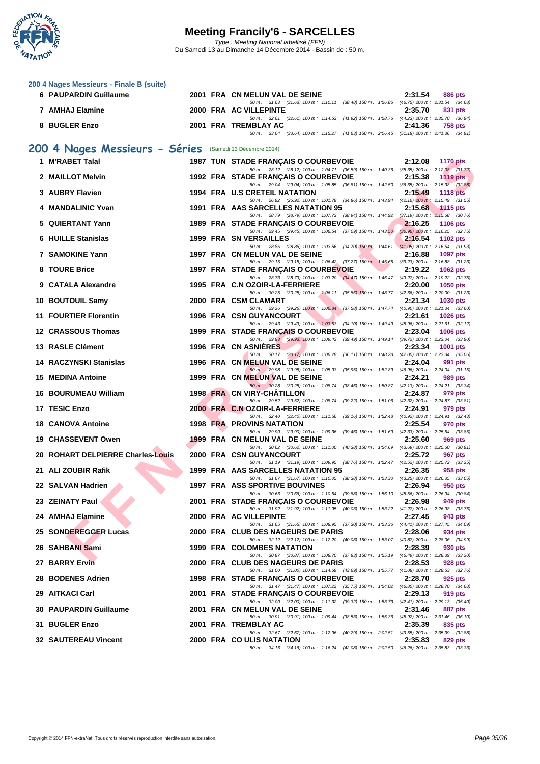# Meeting Francily'6 - SARCELLES

*Type : Meeting National labellisé (FFN)*

Du Samedi 13 au Dimanche 14 Décembre 2014 - Bassin de : 50 m.

### 200 4 Nages Messieurs - Finale B (suite)

| Rang | Nom | Année | Nat. | Club | Temps | Points |
|---|---|---|---|---|---|---|
| 6 | PAUPARDIN Guillaume | 2001 | FRA | CN MELUN VAL DE SEINE | 2:31.54 | 886 pts |
| | | | | 50 m : 31.63 (31.63) 100 m : 1:10.11 (38.48) 150 m : 1:56.86 (46.75) 200 m : 2:31.54 (34.68) | | |
| 7 | AMHAJ Elamine | 2000 | FRA | AC VILLEPINTE | 2:35.70 | 831 pts |
| | | | | 50 m : 32.61 (32.61) 100 m : 1:14.53 (41.92) 150 m : 1:58.76 (44.23) 200 m : 2:35.70 (36.94) | | |
| 8 | BUGLER Enzo | 2001 | FRA | TREMBLAY AC | 2:41.36 | 758 pts |
| | | | | 50 m : 33.64 (33.64) 100 m : 1:15.27 (41.63) 150 m : 2:06.45 (51.18) 200 m : 2:41.36 (34.91) | | |

## 200 4 Nages Messieurs - Séries (Samedi 13 Décembre 2014)

| Rang | Nom | Année | Nat. | Club | Temps | Points |
|---|---|---|---|---|---|---|
| 1 | M'RABET Talal | 1987 | TUN | STADE FRANÇAIS O COURBEVOIE | 2:12.08 | 1170 pts |
| | | | | 50 m : 28.12 (28.12) 100 m : 1:04.71 (36.59) 150 m : 1:40.36 (35.65) 200 m : 2:12.08 (31.72) | | |
| 2 | MAILLOT Melvin | 1992 | FRA | STADE FRANÇAIS O COURBEVOIE | 2:15.38 | 1119 pts |
| | | | | 50 m : 29.04 (29.04) 100 m : 1:05.85 (36.81) 150 m : 1:42.50 (36.65) 200 m : 2:15.38 (32.88) | | |
| 3 | AUBRY Flavien | 1994 | FRA | U.S CRETEIL NATATION | 2:15.49 | 1118 pts |
| | | | | 50 m : 26.92 (26.92) 100 m : 1:01.78 (34.86) 150 m : 1:43.94 (42.16) 200 m : 2:15.49 (31.55) | | |
| 4 | MANDALINIC Yvan | 1991 | FRA | AAS SARCELLES NATATION 95 | 2:15.68 | 1115 pts |
| | | | | 50 m : 28.79 (28.79) 100 m : 1:07.73 (38.94) 150 m : 1:44.92 (37.19) 200 m : 2:15.68 (30.76) | | |
| 5 | QUIERTANT Yann | 1989 | FRA | STADE FRANÇAIS O COURBEVOIE | 2:16.25 | 1106 pts |
| | | | | 50 m : 29.45 (29.45) 100 m : 1:06.54 (37.09) 150 m : 1:43.50 (36.96) 200 m : 2:16.25 (32.75) | | |
| 6 | HUILLE Stanislas | 1999 | FRA | SN VERSAILLES | 2:16.54 | 1102 pts |
| | | | | 50 m : 28.86 (28.86) 100 m : 1:03.56 (34.70) 150 m : 1:44.61 (41.05) 200 m : 2:16.54 (31.93) | | |
| 7 | SAMOKINE Yann | 1997 | FRA | CN MELUN VAL DE SEINE | 2:16.88 | 1097 pts |
| | | | | 50 m : 29.15 (29.15) 100 m : 1:06.42 (37.27) 150 m : 1:45.65 (39.23) 200 m : 2:16.88 (31.23) | | |
| 8 | TOURE Brice | 1997 | FRA | STADE FRANÇAIS O COURBEVOIE | 2:19.22 | 1062 pts |
| | | | | 50 m : 28.73 (28.73) 100 m : 1:03.20 (34.47) 150 m : 1:46.47 (43.27) 200 m : 2:19.22 (32.75) | | |
| 9 | CATALA Alexandre | 1995 | FRA | C.N OZOIR-LA-FERRIERE | 2:20.00 | 1050 pts |
| | | | | 50 m : 30.25 (30.25) 100 m : 1:06.11 (35.86) 150 m : 1:48.77 (42.66) 200 m : 2:20.00 (31.23) | | |
| 10 | BOUTOUIL Samy | 2000 | FRA | CSM CLAMART | 2:21.34 | 1030 pts |
| | | | | 50 m : 29.26 (29.26) 100 m : 1:06.84 (37.58) 150 m : 1:47.74 (40.90) 200 m : 2:21.34 (33.60) | | |
| 11 | FOURTIER Florentin | 1996 | FRA | CSN GUYANCOURT | 2:21.61 | 1026 pts |
| | | | | 50 m : 29.43 (29.43) 100 m : 1:03.53 (34.10) 150 m : 1:49.49 (45.96) 200 m : 2:21.61 (32.12) | | |
| 12 | CRASSOUS Thomas | 1999 | FRA | STADE FRANÇAIS O COURBEVOIE | 2:23.04 | 1006 pts |
| | | | | 50 m : 29.93 (29.93) 100 m : 1:09.42 (39.49) 150 m : 1:49.14 (39.72) 200 m : 2:23.04 (33.90) | | |
| 13 | RASLE Clément | 1996 | FRA | CN ASNIÈRES | 2:23.34 | 1001 pts |
| | | | | 50 m : 30.17 (30.17) 100 m : 1:06.28 (36.11) 150 m : 1:48.28 (42.00) 200 m : 2:23.34 (35.06) | | |
| 14 | RACZYNSKI Stanislas | 1996 | FRA | CN MELUN VAL DE SEINE | 2:24.04 | 991 pts |
| | | | | 50 m : 29.98 (29.98) 100 m : 1:05.93 (35.95) 150 m : 1:52.89 (46.96) 200 m : 2:24.04 (31.15) | | |
| 15 | MEDINA Antoine | 1999 | FRA | CN MELUN VAL DE SEINE | 2:24.21 | 989 pts |
| | | | | 50 m : 30.28 (30.28) 100 m : 1:08.74 (38.46) 150 m : 1:50.87 (42.13) 200 m : 2:24.21 (33.34) | | |
| 16 | BOURUMEAU William | 1998 | FRA | CN VIRY-CHÂTILLON | 2:24.87 | 979 pts |
| | | | | 50 m : 29.52 (29.52) 100 m : 1:08.74 (39.22) 150 m : 1:51.06 (42.32) 200 m : 2:24.87 (33.81) | | |
| 17 | TESIC Enzo | 2000 | FRA | C.N OZOIR-LA-FERRIERE | 2:24.91 | 979 pts |
| | | | | 50 m : 32.40 (32.40) 100 m : 1:11.56 (39.16) 150 m : 1:52.48 (40.92) 200 m : 2:24.91 (32.43) | | |
| 18 | CANOVA Antoine | 1998 | FRA | PROVINS NATATION | 2:25.54 | 970 pts |
| | | | | 50 m : 29.90 (29.90) 100 m : 1:09.36 (39.46) 150 m : 1:51.69 (42.33) 200 m : 2:25.54 (33.85) | | |
| 19 | CHASSEVENT Owen | 1999 | FRA | CN MELUN VAL DE SEINE | 2:25.60 | 969 pts |
| | | | | 50 m : 30.62 (30.62) 100 m : 1:11.00 (40.38) 150 m : 1:54.69 (43.69) 200 m : 2:25.60 (30.91) | | |
| 20 | ROHART DELPIERRE Charles-Louis | 2000 | FRA | CSN GUYANCOURT | 2:25.72 | 967 pts |
| | | | | 50 m : 31.19 (31.19) 100 m : 1:09.95 (38.76) 150 m : 1:52.47 (42.52) 200 m : 2:25.72 (33.25) | | |
| 21 | ALI ZOUBIR Rafik | 1999 | FRA | AAS SARCELLES NATATION 95 | 2:26.35 | 958 pts |
| | | | | 50 m : 31.67 (31.67) 100 m : 1:10.05 (38.38) 150 m : 1:53.30 (43.25) 200 m : 2:26.35 (33.05) | | |
| 22 | SALVAN Hadrien | 1997 | FRA | ASS SPORTIVE BOUVINES | 2:26.94 | 950 pts |
| | | | | 50 m : 30.66 (30.66) 100 m : 1:10.54 (39.88) 150 m : 1:56.10 (45.56) 200 m : 2:26.94 (30.84) | | |
| 23 | ZEINATY Paul | 2001 | FRA | STADE FRANÇAIS O COURBEVOIE | 2:26.98 | 949 pts |
| | | | | 50 m : 31.92 (31.92) 100 m : 1:11.95 (40.03) 150 m : 1:53.22 (41.27) 200 m : 2:26.98 (33.76) | | |
| 24 | AMHAJ Elamine | 2000 | FRA | AC VILLEPINTE | 2:27.45 | 943 pts |
| | | | | 50 m : 31.65 (31.65) 100 m : 1:08.95 (37.30) 150 m : 1:53.36 (44.41) 200 m : 2:27.45 (34.09) | | |
| 25 | SONDEREGGER Lucas | 2000 | FRA | CLUB DES NAGEURS DE PARIS | 2:28.06 | 934 pts |
| | | | | 50 m : 32.12 (32.12) 100 m : 1:12.20 (40.08) 150 m : 1:53.07 (40.87) 200 m : 2:28.06 (34.99) | | |
| 26 | SAHBANI Sami | 1999 | FRA | COLOMBES NATATION | 2:28.39 | 930 pts |
| | | | | 50 m : 30.87 (30.87) 100 m : 1:08.70 (37.83) 150 m : 1:55.19 (46.49) 200 m : 2:28.39 (33.20) | | |
| 27 | BARRY Ervin | 2000 | FRA | CLUB DES NAGEURS DE PARIS | 2:28.53 | 928 pts |
| | | | | 50 m : 31.00 (31.00) 100 m : 1:14.69 (43.69) 150 m : 1:55.77 (41.08) 200 m : 2:28.53 (32.76) | | |
| 28 | BODENES Adrien | 1998 | FRA | STADE FRANÇAIS O COURBEVOIE | 2:28.70 | 925 pts |
| | | | | 50 m : 31.47 (31.47) 100 m : 1:07.22 (35.75) 150 m : 1:54.02 (46.80) 200 m : 2:28.70 (34.68) | | |
| 29 | AITKACI Carl | 2001 | FRA | STADE FRANÇAIS O COURBEVOIE | 2:29.13 | 919 pts |
| | | | | 50 m : 32.00 (32.00) 100 m : 1:11.32 (39.32) 150 m : 1:53.73 (42.41) 200 m : 2:29.13 (35.40) | | |
| 30 | PAUPARDIN Guillaume | 2001 | FRA | CN MELUN VAL DE SEINE | 2:31.46 | 887 pts |
| | | | | 50 m : 30.91 (30.91) 100 m : 1:09.44 (38.53) 150 m : 1:55.36 (45.92) 200 m : 2:31.46 (36.10) | | |
| 31 | BUGLER Enzo | 2001 | FRA | TREMBLAY AC | 2:35.39 | 835 pts |
| | | | | 50 m : 32.67 (32.67) 100 m : 1:12.96 (40.29) 150 m : 2:02.51 (49.55) 200 m : 2:35.39 (32.88) | | |
| 32 | SAUTEREAU Vincent | 2000 | FRA | CO ULIS NATATION | 2:35.83 | 829 pts |
| | | | | 50 m : 34.16 (34.16) 100 m : 1:16.24 (42.08) 150 m : 2:02.50 (46.26) 200 m : 2:35.83 (33.33) | | |

Copyright © 2014 FFN-extraNat. Tous droits réservés reproduction interdite sans autorisation.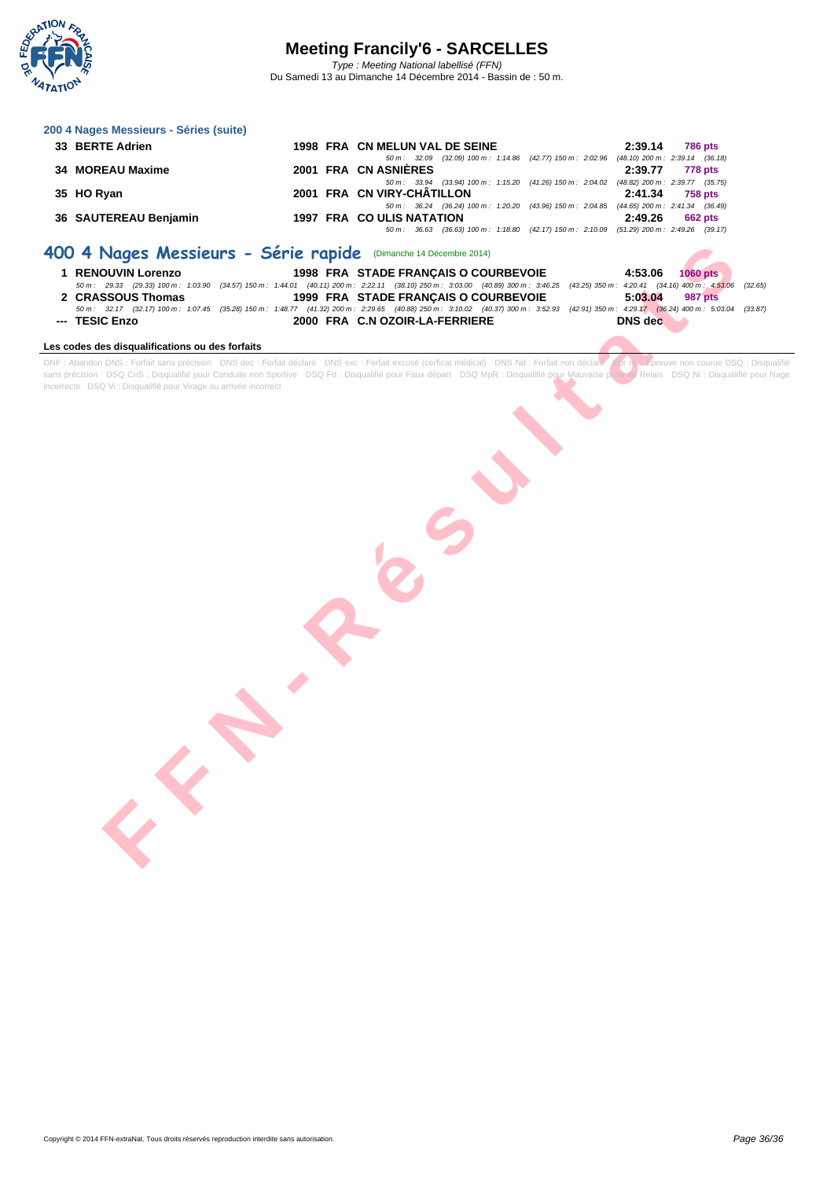# Meeting Francily'6 - SARCELLES

*Type : Meeting National labellisé (FFN)*

Du Samedi 13 au Dimanche 14 Décembre 2014 - Bassin de : 50 m.

### 200 4 Nages Messieurs - Séries (suite)

**33 BERTE Adrien** — 1998 FRA CN MELUN VAL DE SEINE — **2:39.14** — 786 pts

*50 m : 32.09 (32.09) 100 m : 1:14.86 (42.77) 150 m : 2:02.96 (48.10) 200 m : 2:39.14 (36.18)*

**34 MOREAU Maxime** — 2001 FRA CN ASNIÈRES — **2:39.77** — 778 pts

*50 m : 33.94 (33.94) 100 m : 1:15.20 (41.26) 150 m : 2:04.02 (48.82) 200 m : 2:39.77 (35.75)*

**35 HO Ryan** — 2001 FRA CN VIRY-CHÂTILLON — **2:41.34** — 758 pts

*50 m : 36.24 (36.24) 100 m : 1:20.20 (43.96) 150 m : 2:04.85 (44.65) 200 m : 2:41.34 (36.49)*

**36 SAUTEREAU Benjamin** — 1997 FRA CO ULIS NATATION — **2:49.26** — 662 pts

*50 m : 36.63 (36.63) 100 m : 1:18.80 (42.17) 150 m : 2:10.09 (51.29) 200 m : 2:49.26 (39.17)*

## 400 4 Nages Messieurs - Série rapide (Dimanche 14 Décembre 2014)

**1 RENOUVIN Lorenzo** — 1998 FRA STADE FRANÇAIS O COURBEVOIE — **4:53.06** — 1060 pts

*50 m : 29.33 (29.33) 100 m : 1:03.90 (34.57) 150 m : 1:44.01 (40.11) 200 m : 2:22.11 (38.10) 250 m : 3:03.00 (40.89) 300 m : 3:46.25 (43.25) 350 m : 4:20.41 (34.16) 400 m : 4:53.06 (32.65)*

**2 CRASSOUS Thomas** — 1999 FRA STADE FRANÇAIS O COURBEVOIE — **5:03.04** — 987 pts

*50 m : 32.17 (32.17) 100 m : 1:07.45 (35.28) 150 m : 1:48.77 (41.32) 200 m : 2:29.65 (40.88) 250 m : 3:10.02 (40.37) 300 m : 3:52.93 (42.91) 350 m : 4:29.17 (36.24) 400 m : 5:03.04 (33.87)*

**--- TESIC Enzo** — 2000 FRA C.N OZOIR-LA-FERRIERE — **DNS dec**

#### Les codes des disqualifications ou des forfaits

DNF : Abandon DNS : Forfait sans précision DNS dec : Forfait déclaré DNS exc : Forfait excusé (certificat médical) DNS Nd : Forfait non déclaré DSQ Nq : Épreuve non courue DSQ : Disqualifié sans précision DSQ CnS : Disqualifié pour Conduite non Sportive DSQ Fd : Disqualifié pour Faux départ DSQ MpR : Disqualifié pour Mauvaise prise de Relais DSQ Ni : Disqualifié pour Nage incorrecte DSQ Vi : Disqualifié pour Virage ou arrivée incorrect